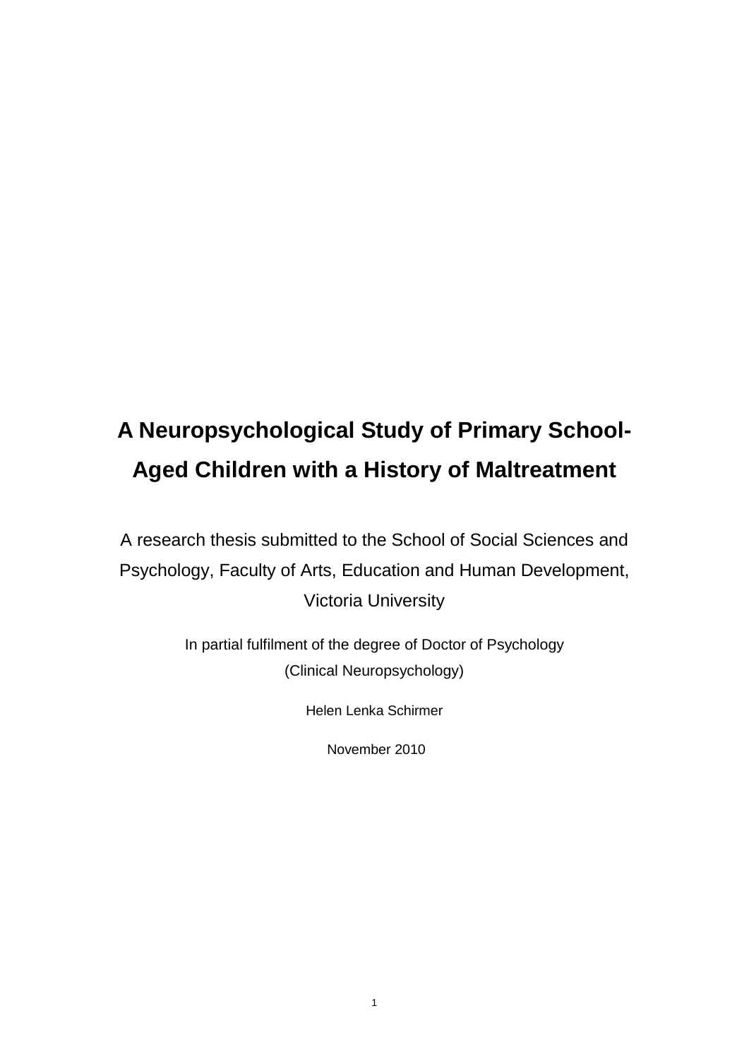# A Neuropsychological Study of Primary School-Aged Children with a History of Maltreatment

A research thesis submitted to the School of Social Sciences and Psychology, Faculty of Arts, Education and Human Development, Victoria University

In partial fulfilment of the degree of Doctor of Psychology (Clinical Neuropsychology)

Helen Lenka Schirmer

November 2010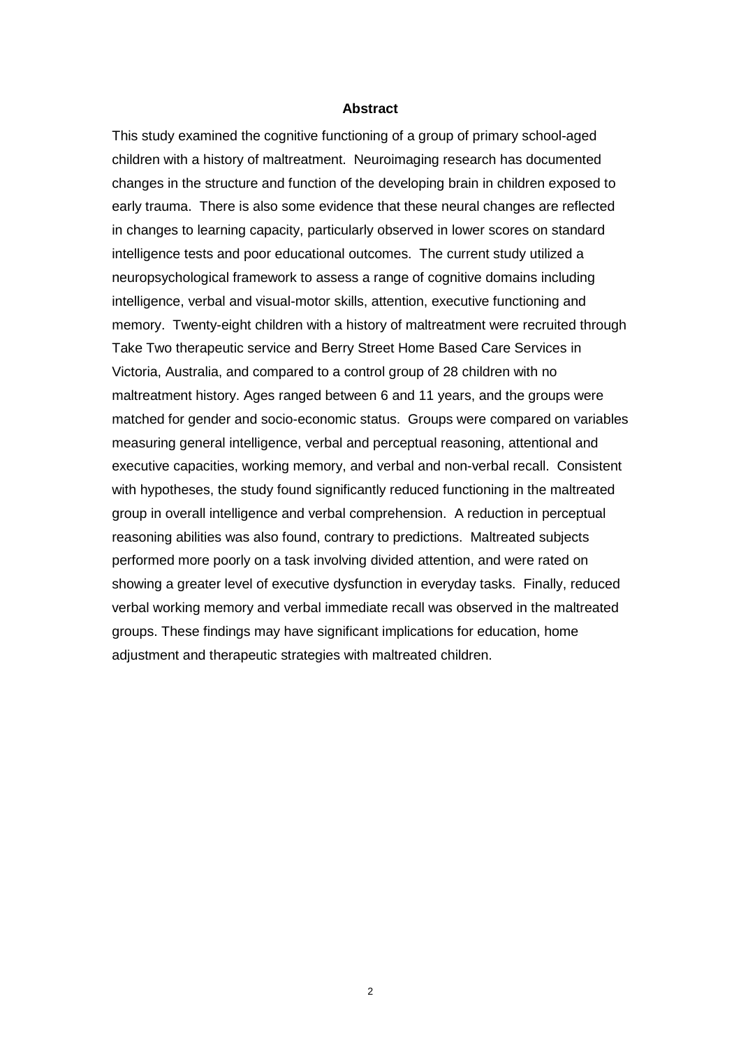## Abstract

This study examined the cognitive functioning of a group of primary school-aged children with a history of maltreatment. Neuroimaging research has documented changes in the structure and function of the developing brain in children exposed to early trauma. There is also some evidence that these neural changes are reflected in changes to learning capacity, particularly observed in lower scores on standard intelligence tests and poor educational outcomes. The current study utilized a neuropsychological framework to assess a range of cognitive domains including intelligence, verbal and visual-motor skills, attention, executive functioning and memory. Twenty-eight children with a history of maltreatment were recruited through Take Two therapeutic service and Berry Street Home Based Care Services in Victoria, Australia, and compared to a control group of 28 children with no maltreatment history. Ages ranged between 6 and 11 years, and the groups were matched for gender and socio-economic status. Groups were compared on variables measuring general intelligence, verbal and perceptual reasoning, attentional and executive capacities, working memory, and verbal and non-verbal recall. Consistent with hypotheses, the study found significantly reduced functioning in the maltreated group in overall intelligence and verbal comprehension. A reduction in perceptual reasoning abilities was also found, contrary to predictions. Maltreated subjects performed more poorly on a task involving divided attention, and were rated on showing a greater level of executive dysfunction in everyday tasks. Finally, reduced verbal working memory and verbal immediate recall was observed in the maltreated groups. These findings may have significant implications for education, home adjustment and therapeutic strategies with maltreated children.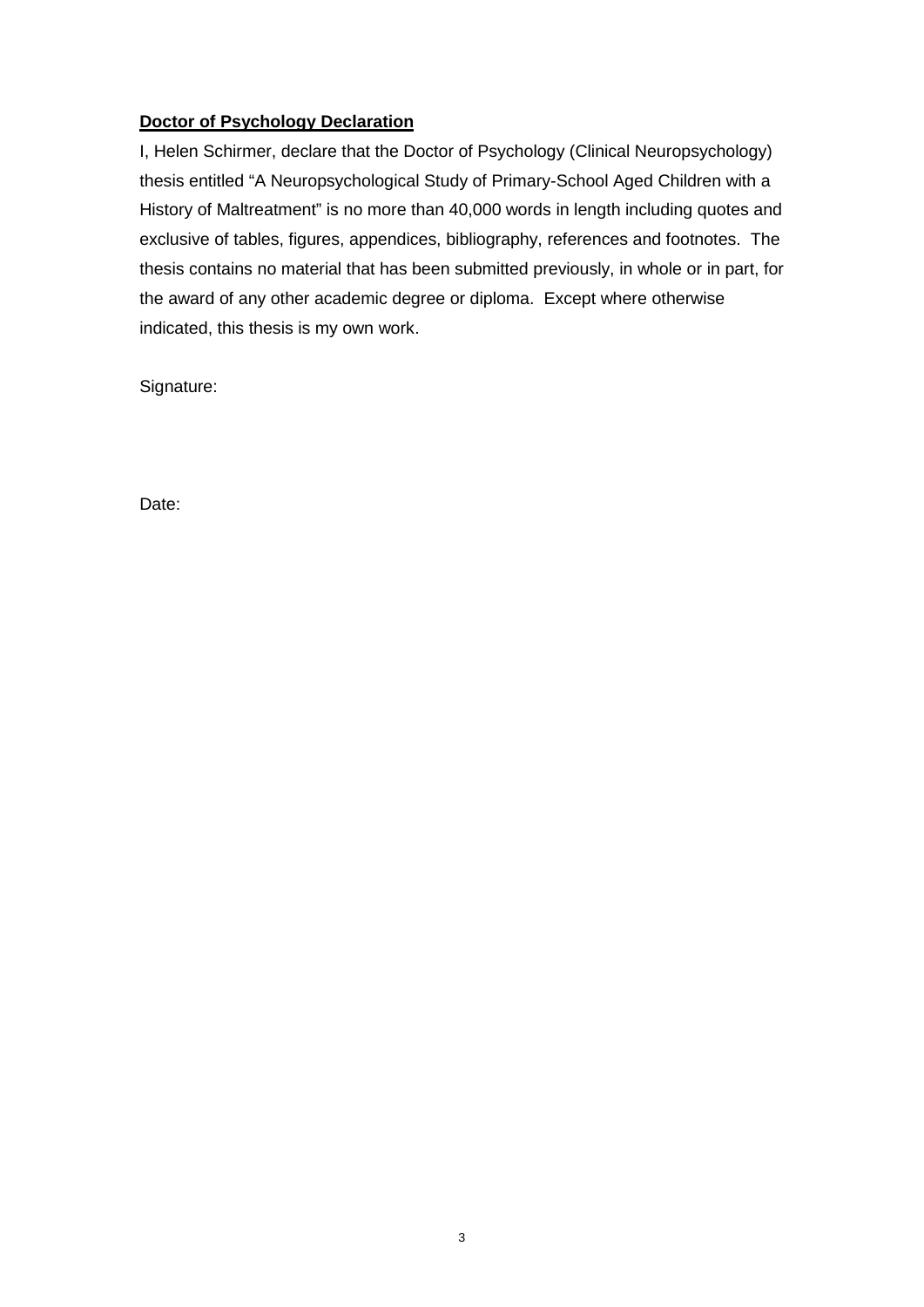**Doctor of Psychology Declaration**

I, Helen Schirmer, declare that the Doctor of Psychology (Clinical Neuropsychology) thesis entitled "A Neuropsychological Study of Primary-School Aged Children with a History of Maltreatment" is no more than 40,000 words in length including quotes and exclusive of tables, figures, appendices, bibliography, references and footnotes. The thesis contains no material that has been submitted previously, in whole or in part, for the award of any other academic degree or diploma. Except where otherwise indicated, this thesis is my own work.

Signature:

Date: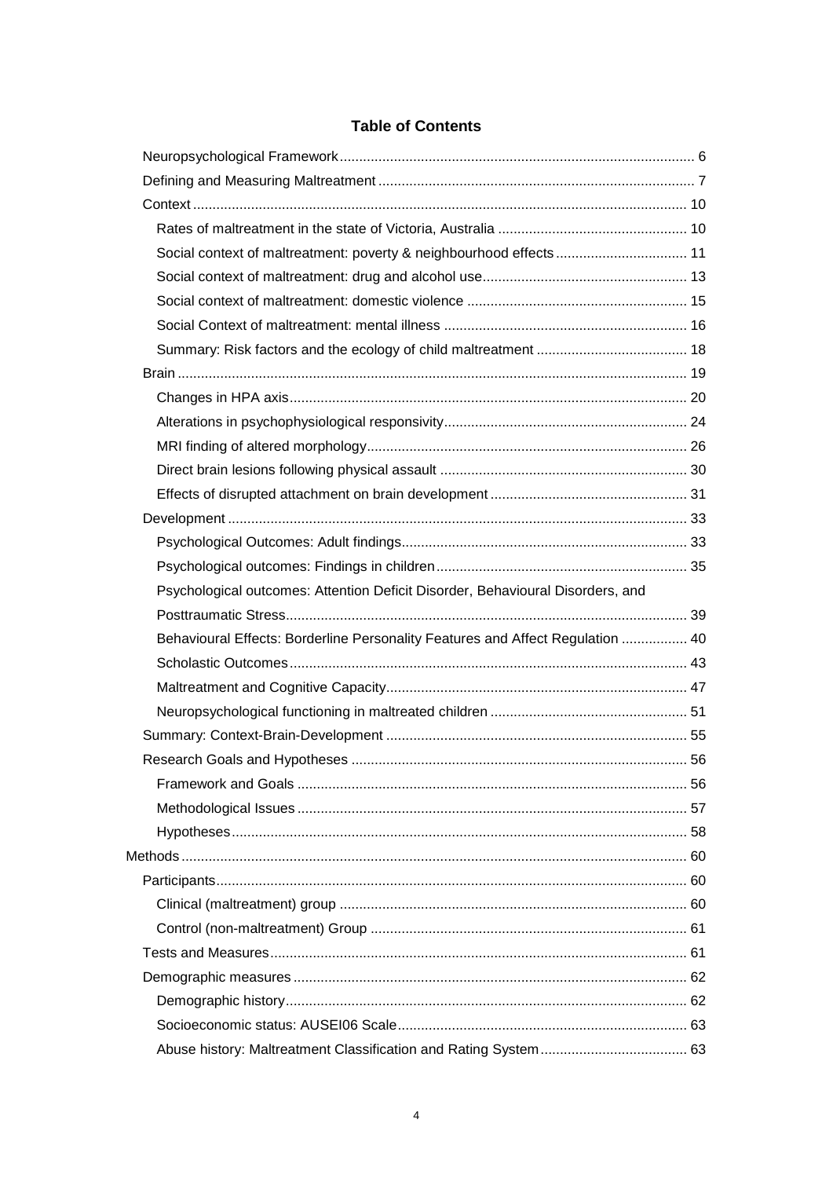# Table of Contents

- Neuropsychological Framework ........ 6
- Defining and Measuring Maltreatment ........ 7
- Context ........ 10
  - Rates of maltreatment in the state of Victoria, Australia ........ 10
  - Social context of maltreatment: poverty & neighbourhood effects ........ 11
  - Social context of maltreatment: drug and alcohol use ........ 13
  - Social context of maltreatment: domestic violence ........ 15
  - Social Context of maltreatment: mental illness ........ 16
  - Summary: Risk factors and the ecology of child maltreatment ........ 18
- Brain ........ 19
  - Changes in HPA axis ........ 20
  - Alterations in psychophysiological responsivity ........ 24
  - MRI finding of altered morphology ........ 26
  - Direct brain lesions following physical assault ........ 30
  - Effects of disrupted attachment on brain development ........ 31
- Development ........ 33
  - Psychological Outcomes: Adult findings ........ 33
  - Psychological outcomes: Findings in children ........ 35
  - Psychological outcomes: Attention Deficit Disorder, Behavioural Disorders, and Posttraumatic Stress ........ 39
  - Behavioural Effects: Borderline Personality Features and Affect Regulation ........ 40
  - Scholastic Outcomes ........ 43
  - Maltreatment and Cognitive Capacity ........ 47
  - Neuropsychological functioning in maltreated children ........ 51
- Summary: Context-Brain-Development ........ 55
- Research Goals and Hypotheses ........ 56
  - Framework and Goals ........ 56
  - Methodological Issues ........ 57
  - Hypotheses ........ 58

Methods ........ 60

- Participants ........ 60
  - Clinical (maltreatment) group ........ 60
  - Control (non-maltreatment) Group ........ 61
- Tests and Measures ........ 61
- Demographic measures ........ 62
  - Demographic history ........ 62
  - Socioeconomic status: AUSEI06 Scale ........ 63
  - Abuse history: Maltreatment Classification and Rating System ........ 63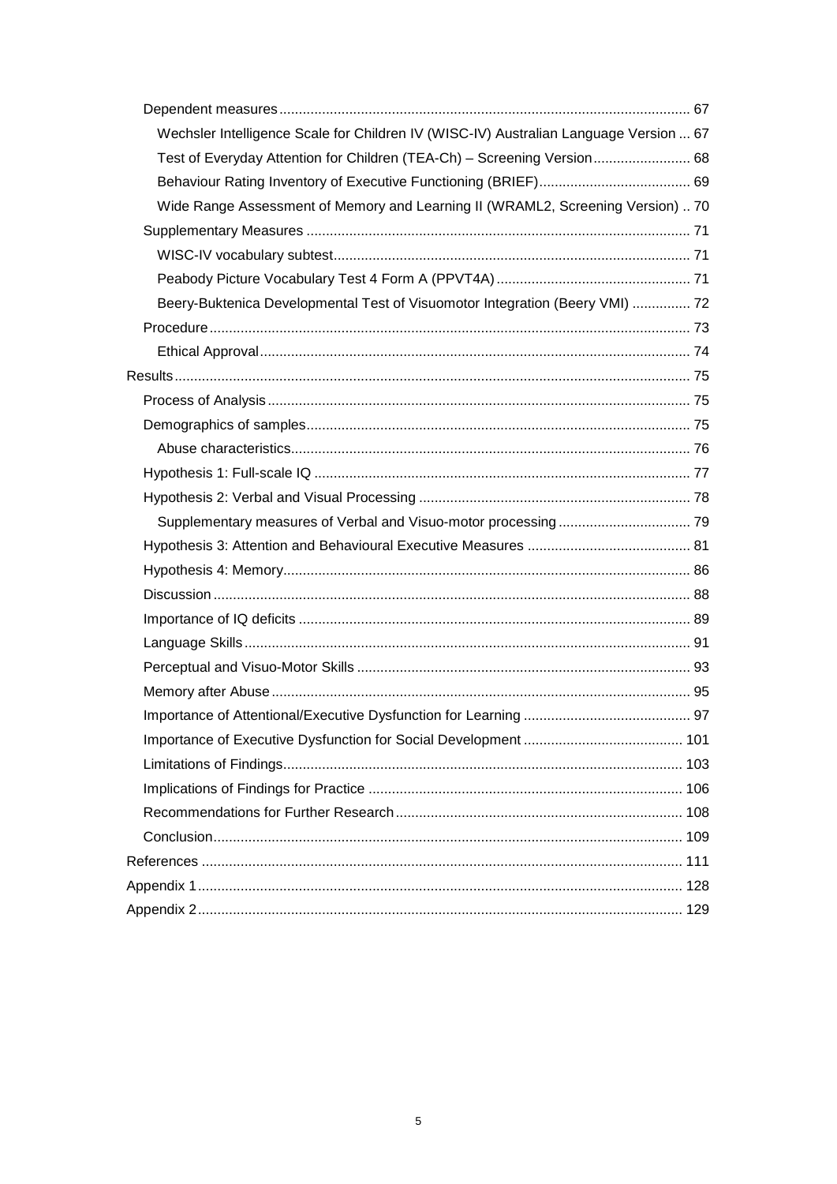- Dependent measures ........ 67
  - Wechsler Intelligence Scale for Children IV (WISC-IV) Australian Language Version ... 67
  - Test of Everyday Attention for Children (TEA-Ch) – Screening Version ........ 68
  - Behaviour Rating Inventory of Executive Functioning (BRIEF) ........ 69
  - Wide Range Assessment of Memory and Learning II (WRAML2, Screening Version) .. 70
- Supplementary Measures ........ 71
  - WISC-IV vocabulary subtest ........ 71
  - Peabody Picture Vocabulary Test 4 Form A (PPVT4A) ........ 71
  - Beery-Buktenica Developmental Test of Visuomotor Integration (Beery VMI) ........ 72
- Procedure ........ 73
  - Ethical Approval ........ 74

Results ........ 75

- Process of Analysis ........ 75
- Demographics of samples ........ 75
  - Abuse characteristics ........ 76
- Hypothesis 1: Full-scale IQ ........ 77
- Hypothesis 2: Verbal and Visual Processing ........ 78
  - Supplementary measures of Verbal and Visuo-motor processing ........ 79
- Hypothesis 3: Attention and Behavioural Executive Measures ........ 81
- Hypothesis 4: Memory ........ 86
- Discussion ........ 88
- Importance of IQ deficits ........ 89
- Language Skills ........ 91
- Perceptual and Visuo-Motor Skills ........ 93
- Memory after Abuse ........ 95
- Importance of Attentional/Executive Dysfunction for Learning ........ 97
- Importance of Executive Dysfunction for Social Development ........ 101
- Limitations of Findings ........ 103
- Implications of Findings for Practice ........ 106
- Recommendations for Further Research ........ 108
- Conclusion ........ 109

References ........ 111

Appendix 1 ........ 128

Appendix 2 ........ 129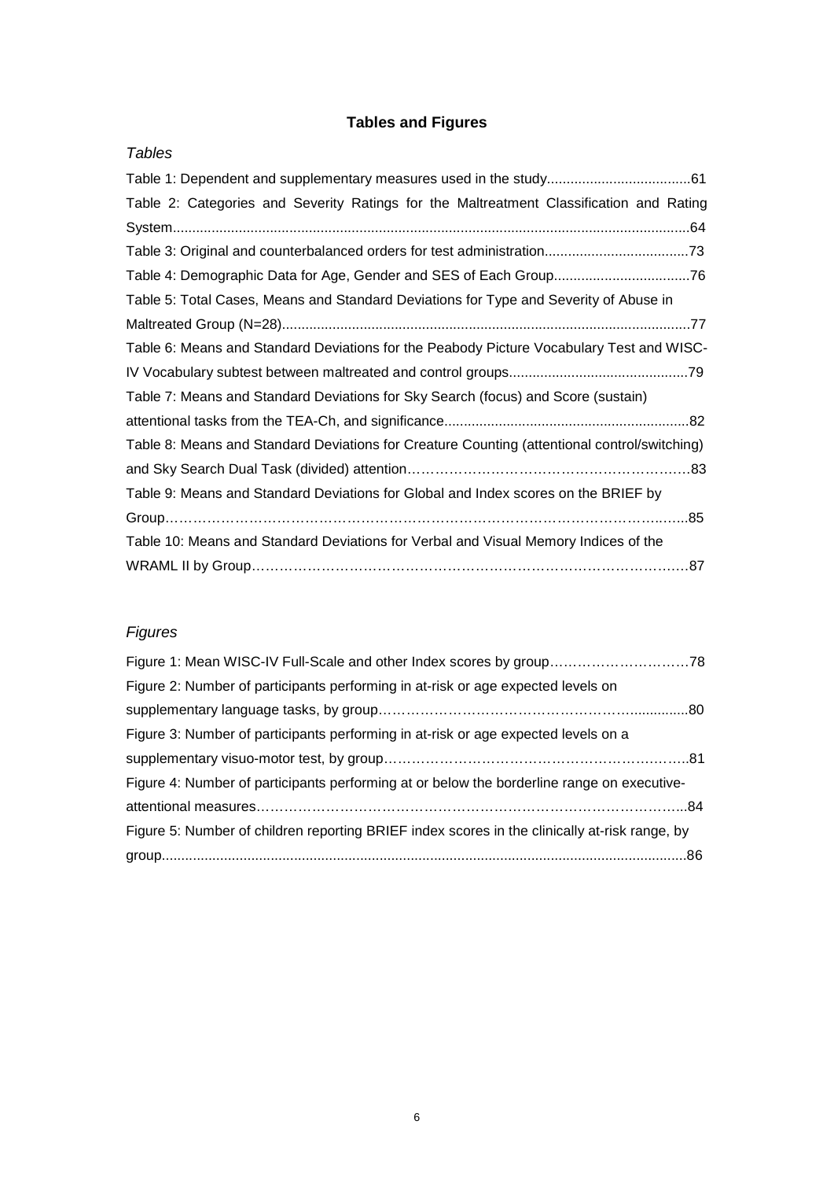## Tables and Figures

*Tables*

Table 1: Dependent and supplementary measures used in the study....................................61

Table 2: Categories and Severity Ratings for the Maltreatment Classification and Rating System....................................................................................................................................64

Table 3: Original and counterbalanced orders for test administration....................................73

Table 4: Demographic Data for Age, Gender and SES of Each Group...................................76

Table 5: Total Cases, Means and Standard Deviations for Type and Severity of Abuse in Maltreated Group (N=28).........................................................................................................77

Table 6: Means and Standard Deviations for the Peabody Picture Vocabulary Test and WISC-IV Vocabulary subtest between maltreated and control groups.............................................79

Table 7: Means and Standard Deviations for Sky Search (focus) and Score (sustain) attentional tasks from the TEA-Ch, and significance...............................................................82

Table 8: Means and Standard Deviations for Creature Counting (attentional control/switching) and Sky Search Dual Task (divided) attention……………………………………………………83

Table 9: Means and Standard Deviations for Global and Index scores on the BRIEF by Group……………………………………………………………………………………………...85

Table 10: Means and Standard Deviations for Verbal and Visual Memory Indices of the WRAML II by Group………………………………………………………………………………87

*Figures*

Figure 1: Mean WISC-IV Full-Scale and other Index scores by group…………………………78

Figure 2: Number of participants performing in at-risk or age expected levels on supplementary language tasks, by group………………………………………………..............80

Figure 3: Number of participants performing in at-risk or age expected levels on a supplementary visuo-motor test, by group………………………………………………………..81

Figure 4: Number of participants performing at or below the borderline range on executive-attentional measures……………………………………………………………………………..84

Figure 5: Number of children reporting BRIEF index scores in the clinically at-risk range, by group.......................................................................................................................................86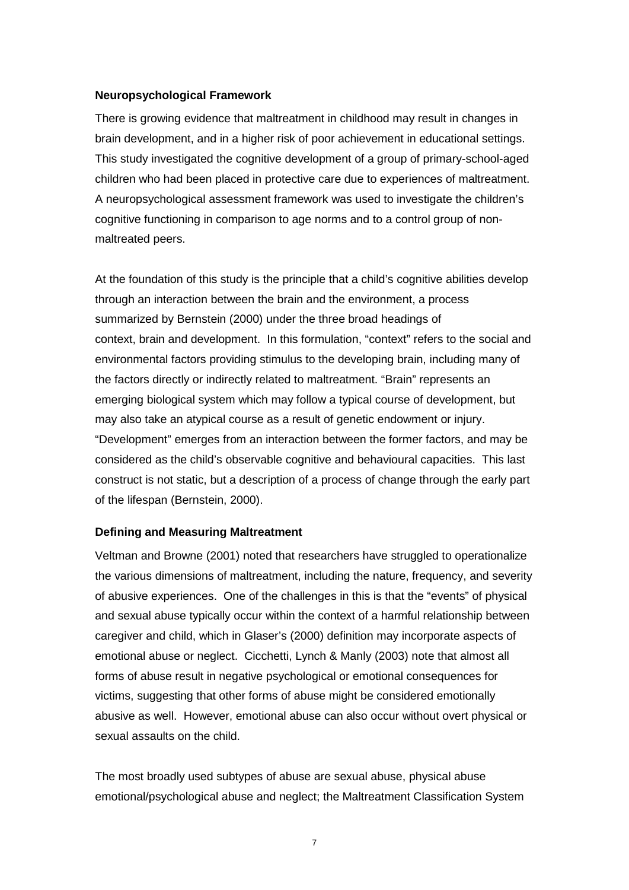**Neuropsychological Framework**

There is growing evidence that maltreatment in childhood may result in changes in brain development, and in a higher risk of poor achievement in educational settings. This study investigated the cognitive development of a group of primary-school-aged children who had been placed in protective care due to experiences of maltreatment. A neuropsychological assessment framework was used to investigate the children's cognitive functioning in comparison to age norms and to a control group of non-maltreated peers.

At the foundation of this study is the principle that a child's cognitive abilities develop through an interaction between the brain and the environment, a process summarized by Bernstein (2000) under the three broad headings of context, brain and development. In this formulation, "context" refers to the social and environmental factors providing stimulus to the developing brain, including many of the factors directly or indirectly related to maltreatment. "Brain" represents an emerging biological system which may follow a typical course of development, but may also take an atypical course as a result of genetic endowment or injury. "Development" emerges from an interaction between the former factors, and may be considered as the child's observable cognitive and behavioural capacities. This last construct is not static, but a description of a process of change through the early part of the lifespan (Bernstein, 2000).

**Defining and Measuring Maltreatment**

Veltman and Browne (2001) noted that researchers have struggled to operationalize the various dimensions of maltreatment, including the nature, frequency, and severity of abusive experiences. One of the challenges in this is that the "events" of physical and sexual abuse typically occur within the context of a harmful relationship between caregiver and child, which in Glaser's (2000) definition may incorporate aspects of emotional abuse or neglect. Cicchetti, Lynch & Manly (2003) note that almost all forms of abuse result in negative psychological or emotional consequences for victims, suggesting that other forms of abuse might be considered emotionally abusive as well. However, emotional abuse can also occur without overt physical or sexual assaults on the child.

The most broadly used subtypes of abuse are sexual abuse, physical abuse emotional/psychological abuse and neglect; the Maltreatment Classification System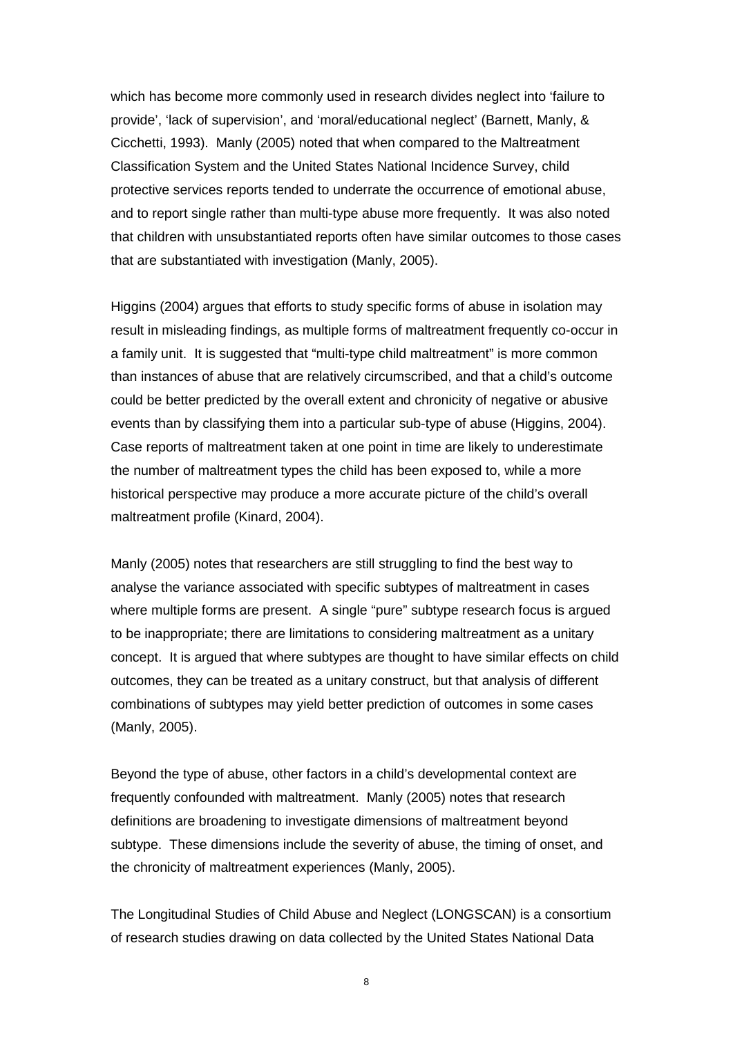which has become more commonly used in research divides neglect into 'failure to provide', 'lack of supervision', and 'moral/educational neglect' (Barnett, Manly, & Cicchetti, 1993). Manly (2005) noted that when compared to the Maltreatment Classification System and the United States National Incidence Survey, child protective services reports tended to underrate the occurrence of emotional abuse, and to report single rather than multi-type abuse more frequently. It was also noted that children with unsubstantiated reports often have similar outcomes to those cases that are substantiated with investigation (Manly, 2005).

Higgins (2004) argues that efforts to study specific forms of abuse in isolation may result in misleading findings, as multiple forms of maltreatment frequently co-occur in a family unit. It is suggested that "multi-type child maltreatment" is more common than instances of abuse that are relatively circumscribed, and that a child's outcome could be better predicted by the overall extent and chronicity of negative or abusive events than by classifying them into a particular sub-type of abuse (Higgins, 2004). Case reports of maltreatment taken at one point in time are likely to underestimate the number of maltreatment types the child has been exposed to, while a more historical perspective may produce a more accurate picture of the child's overall maltreatment profile (Kinard, 2004).

Manly (2005) notes that researchers are still struggling to find the best way to analyse the variance associated with specific subtypes of maltreatment in cases where multiple forms are present. A single "pure" subtype research focus is argued to be inappropriate; there are limitations to considering maltreatment as a unitary concept. It is argued that where subtypes are thought to have similar effects on child outcomes, they can be treated as a unitary construct, but that analysis of different combinations of subtypes may yield better prediction of outcomes in some cases (Manly, 2005).

Beyond the type of abuse, other factors in a child's developmental context are frequently confounded with maltreatment. Manly (2005) notes that research definitions are broadening to investigate dimensions of maltreatment beyond subtype. These dimensions include the severity of abuse, the timing of onset, and the chronicity of maltreatment experiences (Manly, 2005).

The Longitudinal Studies of Child Abuse and Neglect (LONGSCAN) is a consortium of research studies drawing on data collected by the United States National Data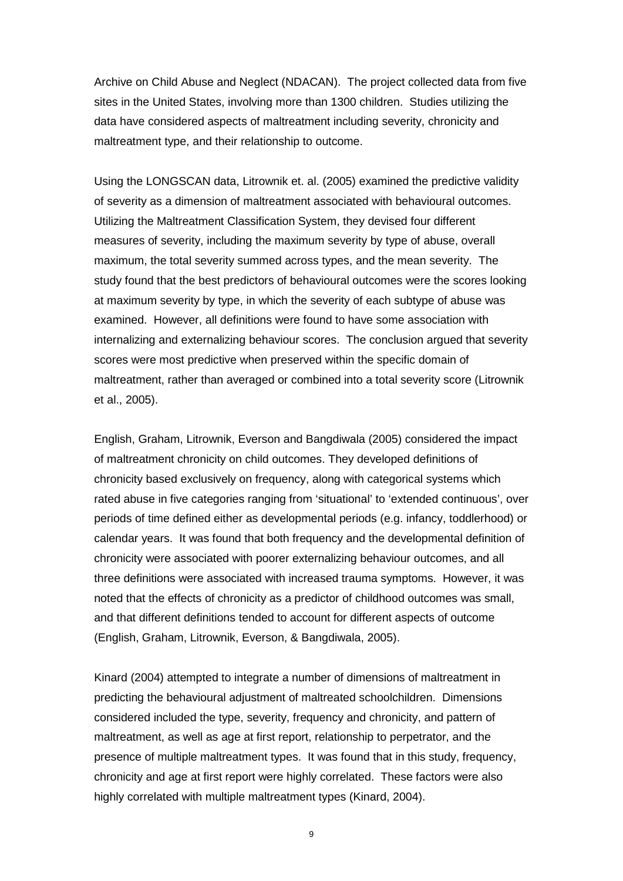Archive on Child Abuse and Neglect (NDACAN). The project collected data from five sites in the United States, involving more than 1300 children. Studies utilizing the data have considered aspects of maltreatment including severity, chronicity and maltreatment type, and their relationship to outcome.

Using the LONGSCAN data, Litrownik et. al. (2005) examined the predictive validity of severity as a dimension of maltreatment associated with behavioural outcomes. Utilizing the Maltreatment Classification System, they devised four different measures of severity, including the maximum severity by type of abuse, overall maximum, the total severity summed across types, and the mean severity. The study found that the best predictors of behavioural outcomes were the scores looking at maximum severity by type, in which the severity of each subtype of abuse was examined. However, all definitions were found to have some association with internalizing and externalizing behaviour scores. The conclusion argued that severity scores were most predictive when preserved within the specific domain of maltreatment, rather than averaged or combined into a total severity score (Litrownik et al., 2005).

English, Graham, Litrownik, Everson and Bangdiwala (2005) considered the impact of maltreatment chronicity on child outcomes. They developed definitions of chronicity based exclusively on frequency, along with categorical systems which rated abuse in five categories ranging from 'situational' to 'extended continuous', over periods of time defined either as developmental periods (e.g. infancy, toddlerhood) or calendar years. It was found that both frequency and the developmental definition of chronicity were associated with poorer externalizing behaviour outcomes, and all three definitions were associated with increased trauma symptoms. However, it was noted that the effects of chronicity as a predictor of childhood outcomes was small, and that different definitions tended to account for different aspects of outcome (English, Graham, Litrownik, Everson, & Bangdiwala, 2005).

Kinard (2004) attempted to integrate a number of dimensions of maltreatment in predicting the behavioural adjustment of maltreated schoolchildren. Dimensions considered included the type, severity, frequency and chronicity, and pattern of maltreatment, as well as age at first report, relationship to perpetrator, and the presence of multiple maltreatment types. It was found that in this study, frequency, chronicity and age at first report were highly correlated. These factors were also highly correlated with multiple maltreatment types (Kinard, 2004).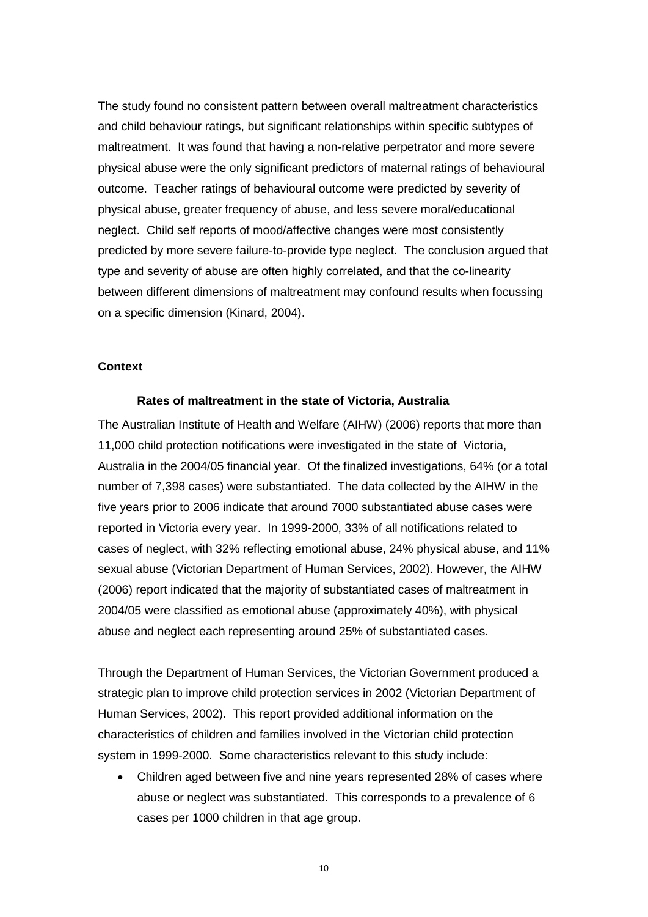The study found no consistent pattern between overall maltreatment characteristics and child behaviour ratings, but significant relationships within specific subtypes of maltreatment. It was found that having a non-relative perpetrator and more severe physical abuse were the only significant predictors of maternal ratings of behavioural outcome. Teacher ratings of behavioural outcome were predicted by severity of physical abuse, greater frequency of abuse, and less severe moral/educational neglect. Child self reports of mood/affective changes were most consistently predicted by more severe failure-to-provide type neglect. The conclusion argued that type and severity of abuse are often highly correlated, and that the co-linearity between different dimensions of maltreatment may confound results when focussing on a specific dimension (Kinard, 2004).

## Context

### Rates of maltreatment in the state of Victoria, Australia

The Australian Institute of Health and Welfare (AIHW) (2006) reports that more than 11,000 child protection notifications were investigated in the state of Victoria, Australia in the 2004/05 financial year. Of the finalized investigations, 64% (or a total number of 7,398 cases) were substantiated. The data collected by the AIHW in the five years prior to 2006 indicate that around 7000 substantiated abuse cases were reported in Victoria every year. In 1999-2000, 33% of all notifications related to cases of neglect, with 32% reflecting emotional abuse, 24% physical abuse, and 11% sexual abuse (Victorian Department of Human Services, 2002). However, the AIHW (2006) report indicated that the majority of substantiated cases of maltreatment in 2004/05 were classified as emotional abuse (approximately 40%), with physical abuse and neglect each representing around 25% of substantiated cases.

Through the Department of Human Services, the Victorian Government produced a strategic plan to improve child protection services in 2002 (Victorian Department of Human Services, 2002). This report provided additional information on the characteristics of children and families involved in the Victorian child protection system in 1999-2000. Some characteristics relevant to this study include:

- Children aged between five and nine years represented 28% of cases where abuse or neglect was substantiated. This corresponds to a prevalence of 6 cases per 1000 children in that age group.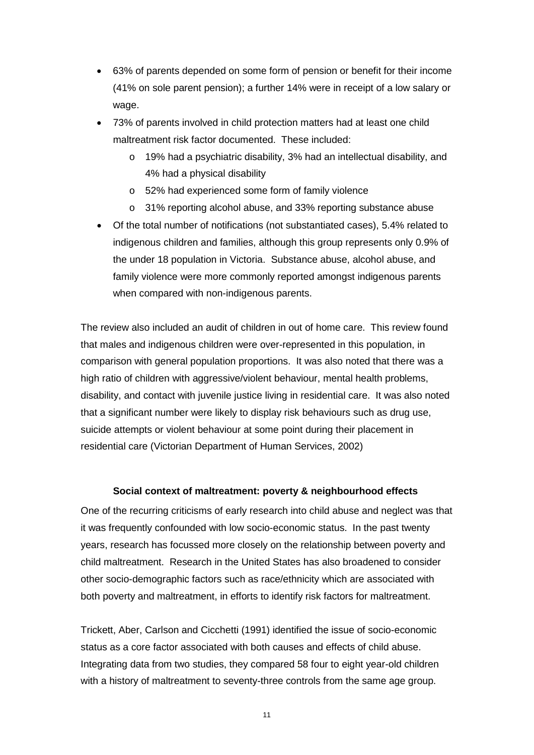- 63% of parents depended on some form of pension or benefit for their income (41% on sole parent pension); a further 14% were in receipt of a low salary or wage.
- 73% of parents involved in child protection matters had at least one child maltreatment risk factor documented. These included:
    - 19% had a psychiatric disability, 3% had an intellectual disability, and 4% had a physical disability
    - 52% had experienced some form of family violence
    - 31% reporting alcohol abuse, and 33% reporting substance abuse
- Of the total number of notifications (not substantiated cases), 5.4% related to indigenous children and families, although this group represents only 0.9% of the under 18 population in Victoria. Substance abuse, alcohol abuse, and family violence were more commonly reported amongst indigenous parents when compared with non-indigenous parents.

The review also included an audit of children in out of home care. This review found that males and indigenous children were over-represented in this population, in comparison with general population proportions. It was also noted that there was a high ratio of children with aggressive/violent behaviour, mental health problems, disability, and contact with juvenile justice living in residential care. It was also noted that a significant number were likely to display risk behaviours such as drug use, suicide attempts or violent behaviour at some point during their placement in residential care (Victorian Department of Human Services, 2002)

### Social context of maltreatment: poverty & neighbourhood effects

One of the recurring criticisms of early research into child abuse and neglect was that it was frequently confounded with low socio-economic status. In the past twenty years, research has focussed more closely on the relationship between poverty and child maltreatment. Research in the United States has also broadened to consider other socio-demographic factors such as race/ethnicity which are associated with both poverty and maltreatment, in efforts to identify risk factors for maltreatment.

Trickett, Aber, Carlson and Cicchetti (1991) identified the issue of socio-economic status as a core factor associated with both causes and effects of child abuse. Integrating data from two studies, they compared 58 four to eight year-old children with a history of maltreatment to seventy-three controls from the same age group.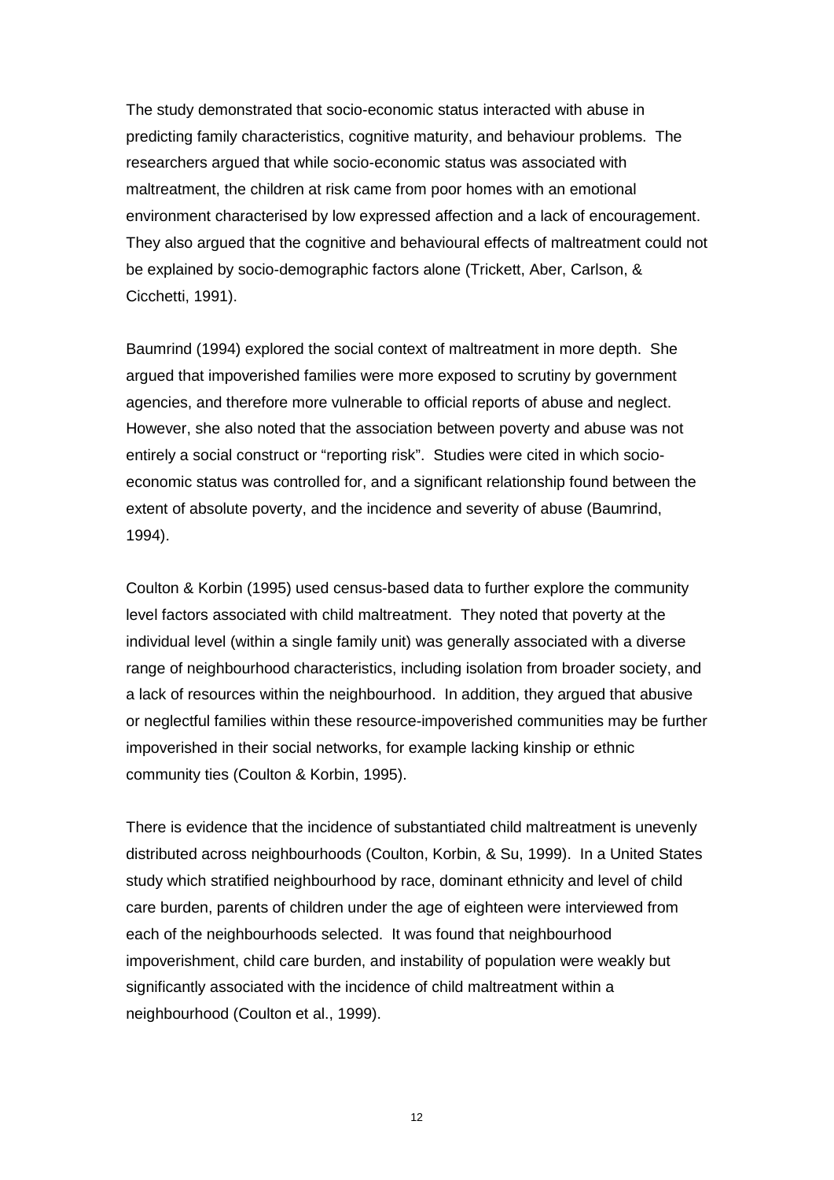The study demonstrated that socio-economic status interacted with abuse in predicting family characteristics, cognitive maturity, and behaviour problems. The researchers argued that while socio-economic status was associated with maltreatment, the children at risk came from poor homes with an emotional environment characterised by low expressed affection and a lack of encouragement. They also argued that the cognitive and behavioural effects of maltreatment could not be explained by socio-demographic factors alone (Trickett, Aber, Carlson, & Cicchetti, 1991).

Baumrind (1994) explored the social context of maltreatment in more depth. She argued that impoverished families were more exposed to scrutiny by government agencies, and therefore more vulnerable to official reports of abuse and neglect. However, she also noted that the association between poverty and abuse was not entirely a social construct or "reporting risk". Studies were cited in which socio-economic status was controlled for, and a significant relationship found between the extent of absolute poverty, and the incidence and severity of abuse (Baumrind, 1994).

Coulton & Korbin (1995) used census-based data to further explore the community level factors associated with child maltreatment. They noted that poverty at the individual level (within a single family unit) was generally associated with a diverse range of neighbourhood characteristics, including isolation from broader society, and a lack of resources within the neighbourhood. In addition, they argued that abusive or neglectful families within these resource-impoverished communities may be further impoverished in their social networks, for example lacking kinship or ethnic community ties (Coulton & Korbin, 1995).

There is evidence that the incidence of substantiated child maltreatment is unevenly distributed across neighbourhoods (Coulton, Korbin, & Su, 1999). In a United States study which stratified neighbourhood by race, dominant ethnicity and level of child care burden, parents of children under the age of eighteen were interviewed from each of the neighbourhoods selected. It was found that neighbourhood impoverishment, child care burden, and instability of population were weakly but significantly associated with the incidence of child maltreatment within a neighbourhood (Coulton et al., 1999).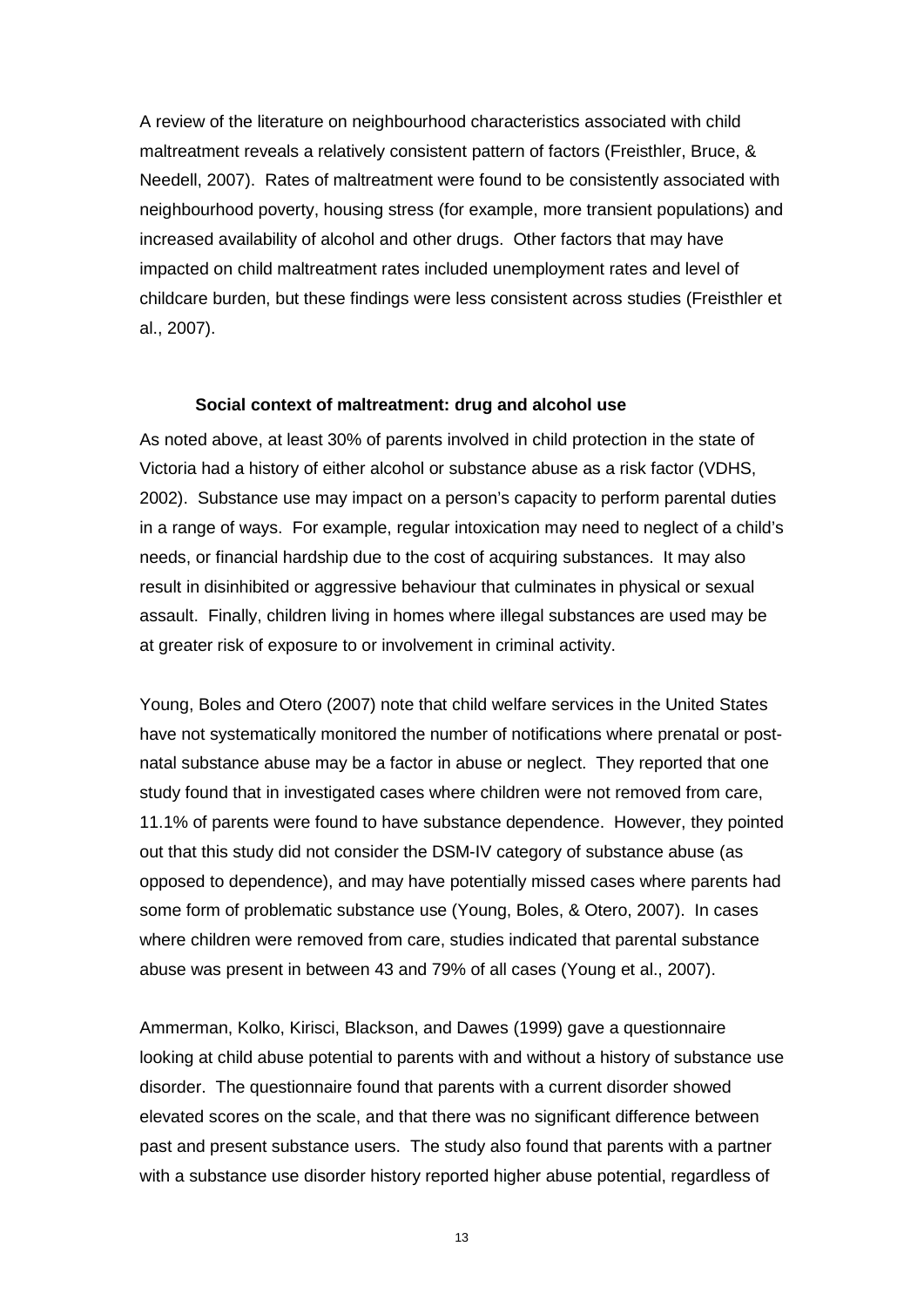A review of the literature on neighbourhood characteristics associated with child maltreatment reveals a relatively consistent pattern of factors (Freisthler, Bruce, & Needell, 2007). Rates of maltreatment were found to be consistently associated with neighbourhood poverty, housing stress (for example, more transient populations) and increased availability of alcohol and other drugs. Other factors that may have impacted on child maltreatment rates included unemployment rates and level of childcare burden, but these findings were less consistent across studies (Freisthler et al., 2007).

### Social context of maltreatment: drug and alcohol use

As noted above, at least 30% of parents involved in child protection in the state of Victoria had a history of either alcohol or substance abuse as a risk factor (VDHS, 2002). Substance use may impact on a person's capacity to perform parental duties in a range of ways. For example, regular intoxication may need to neglect of a child's needs, or financial hardship due to the cost of acquiring substances. It may also result in disinhibited or aggressive behaviour that culminates in physical or sexual assault. Finally, children living in homes where illegal substances are used may be at greater risk of exposure to or involvement in criminal activity.

Young, Boles and Otero (2007) note that child welfare services in the United States have not systematically monitored the number of notifications where prenatal or post-natal substance abuse may be a factor in abuse or neglect. They reported that one study found that in investigated cases where children were not removed from care, 11.1% of parents were found to have substance dependence. However, they pointed out that this study did not consider the DSM-IV category of substance abuse (as opposed to dependence), and may have potentially missed cases where parents had some form of problematic substance use (Young, Boles, & Otero, 2007). In cases where children were removed from care, studies indicated that parental substance abuse was present in between 43 and 79% of all cases (Young et al., 2007).

Ammerman, Kolko, Kirisci, Blackson, and Dawes (1999) gave a questionnaire looking at child abuse potential to parents with and without a history of substance use disorder. The questionnaire found that parents with a current disorder showed elevated scores on the scale, and that there was no significant difference between past and present substance users. The study also found that parents with a partner with a substance use disorder history reported higher abuse potential, regardless of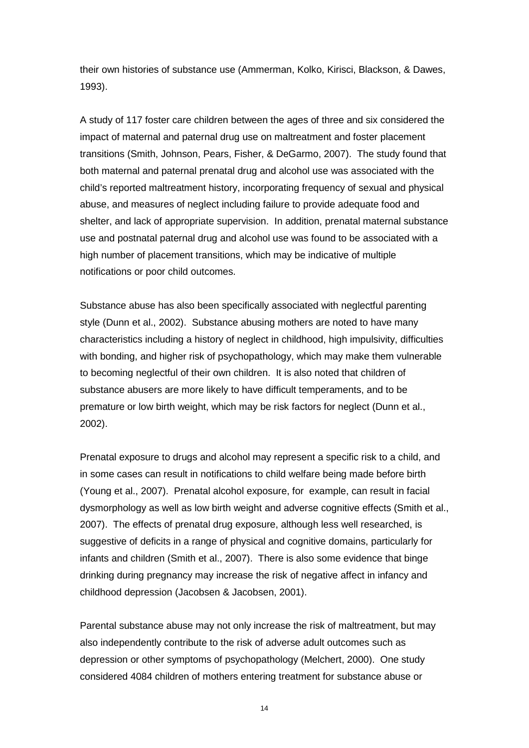their own histories of substance use (Ammerman, Kolko, Kirisci, Blackson, & Dawes, 1993).

A study of 117 foster care children between the ages of three and six considered the impact of maternal and paternal drug use on maltreatment and foster placement transitions (Smith, Johnson, Pears, Fisher, & DeGarmo, 2007). The study found that both maternal and paternal prenatal drug and alcohol use was associated with the child's reported maltreatment history, incorporating frequency of sexual and physical abuse, and measures of neglect including failure to provide adequate food and shelter, and lack of appropriate supervision. In addition, prenatal maternal substance use and postnatal paternal drug and alcohol use was found to be associated with a high number of placement transitions, which may be indicative of multiple notifications or poor child outcomes.

Substance abuse has also been specifically associated with neglectful parenting style (Dunn et al., 2002). Substance abusing mothers are noted to have many characteristics including a history of neglect in childhood, high impulsivity, difficulties with bonding, and higher risk of psychopathology, which may make them vulnerable to becoming neglectful of their own children. It is also noted that children of substance abusers are more likely to have difficult temperaments, and to be premature or low birth weight, which may be risk factors for neglect (Dunn et al., 2002).

Prenatal exposure to drugs and alcohol may represent a specific risk to a child, and in some cases can result in notifications to child welfare being made before birth (Young et al., 2007). Prenatal alcohol exposure, for example, can result in facial dysmorphology as well as low birth weight and adverse cognitive effects (Smith et al., 2007). The effects of prenatal drug exposure, although less well researched, is suggestive of deficits in a range of physical and cognitive domains, particularly for infants and children (Smith et al., 2007). There is also some evidence that binge drinking during pregnancy may increase the risk of negative affect in infancy and childhood depression (Jacobsen & Jacobsen, 2001).

Parental substance abuse may not only increase the risk of maltreatment, but may also independently contribute to the risk of adverse adult outcomes such as depression or other symptoms of psychopathology (Melchert, 2000). One study considered 4084 children of mothers entering treatment for substance abuse or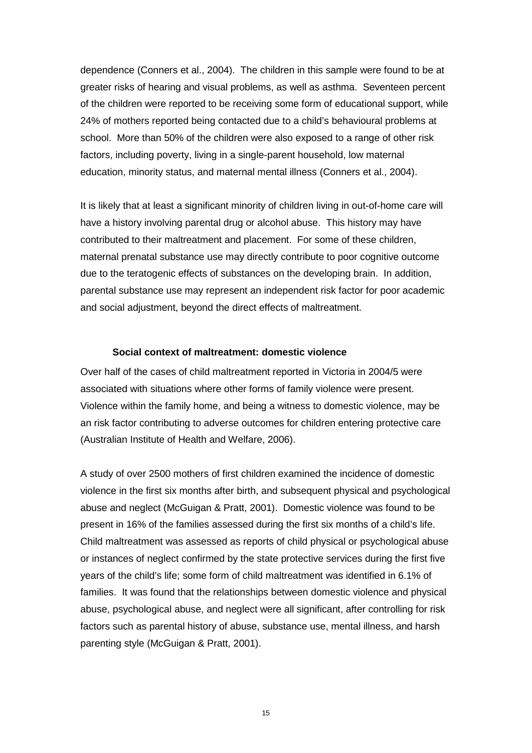dependence (Conners et al., 2004). The children in this sample were found to be at greater risks of hearing and visual problems, as well as asthma. Seventeen percent of the children were reported to be receiving some form of educational support, while 24% of mothers reported being contacted due to a child's behavioural problems at school. More than 50% of the children were also exposed to a range of other risk factors, including poverty, living in a single-parent household, low maternal education, minority status, and maternal mental illness (Conners et al., 2004).

It is likely that at least a significant minority of children living in out-of-home care will have a history involving parental drug or alcohol abuse. This history may have contributed to their maltreatment and placement. For some of these children, maternal prenatal substance use may directly contribute to poor cognitive outcome due to the teratogenic effects of substances on the developing brain. In addition, parental substance use may represent an independent risk factor for poor academic and social adjustment, beyond the direct effects of maltreatment.

### Social context of maltreatment: domestic violence

Over half of the cases of child maltreatment reported in Victoria in 2004/5 were associated with situations where other forms of family violence were present. Violence within the family home, and being a witness to domestic violence, may be an risk factor contributing to adverse outcomes for children entering protective care (Australian Institute of Health and Welfare, 2006).

A study of over 2500 mothers of first children examined the incidence of domestic violence in the first six months after birth, and subsequent physical and psychological abuse and neglect (McGuigan & Pratt, 2001). Domestic violence was found to be present in 16% of the families assessed during the first six months of a child's life. Child maltreatment was assessed as reports of child physical or psychological abuse or instances of neglect confirmed by the state protective services during the first five years of the child's life; some form of child maltreatment was identified in 6.1% of families. It was found that the relationships between domestic violence and physical abuse, psychological abuse, and neglect were all significant, after controlling for risk factors such as parental history of abuse, substance use, mental illness, and harsh parenting style (McGuigan & Pratt, 2001).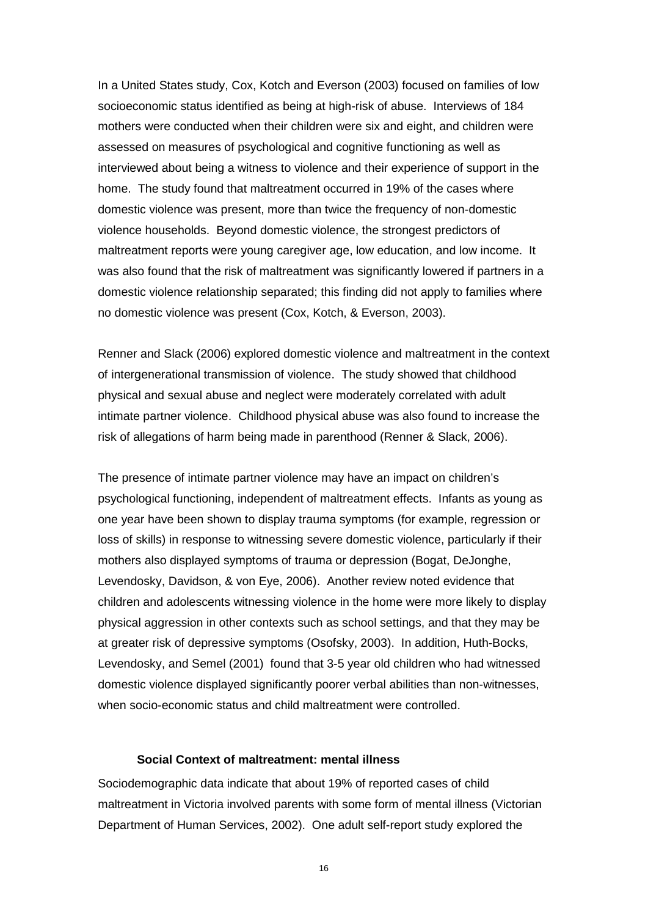In a United States study, Cox, Kotch and Everson (2003) focused on families of low socioeconomic status identified as being at high-risk of abuse. Interviews of 184 mothers were conducted when their children were six and eight, and children were assessed on measures of psychological and cognitive functioning as well as interviewed about being a witness to violence and their experience of support in the home. The study found that maltreatment occurred in 19% of the cases where domestic violence was present, more than twice the frequency of non-domestic violence households. Beyond domestic violence, the strongest predictors of maltreatment reports were young caregiver age, low education, and low income. It was also found that the risk of maltreatment was significantly lowered if partners in a domestic violence relationship separated; this finding did not apply to families where no domestic violence was present (Cox, Kotch, & Everson, 2003).

Renner and Slack (2006) explored domestic violence and maltreatment in the context of intergenerational transmission of violence. The study showed that childhood physical and sexual abuse and neglect were moderately correlated with adult intimate partner violence. Childhood physical abuse was also found to increase the risk of allegations of harm being made in parenthood (Renner & Slack, 2006).

The presence of intimate partner violence may have an impact on children's psychological functioning, independent of maltreatment effects. Infants as young as one year have been shown to display trauma symptoms (for example, regression or loss of skills) in response to witnessing severe domestic violence, particularly if their mothers also displayed symptoms of trauma or depression (Bogat, DeJonghe, Levendosky, Davidson, & von Eye, 2006). Another review noted evidence that children and adolescents witnessing violence in the home were more likely to display physical aggression in other contexts such as school settings, and that they may be at greater risk of depressive symptoms (Osofsky, 2003). In addition, Huth-Bocks, Levendosky, and Semel (2001) found that 3-5 year old children who had witnessed domestic violence displayed significantly poorer verbal abilities than non-witnesses, when socio-economic status and child maltreatment were controlled.

### Social Context of maltreatment: mental illness

Sociodemographic data indicate that about 19% of reported cases of child maltreatment in Victoria involved parents with some form of mental illness (Victorian Department of Human Services, 2002). One adult self-report study explored the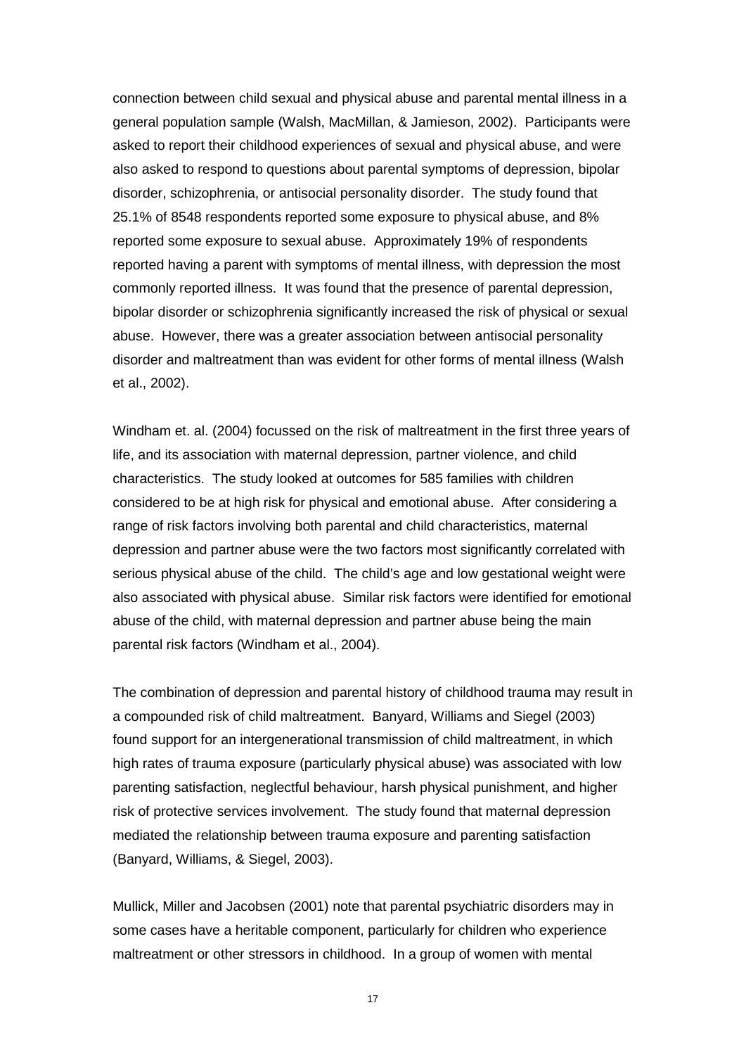connection between child sexual and physical abuse and parental mental illness in a general population sample (Walsh, MacMillan, & Jamieson, 2002). Participants were asked to report their childhood experiences of sexual and physical abuse, and were also asked to respond to questions about parental symptoms of depression, bipolar disorder, schizophrenia, or antisocial personality disorder. The study found that 25.1% of 8548 respondents reported some exposure to physical abuse, and 8% reported some exposure to sexual abuse. Approximately 19% of respondents reported having a parent with symptoms of mental illness, with depression the most commonly reported illness. It was found that the presence of parental depression, bipolar disorder or schizophrenia significantly increased the risk of physical or sexual abuse. However, there was a greater association between antisocial personality disorder and maltreatment than was evident for other forms of mental illness (Walsh et al., 2002).

Windham et. al. (2004) focussed on the risk of maltreatment in the first three years of life, and its association with maternal depression, partner violence, and child characteristics. The study looked at outcomes for 585 families with children considered to be at high risk for physical and emotional abuse. After considering a range of risk factors involving both parental and child characteristics, maternal depression and partner abuse were the two factors most significantly correlated with serious physical abuse of the child. The child's age and low gestational weight were also associated with physical abuse. Similar risk factors were identified for emotional abuse of the child, with maternal depression and partner abuse being the main parental risk factors (Windham et al., 2004).

The combination of depression and parental history of childhood trauma may result in a compounded risk of child maltreatment. Banyard, Williams and Siegel (2003) found support for an intergenerational transmission of child maltreatment, in which high rates of trauma exposure (particularly physical abuse) was associated with low parenting satisfaction, neglectful behaviour, harsh physical punishment, and higher risk of protective services involvement. The study found that maternal depression mediated the relationship between trauma exposure and parenting satisfaction (Banyard, Williams, & Siegel, 2003).

Mullick, Miller and Jacobsen (2001) note that parental psychiatric disorders may in some cases have a heritable component, particularly for children who experience maltreatment or other stressors in childhood. In a group of women with mental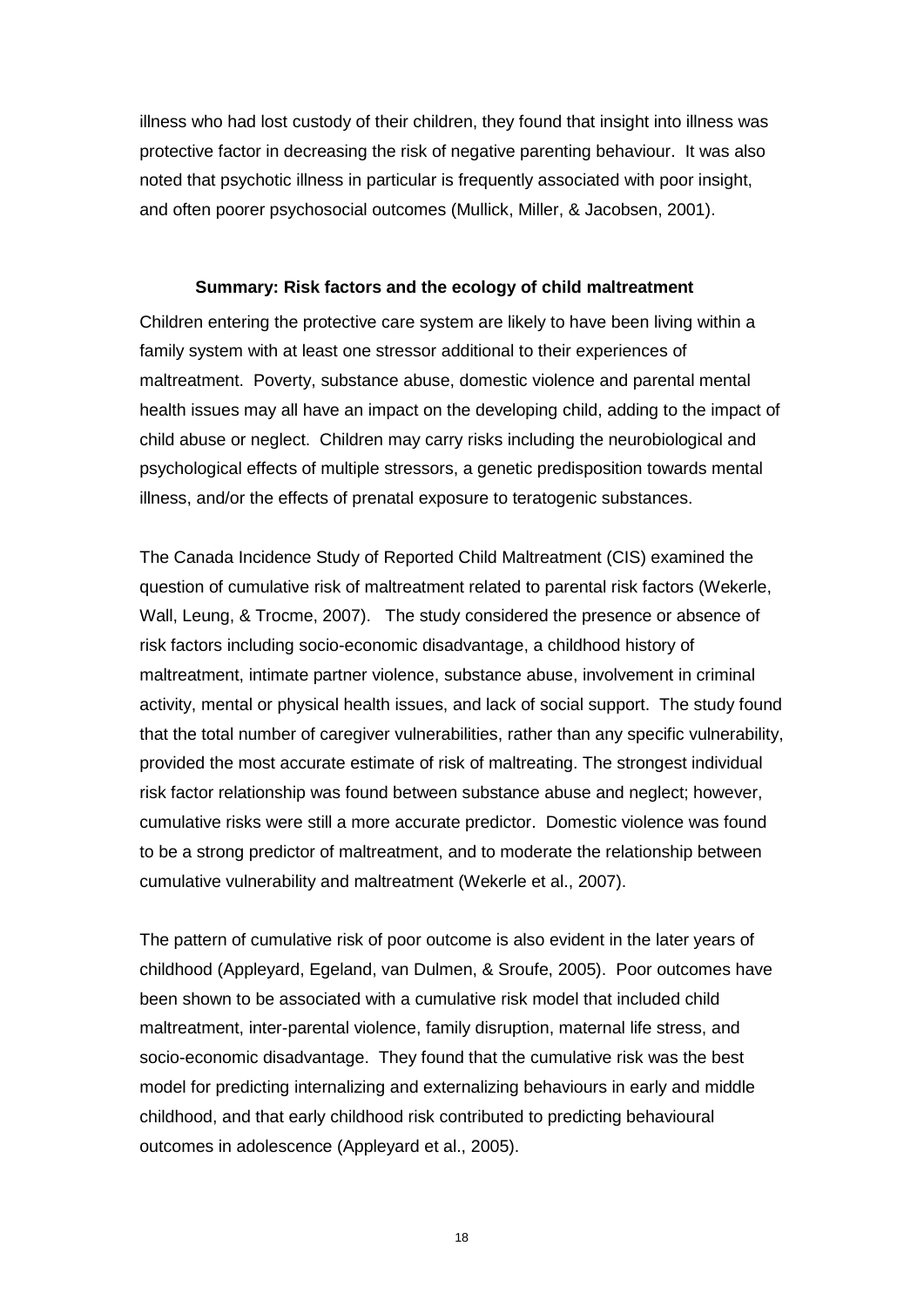illness who had lost custody of their children, they found that insight into illness was protective factor in decreasing the risk of negative parenting behaviour. It was also noted that psychotic illness in particular is frequently associated with poor insight, and often poorer psychosocial outcomes (Mullick, Miller, & Jacobsen, 2001).

### Summary: Risk factors and the ecology of child maltreatment

Children entering the protective care system are likely to have been living within a family system with at least one stressor additional to their experiences of maltreatment. Poverty, substance abuse, domestic violence and parental mental health issues may all have an impact on the developing child, adding to the impact of child abuse or neglect. Children may carry risks including the neurobiological and psychological effects of multiple stressors, a genetic predisposition towards mental illness, and/or the effects of prenatal exposure to teratogenic substances.

The Canada Incidence Study of Reported Child Maltreatment (CIS) examined the question of cumulative risk of maltreatment related to parental risk factors (Wekerle, Wall, Leung, & Trocme, 2007). The study considered the presence or absence of risk factors including socio-economic disadvantage, a childhood history of maltreatment, intimate partner violence, substance abuse, involvement in criminal activity, mental or physical health issues, and lack of social support. The study found that the total number of caregiver vulnerabilities, rather than any specific vulnerability, provided the most accurate estimate of risk of maltreating. The strongest individual risk factor relationship was found between substance abuse and neglect; however, cumulative risks were still a more accurate predictor. Domestic violence was found to be a strong predictor of maltreatment, and to moderate the relationship between cumulative vulnerability and maltreatment (Wekerle et al., 2007).

The pattern of cumulative risk of poor outcome is also evident in the later years of childhood (Appleyard, Egeland, van Dulmen, & Sroufe, 2005). Poor outcomes have been shown to be associated with a cumulative risk model that included child maltreatment, inter-parental violence, family disruption, maternal life stress, and socio-economic disadvantage. They found that the cumulative risk was the best model for predicting internalizing and externalizing behaviours in early and middle childhood, and that early childhood risk contributed to predicting behavioural outcomes in adolescence (Appleyard et al., 2005).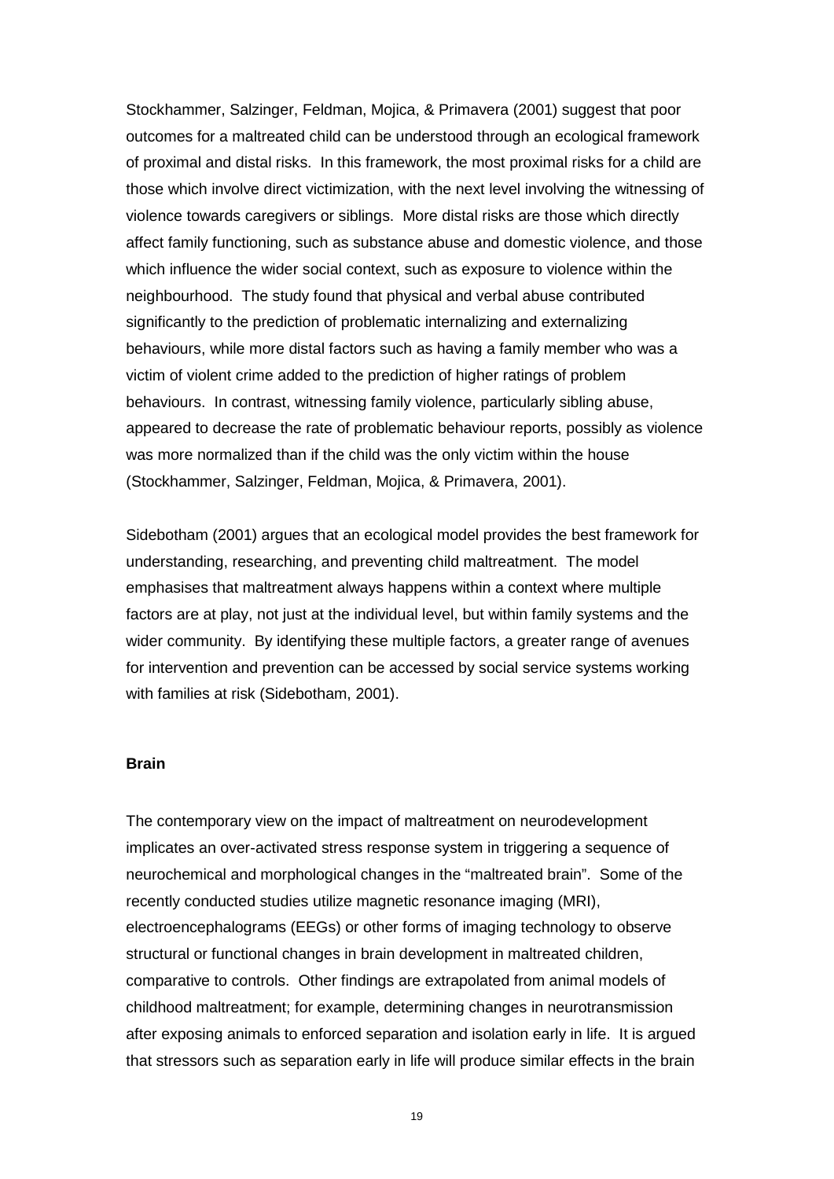Stockhammer, Salzinger, Feldman, Mojica, & Primavera (2001) suggest that poor outcomes for a maltreated child can be understood through an ecological framework of proximal and distal risks. In this framework, the most proximal risks for a child are those which involve direct victimization, with the next level involving the witnessing of violence towards caregivers or siblings. More distal risks are those which directly affect family functioning, such as substance abuse and domestic violence, and those which influence the wider social context, such as exposure to violence within the neighbourhood. The study found that physical and verbal abuse contributed significantly to the prediction of problematic internalizing and externalizing behaviours, while more distal factors such as having a family member who was a victim of violent crime added to the prediction of higher ratings of problem behaviours. In contrast, witnessing family violence, particularly sibling abuse, appeared to decrease the rate of problematic behaviour reports, possibly as violence was more normalized than if the child was the only victim within the house (Stockhammer, Salzinger, Feldman, Mojica, & Primavera, 2001).

Sidebotham (2001) argues that an ecological model provides the best framework for understanding, researching, and preventing child maltreatment. The model emphasises that maltreatment always happens within a context where multiple factors are at play, not just at the individual level, but within family systems and the wider community. By identifying these multiple factors, a greater range of avenues for intervention and prevention can be accessed by social service systems working with families at risk (Sidebotham, 2001).

### Brain

The contemporary view on the impact of maltreatment on neurodevelopment implicates an over-activated stress response system in triggering a sequence of neurochemical and morphological changes in the "maltreated brain". Some of the recently conducted studies utilize magnetic resonance imaging (MRI), electroencephalograms (EEGs) or other forms of imaging technology to observe structural or functional changes in brain development in maltreated children, comparative to controls. Other findings are extrapolated from animal models of childhood maltreatment; for example, determining changes in neurotransmission after exposing animals to enforced separation and isolation early in life. It is argued that stressors such as separation early in life will produce similar effects in the brain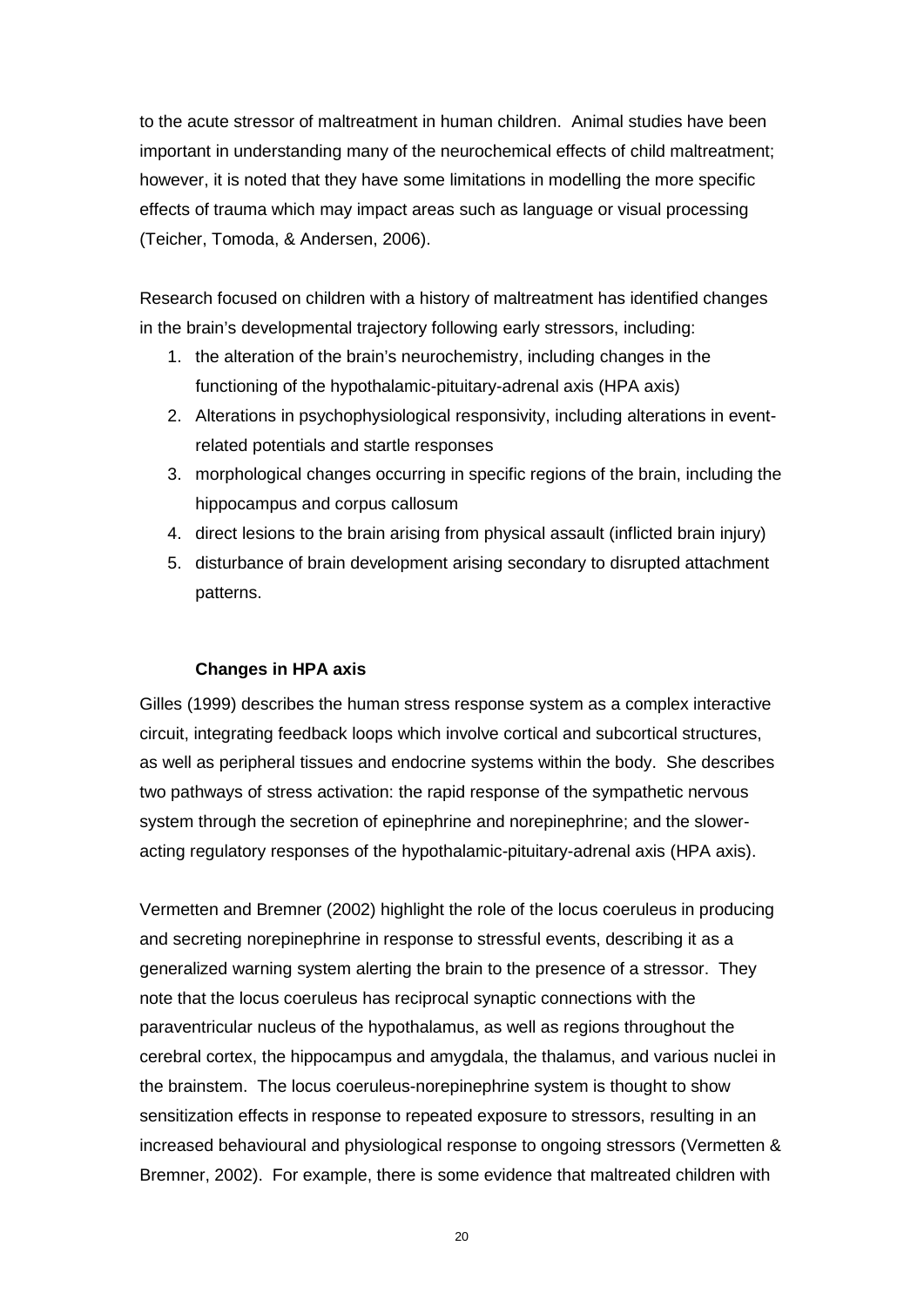to the acute stressor of maltreatment in human children. Animal studies have been important in understanding many of the neurochemical effects of child maltreatment; however, it is noted that they have some limitations in modelling the more specific effects of trauma which may impact areas such as language or visual processing (Teicher, Tomoda, & Andersen, 2006).

Research focused on children with a history of maltreatment has identified changes in the brain's developmental trajectory following early stressors, including:

1. the alteration of the brain's neurochemistry, including changes in the functioning of the hypothalamic-pituitary-adrenal axis (HPA axis)
2. Alterations in psychophysiological responsivity, including alterations in event-related potentials and startle responses
3. morphological changes occurring in specific regions of the brain, including the hippocampus and corpus callosum
4. direct lesions to the brain arising from physical assault (inflicted brain injury)
5. disturbance of brain development arising secondary to disrupted attachment patterns.

### Changes in HPA axis

Gilles (1999) describes the human stress response system as a complex interactive circuit, integrating feedback loops which involve cortical and subcortical structures, as well as peripheral tissues and endocrine systems within the body. She describes two pathways of stress activation: the rapid response of the sympathetic nervous system through the secretion of epinephrine and norepinephrine; and the slower-acting regulatory responses of the hypothalamic-pituitary-adrenal axis (HPA axis).

Vermetten and Bremner (2002) highlight the role of the locus coeruleus in producing and secreting norepinephrine in response to stressful events, describing it as a generalized warning system alerting the brain to the presence of a stressor. They note that the locus coeruleus has reciprocal synaptic connections with the paraventricular nucleus of the hypothalamus, as well as regions throughout the cerebral cortex, the hippocampus and amygdala, the thalamus, and various nuclei in the brainstem. The locus coeruleus-norepinephrine system is thought to show sensitization effects in response to repeated exposure to stressors, resulting in an increased behavioural and physiological response to ongoing stressors (Vermetten & Bremner, 2002). For example, there is some evidence that maltreated children with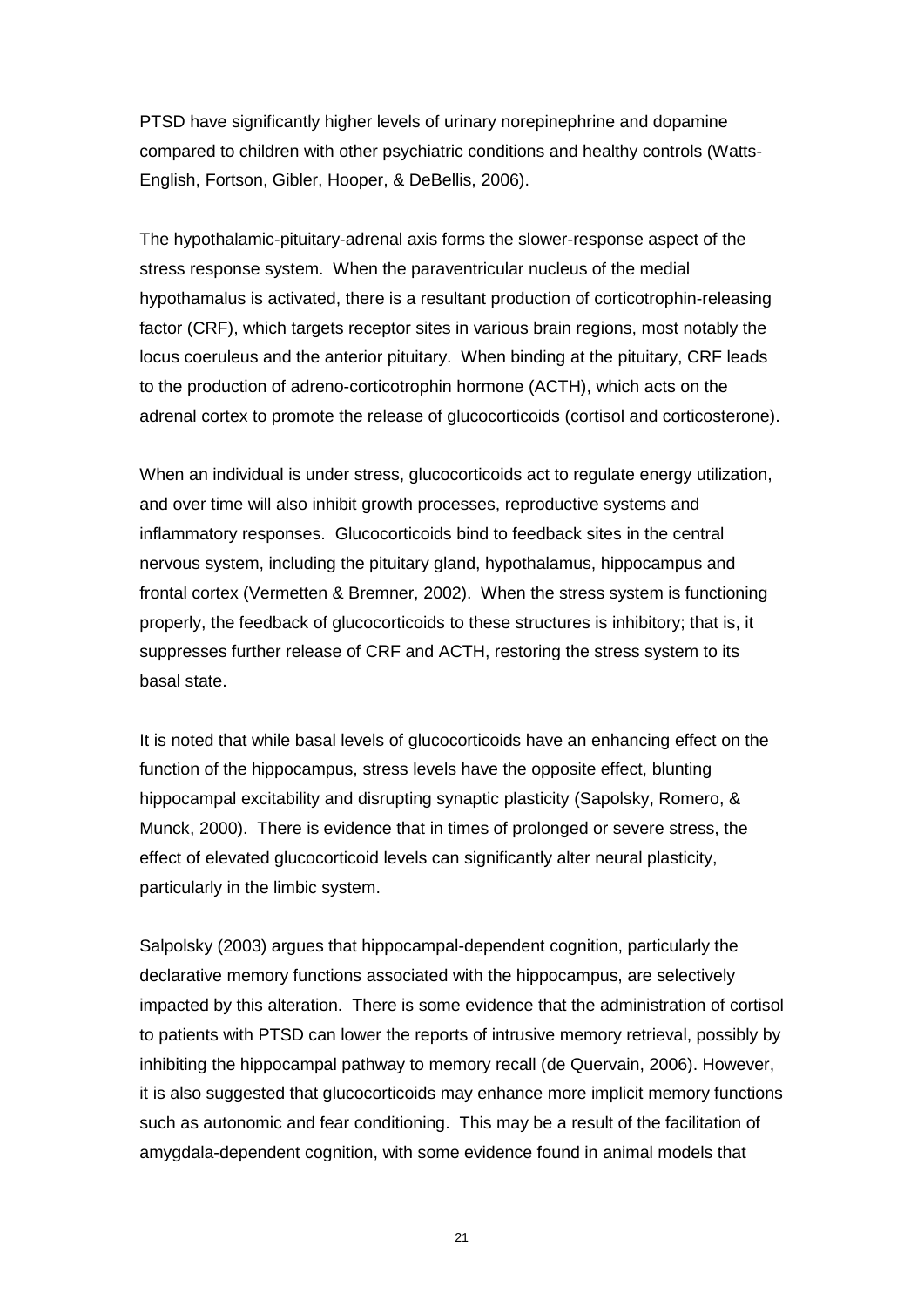PTSD have significantly higher levels of urinary norepinephrine and dopamine compared to children with other psychiatric conditions and healthy controls (Watts-English, Fortson, Gibler, Hooper, & DeBellis, 2006).

The hypothalamic-pituitary-adrenal axis forms the slower-response aspect of the stress response system. When the paraventricular nucleus of the medial hypothamalus is activated, there is a resultant production of corticotrophin-releasing factor (CRF), which targets receptor sites in various brain regions, most notably the locus coeruleus and the anterior pituitary. When binding at the pituitary, CRF leads to the production of adreno-corticotrophin hormone (ACTH), which acts on the adrenal cortex to promote the release of glucocorticoids (cortisol and corticosterone).

When an individual is under stress, glucocorticoids act to regulate energy utilization, and over time will also inhibit growth processes, reproductive systems and inflammatory responses. Glucocorticoids bind to feedback sites in the central nervous system, including the pituitary gland, hypothalamus, hippocampus and frontal cortex (Vermetten & Bremner, 2002). When the stress system is functioning properly, the feedback of glucocorticoids to these structures is inhibitory; that is, it suppresses further release of CRF and ACTH, restoring the stress system to its basal state.

It is noted that while basal levels of glucocorticoids have an enhancing effect on the function of the hippocampus, stress levels have the opposite effect, blunting hippocampal excitability and disrupting synaptic plasticity (Sapolsky, Romero, & Munck, 2000). There is evidence that in times of prolonged or severe stress, the effect of elevated glucocorticoid levels can significantly alter neural plasticity, particularly in the limbic system.

Salpolsky (2003) argues that hippocampal-dependent cognition, particularly the declarative memory functions associated with the hippocampus, are selectively impacted by this alteration. There is some evidence that the administration of cortisol to patients with PTSD can lower the reports of intrusive memory retrieval, possibly by inhibiting the hippocampal pathway to memory recall (de Quervain, 2006). However, it is also suggested that glucocorticoids may enhance more implicit memory functions such as autonomic and fear conditioning. This may be a result of the facilitation of amygdala-dependent cognition, with some evidence found in animal models that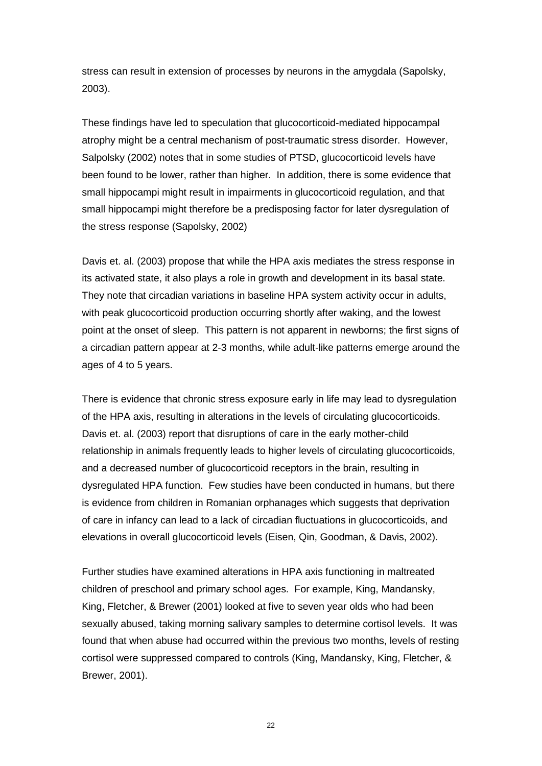stress can result in extension of processes by neurons in the amygdala (Sapolsky, 2003).

These findings have led to speculation that glucocorticoid-mediated hippocampal atrophy might be a central mechanism of post-traumatic stress disorder. However, Salpolsky (2002) notes that in some studies of PTSD, glucocorticoid levels have been found to be lower, rather than higher. In addition, there is some evidence that small hippocampi might result in impairments in glucocorticoid regulation, and that small hippocampi might therefore be a predisposing factor for later dysregulation of the stress response (Sapolsky, 2002)

Davis et. al. (2003) propose that while the HPA axis mediates the stress response in its activated state, it also plays a role in growth and development in its basal state. They note that circadian variations in baseline HPA system activity occur in adults, with peak glucocorticoid production occurring shortly after waking, and the lowest point at the onset of sleep. This pattern is not apparent in newborns; the first signs of a circadian pattern appear at 2-3 months, while adult-like patterns emerge around the ages of 4 to 5 years.

There is evidence that chronic stress exposure early in life may lead to dysregulation of the HPA axis, resulting in alterations in the levels of circulating glucocorticoids. Davis et. al. (2003) report that disruptions of care in the early mother-child relationship in animals frequently leads to higher levels of circulating glucocorticoids, and a decreased number of glucocorticoid receptors in the brain, resulting in dysregulated HPA function. Few studies have been conducted in humans, but there is evidence from children in Romanian orphanages which suggests that deprivation of care in infancy can lead to a lack of circadian fluctuations in glucocorticoids, and elevations in overall glucocorticoid levels (Eisen, Qin, Goodman, & Davis, 2002).

Further studies have examined alterations in HPA axis functioning in maltreated children of preschool and primary school ages. For example, King, Mandansky, King, Fletcher, & Brewer (2001) looked at five to seven year olds who had been sexually abused, taking morning salivary samples to determine cortisol levels. It was found that when abuse had occurred within the previous two months, levels of resting cortisol were suppressed compared to controls (King, Mandansky, King, Fletcher, & Brewer, 2001).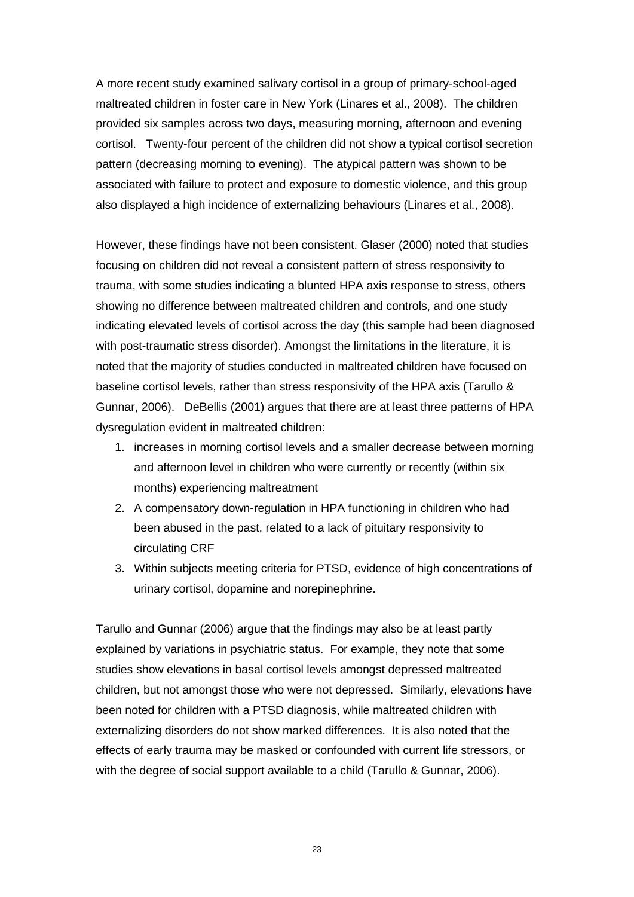A more recent study examined salivary cortisol in a group of primary-school-aged maltreated children in foster care in New York (Linares et al., 2008). The children provided six samples across two days, measuring morning, afternoon and evening cortisol. Twenty-four percent of the children did not show a typical cortisol secretion pattern (decreasing morning to evening). The atypical pattern was shown to be associated with failure to protect and exposure to domestic violence, and this group also displayed a high incidence of externalizing behaviours (Linares et al., 2008).

However, these findings have not been consistent. Glaser (2000) noted that studies focusing on children did not reveal a consistent pattern of stress responsivity to trauma, with some studies indicating a blunted HPA axis response to stress, others showing no difference between maltreated children and controls, and one study indicating elevated levels of cortisol across the day (this sample had been diagnosed with post-traumatic stress disorder). Amongst the limitations in the literature, it is noted that the majority of studies conducted in maltreated children have focused on baseline cortisol levels, rather than stress responsivity of the HPA axis (Tarullo & Gunnar, 2006). DeBellis (2001) argues that there are at least three patterns of HPA dysregulation evident in maltreated children:

1. increases in morning cortisol levels and a smaller decrease between morning and afternoon level in children who were currently or recently (within six months) experiencing maltreatment
2. A compensatory down-regulation in HPA functioning in children who had been abused in the past, related to a lack of pituitary responsivity to circulating CRF
3. Within subjects meeting criteria for PTSD, evidence of high concentrations of urinary cortisol, dopamine and norepinephrine.

Tarullo and Gunnar (2006) argue that the findings may also be at least partly explained by variations in psychiatric status. For example, they note that some studies show elevations in basal cortisol levels amongst depressed maltreated children, but not amongst those who were not depressed. Similarly, elevations have been noted for children with a PTSD diagnosis, while maltreated children with externalizing disorders do not show marked differences. It is also noted that the effects of early trauma may be masked or confounded with current life stressors, or with the degree of social support available to a child (Tarullo & Gunnar, 2006).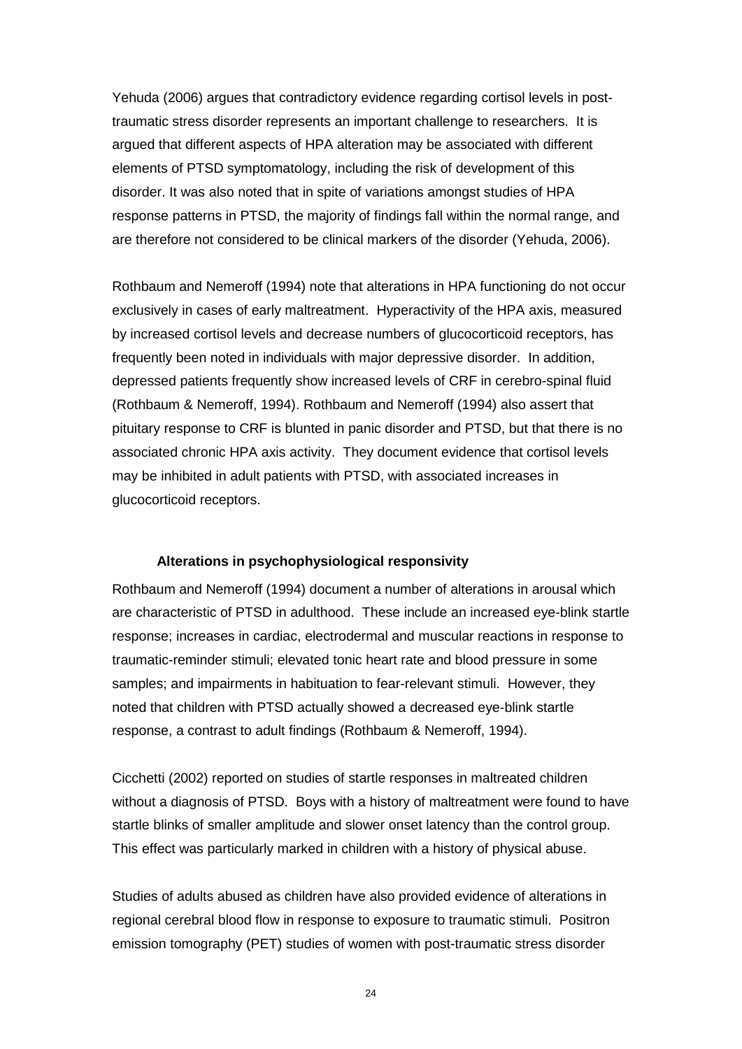Yehuda (2006) argues that contradictory evidence regarding cortisol levels in post-traumatic stress disorder represents an important challenge to researchers. It is argued that different aspects of HPA alteration may be associated with different elements of PTSD symptomatology, including the risk of development of this disorder. It was also noted that in spite of variations amongst studies of HPA response patterns in PTSD, the majority of findings fall within the normal range, and are therefore not considered to be clinical markers of the disorder (Yehuda, 2006).

Rothbaum and Nemeroff (1994) note that alterations in HPA functioning do not occur exclusively in cases of early maltreatment. Hyperactivity of the HPA axis, measured by increased cortisol levels and decrease numbers of glucocorticoid receptors, has frequently been noted in individuals with major depressive disorder. In addition, depressed patients frequently show increased levels of CRF in cerebro-spinal fluid (Rothbaum & Nemeroff, 1994). Rothbaum and Nemeroff (1994) also assert that pituitary response to CRF is blunted in panic disorder and PTSD, but that there is no associated chronic HPA axis activity. They document evidence that cortisol levels may be inhibited in adult patients with PTSD, with associated increases in glucocorticoid receptors.

### Alterations in psychophysiological responsivity

Rothbaum and Nemeroff (1994) document a number of alterations in arousal which are characteristic of PTSD in adulthood. These include an increased eye-blink startle response; increases in cardiac, electrodermal and muscular reactions in response to traumatic-reminder stimuli; elevated tonic heart rate and blood pressure in some samples; and impairments in habituation to fear-relevant stimuli. However, they noted that children with PTSD actually showed a decreased eye-blink startle response, a contrast to adult findings (Rothbaum & Nemeroff, 1994).

Cicchetti (2002) reported on studies of startle responses in maltreated children without a diagnosis of PTSD. Boys with a history of maltreatment were found to have startle blinks of smaller amplitude and slower onset latency than the control group. This effect was particularly marked in children with a history of physical abuse.

Studies of adults abused as children have also provided evidence of alterations in regional cerebral blood flow in response to exposure to traumatic stimuli. Positron emission tomography (PET) studies of women with post-traumatic stress disorder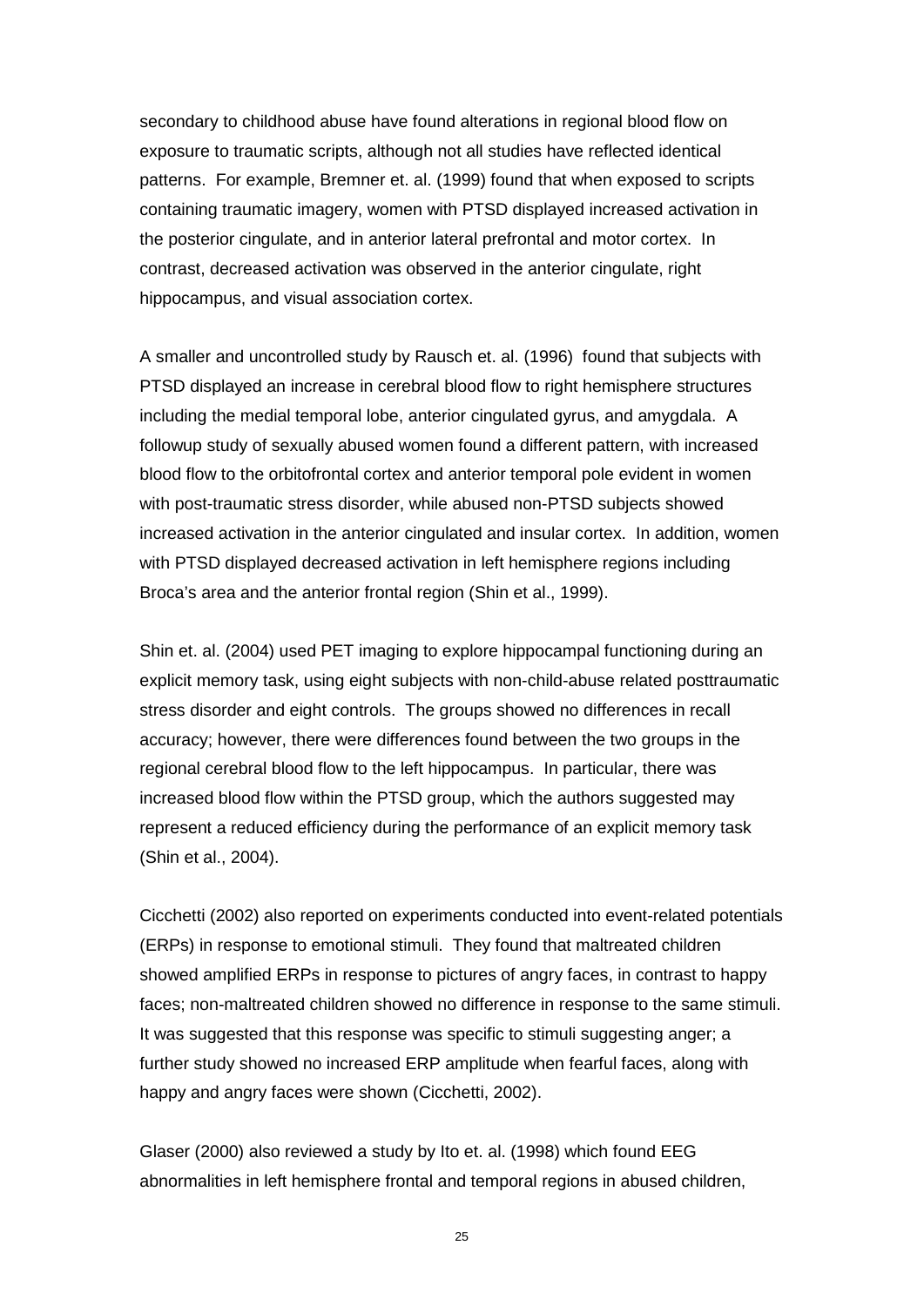secondary to childhood abuse have found alterations in regional blood flow on exposure to traumatic scripts, although not all studies have reflected identical patterns. For example, Bremner et. al. (1999) found that when exposed to scripts containing traumatic imagery, women with PTSD displayed increased activation in the posterior cingulate, and in anterior lateral prefrontal and motor cortex. In contrast, decreased activation was observed in the anterior cingulate, right hippocampus, and visual association cortex.

A smaller and uncontrolled study by Rausch et. al. (1996) found that subjects with PTSD displayed an increase in cerebral blood flow to right hemisphere structures including the medial temporal lobe, anterior cingulated gyrus, and amygdala. A followup study of sexually abused women found a different pattern, with increased blood flow to the orbitofrontal cortex and anterior temporal pole evident in women with post-traumatic stress disorder, while abused non-PTSD subjects showed increased activation in the anterior cingulated and insular cortex. In addition, women with PTSD displayed decreased activation in left hemisphere regions including Broca's area and the anterior frontal region (Shin et al., 1999).

Shin et. al. (2004) used PET imaging to explore hippocampal functioning during an explicit memory task, using eight subjects with non-child-abuse related posttraumatic stress disorder and eight controls. The groups showed no differences in recall accuracy; however, there were differences found between the two groups in the regional cerebral blood flow to the left hippocampus. In particular, there was increased blood flow within the PTSD group, which the authors suggested may represent a reduced efficiency during the performance of an explicit memory task (Shin et al., 2004).

Cicchetti (2002) also reported on experiments conducted into event-related potentials (ERPs) in response to emotional stimuli. They found that maltreated children showed amplified ERPs in response to pictures of angry faces, in contrast to happy faces; non-maltreated children showed no difference in response to the same stimuli. It was suggested that this response was specific to stimuli suggesting anger; a further study showed no increased ERP amplitude when fearful faces, along with happy and angry faces were shown (Cicchetti, 2002).

Glaser (2000) also reviewed a study by Ito et. al. (1998) which found EEG abnormalities in left hemisphere frontal and temporal regions in abused children,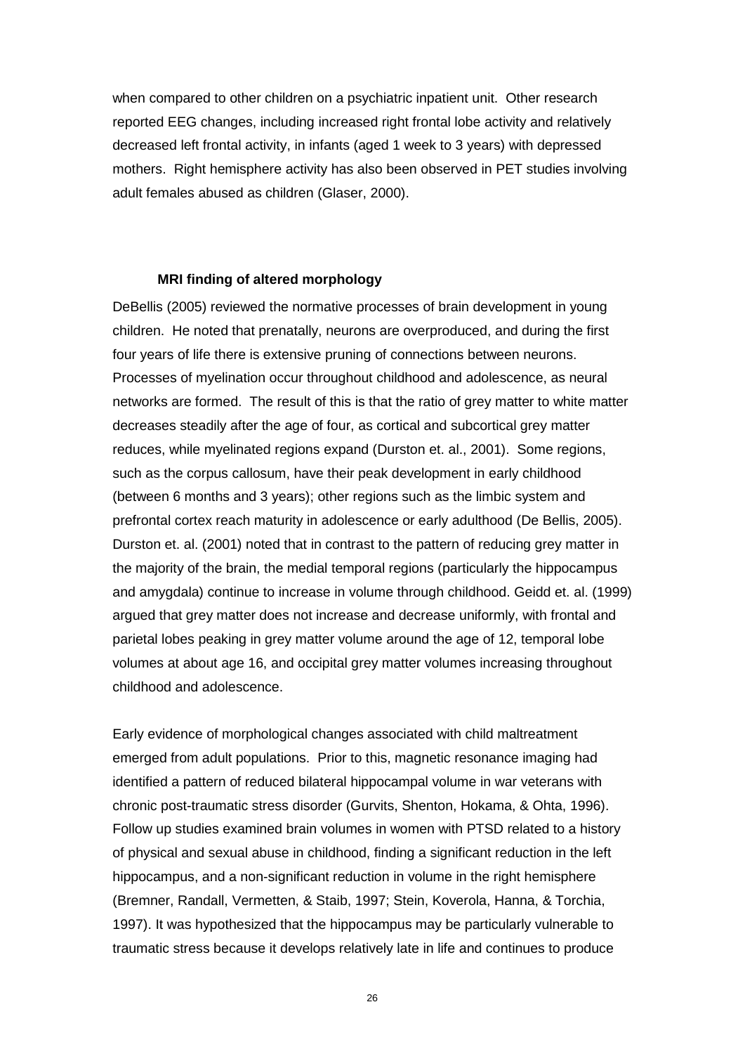when compared to other children on a psychiatric inpatient unit. Other research reported EEG changes, including increased right frontal lobe activity and relatively decreased left frontal activity, in infants (aged 1 week to 3 years) with depressed mothers. Right hemisphere activity has also been observed in PET studies involving adult females abused as children (Glaser, 2000).

### MRI finding of altered morphology

DeBellis (2005) reviewed the normative processes of brain development in young children. He noted that prenatally, neurons are overproduced, and during the first four years of life there is extensive pruning of connections between neurons. Processes of myelination occur throughout childhood and adolescence, as neural networks are formed. The result of this is that the ratio of grey matter to white matter decreases steadily after the age of four, as cortical and subcortical grey matter reduces, while myelinated regions expand (Durston et. al., 2001). Some regions, such as the corpus callosum, have their peak development in early childhood (between 6 months and 3 years); other regions such as the limbic system and prefrontal cortex reach maturity in adolescence or early adulthood (De Bellis, 2005). Durston et. al. (2001) noted that in contrast to the pattern of reducing grey matter in the majority of the brain, the medial temporal regions (particularly the hippocampus and amygdala) continue to increase in volume through childhood. Geidd et. al. (1999) argued that grey matter does not increase and decrease uniformly, with frontal and parietal lobes peaking in grey matter volume around the age of 12, temporal lobe volumes at about age 16, and occipital grey matter volumes increasing throughout childhood and adolescence.

Early evidence of morphological changes associated with child maltreatment emerged from adult populations. Prior to this, magnetic resonance imaging had identified a pattern of reduced bilateral hippocampal volume in war veterans with chronic post-traumatic stress disorder (Gurvits, Shenton, Hokama, & Ohta, 1996). Follow up studies examined brain volumes in women with PTSD related to a history of physical and sexual abuse in childhood, finding a significant reduction in the left hippocampus, and a non-significant reduction in volume in the right hemisphere (Bremner, Randall, Vermetten, & Staib, 1997; Stein, Koverola, Hanna, & Torchia, 1997). It was hypothesized that the hippocampus may be particularly vulnerable to traumatic stress because it develops relatively late in life and continues to produce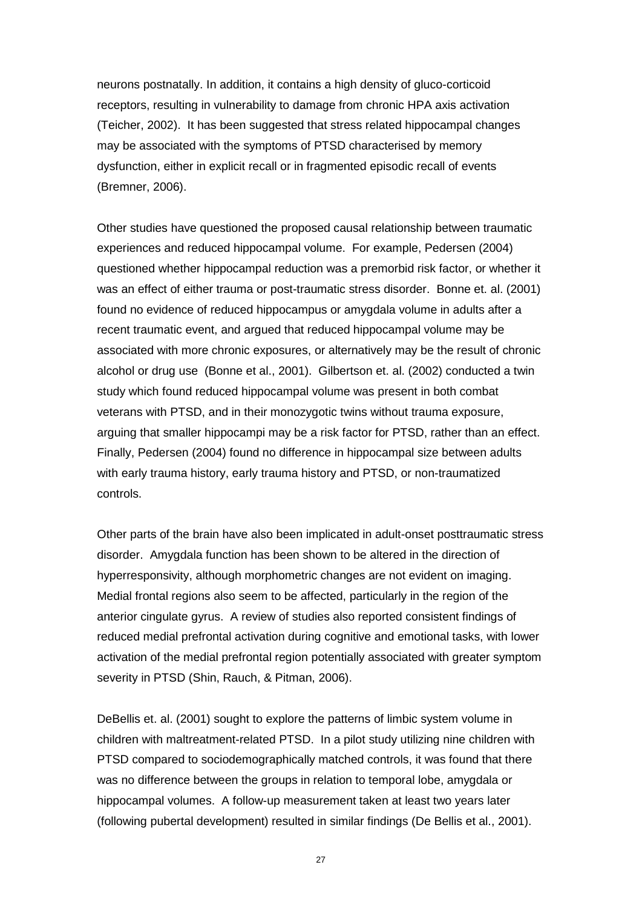neurons postnatally. In addition, it contains a high density of gluco-corticoid receptors, resulting in vulnerability to damage from chronic HPA axis activation (Teicher, 2002). It has been suggested that stress related hippocampal changes may be associated with the symptoms of PTSD characterised by memory dysfunction, either in explicit recall or in fragmented episodic recall of events (Bremner, 2006).

Other studies have questioned the proposed causal relationship between traumatic experiences and reduced hippocampal volume. For example, Pedersen (2004) questioned whether hippocampal reduction was a premorbid risk factor, or whether it was an effect of either trauma or post-traumatic stress disorder. Bonne et. al. (2001) found no evidence of reduced hippocampus or amygdala volume in adults after a recent traumatic event, and argued that reduced hippocampal volume may be associated with more chronic exposures, or alternatively may be the result of chronic alcohol or drug use (Bonne et al., 2001). Gilbertson et. al. (2002) conducted a twin study which found reduced hippocampal volume was present in both combat veterans with PTSD, and in their monozygotic twins without trauma exposure, arguing that smaller hippocampi may be a risk factor for PTSD, rather than an effect. Finally, Pedersen (2004) found no difference in hippocampal size between adults with early trauma history, early trauma history and PTSD, or non-traumatized controls.

Other parts of the brain have also been implicated in adult-onset posttraumatic stress disorder. Amygdala function has been shown to be altered in the direction of hyperresponsivity, although morphometric changes are not evident on imaging. Medial frontal regions also seem to be affected, particularly in the region of the anterior cingulate gyrus. A review of studies also reported consistent findings of reduced medial prefrontal activation during cognitive and emotional tasks, with lower activation of the medial prefrontal region potentially associated with greater symptom severity in PTSD (Shin, Rauch, & Pitman, 2006).

DeBellis et. al. (2001) sought to explore the patterns of limbic system volume in children with maltreatment-related PTSD. In a pilot study utilizing nine children with PTSD compared to sociodemographically matched controls, it was found that there was no difference between the groups in relation to temporal lobe, amygdala or hippocampal volumes. A follow-up measurement taken at least two years later (following pubertal development) resulted in similar findings (De Bellis et al., 2001).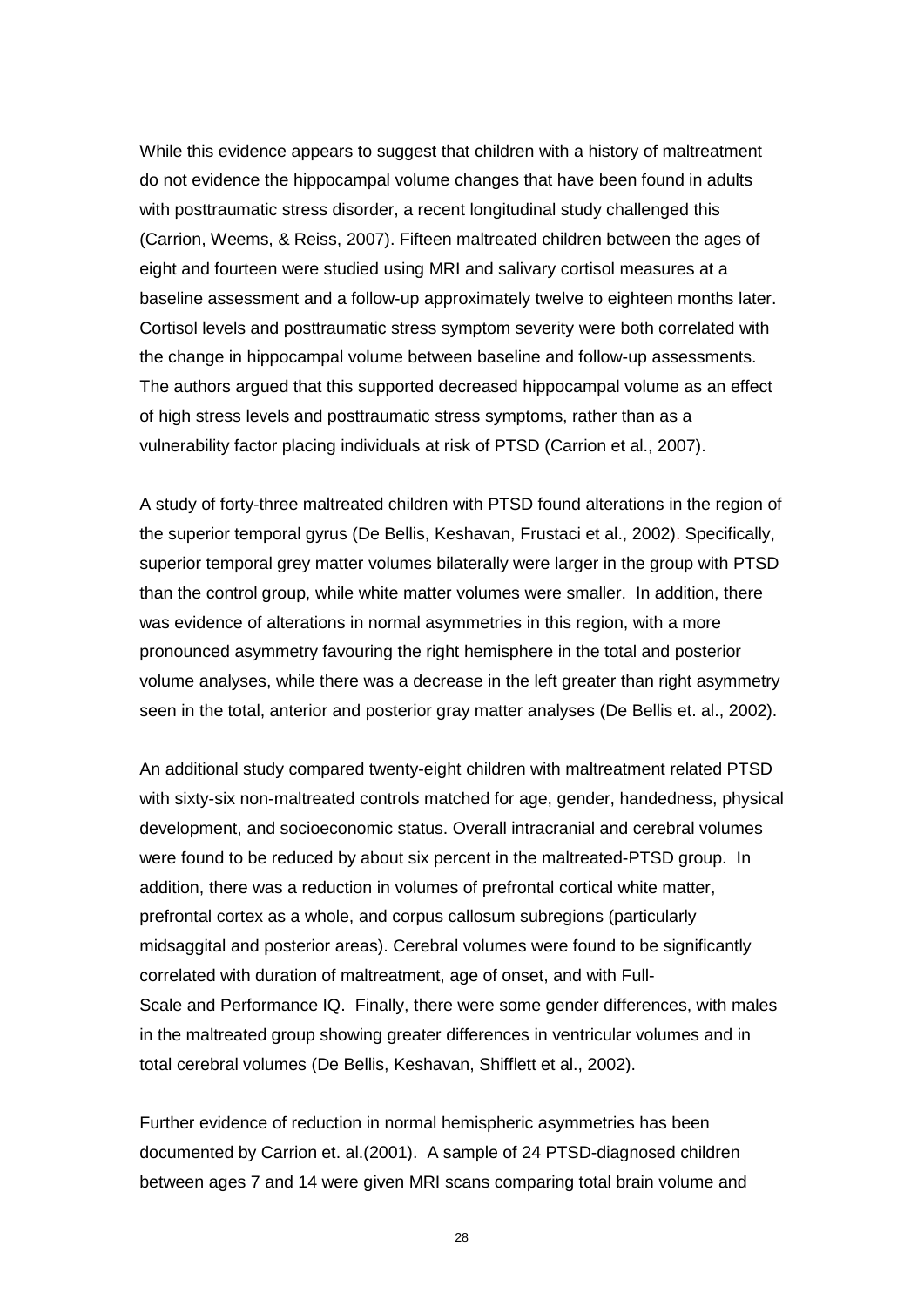While this evidence appears to suggest that children with a history of maltreatment do not evidence the hippocampal volume changes that have been found in adults with posttraumatic stress disorder, a recent longitudinal study challenged this (Carrion, Weems, & Reiss, 2007). Fifteen maltreated children between the ages of eight and fourteen were studied using MRI and salivary cortisol measures at a baseline assessment and a follow-up approximately twelve to eighteen months later. Cortisol levels and posttraumatic stress symptom severity were both correlated with the change in hippocampal volume between baseline and follow-up assessments. The authors argued that this supported decreased hippocampal volume as an effect of high stress levels and posttraumatic stress symptoms, rather than as a vulnerability factor placing individuals at risk of PTSD (Carrion et al., 2007).

A study of forty-three maltreated children with PTSD found alterations in the region of the superior temporal gyrus (De Bellis, Keshavan, Frustaci et al., 2002). Specifically, superior temporal grey matter volumes bilaterally were larger in the group with PTSD than the control group, while white matter volumes were smaller. In addition, there was evidence of alterations in normal asymmetries in this region, with a more pronounced asymmetry favouring the right hemisphere in the total and posterior volume analyses, while there was a decrease in the left greater than right asymmetry seen in the total, anterior and posterior gray matter analyses (De Bellis et. al., 2002).

An additional study compared twenty-eight children with maltreatment related PTSD with sixty-six non-maltreated controls matched for age, gender, handedness, physical development, and socioeconomic status. Overall intracranial and cerebral volumes were found to be reduced by about six percent in the maltreated-PTSD group. In addition, there was a reduction in volumes of prefrontal cortical white matter, prefrontal cortex as a whole, and corpus callosum subregions (particularly midsaggital and posterior areas). Cerebral volumes were found to be significantly correlated with duration of maltreatment, age of onset, and with Full-Scale and Performance IQ. Finally, there were some gender differences, with males in the maltreated group showing greater differences in ventricular volumes and in total cerebral volumes (De Bellis, Keshavan, Shifflett et al., 2002).

Further evidence of reduction in normal hemispheric asymmetries has been documented by Carrion et. al.(2001). A sample of 24 PTSD-diagnosed children between ages 7 and 14 were given MRI scans comparing total brain volume and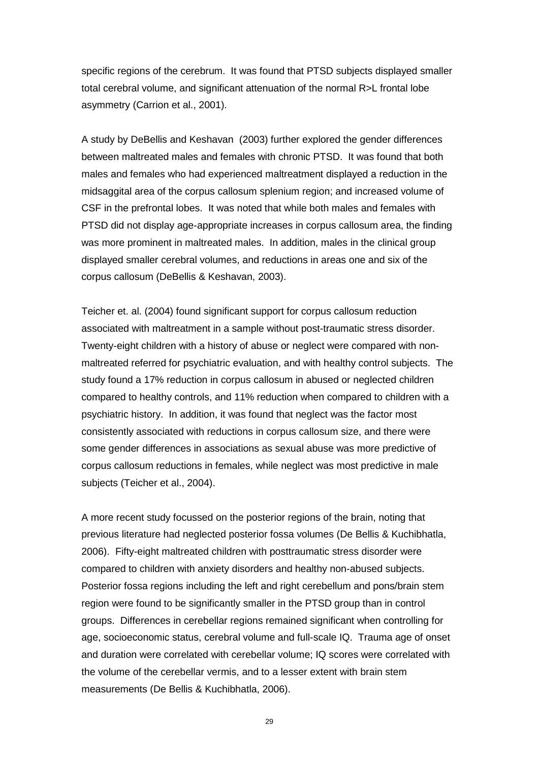specific regions of the cerebrum. It was found that PTSD subjects displayed smaller total cerebral volume, and significant attenuation of the normal R>L frontal lobe asymmetry (Carrion et al., 2001).

A study by DeBellis and Keshavan (2003) further explored the gender differences between maltreated males and females with chronic PTSD. It was found that both males and females who had experienced maltreatment displayed a reduction in the midsaggital area of the corpus callosum splenium region; and increased volume of CSF in the prefrontal lobes. It was noted that while both males and females with PTSD did not display age-appropriate increases in corpus callosum area, the finding was more prominent in maltreated males. In addition, males in the clinical group displayed smaller cerebral volumes, and reductions in areas one and six of the corpus callosum (DeBellis & Keshavan, 2003).

Teicher et. al. (2004) found significant support for corpus callosum reduction associated with maltreatment in a sample without post-traumatic stress disorder. Twenty-eight children with a history of abuse or neglect were compared with non-maltreated referred for psychiatric evaluation, and with healthy control subjects. The study found a 17% reduction in corpus callosum in abused or neglected children compared to healthy controls, and 11% reduction when compared to children with a psychiatric history. In addition, it was found that neglect was the factor most consistently associated with reductions in corpus callosum size, and there were some gender differences in associations as sexual abuse was more predictive of corpus callosum reductions in females, while neglect was most predictive in male subjects (Teicher et al., 2004).

A more recent study focussed on the posterior regions of the brain, noting that previous literature had neglected posterior fossa volumes (De Bellis & Kuchibhatla, 2006). Fifty-eight maltreated children with posttraumatic stress disorder were compared to children with anxiety disorders and healthy non-abused subjects. Posterior fossa regions including the left and right cerebellum and pons/brain stem region were found to be significantly smaller in the PTSD group than in control groups. Differences in cerebellar regions remained significant when controlling for age, socioeconomic status, cerebral volume and full-scale IQ. Trauma age of onset and duration were correlated with cerebellar volume; IQ scores were correlated with the volume of the cerebellar vermis, and to a lesser extent with brain stem measurements (De Bellis & Kuchibhatla, 2006).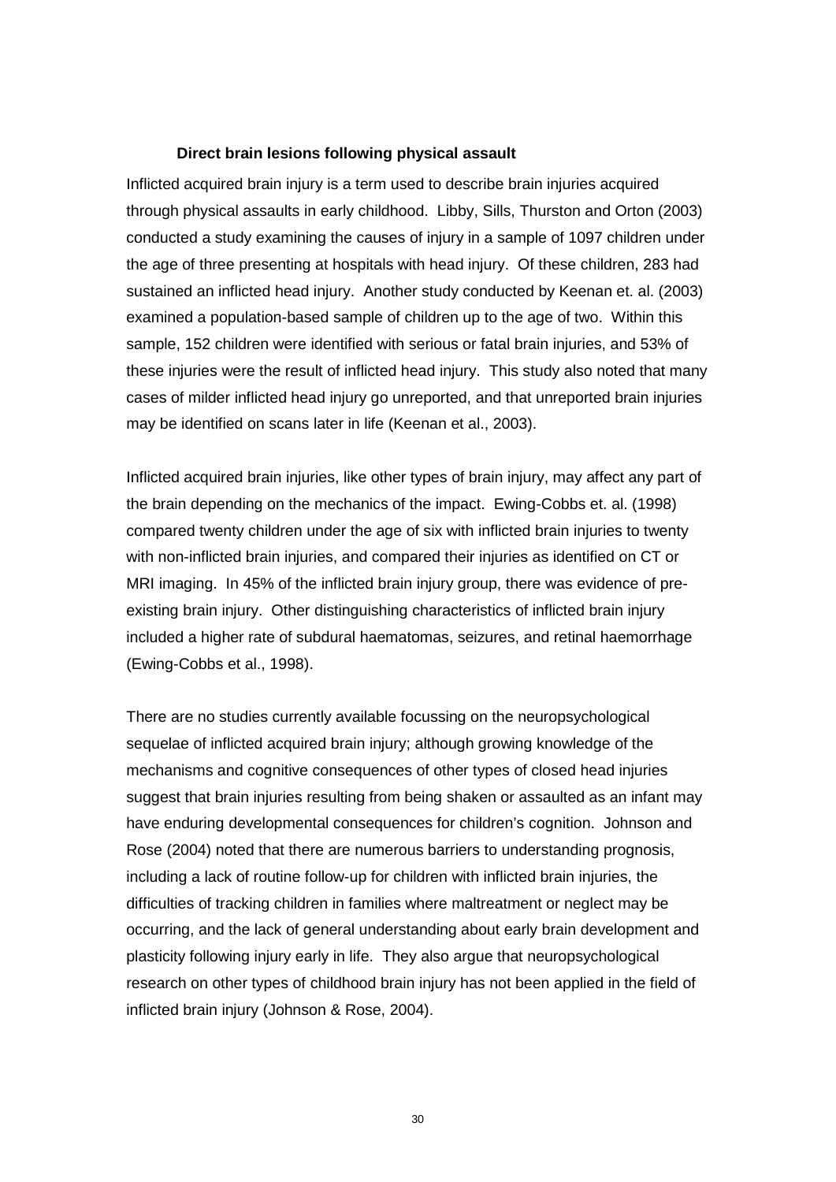### **Direct brain lesions following physical assault**

Inflicted acquired brain injury is a term used to describe brain injuries acquired through physical assaults in early childhood. Libby, Sills, Thurston and Orton (2003) conducted a study examining the causes of injury in a sample of 1097 children under the age of three presenting at hospitals with head injury. Of these children, 283 had sustained an inflicted head injury. Another study conducted by Keenan et. al. (2003) examined a population-based sample of children up to the age of two. Within this sample, 152 children were identified with serious or fatal brain injuries, and 53% of these injuries were the result of inflicted head injury. This study also noted that many cases of milder inflicted head injury go unreported, and that unreported brain injuries may be identified on scans later in life (Keenan et al., 2003).

Inflicted acquired brain injuries, like other types of brain injury, may affect any part of the brain depending on the mechanics of the impact. Ewing-Cobbs et. al. (1998) compared twenty children under the age of six with inflicted brain injuries to twenty with non-inflicted brain injuries, and compared their injuries as identified on CT or MRI imaging. In 45% of the inflicted brain injury group, there was evidence of pre-existing brain injury. Other distinguishing characteristics of inflicted brain injury included a higher rate of subdural haematomas, seizures, and retinal haemorrhage (Ewing-Cobbs et al., 1998).

There are no studies currently available focussing on the neuropsychological sequelae of inflicted acquired brain injury; although growing knowledge of the mechanisms and cognitive consequences of other types of closed head injuries suggest that brain injuries resulting from being shaken or assaulted as an infant may have enduring developmental consequences for children's cognition. Johnson and Rose (2004) noted that there are numerous barriers to understanding prognosis, including a lack of routine follow-up for children with inflicted brain injuries, the difficulties of tracking children in families where maltreatment or neglect may be occurring, and the lack of general understanding about early brain development and plasticity following injury early in life. They also argue that neuropsychological research on other types of childhood brain injury has not been applied in the field of inflicted brain injury (Johnson & Rose, 2004).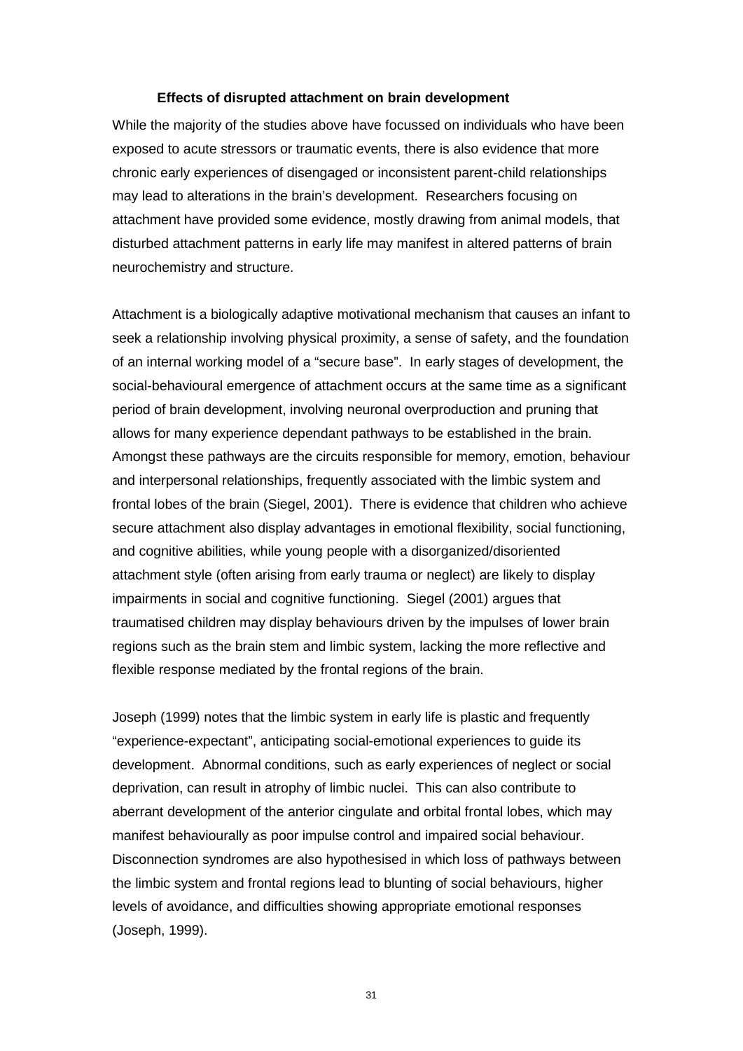### Effects of disrupted attachment on brain development

While the majority of the studies above have focussed on individuals who have been exposed to acute stressors or traumatic events, there is also evidence that more chronic early experiences of disengaged or inconsistent parent-child relationships may lead to alterations in the brain's development. Researchers focusing on attachment have provided some evidence, mostly drawing from animal models, that disturbed attachment patterns in early life may manifest in altered patterns of brain neurochemistry and structure.

Attachment is a biologically adaptive motivational mechanism that causes an infant to seek a relationship involving physical proximity, a sense of safety, and the foundation of an internal working model of a "secure base". In early stages of development, the social-behavioural emergence of attachment occurs at the same time as a significant period of brain development, involving neuronal overproduction and pruning that allows for many experience dependant pathways to be established in the brain. Amongst these pathways are the circuits responsible for memory, emotion, behaviour and interpersonal relationships, frequently associated with the limbic system and frontal lobes of the brain (Siegel, 2001). There is evidence that children who achieve secure attachment also display advantages in emotional flexibility, social functioning, and cognitive abilities, while young people with a disorganized/disoriented attachment style (often arising from early trauma or neglect) are likely to display impairments in social and cognitive functioning. Siegel (2001) argues that traumatised children may display behaviours driven by the impulses of lower brain regions such as the brain stem and limbic system, lacking the more reflective and flexible response mediated by the frontal regions of the brain.

Joseph (1999) notes that the limbic system in early life is plastic and frequently "experience-expectant", anticipating social-emotional experiences to guide its development. Abnormal conditions, such as early experiences of neglect or social deprivation, can result in atrophy of limbic nuclei. This can also contribute to aberrant development of the anterior cingulate and orbital frontal lobes, which may manifest behaviourally as poor impulse control and impaired social behaviour. Disconnection syndromes are also hypothesised in which loss of pathways between the limbic system and frontal regions lead to blunting of social behaviours, higher levels of avoidance, and difficulties showing appropriate emotional responses (Joseph, 1999).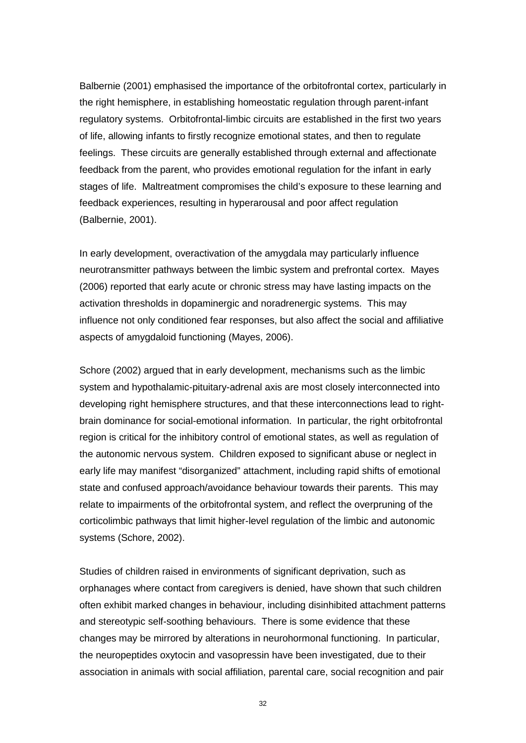Balbernie (2001) emphasised the importance of the orbitofrontal cortex, particularly in the right hemisphere, in establishing homeostatic regulation through parent-infant regulatory systems. Orbitofrontal-limbic circuits are established in the first two years of life, allowing infants to firstly recognize emotional states, and then to regulate feelings. These circuits are generally established through external and affectionate feedback from the parent, who provides emotional regulation for the infant in early stages of life. Maltreatment compromises the child's exposure to these learning and feedback experiences, resulting in hyperarousal and poor affect regulation (Balbernie, 2001).

In early development, overactivation of the amygdala may particularly influence neurotransmitter pathways between the limbic system and prefrontal cortex. Mayes (2006) reported that early acute or chronic stress may have lasting impacts on the activation thresholds in dopaminergic and noradrenergic systems. This may influence not only conditioned fear responses, but also affect the social and affiliative aspects of amygdaloid functioning (Mayes, 2006).

Schore (2002) argued that in early development, mechanisms such as the limbic system and hypothalamic-pituitary-adrenal axis are most closely interconnected into developing right hemisphere structures, and that these interconnections lead to right-brain dominance for social-emotional information. In particular, the right orbitofrontal region is critical for the inhibitory control of emotional states, as well as regulation of the autonomic nervous system. Children exposed to significant abuse or neglect in early life may manifest "disorganized" attachment, including rapid shifts of emotional state and confused approach/avoidance behaviour towards their parents. This may relate to impairments of the orbitofrontal system, and reflect the overpruning of the corticolimbic pathways that limit higher-level regulation of the limbic and autonomic systems (Schore, 2002).

Studies of children raised in environments of significant deprivation, such as orphanages where contact from caregivers is denied, have shown that such children often exhibit marked changes in behaviour, including disinhibited attachment patterns and stereotypic self-soothing behaviours. There is some evidence that these changes may be mirrored by alterations in neurohormonal functioning. In particular, the neuropeptides oxytocin and vasopressin have been investigated, due to their association in animals with social affiliation, parental care, social recognition and pair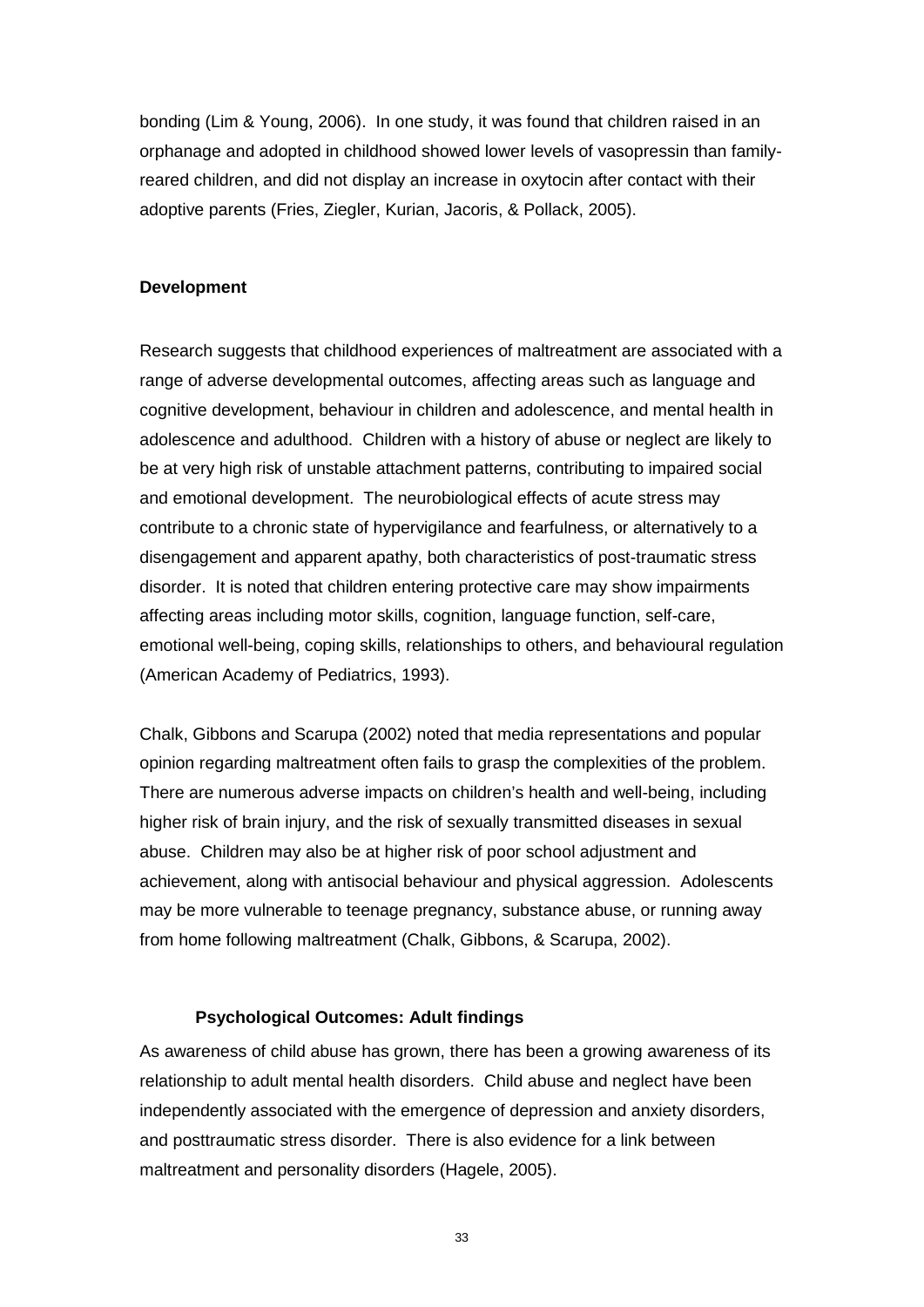bonding (Lim & Young, 2006). In one study, it was found that children raised in an orphanage and adopted in childhood showed lower levels of vasopressin than family-reared children, and did not display an increase in oxytocin after contact with their adoptive parents (Fries, Ziegler, Kurian, Jacoris, & Pollack, 2005).

### Development

Research suggests that childhood experiences of maltreatment are associated with a range of adverse developmental outcomes, affecting areas such as language and cognitive development, behaviour in children and adolescence, and mental health in adolescence and adulthood. Children with a history of abuse or neglect are likely to be at very high risk of unstable attachment patterns, contributing to impaired social and emotional development. The neurobiological effects of acute stress may contribute to a chronic state of hypervigilance and fearfulness, or alternatively to a disengagement and apparent apathy, both characteristics of post-traumatic stress disorder. It is noted that children entering protective care may show impairments affecting areas including motor skills, cognition, language function, self-care, emotional well-being, coping skills, relationships to others, and behavioural regulation (American Academy of Pediatrics, 1993).

Chalk, Gibbons and Scarupa (2002) noted that media representations and popular opinion regarding maltreatment often fails to grasp the complexities of the problem. There are numerous adverse impacts on children's health and well-being, including higher risk of brain injury, and the risk of sexually transmitted diseases in sexual abuse. Children may also be at higher risk of poor school adjustment and achievement, along with antisocial behaviour and physical aggression. Adolescents may be more vulnerable to teenage pregnancy, substance abuse, or running away from home following maltreatment (Chalk, Gibbons, & Scarupa, 2002).

#### Psychological Outcomes: Adult findings

As awareness of child abuse has grown, there has been a growing awareness of its relationship to adult mental health disorders. Child abuse and neglect have been independently associated with the emergence of depression and anxiety disorders, and posttraumatic stress disorder. There is also evidence for a link between maltreatment and personality disorders (Hagele, 2005).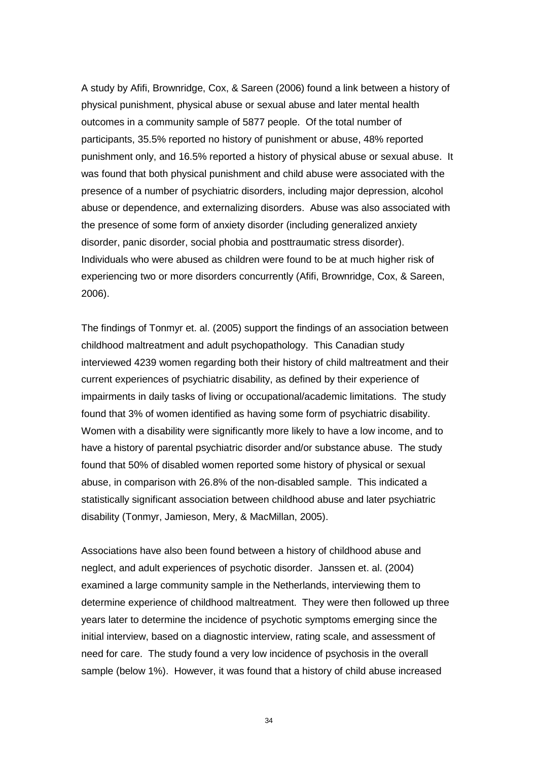A study by Afifi, Brownridge, Cox, & Sareen (2006) found a link between a history of physical punishment, physical abuse or sexual abuse and later mental health outcomes in a community sample of 5877 people. Of the total number of participants, 35.5% reported no history of punishment or abuse, 48% reported punishment only, and 16.5% reported a history of physical abuse or sexual abuse. It was found that both physical punishment and child abuse were associated with the presence of a number of psychiatric disorders, including major depression, alcohol abuse or dependence, and externalizing disorders. Abuse was also associated with the presence of some form of anxiety disorder (including generalized anxiety disorder, panic disorder, social phobia and posttraumatic stress disorder). Individuals who were abused as children were found to be at much higher risk of experiencing two or more disorders concurrently (Afifi, Brownridge, Cox, & Sareen, 2006).

The findings of Tonmyr et. al. (2005) support the findings of an association between childhood maltreatment and adult psychopathology. This Canadian study interviewed 4239 women regarding both their history of child maltreatment and their current experiences of psychiatric disability, as defined by their experience of impairments in daily tasks of living or occupational/academic limitations. The study found that 3% of women identified as having some form of psychiatric disability. Women with a disability were significantly more likely to have a low income, and to have a history of parental psychiatric disorder and/or substance abuse. The study found that 50% of disabled women reported some history of physical or sexual abuse, in comparison with 26.8% of the non-disabled sample. This indicated a statistically significant association between childhood abuse and later psychiatric disability (Tonmyr, Jamieson, Mery, & MacMillan, 2005).

Associations have also been found between a history of childhood abuse and neglect, and adult experiences of psychotic disorder. Janssen et. al. (2004) examined a large community sample in the Netherlands, interviewing them to determine experience of childhood maltreatment. They were then followed up three years later to determine the incidence of psychotic symptoms emerging since the initial interview, based on a diagnostic interview, rating scale, and assessment of need for care. The study found a very low incidence of psychosis in the overall sample (below 1%). However, it was found that a history of child abuse increased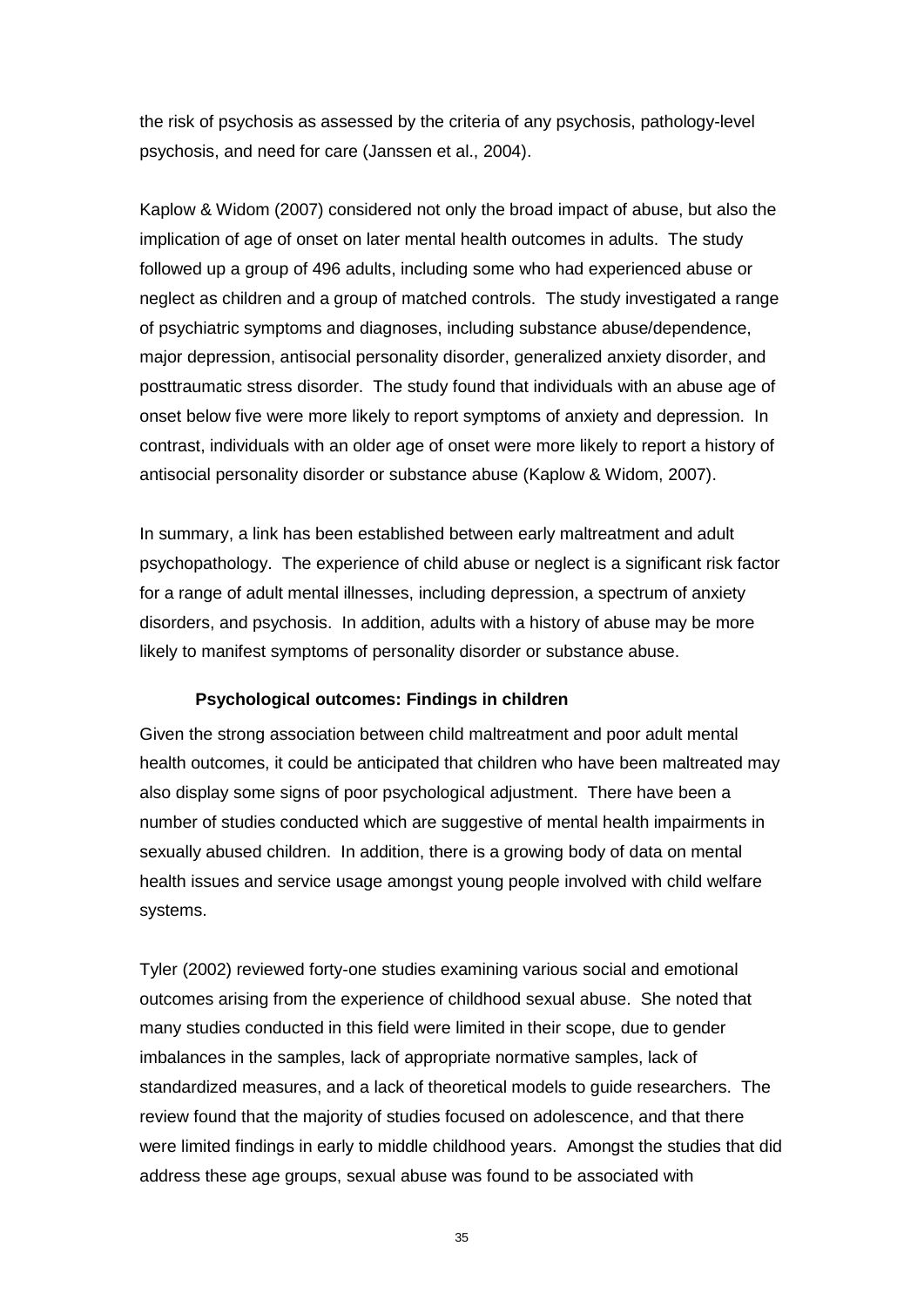the risk of psychosis as assessed by the criteria of any psychosis, pathology-level psychosis, and need for care (Janssen et al., 2004).

Kaplow & Widom (2007) considered not only the broad impact of abuse, but also the implication of age of onset on later mental health outcomes in adults. The study followed up a group of 496 adults, including some who had experienced abuse or neglect as children and a group of matched controls. The study investigated a range of psychiatric symptoms and diagnoses, including substance abuse/dependence, major depression, antisocial personality disorder, generalized anxiety disorder, and posttraumatic stress disorder. The study found that individuals with an abuse age of onset below five were more likely to report symptoms of anxiety and depression. In contrast, individuals with an older age of onset were more likely to report a history of antisocial personality disorder or substance abuse (Kaplow & Widom, 2007).

In summary, a link has been established between early maltreatment and adult psychopathology. The experience of child abuse or neglect is a significant risk factor for a range of adult mental illnesses, including depression, a spectrum of anxiety disorders, and psychosis. In addition, adults with a history of abuse may be more likely to manifest symptoms of personality disorder or substance abuse.

### Psychological outcomes: Findings in children

Given the strong association between child maltreatment and poor adult mental health outcomes, it could be anticipated that children who have been maltreated may also display some signs of poor psychological adjustment. There have been a number of studies conducted which are suggestive of mental health impairments in sexually abused children. In addition, there is a growing body of data on mental health issues and service usage amongst young people involved with child welfare systems.

Tyler (2002) reviewed forty-one studies examining various social and emotional outcomes arising from the experience of childhood sexual abuse. She noted that many studies conducted in this field were limited in their scope, due to gender imbalances in the samples, lack of appropriate normative samples, lack of standardized measures, and a lack of theoretical models to guide researchers. The review found that the majority of studies focused on adolescence, and that there were limited findings in early to middle childhood years. Amongst the studies that did address these age groups, sexual abuse was found to be associated with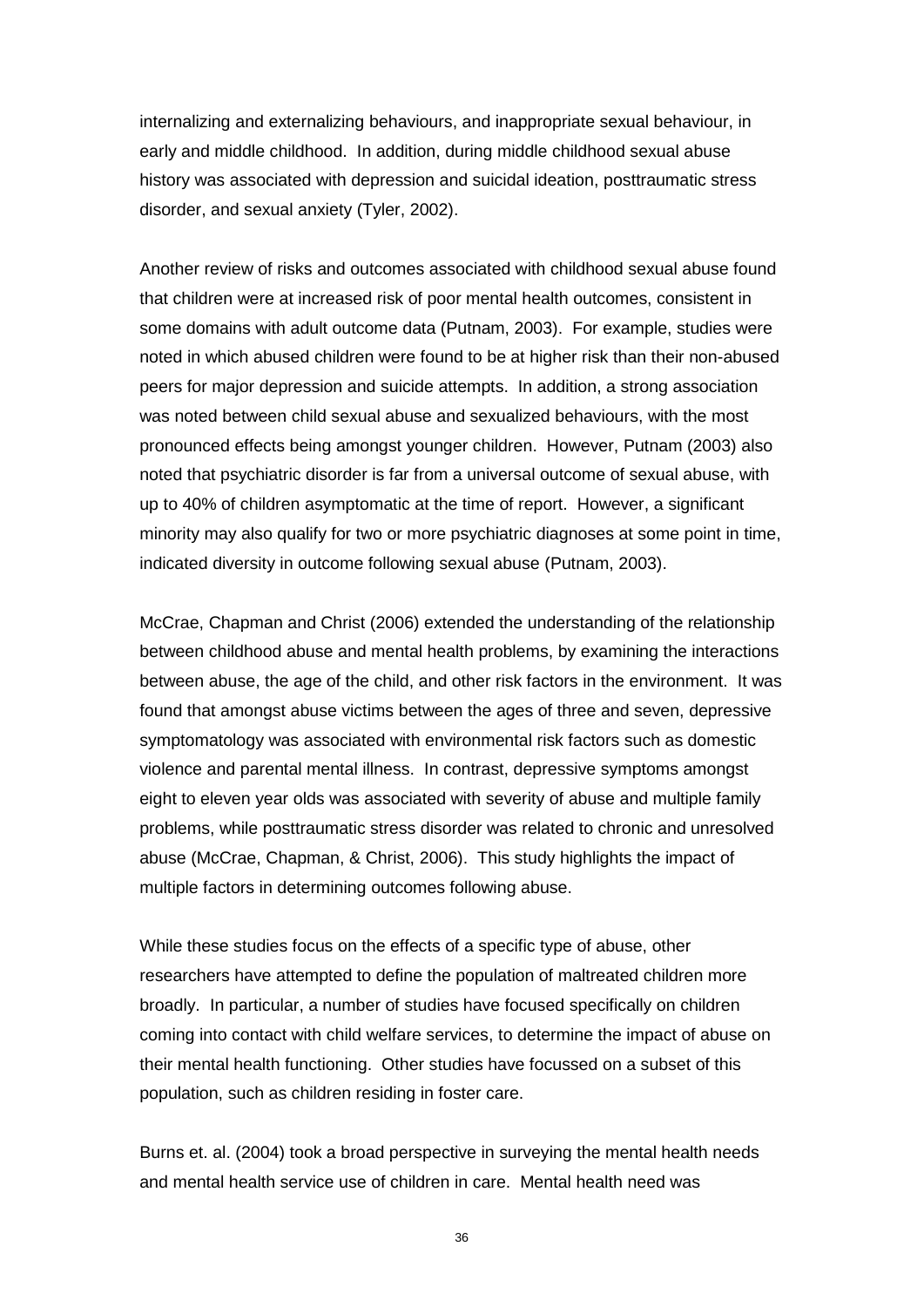internalizing and externalizing behaviours, and inappropriate sexual behaviour, in early and middle childhood. In addition, during middle childhood sexual abuse history was associated with depression and suicidal ideation, posttraumatic stress disorder, and sexual anxiety (Tyler, 2002).

Another review of risks and outcomes associated with childhood sexual abuse found that children were at increased risk of poor mental health outcomes, consistent in some domains with adult outcome data (Putnam, 2003). For example, studies were noted in which abused children were found to be at higher risk than their non-abused peers for major depression and suicide attempts. In addition, a strong association was noted between child sexual abuse and sexualized behaviours, with the most pronounced effects being amongst younger children. However, Putnam (2003) also noted that psychiatric disorder is far from a universal outcome of sexual abuse, with up to 40% of children asymptomatic at the time of report. However, a significant minority may also qualify for two or more psychiatric diagnoses at some point in time, indicated diversity in outcome following sexual abuse (Putnam, 2003).

McCrae, Chapman and Christ (2006) extended the understanding of the relationship between childhood abuse and mental health problems, by examining the interactions between abuse, the age of the child, and other risk factors in the environment. It was found that amongst abuse victims between the ages of three and seven, depressive symptomatology was associated with environmental risk factors such as domestic violence and parental mental illness. In contrast, depressive symptoms amongst eight to eleven year olds was associated with severity of abuse and multiple family problems, while posttraumatic stress disorder was related to chronic and unresolved abuse (McCrae, Chapman, & Christ, 2006). This study highlights the impact of multiple factors in determining outcomes following abuse.

While these studies focus on the effects of a specific type of abuse, other researchers have attempted to define the population of maltreated children more broadly. In particular, a number of studies have focused specifically on children coming into contact with child welfare services, to determine the impact of abuse on their mental health functioning. Other studies have focussed on a subset of this population, such as children residing in foster care.

Burns et. al. (2004) took a broad perspective in surveying the mental health needs and mental health service use of children in care. Mental health need was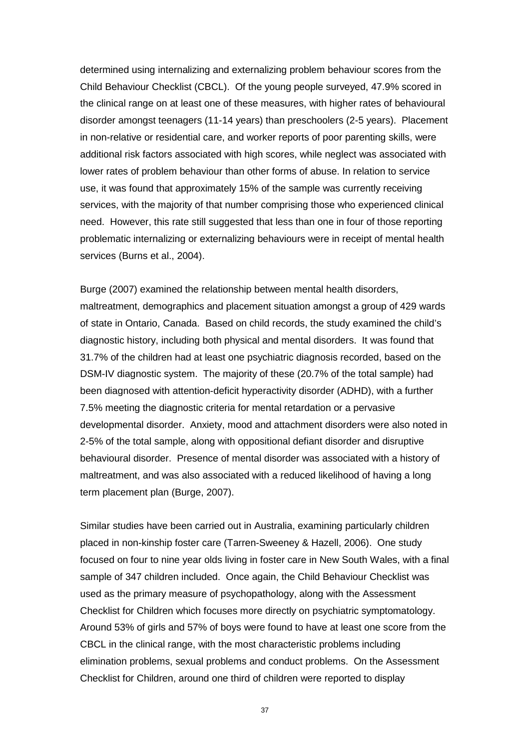determined using internalizing and externalizing problem behaviour scores from the Child Behaviour Checklist (CBCL). Of the young people surveyed, 47.9% scored in the clinical range on at least one of these measures, with higher rates of behavioural disorder amongst teenagers (11-14 years) than preschoolers (2-5 years). Placement in non-relative or residential care, and worker reports of poor parenting skills, were additional risk factors associated with high scores, while neglect was associated with lower rates of problem behaviour than other forms of abuse. In relation to service use, it was found that approximately 15% of the sample was currently receiving services, with the majority of that number comprising those who experienced clinical need. However, this rate still suggested that less than one in four of those reporting problematic internalizing or externalizing behaviours were in receipt of mental health services (Burns et al., 2004).

Burge (2007) examined the relationship between mental health disorders, maltreatment, demographics and placement situation amongst a group of 429 wards of state in Ontario, Canada. Based on child records, the study examined the child's diagnostic history, including both physical and mental disorders. It was found that 31.7% of the children had at least one psychiatric diagnosis recorded, based on the DSM-IV diagnostic system. The majority of these (20.7% of the total sample) had been diagnosed with attention-deficit hyperactivity disorder (ADHD), with a further 7.5% meeting the diagnostic criteria for mental retardation or a pervasive developmental disorder. Anxiety, mood and attachment disorders were also noted in 2-5% of the total sample, along with oppositional defiant disorder and disruptive behavioural disorder. Presence of mental disorder was associated with a history of maltreatment, and was also associated with a reduced likelihood of having a long term placement plan (Burge, 2007).

Similar studies have been carried out in Australia, examining particularly children placed in non-kinship foster care (Tarren-Sweeney & Hazell, 2006). One study focused on four to nine year olds living in foster care in New South Wales, with a final sample of 347 children included. Once again, the Child Behaviour Checklist was used as the primary measure of psychopathology, along with the Assessment Checklist for Children which focuses more directly on psychiatric symptomatology. Around 53% of girls and 57% of boys were found to have at least one score from the CBCL in the clinical range, with the most characteristic problems including elimination problems, sexual problems and conduct problems. On the Assessment Checklist for Children, around one third of children were reported to display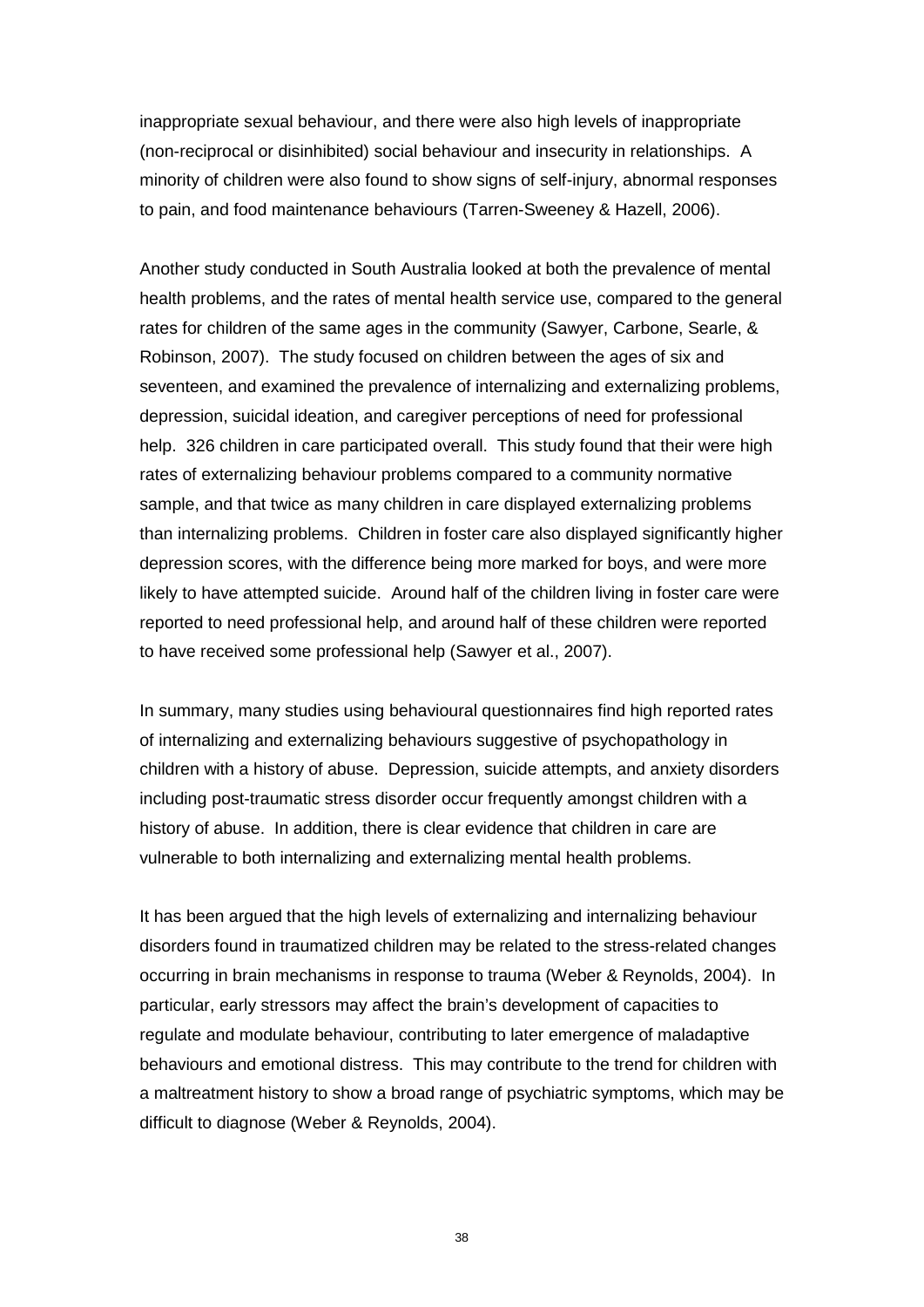inappropriate sexual behaviour, and there were also high levels of inappropriate (non-reciprocal or disinhibited) social behaviour and insecurity in relationships. A minority of children were also found to show signs of self-injury, abnormal responses to pain, and food maintenance behaviours (Tarren-Sweeney & Hazell, 2006).

Another study conducted in South Australia looked at both the prevalence of mental health problems, and the rates of mental health service use, compared to the general rates for children of the same ages in the community (Sawyer, Carbone, Searle, & Robinson, 2007). The study focused on children between the ages of six and seventeen, and examined the prevalence of internalizing and externalizing problems, depression, suicidal ideation, and caregiver perceptions of need for professional help. 326 children in care participated overall. This study found that their were high rates of externalizing behaviour problems compared to a community normative sample, and that twice as many children in care displayed externalizing problems than internalizing problems. Children in foster care also displayed significantly higher depression scores, with the difference being more marked for boys, and were more likely to have attempted suicide. Around half of the children living in foster care were reported to need professional help, and around half of these children were reported to have received some professional help (Sawyer et al., 2007).

In summary, many studies using behavioural questionnaires find high reported rates of internalizing and externalizing behaviours suggestive of psychopathology in children with a history of abuse. Depression, suicide attempts, and anxiety disorders including post-traumatic stress disorder occur frequently amongst children with a history of abuse. In addition, there is clear evidence that children in care are vulnerable to both internalizing and externalizing mental health problems.

It has been argued that the high levels of externalizing and internalizing behaviour disorders found in traumatized children may be related to the stress-related changes occurring in brain mechanisms in response to trauma (Weber & Reynolds, 2004). In particular, early stressors may affect the brain's development of capacities to regulate and modulate behaviour, contributing to later emergence of maladaptive behaviours and emotional distress. This may contribute to the trend for children with a maltreatment history to show a broad range of psychiatric symptoms, which may be difficult to diagnose (Weber & Reynolds, 2004).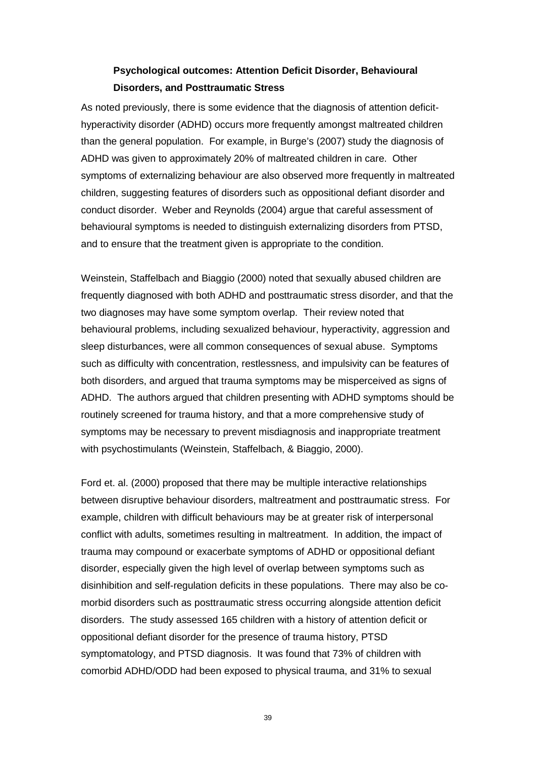### Psychological outcomes: Attention Deficit Disorder, Behavioural Disorders, and Posttraumatic Stress

As noted previously, there is some evidence that the diagnosis of attention deficit-hyperactivity disorder (ADHD) occurs more frequently amongst maltreated children than the general population. For example, in Burge's (2007) study the diagnosis of ADHD was given to approximately 20% of maltreated children in care. Other symptoms of externalizing behaviour are also observed more frequently in maltreated children, suggesting features of disorders such as oppositional defiant disorder and conduct disorder. Weber and Reynolds (2004) argue that careful assessment of behavioural symptoms is needed to distinguish externalizing disorders from PTSD, and to ensure that the treatment given is appropriate to the condition.

Weinstein, Staffelbach and Biaggio (2000) noted that sexually abused children are frequently diagnosed with both ADHD and posttraumatic stress disorder, and that the two diagnoses may have some symptom overlap. Their review noted that behavioural problems, including sexualized behaviour, hyperactivity, aggression and sleep disturbances, were all common consequences of sexual abuse. Symptoms such as difficulty with concentration, restlessness, and impulsivity can be features of both disorders, and argued that trauma symptoms may be misperceived as signs of ADHD. The authors argued that children presenting with ADHD symptoms should be routinely screened for trauma history, and that a more comprehensive study of symptoms may be necessary to prevent misdiagnosis and inappropriate treatment with psychostimulants (Weinstein, Staffelbach, & Biaggio, 2000).

Ford et. al. (2000) proposed that there may be multiple interactive relationships between disruptive behaviour disorders, maltreatment and posttraumatic stress. For example, children with difficult behaviours may be at greater risk of interpersonal conflict with adults, sometimes resulting in maltreatment. In addition, the impact of trauma may compound or exacerbate symptoms of ADHD or oppositional defiant disorder, especially given the high level of overlap between symptoms such as disinhibition and self-regulation deficits in these populations. There may also be co-morbid disorders such as posttraumatic stress occurring alongside attention deficit disorders. The study assessed 165 children with a history of attention deficit or oppositional defiant disorder for the presence of trauma history, PTSD symptomatology, and PTSD diagnosis. It was found that 73% of children with comorbid ADHD/ODD had been exposed to physical trauma, and 31% to sexual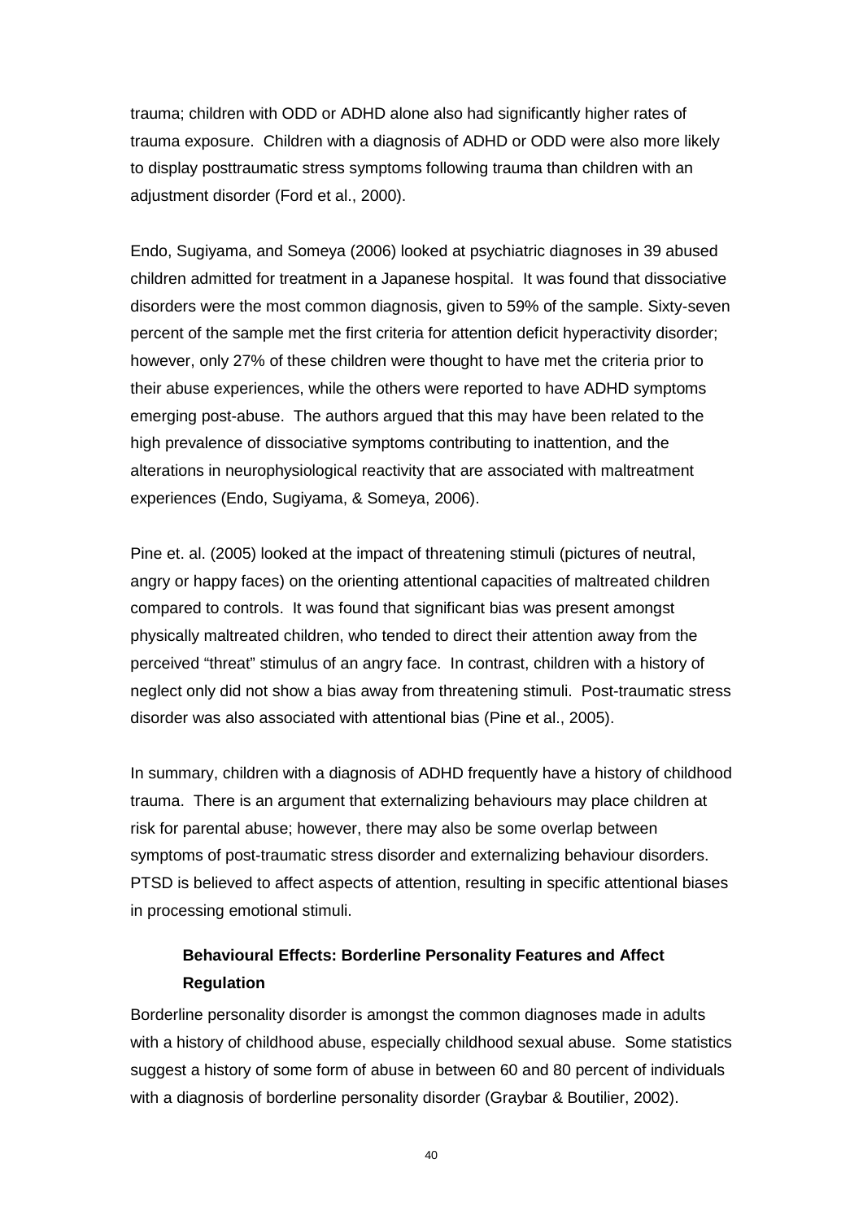trauma; children with ODD or ADHD alone also had significantly higher rates of trauma exposure. Children with a diagnosis of ADHD or ODD were also more likely to display posttraumatic stress symptoms following trauma than children with an adjustment disorder (Ford et al., 2000).

Endo, Sugiyama, and Someya (2006) looked at psychiatric diagnoses in 39 abused children admitted for treatment in a Japanese hospital. It was found that dissociative disorders were the most common diagnosis, given to 59% of the sample. Sixty-seven percent of the sample met the first criteria for attention deficit hyperactivity disorder; however, only 27% of these children were thought to have met the criteria prior to their abuse experiences, while the others were reported to have ADHD symptoms emerging post-abuse. The authors argued that this may have been related to the high prevalence of dissociative symptoms contributing to inattention, and the alterations in neurophysiological reactivity that are associated with maltreatment experiences (Endo, Sugiyama, & Someya, 2006).

Pine et. al. (2005) looked at the impact of threatening stimuli (pictures of neutral, angry or happy faces) on the orienting attentional capacities of maltreated children compared to controls. It was found that significant bias was present amongst physically maltreated children, who tended to direct their attention away from the perceived "threat" stimulus of an angry face. In contrast, children with a history of neglect only did not show a bias away from threatening stimuli. Post-traumatic stress disorder was also associated with attentional bias (Pine et al., 2005).

In summary, children with a diagnosis of ADHD frequently have a history of childhood trauma. There is an argument that externalizing behaviours may place children at risk for parental abuse; however, there may also be some overlap between symptoms of post-traumatic stress disorder and externalizing behaviour disorders. PTSD is believed to affect aspects of attention, resulting in specific attentional biases in processing emotional stimuli.

### Behavioural Effects: Borderline Personality Features and Affect Regulation

Borderline personality disorder is amongst the common diagnoses made in adults with a history of childhood abuse, especially childhood sexual abuse. Some statistics suggest a history of some form of abuse in between 60 and 80 percent of individuals with a diagnosis of borderline personality disorder (Graybar & Boutilier, 2002).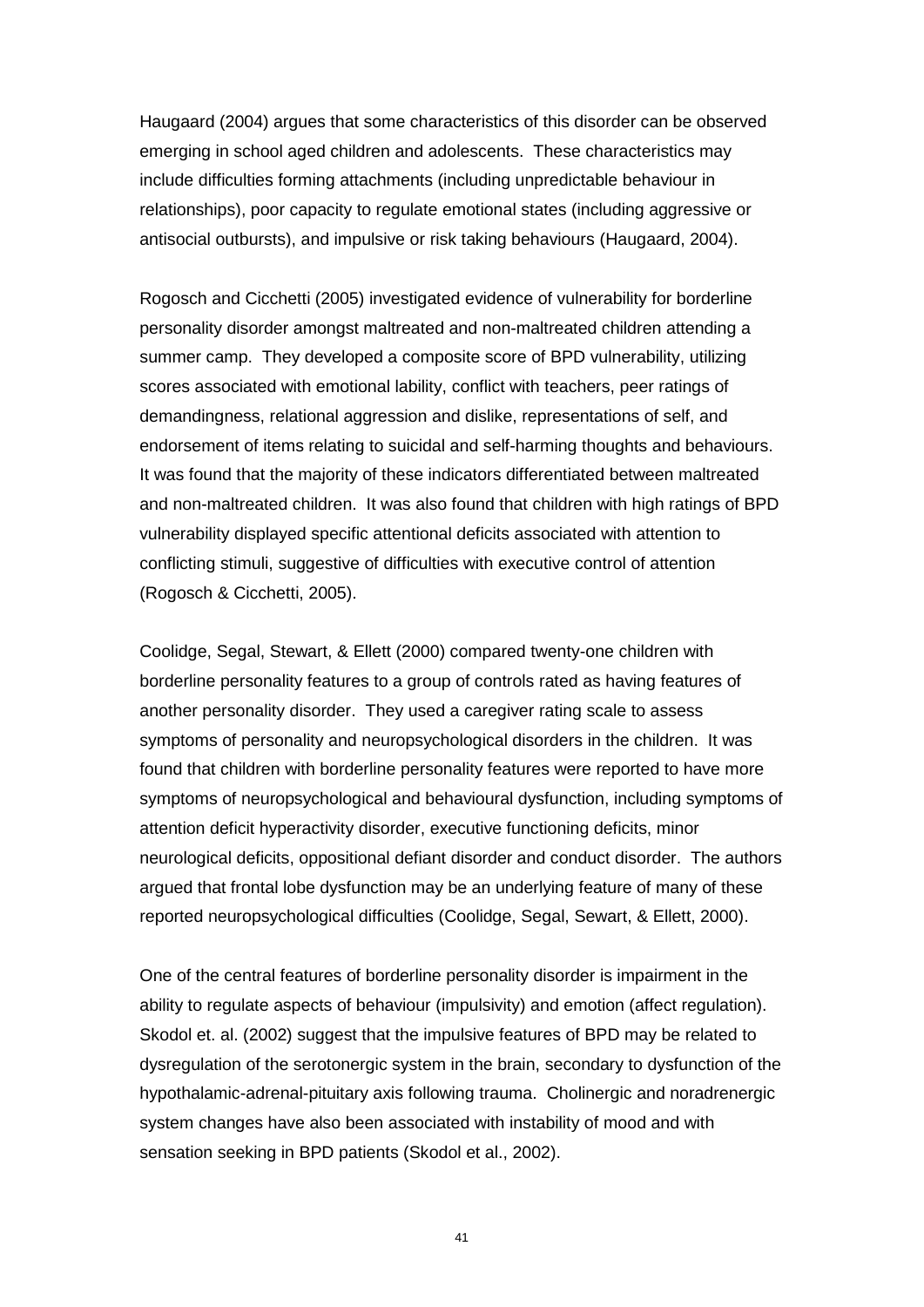Haugaard (2004) argues that some characteristics of this disorder can be observed emerging in school aged children and adolescents. These characteristics may include difficulties forming attachments (including unpredictable behaviour in relationships), poor capacity to regulate emotional states (including aggressive or antisocial outbursts), and impulsive or risk taking behaviours (Haugaard, 2004).

Rogosch and Cicchetti (2005) investigated evidence of vulnerability for borderline personality disorder amongst maltreated and non-maltreated children attending a summer camp. They developed a composite score of BPD vulnerability, utilizing scores associated with emotional lability, conflict with teachers, peer ratings of demandingness, relational aggression and dislike, representations of self, and endorsement of items relating to suicidal and self-harming thoughts and behaviours. It was found that the majority of these indicators differentiated between maltreated and non-maltreated children. It was also found that children with high ratings of BPD vulnerability displayed specific attentional deficits associated with attention to conflicting stimuli, suggestive of difficulties with executive control of attention (Rogosch & Cicchetti, 2005).

Coolidge, Segal, Stewart, & Ellett (2000) compared twenty-one children with borderline personality features to a group of controls rated as having features of another personality disorder. They used a caregiver rating scale to assess symptoms of personality and neuropsychological disorders in the children. It was found that children with borderline personality features were reported to have more symptoms of neuropsychological and behavioural dysfunction, including symptoms of attention deficit hyperactivity disorder, executive functioning deficits, minor neurological deficits, oppositional defiant disorder and conduct disorder. The authors argued that frontal lobe dysfunction may be an underlying feature of many of these reported neuropsychological difficulties (Coolidge, Segal, Sewart, & Ellett, 2000).

One of the central features of borderline personality disorder is impairment in the ability to regulate aspects of behaviour (impulsivity) and emotion (affect regulation). Skodol et. al. (2002) suggest that the impulsive features of BPD may be related to dysregulation of the serotonergic system in the brain, secondary to dysfunction of the hypothalamic-adrenal-pituitary axis following trauma. Cholinergic and noradrenergic system changes have also been associated with instability of mood and with sensation seeking in BPD patients (Skodol et al., 2002).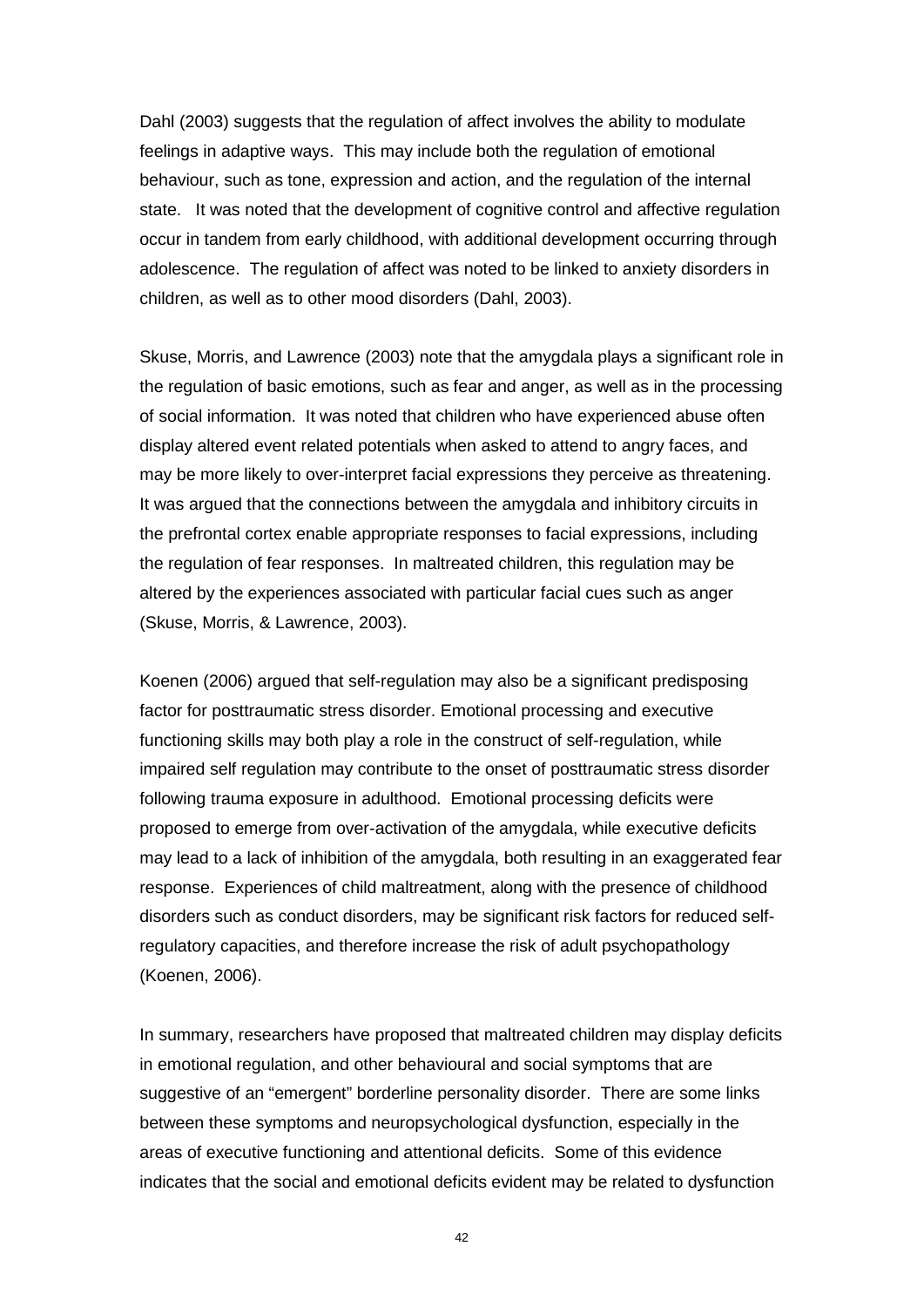Dahl (2003) suggests that the regulation of affect involves the ability to modulate feelings in adaptive ways. This may include both the regulation of emotional behaviour, such as tone, expression and action, and the regulation of the internal state. It was noted that the development of cognitive control and affective regulation occur in tandem from early childhood, with additional development occurring through adolescence. The regulation of affect was noted to be linked to anxiety disorders in children, as well as to other mood disorders (Dahl, 2003).

Skuse, Morris, and Lawrence (2003) note that the amygdala plays a significant role in the regulation of basic emotions, such as fear and anger, as well as in the processing of social information. It was noted that children who have experienced abuse often display altered event related potentials when asked to attend to angry faces, and may be more likely to over-interpret facial expressions they perceive as threatening. It was argued that the connections between the amygdala and inhibitory circuits in the prefrontal cortex enable appropriate responses to facial expressions, including the regulation of fear responses. In maltreated children, this regulation may be altered by the experiences associated with particular facial cues such as anger (Skuse, Morris, & Lawrence, 2003).

Koenen (2006) argued that self-regulation may also be a significant predisposing factor for posttraumatic stress disorder. Emotional processing and executive functioning skills may both play a role in the construct of self-regulation, while impaired self regulation may contribute to the onset of posttraumatic stress disorder following trauma exposure in adulthood. Emotional processing deficits were proposed to emerge from over-activation of the amygdala, while executive deficits may lead to a lack of inhibition of the amygdala, both resulting in an exaggerated fear response. Experiences of child maltreatment, along with the presence of childhood disorders such as conduct disorders, may be significant risk factors for reduced self-regulatory capacities, and therefore increase the risk of adult psychopathology (Koenen, 2006).

In summary, researchers have proposed that maltreated children may display deficits in emotional regulation, and other behavioural and social symptoms that are suggestive of an "emergent" borderline personality disorder. There are some links between these symptoms and neuropsychological dysfunction, especially in the areas of executive functioning and attentional deficits. Some of this evidence indicates that the social and emotional deficits evident may be related to dysfunction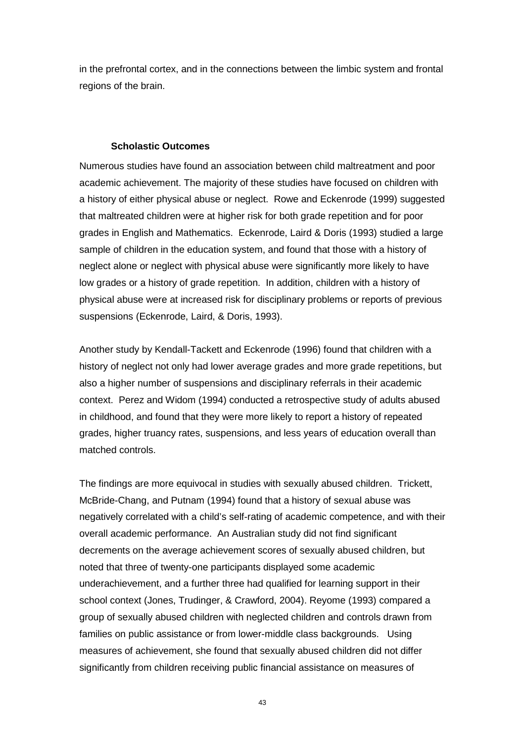in the prefrontal cortex, and in the connections between the limbic system and frontal regions of the brain.

### Scholastic Outcomes

Numerous studies have found an association between child maltreatment and poor academic achievement. The majority of these studies have focused on children with a history of either physical abuse or neglect. Rowe and Eckenrode (1999) suggested that maltreated children were at higher risk for both grade repetition and for poor grades in English and Mathematics. Eckenrode, Laird & Doris (1993) studied a large sample of children in the education system, and found that those with a history of neglect alone or neglect with physical abuse were significantly more likely to have low grades or a history of grade repetition. In addition, children with a history of physical abuse were at increased risk for disciplinary problems or reports of previous suspensions (Eckenrode, Laird, & Doris, 1993).

Another study by Kendall-Tackett and Eckenrode (1996) found that children with a history of neglect not only had lower average grades and more grade repetitions, but also a higher number of suspensions and disciplinary referrals in their academic context. Perez and Widom (1994) conducted a retrospective study of adults abused in childhood, and found that they were more likely to report a history of repeated grades, higher truancy rates, suspensions, and less years of education overall than matched controls.

The findings are more equivocal in studies with sexually abused children. Trickett, McBride-Chang, and Putnam (1994) found that a history of sexual abuse was negatively correlated with a child's self-rating of academic competence, and with their overall academic performance. An Australian study did not find significant decrements on the average achievement scores of sexually abused children, but noted that three of twenty-one participants displayed some academic underachievement, and a further three had qualified for learning support in their school context (Jones, Trudinger, & Crawford, 2004). Reyome (1993) compared a group of sexually abused children with neglected children and controls drawn from families on public assistance or from lower-middle class backgrounds. Using measures of achievement, she found that sexually abused children did not differ significantly from children receiving public financial assistance on measures of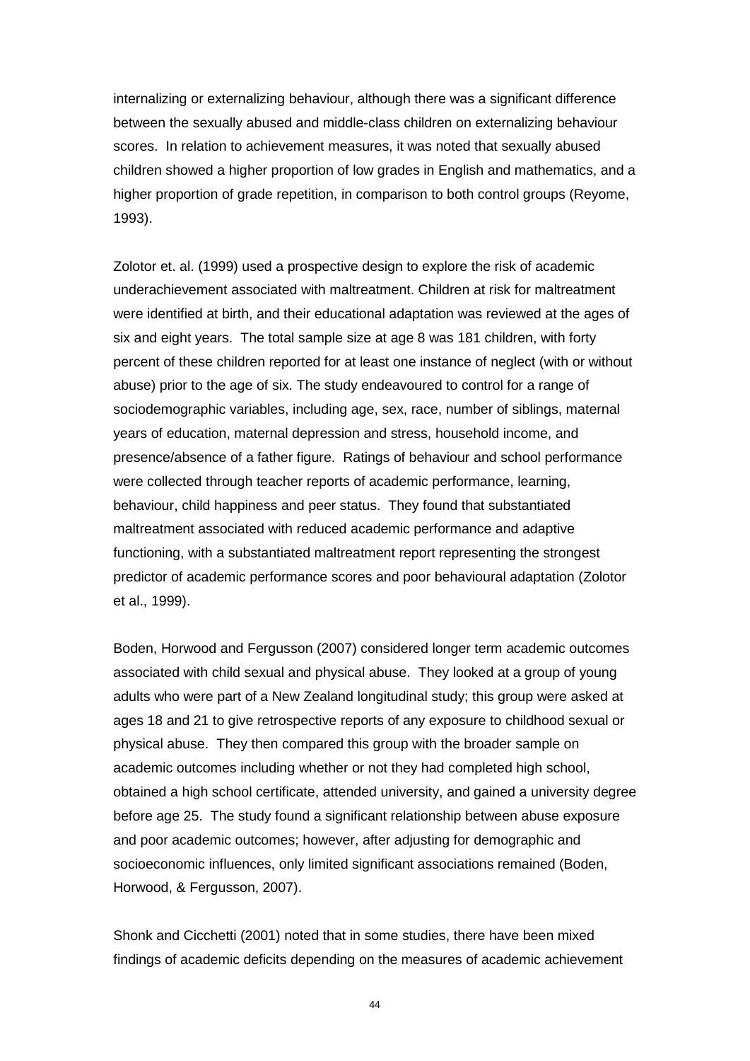internalizing or externalizing behaviour, although there was a significant difference between the sexually abused and middle-class children on externalizing behaviour scores. In relation to achievement measures, it was noted that sexually abused children showed a higher proportion of low grades in English and mathematics, and a higher proportion of grade repetition, in comparison to both control groups (Reyome, 1993).

Zolotor et. al. (1999) used a prospective design to explore the risk of academic underachievement associated with maltreatment. Children at risk for maltreatment were identified at birth, and their educational adaptation was reviewed at the ages of six and eight years. The total sample size at age 8 was 181 children, with forty percent of these children reported for at least one instance of neglect (with or without abuse) prior to the age of six. The study endeavoured to control for a range of sociodemographic variables, including age, sex, race, number of siblings, maternal years of education, maternal depression and stress, household income, and presence/absence of a father figure. Ratings of behaviour and school performance were collected through teacher reports of academic performance, learning, behaviour, child happiness and peer status. They found that substantiated maltreatment associated with reduced academic performance and adaptive functioning, with a substantiated maltreatment report representing the strongest predictor of academic performance scores and poor behavioural adaptation (Zolotor et al., 1999).

Boden, Horwood and Fergusson (2007) considered longer term academic outcomes associated with child sexual and physical abuse. They looked at a group of young adults who were part of a New Zealand longitudinal study; this group were asked at ages 18 and 21 to give retrospective reports of any exposure to childhood sexual or physical abuse. They then compared this group with the broader sample on academic outcomes including whether or not they had completed high school, obtained a high school certificate, attended university, and gained a university degree before age 25. The study found a significant relationship between abuse exposure and poor academic outcomes; however, after adjusting for demographic and socioeconomic influences, only limited significant associations remained (Boden, Horwood, & Fergusson, 2007).

Shonk and Cicchetti (2001) noted that in some studies, there have been mixed findings of academic deficits depending on the measures of academic achievement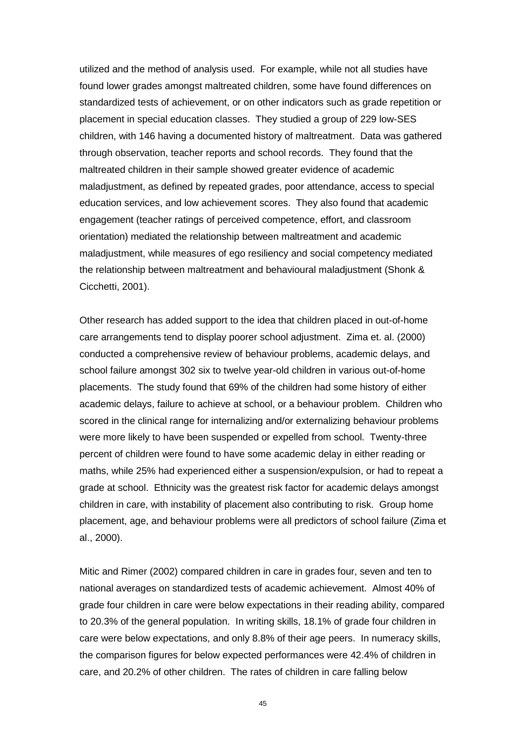utilized and the method of analysis used. For example, while not all studies have found lower grades amongst maltreated children, some have found differences on standardized tests of achievement, or on other indicators such as grade repetition or placement in special education classes. They studied a group of 229 low-SES children, with 146 having a documented history of maltreatment. Data was gathered through observation, teacher reports and school records. They found that the maltreated children in their sample showed greater evidence of academic maladjustment, as defined by repeated grades, poor attendance, access to special education services, and low achievement scores. They also found that academic engagement (teacher ratings of perceived competence, effort, and classroom orientation) mediated the relationship between maltreatment and academic maladjustment, while measures of ego resiliency and social competency mediated the relationship between maltreatment and behavioural maladjustment (Shonk & Cicchetti, 2001).

Other research has added support to the idea that children placed in out-of-home care arrangements tend to display poorer school adjustment. Zima et. al. (2000) conducted a comprehensive review of behaviour problems, academic delays, and school failure amongst 302 six to twelve year-old children in various out-of-home placements. The study found that 69% of the children had some history of either academic delays, failure to achieve at school, or a behaviour problem. Children who scored in the clinical range for internalizing and/or externalizing behaviour problems were more likely to have been suspended or expelled from school. Twenty-three percent of children were found to have some academic delay in either reading or maths, while 25% had experienced either a suspension/expulsion, or had to repeat a grade at school. Ethnicity was the greatest risk factor for academic delays amongst children in care, with instability of placement also contributing to risk. Group home placement, age, and behaviour problems were all predictors of school failure (Zima et al., 2000).

Mitic and Rimer (2002) compared children in care in grades four, seven and ten to national averages on standardized tests of academic achievement. Almost 40% of grade four children in care were below expectations in their reading ability, compared to 20.3% of the general population. In writing skills, 18.1% of grade four children in care were below expectations, and only 8.8% of their age peers. In numeracy skills, the comparison figures for below expected performances were 42.4% of children in care, and 20.2% of other children. The rates of children in care falling below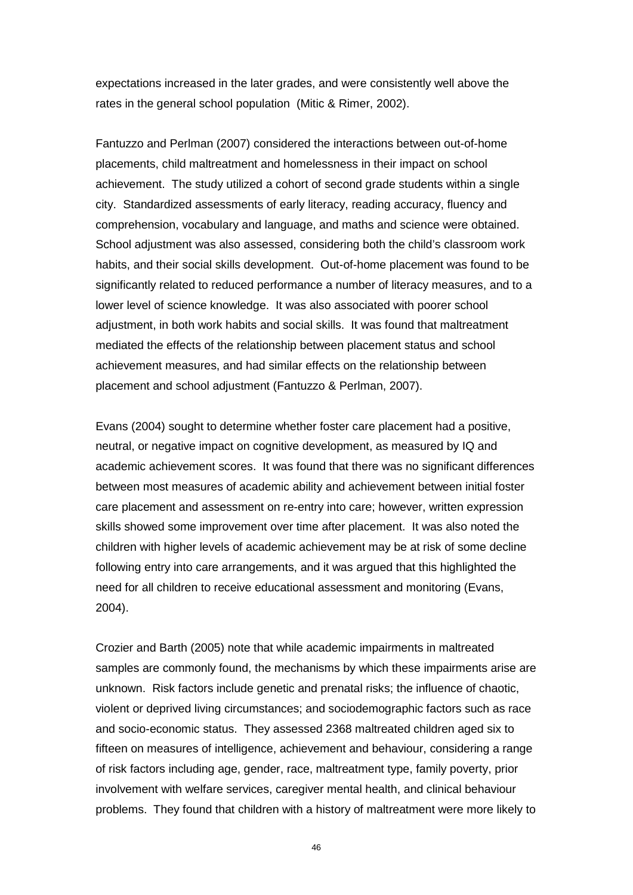expectations increased in the later grades, and were consistently well above the rates in the general school population (Mitic & Rimer, 2002).

Fantuzzo and Perlman (2007) considered the interactions between out-of-home placements, child maltreatment and homelessness in their impact on school achievement. The study utilized a cohort of second grade students within a single city. Standardized assessments of early literacy, reading accuracy, fluency and comprehension, vocabulary and language, and maths and science were obtained. School adjustment was also assessed, considering both the child's classroom work habits, and their social skills development. Out-of-home placement was found to be significantly related to reduced performance a number of literacy measures, and to a lower level of science knowledge. It was also associated with poorer school adjustment, in both work habits and social skills. It was found that maltreatment mediated the effects of the relationship between placement status and school achievement measures, and had similar effects on the relationship between placement and school adjustment (Fantuzzo & Perlman, 2007).

Evans (2004) sought to determine whether foster care placement had a positive, neutral, or negative impact on cognitive development, as measured by IQ and academic achievement scores. It was found that there was no significant differences between most measures of academic ability and achievement between initial foster care placement and assessment on re-entry into care; however, written expression skills showed some improvement over time after placement. It was also noted the children with higher levels of academic achievement may be at risk of some decline following entry into care arrangements, and it was argued that this highlighted the need for all children to receive educational assessment and monitoring (Evans, 2004).

Crozier and Barth (2005) note that while academic impairments in maltreated samples are commonly found, the mechanisms by which these impairments arise are unknown. Risk factors include genetic and prenatal risks; the influence of chaotic, violent or deprived living circumstances; and sociodemographic factors such as race and socio-economic status. They assessed 2368 maltreated children aged six to fifteen on measures of intelligence, achievement and behaviour, considering a range of risk factors including age, gender, race, maltreatment type, family poverty, prior involvement with welfare services, caregiver mental health, and clinical behaviour problems. They found that children with a history of maltreatment were more likely to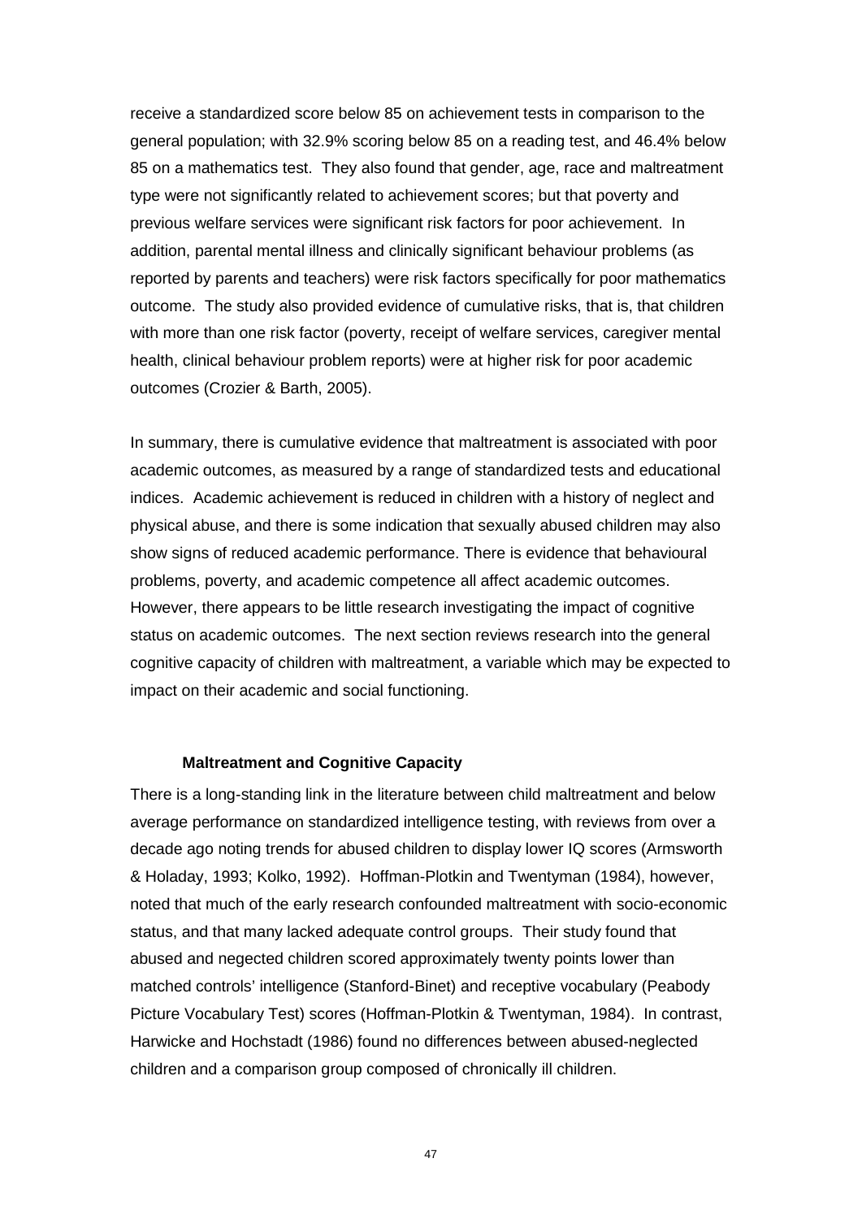receive a standardized score below 85 on achievement tests in comparison to the general population; with 32.9% scoring below 85 on a reading test, and 46.4% below 85 on a mathematics test. They also found that gender, age, race and maltreatment type were not significantly related to achievement scores; but that poverty and previous welfare services were significant risk factors for poor achievement. In addition, parental mental illness and clinically significant behaviour problems (as reported by parents and teachers) were risk factors specifically for poor mathematics outcome. The study also provided evidence of cumulative risks, that is, that children with more than one risk factor (poverty, receipt of welfare services, caregiver mental health, clinical behaviour problem reports) were at higher risk for poor academic outcomes (Crozier & Barth, 2005).

In summary, there is cumulative evidence that maltreatment is associated with poor academic outcomes, as measured by a range of standardized tests and educational indices. Academic achievement is reduced in children with a history of neglect and physical abuse, and there is some indication that sexually abused children may also show signs of reduced academic performance. There is evidence that behavioural problems, poverty, and academic competence all affect academic outcomes. However, there appears to be little research investigating the impact of cognitive status on academic outcomes. The next section reviews research into the general cognitive capacity of children with maltreatment, a variable which may be expected to impact on their academic and social functioning.

### Maltreatment and Cognitive Capacity

There is a long-standing link in the literature between child maltreatment and below average performance on standardized intelligence testing, with reviews from over a decade ago noting trends for abused children to display lower IQ scores (Armsworth & Holaday, 1993; Kolko, 1992). Hoffman-Plotkin and Twentyman (1984), however, noted that much of the early research confounded maltreatment with socio-economic status, and that many lacked adequate control groups. Their study found that abused and negected children scored approximately twenty points lower than matched controls' intelligence (Stanford-Binet) and receptive vocabulary (Peabody Picture Vocabulary Test) scores (Hoffman-Plotkin & Twentyman, 1984). In contrast, Harwicke and Hochstadt (1986) found no differences between abused-neglected children and a comparison group composed of chronically ill children.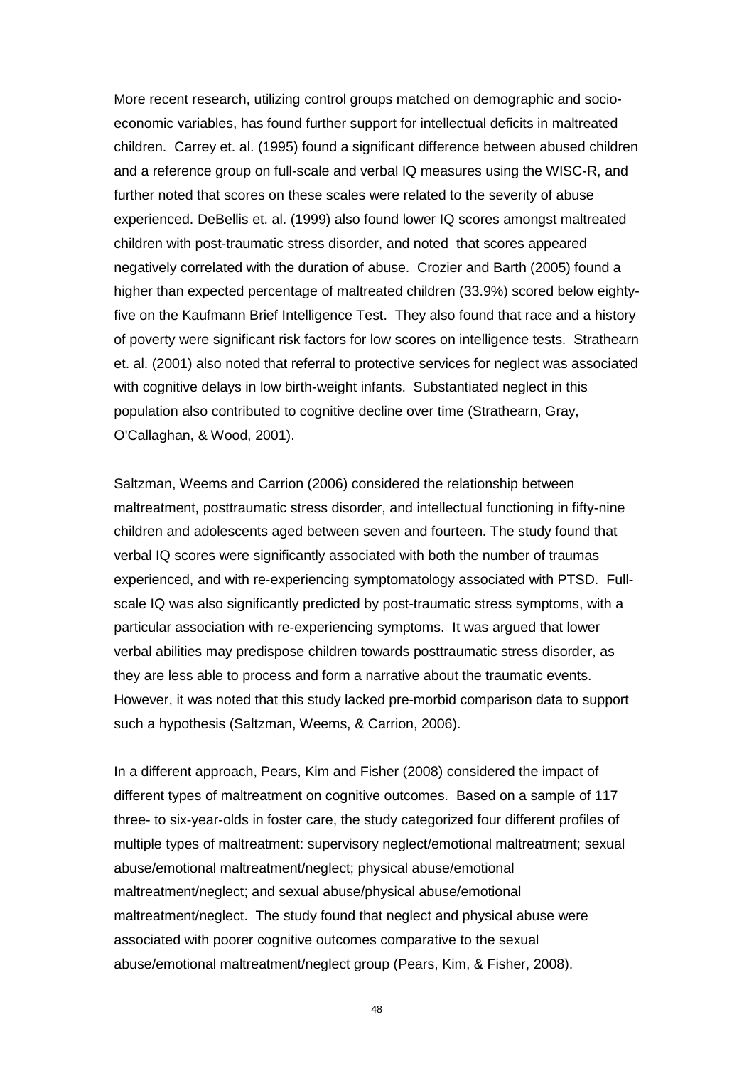More recent research, utilizing control groups matched on demographic and socio-economic variables, has found further support for intellectual deficits in maltreated children. Carrey et. al. (1995) found a significant difference between abused children and a reference group on full-scale and verbal IQ measures using the WISC-R, and further noted that scores on these scales were related to the severity of abuse experienced. DeBellis et. al. (1999) also found lower IQ scores amongst maltreated children with post-traumatic stress disorder, and noted that scores appeared negatively correlated with the duration of abuse. Crozier and Barth (2005) found a higher than expected percentage of maltreated children (33.9%) scored below eighty-five on the Kaufmann Brief Intelligence Test. They also found that race and a history of poverty were significant risk factors for low scores on intelligence tests. Strathearn et. al. (2001) also noted that referral to protective services for neglect was associated with cognitive delays in low birth-weight infants. Substantiated neglect in this population also contributed to cognitive decline over time (Strathearn, Gray, O'Callaghan, & Wood, 2001).

Saltzman, Weems and Carrion (2006) considered the relationship between maltreatment, posttraumatic stress disorder, and intellectual functioning in fifty-nine children and adolescents aged between seven and fourteen. The study found that verbal IQ scores were significantly associated with both the number of traumas experienced, and with re-experiencing symptomatology associated with PTSD. Full-scale IQ was also significantly predicted by post-traumatic stress symptoms, with a particular association with re-experiencing symptoms. It was argued that lower verbal abilities may predispose children towards posttraumatic stress disorder, as they are less able to process and form a narrative about the traumatic events. However, it was noted that this study lacked pre-morbid comparison data to support such a hypothesis (Saltzman, Weems, & Carrion, 2006).

In a different approach, Pears, Kim and Fisher (2008) considered the impact of different types of maltreatment on cognitive outcomes. Based on a sample of 117 three- to six-year-olds in foster care, the study categorized four different profiles of multiple types of maltreatment: supervisory neglect/emotional maltreatment; sexual abuse/emotional maltreatment/neglect; physical abuse/emotional maltreatment/neglect; and sexual abuse/physical abuse/emotional maltreatment/neglect. The study found that neglect and physical abuse were associated with poorer cognitive outcomes comparative to the sexual abuse/emotional maltreatment/neglect group (Pears, Kim, & Fisher, 2008).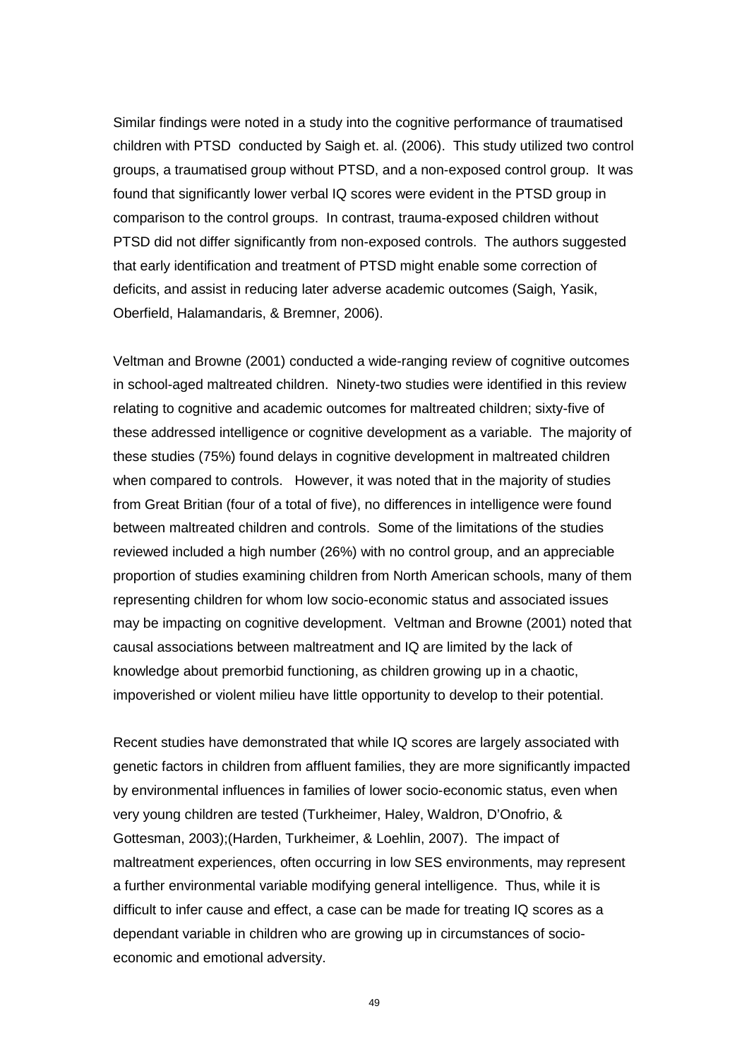Similar findings were noted in a study into the cognitive performance of traumatised children with PTSD conducted by Saigh et. al. (2006). This study utilized two control groups, a traumatised group without PTSD, and a non-exposed control group. It was found that significantly lower verbal IQ scores were evident in the PTSD group in comparison to the control groups. In contrast, trauma-exposed children without PTSD did not differ significantly from non-exposed controls. The authors suggested that early identification and treatment of PTSD might enable some correction of deficits, and assist in reducing later adverse academic outcomes (Saigh, Yasik, Oberfield, Halamandaris, & Bremner, 2006).

Veltman and Browne (2001) conducted a wide-ranging review of cognitive outcomes in school-aged maltreated children. Ninety-two studies were identified in this review relating to cognitive and academic outcomes for maltreated children; sixty-five of these addressed intelligence or cognitive development as a variable. The majority of these studies (75%) found delays in cognitive development in maltreated children when compared to controls. However, it was noted that in the majority of studies from Great Britian (four of a total of five), no differences in intelligence were found between maltreated children and controls. Some of the limitations of the studies reviewed included a high number (26%) with no control group, and an appreciable proportion of studies examining children from North American schools, many of them representing children for whom low socio-economic status and associated issues may be impacting on cognitive development. Veltman and Browne (2001) noted that causal associations between maltreatment and IQ are limited by the lack of knowledge about premorbid functioning, as children growing up in a chaotic, impoverished or violent milieu have little opportunity to develop to their potential.

Recent studies have demonstrated that while IQ scores are largely associated with genetic factors in children from affluent families, they are more significantly impacted by environmental influences in families of lower socio-economic status, even when very young children are tested (Turkheimer, Haley, Waldron, D'Onofrio, & Gottesman, 2003);(Harden, Turkheimer, & Loehlin, 2007). The impact of maltreatment experiences, often occurring in low SES environments, may represent a further environmental variable modifying general intelligence. Thus, while it is difficult to infer cause and effect, a case can be made for treating IQ scores as a dependant variable in children who are growing up in circumstances of socio-economic and emotional adversity.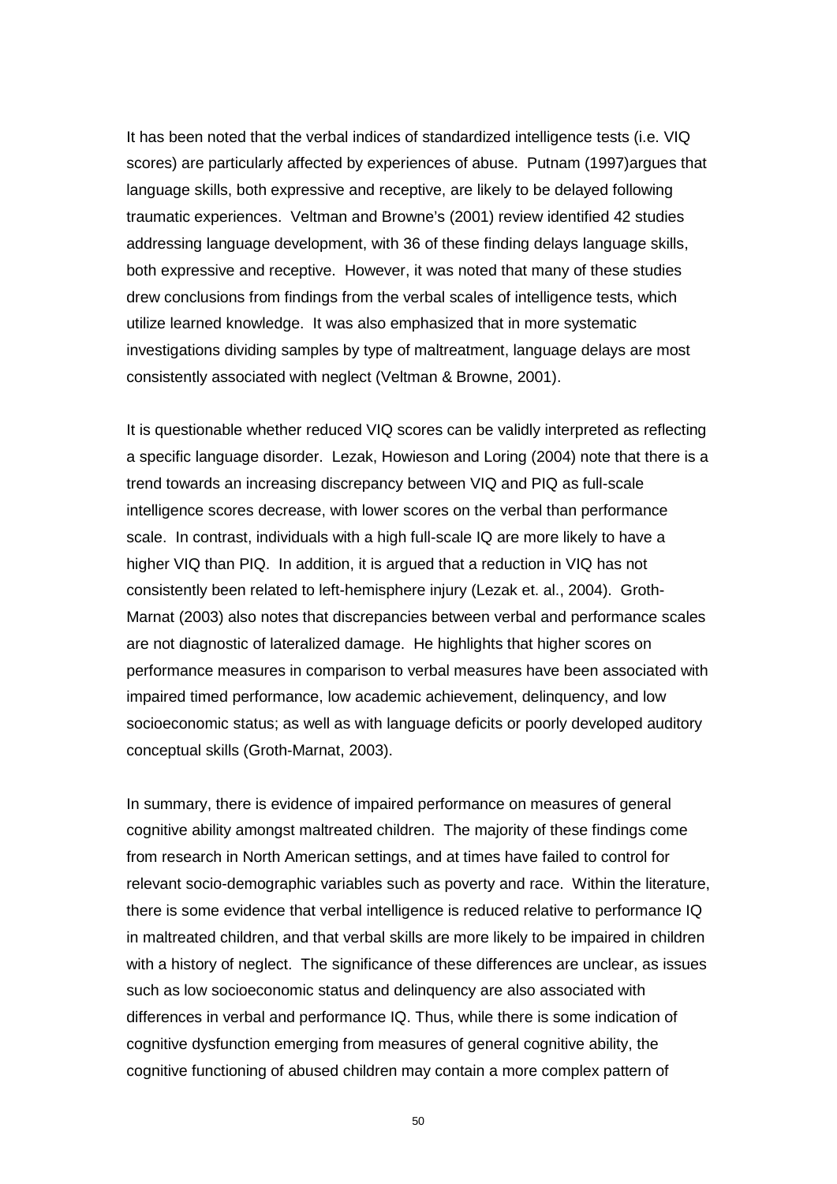It has been noted that the verbal indices of standardized intelligence tests (i.e. VIQ scores) are particularly affected by experiences of abuse. Putnam (1997)argues that language skills, both expressive and receptive, are likely to be delayed following traumatic experiences. Veltman and Browne's (2001) review identified 42 studies addressing language development, with 36 of these finding delays language skills, both expressive and receptive. However, it was noted that many of these studies drew conclusions from findings from the verbal scales of intelligence tests, which utilize learned knowledge. It was also emphasized that in more systematic investigations dividing samples by type of maltreatment, language delays are most consistently associated with neglect (Veltman & Browne, 2001).

It is questionable whether reduced VIQ scores can be validly interpreted as reflecting a specific language disorder. Lezak, Howieson and Loring (2004) note that there is a trend towards an increasing discrepancy between VIQ and PIQ as full-scale intelligence scores decrease, with lower scores on the verbal than performance scale. In contrast, individuals with a high full-scale IQ are more likely to have a higher VIQ than PIQ. In addition, it is argued that a reduction in VIQ has not consistently been related to left-hemisphere injury (Lezak et. al., 2004). Groth-Marnat (2003) also notes that discrepancies between verbal and performance scales are not diagnostic of lateralized damage. He highlights that higher scores on performance measures in comparison to verbal measures have been associated with impaired timed performance, low academic achievement, delinquency, and low socioeconomic status; as well as with language deficits or poorly developed auditory conceptual skills (Groth-Marnat, 2003).

In summary, there is evidence of impaired performance on measures of general cognitive ability amongst maltreated children. The majority of these findings come from research in North American settings, and at times have failed to control for relevant socio-demographic variables such as poverty and race. Within the literature, there is some evidence that verbal intelligence is reduced relative to performance IQ in maltreated children, and that verbal skills are more likely to be impaired in children with a history of neglect. The significance of these differences are unclear, as issues such as low socioeconomic status and delinquency are also associated with differences in verbal and performance IQ. Thus, while there is some indication of cognitive dysfunction emerging from measures of general cognitive ability, the cognitive functioning of abused children may contain a more complex pattern of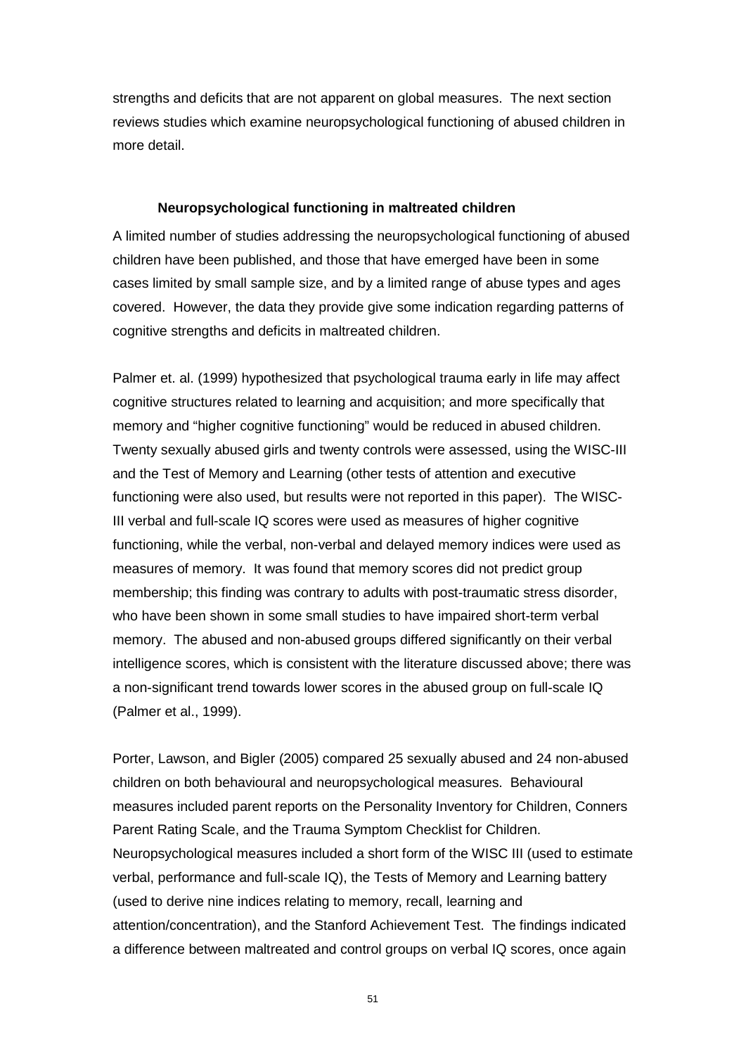strengths and deficits that are not apparent on global measures. The next section reviews studies which examine neuropsychological functioning of abused children in more detail.

### Neuropsychological functioning in maltreated children

A limited number of studies addressing the neuropsychological functioning of abused children have been published, and those that have emerged have been in some cases limited by small sample size, and by a limited range of abuse types and ages covered. However, the data they provide give some indication regarding patterns of cognitive strengths and deficits in maltreated children.

Palmer et. al. (1999) hypothesized that psychological trauma early in life may affect cognitive structures related to learning and acquisition; and more specifically that memory and "higher cognitive functioning" would be reduced in abused children. Twenty sexually abused girls and twenty controls were assessed, using the WISC-III and the Test of Memory and Learning (other tests of attention and executive functioning were also used, but results were not reported in this paper). The WISC-III verbal and full-scale IQ scores were used as measures of higher cognitive functioning, while the verbal, non-verbal and delayed memory indices were used as measures of memory. It was found that memory scores did not predict group membership; this finding was contrary to adults with post-traumatic stress disorder, who have been shown in some small studies to have impaired short-term verbal memory. The abused and non-abused groups differed significantly on their verbal intelligence scores, which is consistent with the literature discussed above; there was a non-significant trend towards lower scores in the abused group on full-scale IQ (Palmer et al., 1999).

Porter, Lawson, and Bigler (2005) compared 25 sexually abused and 24 non-abused children on both behavioural and neuropsychological measures. Behavioural measures included parent reports on the Personality Inventory for Children, Conners Parent Rating Scale, and the Trauma Symptom Checklist for Children. Neuropsychological measures included a short form of the WISC III (used to estimate verbal, performance and full-scale IQ), the Tests of Memory and Learning battery (used to derive nine indices relating to memory, recall, learning and attention/concentration), and the Stanford Achievement Test. The findings indicated a difference between maltreated and control groups on verbal IQ scores, once again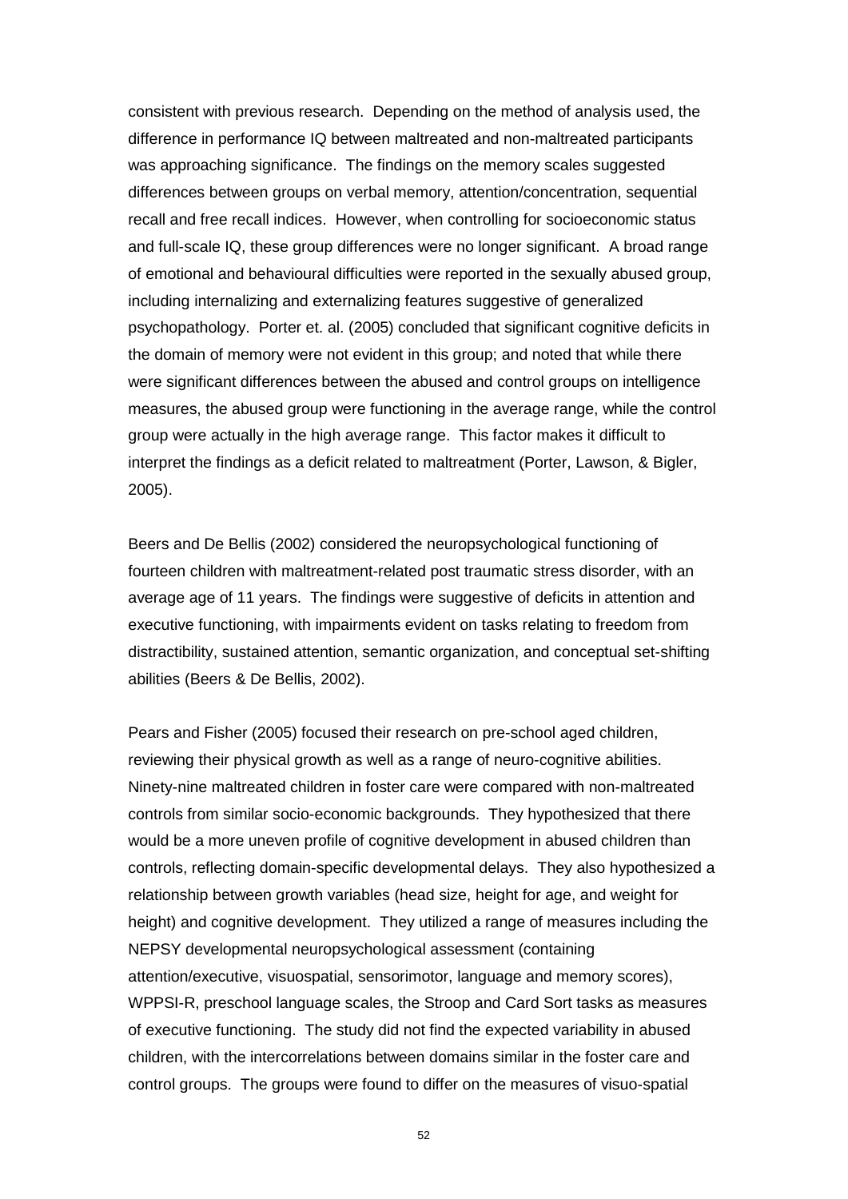consistent with previous research. Depending on the method of analysis used, the difference in performance IQ between maltreated and non-maltreated participants was approaching significance. The findings on the memory scales suggested differences between groups on verbal memory, attention/concentration, sequential recall and free recall indices. However, when controlling for socioeconomic status and full-scale IQ, these group differences were no longer significant. A broad range of emotional and behavioural difficulties were reported in the sexually abused group, including internalizing and externalizing features suggestive of generalized psychopathology. Porter et. al. (2005) concluded that significant cognitive deficits in the domain of memory were not evident in this group; and noted that while there were significant differences between the abused and control groups on intelligence measures, the abused group were functioning in the average range, while the control group were actually in the high average range. This factor makes it difficult to interpret the findings as a deficit related to maltreatment (Porter, Lawson, & Bigler, 2005).

Beers and De Bellis (2002) considered the neuropsychological functioning of fourteen children with maltreatment-related post traumatic stress disorder, with an average age of 11 years. The findings were suggestive of deficits in attention and executive functioning, with impairments evident on tasks relating to freedom from distractibility, sustained attention, semantic organization, and conceptual set-shifting abilities (Beers & De Bellis, 2002).

Pears and Fisher (2005) focused their research on pre-school aged children, reviewing their physical growth as well as a range of neuro-cognitive abilities. Ninety-nine maltreated children in foster care were compared with non-maltreated controls from similar socio-economic backgrounds. They hypothesized that there would be a more uneven profile of cognitive development in abused children than controls, reflecting domain-specific developmental delays. They also hypothesized a relationship between growth variables (head size, height for age, and weight for height) and cognitive development. They utilized a range of measures including the NEPSY developmental neuropsychological assessment (containing attention/executive, visuospatial, sensorimotor, language and memory scores), WPPSI-R, preschool language scales, the Stroop and Card Sort tasks as measures of executive functioning. The study did not find the expected variability in abused children, with the intercorrelations between domains similar in the foster care and control groups. The groups were found to differ on the measures of visuo-spatial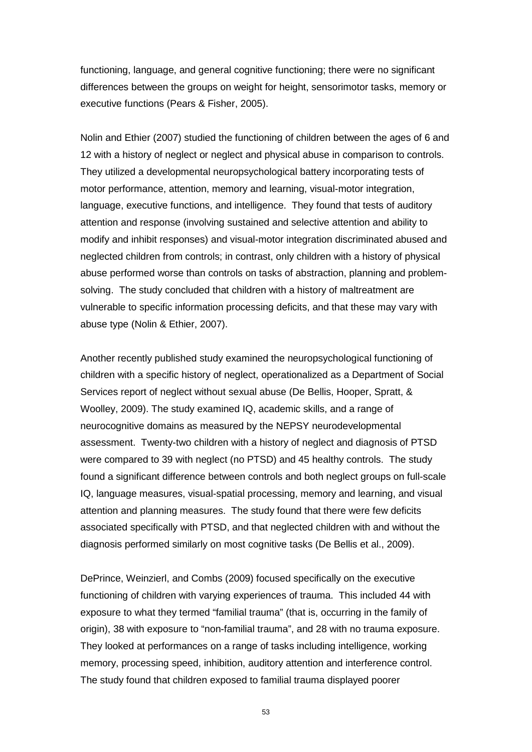functioning, language, and general cognitive functioning; there were no significant differences between the groups on weight for height, sensorimotor tasks, memory or executive functions (Pears & Fisher, 2005).

Nolin and Ethier (2007) studied the functioning of children between the ages of 6 and 12 with a history of neglect or neglect and physical abuse in comparison to controls. They utilized a developmental neuropsychological battery incorporating tests of motor performance, attention, memory and learning, visual-motor integration, language, executive functions, and intelligence. They found that tests of auditory attention and response (involving sustained and selective attention and ability to modify and inhibit responses) and visual-motor integration discriminated abused and neglected children from controls; in contrast, only children with a history of physical abuse performed worse than controls on tasks of abstraction, planning and problem-solving. The study concluded that children with a history of maltreatment are vulnerable to specific information processing deficits, and that these may vary with abuse type (Nolin & Ethier, 2007).

Another recently published study examined the neuropsychological functioning of children with a specific history of neglect, operationalized as a Department of Social Services report of neglect without sexual abuse (De Bellis, Hooper, Spratt, & Woolley, 2009). The study examined IQ, academic skills, and a range of neurocognitive domains as measured by the NEPSY neurodevelopmental assessment. Twenty-two children with a history of neglect and diagnosis of PTSD were compared to 39 with neglect (no PTSD) and 45 healthy controls. The study found a significant difference between controls and both neglect groups on full-scale IQ, language measures, visual-spatial processing, memory and learning, and visual attention and planning measures. The study found that there were few deficits associated specifically with PTSD, and that neglected children with and without the diagnosis performed similarly on most cognitive tasks (De Bellis et al., 2009).

DePrince, Weinzierl, and Combs (2009) focused specifically on the executive functioning of children with varying experiences of trauma. This included 44 with exposure to what they termed "familial trauma" (that is, occurring in the family of origin), 38 with exposure to "non-familial trauma", and 28 with no trauma exposure. They looked at performances on a range of tasks including intelligence, working memory, processing speed, inhibition, auditory attention and interference control. The study found that children exposed to familial trauma displayed poorer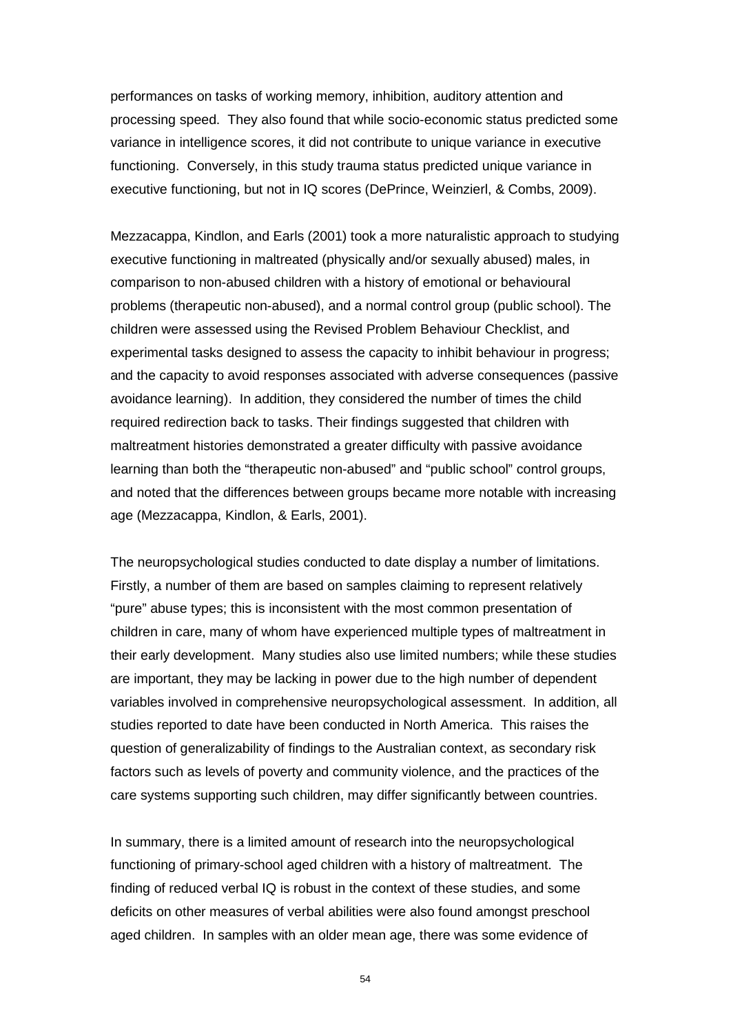performances on tasks of working memory, inhibition, auditory attention and processing speed. They also found that while socio-economic status predicted some variance in intelligence scores, it did not contribute to unique variance in executive functioning. Conversely, in this study trauma status predicted unique variance in executive functioning, but not in IQ scores (DePrince, Weinzierl, & Combs, 2009).

Mezzacappa, Kindlon, and Earls (2001) took a more naturalistic approach to studying executive functioning in maltreated (physically and/or sexually abused) males, in comparison to non-abused children with a history of emotional or behavioural problems (therapeutic non-abused), and a normal control group (public school). The children were assessed using the Revised Problem Behaviour Checklist, and experimental tasks designed to assess the capacity to inhibit behaviour in progress; and the capacity to avoid responses associated with adverse consequences (passive avoidance learning). In addition, they considered the number of times the child required redirection back to tasks. Their findings suggested that children with maltreatment histories demonstrated a greater difficulty with passive avoidance learning than both the "therapeutic non-abused" and "public school" control groups, and noted that the differences between groups became more notable with increasing age (Mezzacappa, Kindlon, & Earls, 2001).

The neuropsychological studies conducted to date display a number of limitations. Firstly, a number of them are based on samples claiming to represent relatively "pure" abuse types; this is inconsistent with the most common presentation of children in care, many of whom have experienced multiple types of maltreatment in their early development. Many studies also use limited numbers; while these studies are important, they may be lacking in power due to the high number of dependent variables involved in comprehensive neuropsychological assessment. In addition, all studies reported to date have been conducted in North America. This raises the question of generalizability of findings to the Australian context, as secondary risk factors such as levels of poverty and community violence, and the practices of the care systems supporting such children, may differ significantly between countries.

In summary, there is a limited amount of research into the neuropsychological functioning of primary-school aged children with a history of maltreatment. The finding of reduced verbal IQ is robust in the context of these studies, and some deficits on other measures of verbal abilities were also found amongst preschool aged children. In samples with an older mean age, there was some evidence of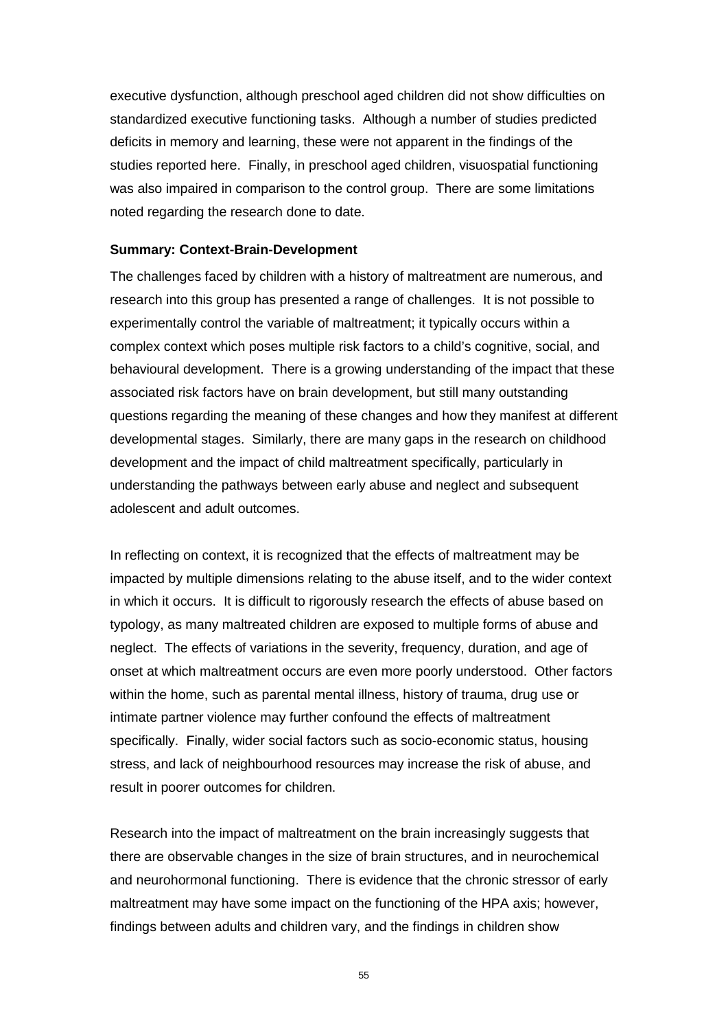executive dysfunction, although preschool aged children did not show difficulties on standardized executive functioning tasks. Although a number of studies predicted deficits in memory and learning, these were not apparent in the findings of the studies reported here. Finally, in preschool aged children, visuospatial functioning was also impaired in comparison to the control group. There are some limitations noted regarding the research done to date.

**Summary: Context-Brain-Development**

The challenges faced by children with a history of maltreatment are numerous, and research into this group has presented a range of challenges. It is not possible to experimentally control the variable of maltreatment; it typically occurs within a complex context which poses multiple risk factors to a child's cognitive, social, and behavioural development. There is a growing understanding of the impact that these associated risk factors have on brain development, but still many outstanding questions regarding the meaning of these changes and how they manifest at different developmental stages. Similarly, there are many gaps in the research on childhood development and the impact of child maltreatment specifically, particularly in understanding the pathways between early abuse and neglect and subsequent adolescent and adult outcomes.

In reflecting on context, it is recognized that the effects of maltreatment may be impacted by multiple dimensions relating to the abuse itself, and to the wider context in which it occurs. It is difficult to rigorously research the effects of abuse based on typology, as many maltreated children are exposed to multiple forms of abuse and neglect. The effects of variations in the severity, frequency, duration, and age of onset at which maltreatment occurs are even more poorly understood. Other factors within the home, such as parental mental illness, history of trauma, drug use or intimate partner violence may further confound the effects of maltreatment specifically. Finally, wider social factors such as socio-economic status, housing stress, and lack of neighbourhood resources may increase the risk of abuse, and result in poorer outcomes for children.

Research into the impact of maltreatment on the brain increasingly suggests that there are observable changes in the size of brain structures, and in neurochemical and neurohormonal functioning. There is evidence that the chronic stressor of early maltreatment may have some impact on the functioning of the HPA axis; however, findings between adults and children vary, and the findings in children show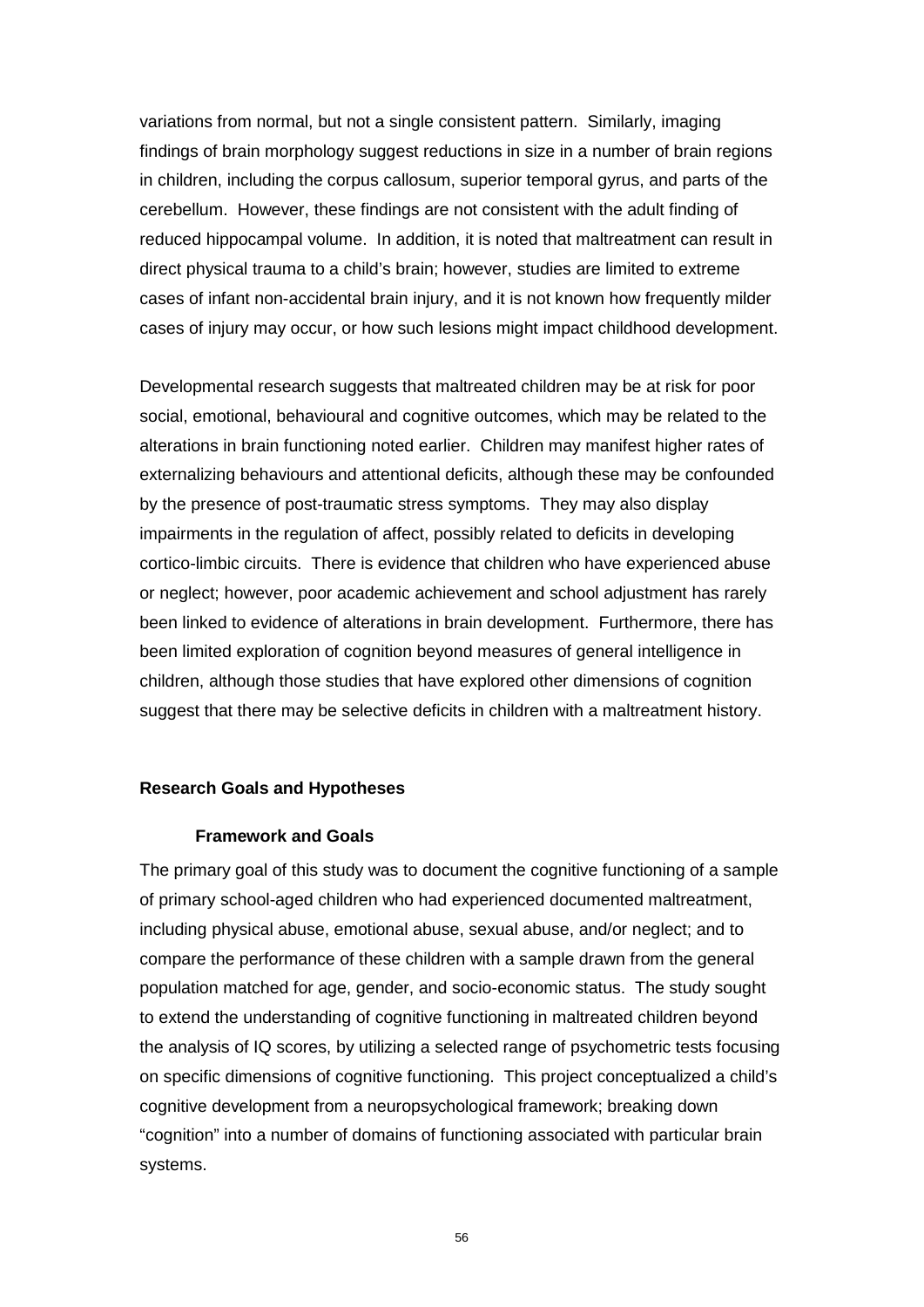variations from normal, but not a single consistent pattern. Similarly, imaging findings of brain morphology suggest reductions in size in a number of brain regions in children, including the corpus callosum, superior temporal gyrus, and parts of the cerebellum. However, these findings are not consistent with the adult finding of reduced hippocampal volume. In addition, it is noted that maltreatment can result in direct physical trauma to a child's brain; however, studies are limited to extreme cases of infant non-accidental brain injury, and it is not known how frequently milder cases of injury may occur, or how such lesions might impact childhood development.

Developmental research suggests that maltreated children may be at risk for poor social, emotional, behavioural and cognitive outcomes, which may be related to the alterations in brain functioning noted earlier. Children may manifest higher rates of externalizing behaviours and attentional deficits, although these may be confounded by the presence of post-traumatic stress symptoms. They may also display impairments in the regulation of affect, possibly related to deficits in developing cortico-limbic circuits. There is evidence that children who have experienced abuse or neglect; however, poor academic achievement and school adjustment has rarely been linked to evidence of alterations in brain development. Furthermore, there has been limited exploration of cognition beyond measures of general intelligence in children, although those studies that have explored other dimensions of cognition suggest that there may be selective deficits in children with a maltreatment history.

## Research Goals and Hypotheses

### Framework and Goals

The primary goal of this study was to document the cognitive functioning of a sample of primary school-aged children who had experienced documented maltreatment, including physical abuse, emotional abuse, sexual abuse, and/or neglect; and to compare the performance of these children with a sample drawn from the general population matched for age, gender, and socio-economic status. The study sought to extend the understanding of cognitive functioning in maltreated children beyond the analysis of IQ scores, by utilizing a selected range of psychometric tests focusing on specific dimensions of cognitive functioning. This project conceptualized a child's cognitive development from a neuropsychological framework; breaking down "cognition" into a number of domains of functioning associated with particular brain systems.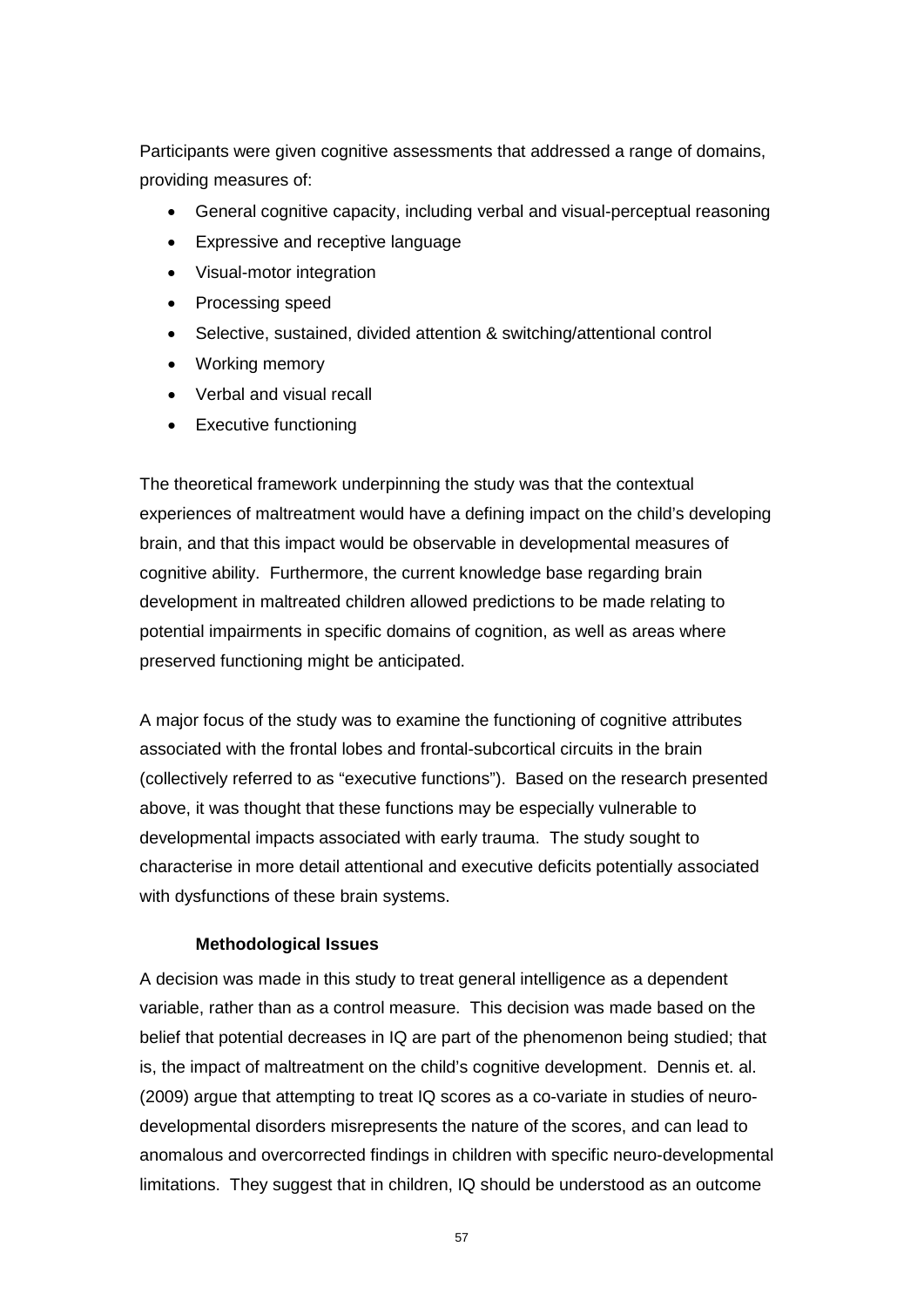Participants were given cognitive assessments that addressed a range of domains, providing measures of:

- General cognitive capacity, including verbal and visual-perceptual reasoning
- Expressive and receptive language
- Visual-motor integration
- Processing speed
- Selective, sustained, divided attention & switching/attentional control
- Working memory
- Verbal and visual recall
- Executive functioning

The theoretical framework underpinning the study was that the contextual experiences of maltreatment would have a defining impact on the child's developing brain, and that this impact would be observable in developmental measures of cognitive ability. Furthermore, the current knowledge base regarding brain development in maltreated children allowed predictions to be made relating to potential impairments in specific domains of cognition, as well as areas where preserved functioning might be anticipated.

A major focus of the study was to examine the functioning of cognitive attributes associated with the frontal lobes and frontal-subcortical circuits in the brain (collectively referred to as "executive functions"). Based on the research presented above, it was thought that these functions may be especially vulnerable to developmental impacts associated with early trauma. The study sought to characterise in more detail attentional and executive deficits potentially associated with dysfunctions of these brain systems.

### Methodological Issues

A decision was made in this study to treat general intelligence as a dependent variable, rather than as a control measure. This decision was made based on the belief that potential decreases in IQ are part of the phenomenon being studied; that is, the impact of maltreatment on the child's cognitive development. Dennis et. al. (2009) argue that attempting to treat IQ scores as a co-variate in studies of neuro-developmental disorders misrepresents the nature of the scores, and can lead to anomalous and overcorrected findings in children with specific neuro-developmental limitations. They suggest that in children, IQ should be understood as an outcome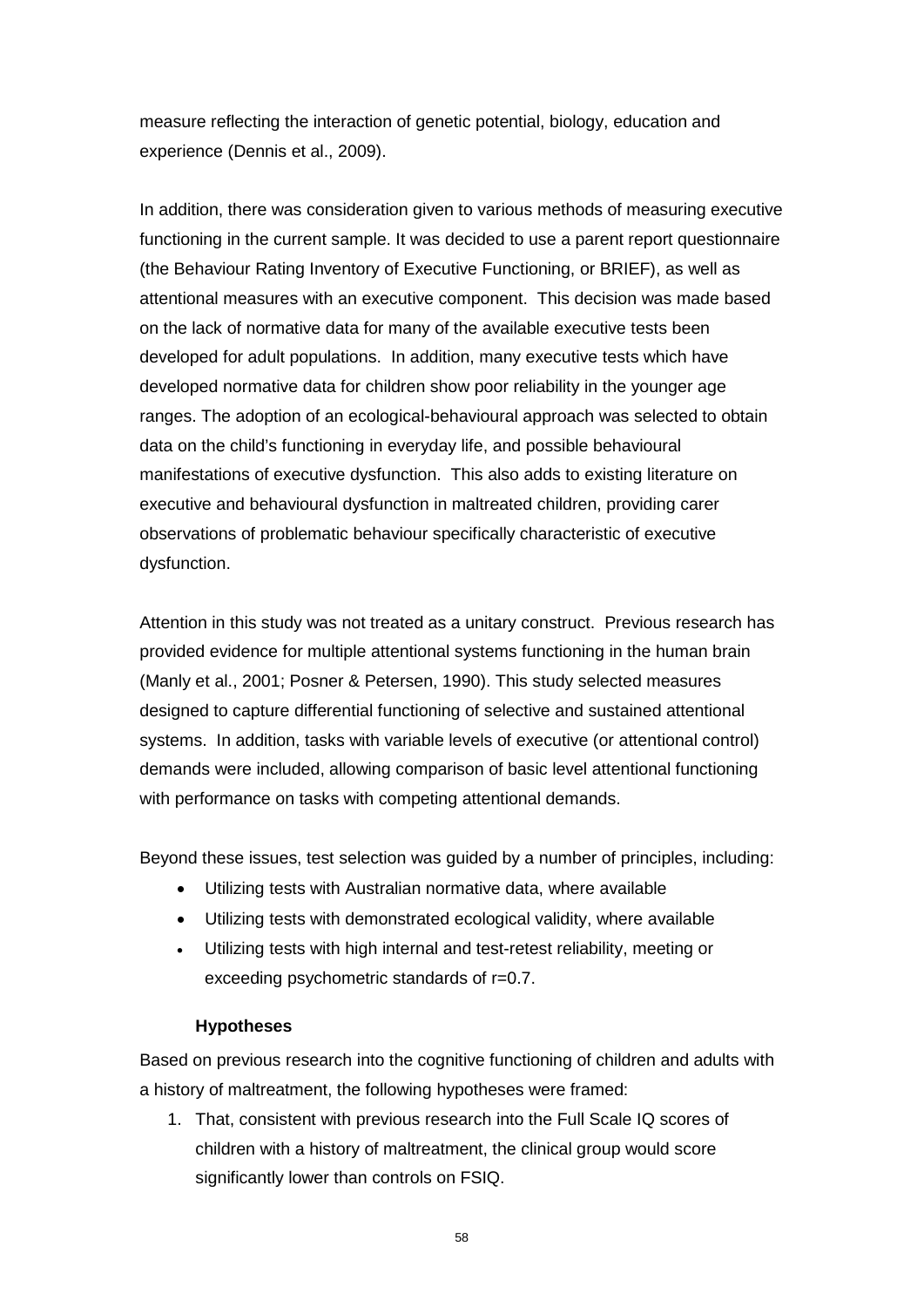measure reflecting the interaction of genetic potential, biology, education and experience (Dennis et al., 2009).

In addition, there was consideration given to various methods of measuring executive functioning in the current sample. It was decided to use a parent report questionnaire (the Behaviour Rating Inventory of Executive Functioning, or BRIEF), as well as attentional measures with an executive component. This decision was made based on the lack of normative data for many of the available executive tests been developed for adult populations. In addition, many executive tests which have developed normative data for children show poor reliability in the younger age ranges. The adoption of an ecological-behavioural approach was selected to obtain data on the child's functioning in everyday life, and possible behavioural manifestations of executive dysfunction. This also adds to existing literature on executive and behavioural dysfunction in maltreated children, providing carer observations of problematic behaviour specifically characteristic of executive dysfunction.

Attention in this study was not treated as a unitary construct. Previous research has provided evidence for multiple attentional systems functioning in the human brain (Manly et al., 2001; Posner & Petersen, 1990). This study selected measures designed to capture differential functioning of selective and sustained attentional systems. In addition, tasks with variable levels of executive (or attentional control) demands were included, allowing comparison of basic level attentional functioning with performance on tasks with competing attentional demands.

Beyond these issues, test selection was guided by a number of principles, including:

- Utilizing tests with Australian normative data, where available
- Utilizing tests with demonstrated ecological validity, where available
- Utilizing tests with high internal and test-retest reliability, meeting or exceeding psychometric standards of r=0.7.

#### Hypotheses

Based on previous research into the cognitive functioning of children and adults with a history of maltreatment, the following hypotheses were framed:

1. That, consistent with previous research into the Full Scale IQ scores of children with a history of maltreatment, the clinical group would score significantly lower than controls on FSIQ.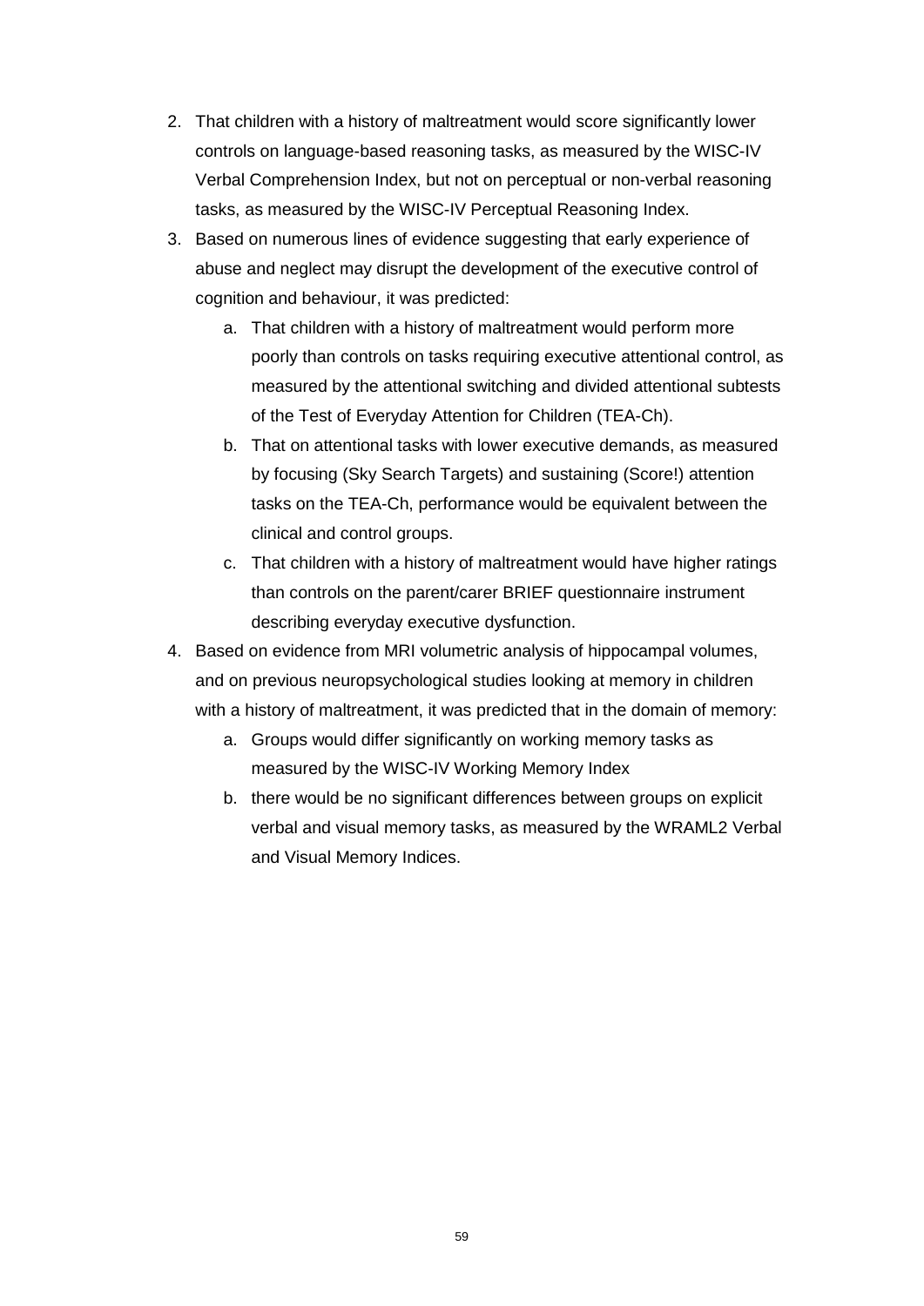2. That children with a history of maltreatment would score significantly lower controls on language-based reasoning tasks, as measured by the WISC-IV Verbal Comprehension Index, but not on perceptual or non-verbal reasoning tasks, as measured by the WISC-IV Perceptual Reasoning Index.
3. Based on numerous lines of evidence suggesting that early experience of abuse and neglect may disrupt the development of the executive control of cognition and behaviour, it was predicted:
    a. That children with a history of maltreatment would perform more poorly than controls on tasks requiring executive attentional control, as measured by the attentional switching and divided attentional subtests of the Test of Everyday Attention for Children (TEA-Ch).
    b. That on attentional tasks with lower executive demands, as measured by focusing (Sky Search Targets) and sustaining (Score!) attention tasks on the TEA-Ch, performance would be equivalent between the clinical and control groups.
    c. That children with a history of maltreatment would have higher ratings than controls on the parent/carer BRIEF questionnaire instrument describing everyday executive dysfunction.
4. Based on evidence from MRI volumetric analysis of hippocampal volumes, and on previous neuropsychological studies looking at memory in children with a history of maltreatment, it was predicted that in the domain of memory:
    a. Groups would differ significantly on working memory tasks as measured by the WISC-IV Working Memory Index
    b. there would be no significant differences between groups on explicit verbal and visual memory tasks, as measured by the WRAML2 Verbal and Visual Memory Indices.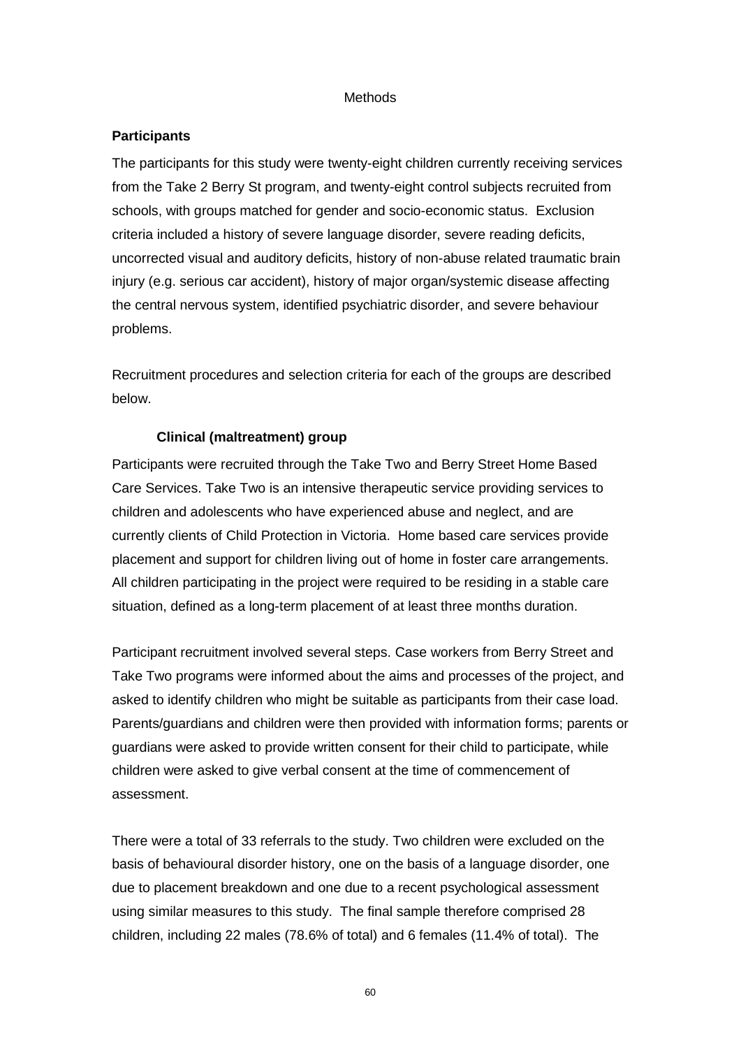# Methods

## Participants

The participants for this study were twenty-eight children currently receiving services from the Take 2 Berry St program, and twenty-eight control subjects recruited from schools, with groups matched for gender and socio-economic status. Exclusion criteria included a history of severe language disorder, severe reading deficits, uncorrected visual and auditory deficits, history of non-abuse related traumatic brain injury (e.g. serious car accident), history of major organ/systemic disease affecting the central nervous system, identified psychiatric disorder, and severe behaviour problems.

Recruitment procedures and selection criteria for each of the groups are described below.

### Clinical (maltreatment) group

Participants were recruited through the Take Two and Berry Street Home Based Care Services. Take Two is an intensive therapeutic service providing services to children and adolescents who have experienced abuse and neglect, and are currently clients of Child Protection in Victoria. Home based care services provide placement and support for children living out of home in foster care arrangements. All children participating in the project were required to be residing in a stable care situation, defined as a long-term placement of at least three months duration.

Participant recruitment involved several steps. Case workers from Berry Street and Take Two programs were informed about the aims and processes of the project, and asked to identify children who might be suitable as participants from their case load. Parents/guardians and children were then provided with information forms; parents or guardians were asked to provide written consent for their child to participate, while children were asked to give verbal consent at the time of commencement of assessment.

There were a total of 33 referrals to the study. Two children were excluded on the basis of behavioural disorder history, one on the basis of a language disorder, one due to placement breakdown and one due to a recent psychological assessment using similar measures to this study. The final sample therefore comprised 28 children, including 22 males (78.6% of total) and 6 females (11.4% of total). The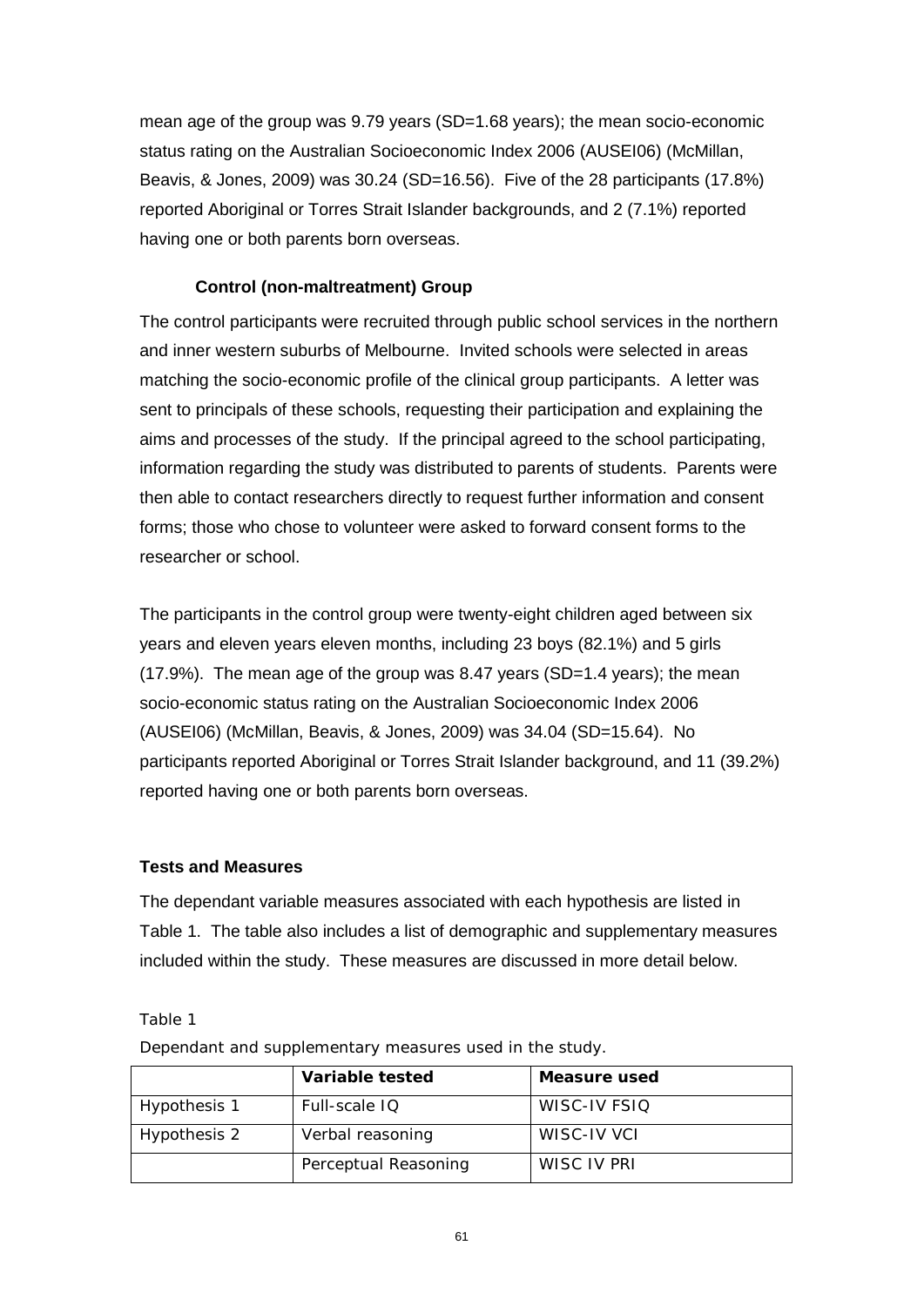mean age of the group was 9.79 years (SD=1.68 years); the mean socio-economic status rating on the Australian Socioeconomic Index 2006 (AUSEI06) (McMillan, Beavis, & Jones, 2009) was 30.24 (SD=16.56). Five of the 28 participants (17.8%) reported Aboriginal or Torres Strait Islander backgrounds, and 2 (7.1%) reported having one or both parents born overseas.

### Control (non-maltreatment) Group

The control participants were recruited through public school services in the northern and inner western suburbs of Melbourne. Invited schools were selected in areas matching the socio-economic profile of the clinical group participants. A letter was sent to principals of these schools, requesting their participation and explaining the aims and processes of the study. If the principal agreed to the school participating, information regarding the study was distributed to parents of students. Parents were then able to contact researchers directly to request further information and consent forms; those who chose to volunteer were asked to forward consent forms to the researcher or school.

The participants in the control group were twenty-eight children aged between six years and eleven years eleven months, including 23 boys (82.1%) and 5 girls (17.9%). The mean age of the group was 8.47 years (SD=1.4 years); the mean socio-economic status rating on the Australian Socioeconomic Index 2006 (AUSEI06) (McMillan, Beavis, & Jones, 2009) was 34.04 (SD=15.64). No participants reported Aboriginal or Torres Strait Islander background, and 11 (39.2%) reported having one or both parents born overseas.

## Tests and Measures

The dependant variable measures associated with each hypothesis are listed in Table 1. The table also includes a list of demographic and supplementary measures included within the study. These measures are discussed in more detail below.

Table 1

Dependant and supplementary measures used in the study.

| | **Variable tested** | **Measure used** |
|---|---|---|
| Hypothesis 1 | Full-scale IQ | WISC-IV FSIQ |
| Hypothesis 2 | Verbal reasoning | WISC-IV VCI |
| | Perceptual Reasoning | WISC IV PRI |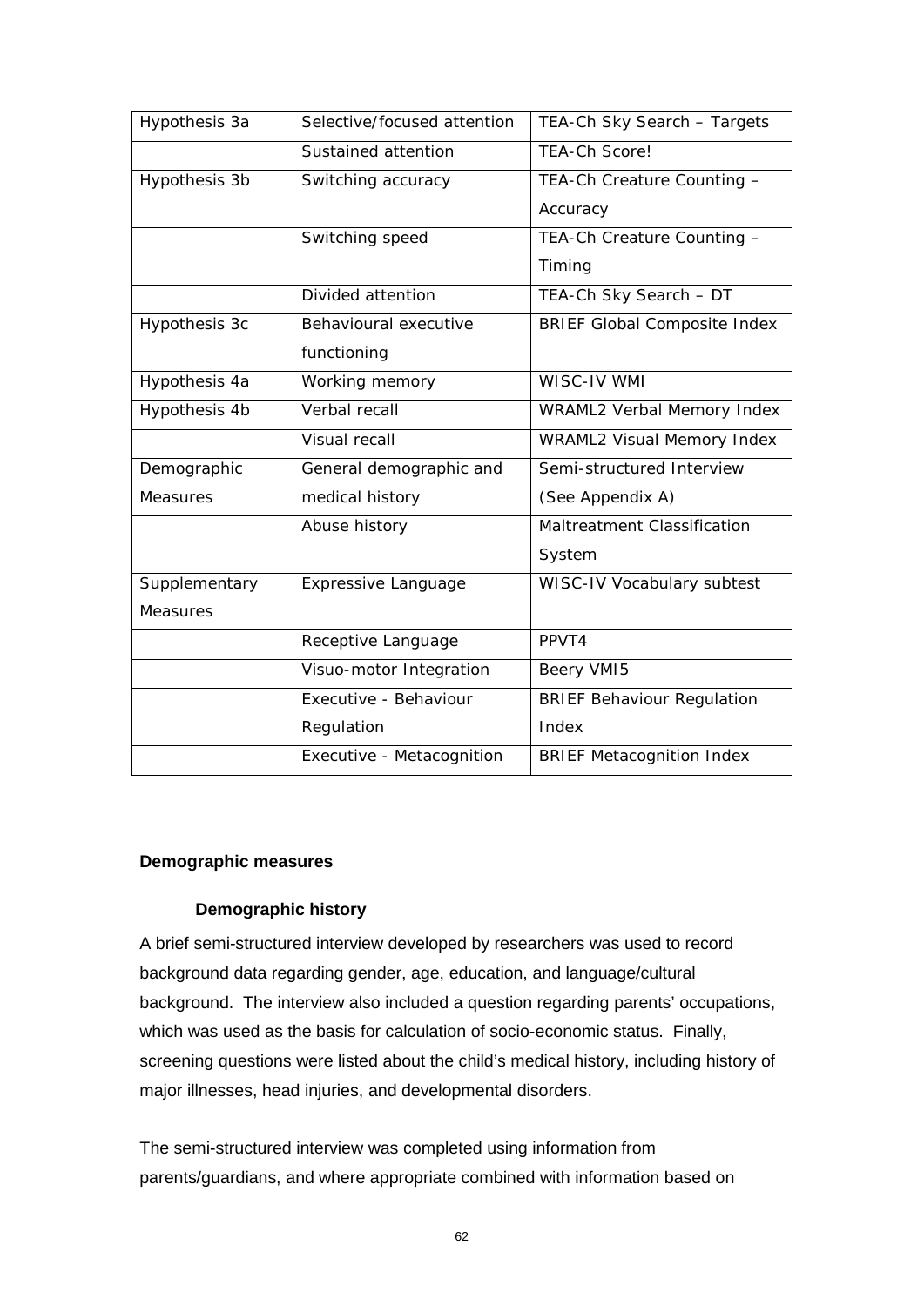| | | |
|---|---|---|
| Hypothesis 3a | Selective/focused attention | TEA-Ch Sky Search – Targets |
| | Sustained attention | TEA-Ch Score! |
| Hypothesis 3b | Switching accuracy | TEA-Ch Creature Counting – Accuracy |
| | Switching speed | TEA-Ch Creature Counting – Timing |
| | Divided attention | TEA-Ch Sky Search – DT |
| Hypothesis 3c | Behavioural executive functioning | BRIEF Global Composite Index |
| Hypothesis 4a | Working memory | WISC-IV WMI |
| Hypothesis 4b | Verbal recall | WRAML2 Verbal Memory Index |
| | Visual recall | WRAML2 Visual Memory Index |
| Demographic Measures | General demographic and medical history | Semi-structured Interview (See Appendix A) |
| | Abuse history | Maltreatment Classification System |
| Supplementary Measures | Expressive Language | WISC-IV Vocabulary subtest |
| | Receptive Language | PPVT4 |
| | Visuo-motor Integration | Beery VMI5 |
| | Executive - Behaviour Regulation | BRIEF Behaviour Regulation Index |
| | Executive - Metacognition | BRIEF Metacognition Index |

## Demographic measures

### Demographic history

A brief semi-structured interview developed by researchers was used to record background data regarding gender, age, education, and language/cultural background. The interview also included a question regarding parents' occupations, which was used as the basis for calculation of socio-economic status. Finally, screening questions were listed about the child's medical history, including history of major illnesses, head injuries, and developmental disorders.

The semi-structured interview was completed using information from parents/guardians, and where appropriate combined with information based on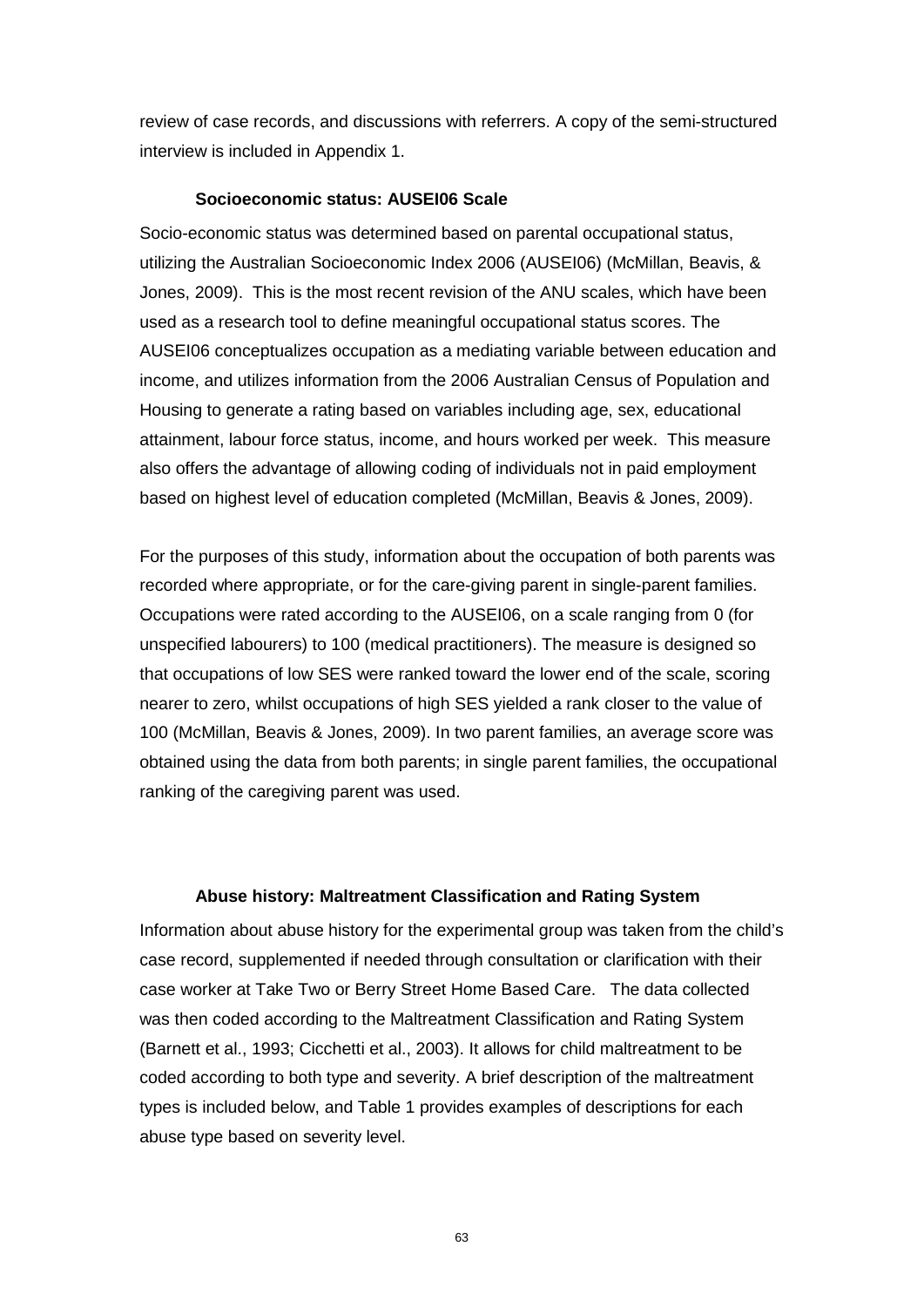review of case records, and discussions with referrers. A copy of the semi-structured interview is included in Appendix 1.

### Socioeconomic status: AUSEI06 Scale

Socio-economic status was determined based on parental occupational status, utilizing the Australian Socioeconomic Index 2006 (AUSEI06) (McMillan, Beavis, & Jones, 2009). This is the most recent revision of the ANU scales, which have been used as a research tool to define meaningful occupational status scores. The AUSEI06 conceptualizes occupation as a mediating variable between education and income, and utilizes information from the 2006 Australian Census of Population and Housing to generate a rating based on variables including age, sex, educational attainment, labour force status, income, and hours worked per week. This measure also offers the advantage of allowing coding of individuals not in paid employment based on highest level of education completed (McMillan, Beavis & Jones, 2009).

For the purposes of this study, information about the occupation of both parents was recorded where appropriate, or for the care-giving parent in single-parent families. Occupations were rated according to the AUSEI06, on a scale ranging from 0 (for unspecified labourers) to 100 (medical practitioners). The measure is designed so that occupations of low SES were ranked toward the lower end of the scale, scoring nearer to zero, whilst occupations of high SES yielded a rank closer to the value of 100 (McMillan, Beavis & Jones, 2009). In two parent families, an average score was obtained using the data from both parents; in single parent families, the occupational ranking of the caregiving parent was used.

### Abuse history: Maltreatment Classification and Rating System

Information about abuse history for the experimental group was taken from the child's case record, supplemented if needed through consultation or clarification with their case worker at Take Two or Berry Street Home Based Care. The data collected was then coded according to the Maltreatment Classification and Rating System (Barnett et al., 1993; Cicchetti et al., 2003). It allows for child maltreatment to be coded according to both type and severity. A brief description of the maltreatment types is included below, and Table 1 provides examples of descriptions for each abuse type based on severity level.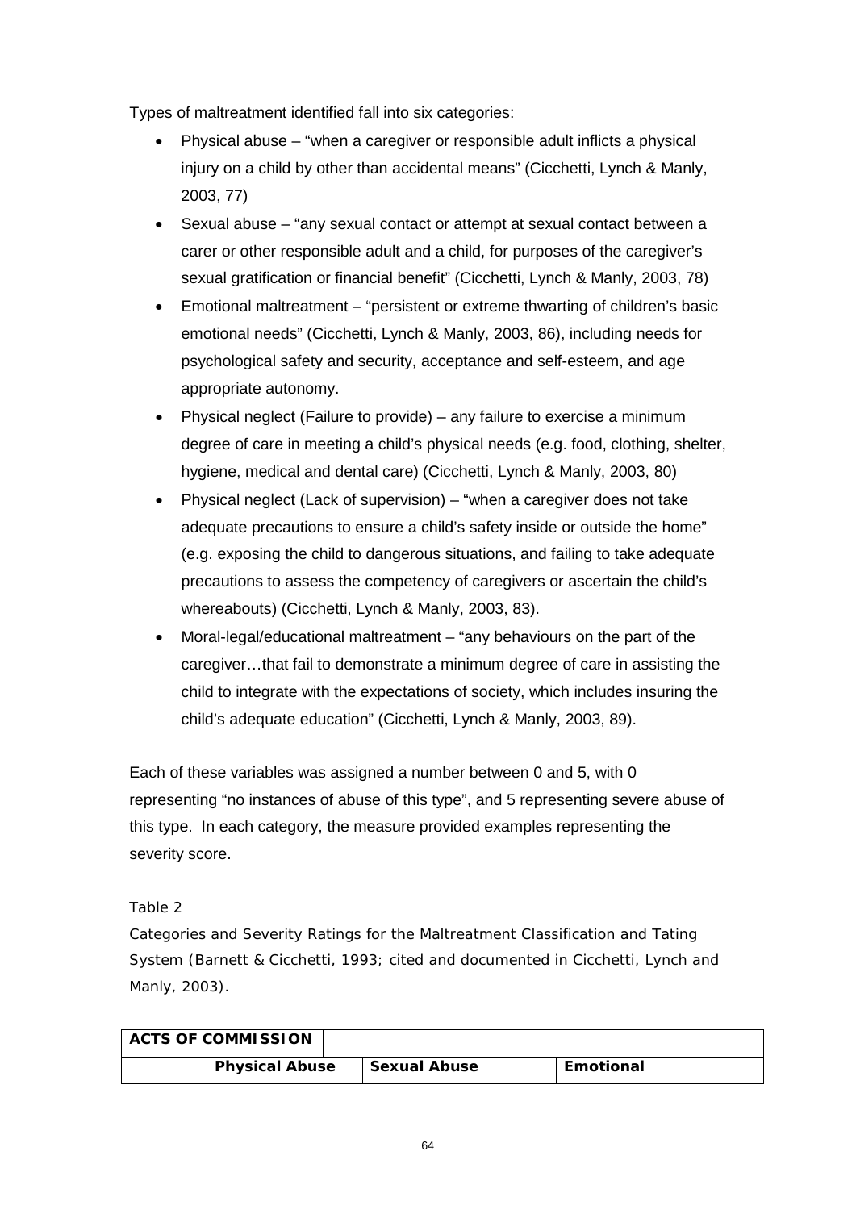Types of maltreatment identified fall into six categories:

- Physical abuse – "when a caregiver or responsible adult inflicts a physical injury on a child by other than accidental means" (Cicchetti, Lynch & Manly, 2003, 77)
- Sexual abuse – "any sexual contact or attempt at sexual contact between a carer or other responsible adult and a child, for purposes of the caregiver's sexual gratification or financial benefit" (Cicchetti, Lynch & Manly, 2003, 78)
- Emotional maltreatment – "persistent or extreme thwarting of children's basic emotional needs" (Cicchetti, Lynch & Manly, 2003, 86), including needs for psychological safety and security, acceptance and self-esteem, and age appropriate autonomy.
- Physical neglect (Failure to provide) – any failure to exercise a minimum degree of care in meeting a child's physical needs (e.g. food, clothing, shelter, hygiene, medical and dental care) (Cicchetti, Lynch & Manly, 2003, 80)
- Physical neglect (Lack of supervision) – "when a caregiver does not take adequate precautions to ensure a child's safety inside or outside the home" (e.g. exposing the child to dangerous situations, and failing to take adequate precautions to assess the competency of caregivers or ascertain the child's whereabouts) (Cicchetti, Lynch & Manly, 2003, 83).
- Moral-legal/educational maltreatment – "any behaviours on the part of the caregiver…that fail to demonstrate a minimum degree of care in assisting the child to integrate with the expectations of society, which includes insuring the child's adequate education" (Cicchetti, Lynch & Manly, 2003, 89).

Each of these variables was assigned a number between 0 and 5, with 0 representing "no instances of abuse of this type", and 5 representing severe abuse of this type. In each category, the measure provided examples representing the severity score.

Table 2

*Categories and Severity Ratings for the Maltreatment Classification and Tating System (Barnett & Cicchetti, 1993; cited and documented in Cicchetti, Lynch and Manly, 2003).*

| **ACTS OF COMMISSION** | | | |
|---|---|---|---|
| | **Physical Abuse** | **Sexual Abuse** | **Emotional** |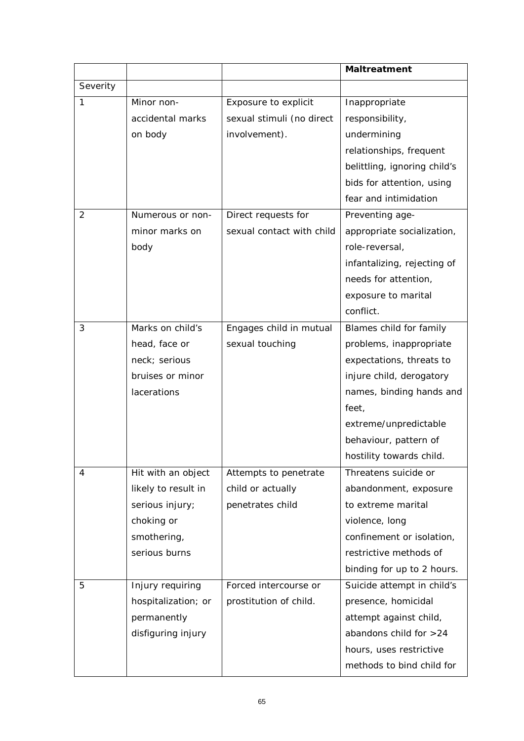| | | | Maltreatment |
|---|---|---|---|
| Severity | | | |
| 1 | Minor non-accidental marks on body | Exposure to explicit sexual stimuli (no direct involvement). | Inappropriate responsibility, undermining relationships, frequent belittling, ignoring child's bids for attention, using fear and intimidation |
| 2 | Numerous or non-minor marks on body | Direct requests for sexual contact with child | Preventing age-appropriate socialization, role-reversal, infantalizing, rejecting of needs for attention, exposure to marital conflict. |
| 3 | Marks on child's head, face or neck; serious bruises or minor lacerations | Engages child in mutual sexual touching | Blames child for family problems, inappropriate expectations, threats to injure child, derogatory names, binding hands and feet, extreme/unpredictable behaviour, pattern of hostility towards child. |
| 4 | Hit with an object likely to result in serious injury; choking or smothering, serious burns | Attempts to penetrate child or actually penetrates child | Threatens suicide or abandonment, exposure to extreme marital violence, long confinement or isolation, restrictive methods of binding for up to 2 hours. |
| 5 | Injury requiring hospitalization; or permanently disfiguring injury | Forced intercourse or prostitution of child. | Suicide attempt in child's presence, homicidal attempt against child, abandons child for >24 hours, uses restrictive methods to bind child for |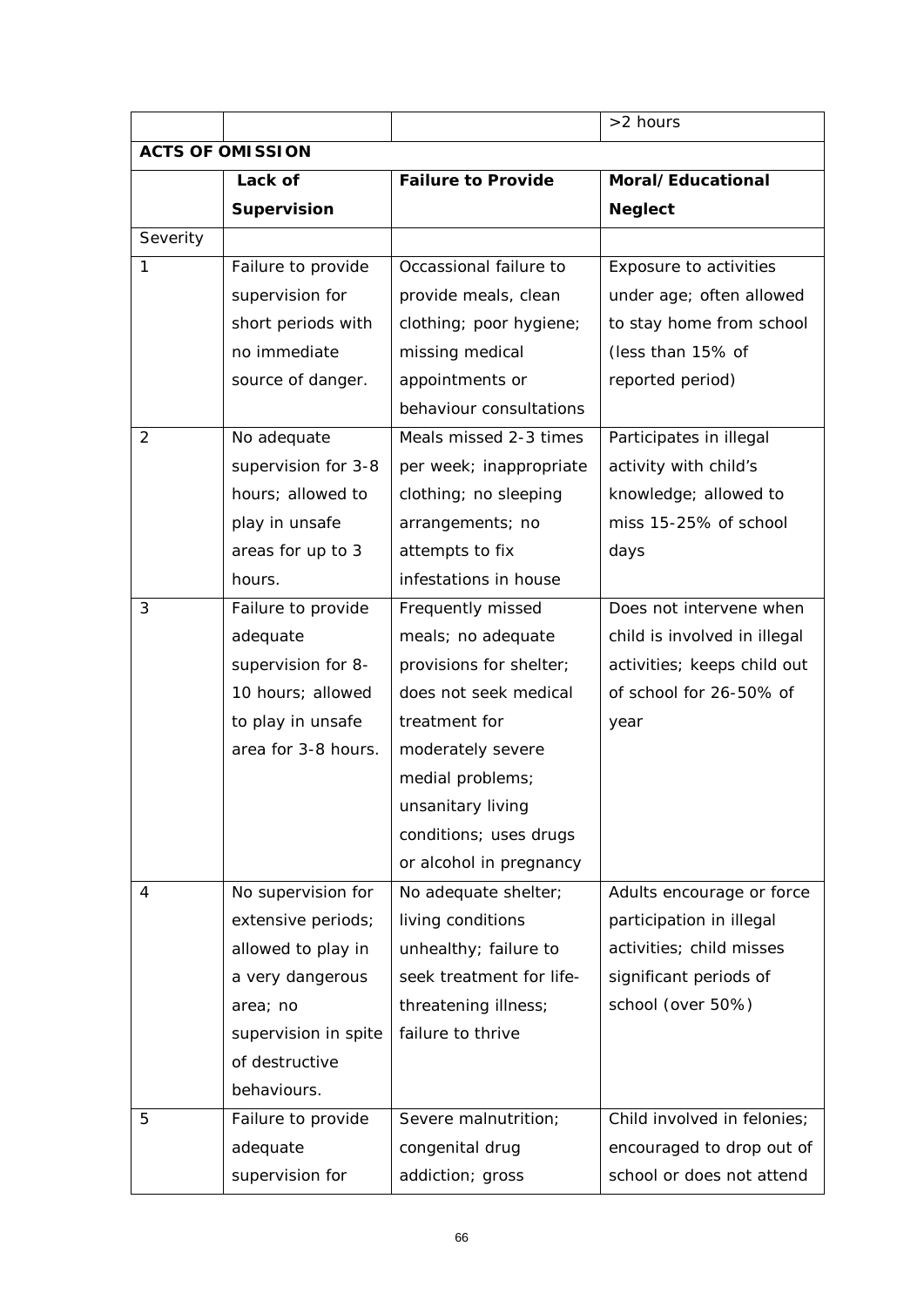| | | | |
|---|---|---|---|
| | | | >2 hours |
| **ACTS OF OMISSION** | | | |
| | **Lack of Supervision** | **Failure to Provide** | **Moral/Educational Neglect** |
| Severity | | | |
| 1 | Failure to provide supervision for short periods with no immediate source of danger. | Occassional failure to provide meals, clean clothing; poor hygiene; missing medical appointments or behaviour consultations | Exposure to activities under age; often allowed to stay home from school (less than 15% of reported period) |
| 2 | No adequate supervision for 3-8 hours; allowed to play in unsafe areas for up to 3 hours. | Meals missed 2-3 times per week; inappropriate clothing; no sleeping arrangements; no attempts to fix infestations in house | Participates in illegal activity with child's knowledge; allowed to miss 15-25% of school days |
| 3 | Failure to provide adequate supervision for 8-10 hours; allowed to play in unsafe area for 3-8 hours. | Frequently missed meals; no adequate provisions for shelter; does not seek medical treatment for moderately severe medial problems; unsanitary living conditions; uses drugs or alcohol in pregnancy | Does not intervene when child is involved in illegal activities; keeps child out of school for 26-50% of year |
| 4 | No supervision for extensive periods; allowed to play in a very dangerous area; no supervision in spite of destructive behaviours. | No adequate shelter; living conditions unhealthy; failure to seek treatment for life-threatening illness; failure to thrive | Adults encourage or force participation in illegal activities; child misses significant periods of school (over 50%) |
| 5 | Failure to provide adequate supervision for | Severe malnutrition; congenital drug addiction; gross | Child involved in felonies; encouraged to drop out of school or does not attend |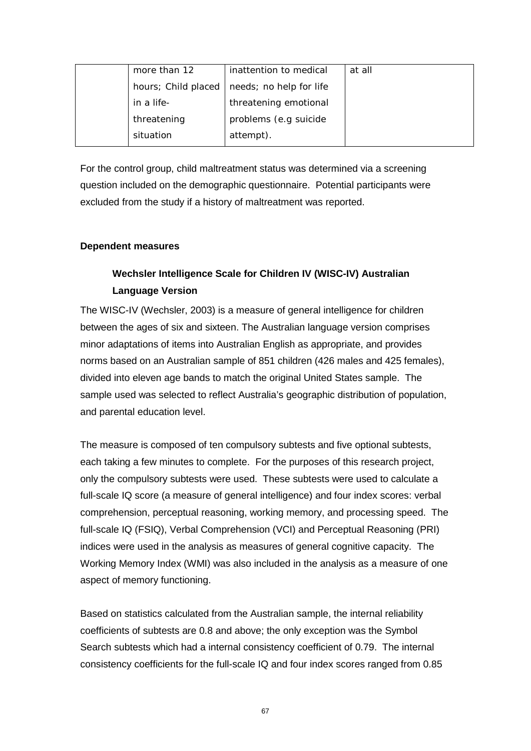| | | | |
|---|---|---|---|
| | more than 12 hours; Child placed in a life-threatening situation | inattention to medical needs; no help for life threatening emotional problems (e.g suicide attempt). | at all |

For the control group, child maltreatment status was determined via a screening question included on the demographic questionnaire. Potential participants were excluded from the study if a history of maltreatment was reported.

**Dependent measures**

**Wechsler Intelligence Scale for Children IV (WISC-IV) Australian Language Version**

The WISC-IV (Wechsler, 2003) is a measure of general intelligence for children between the ages of six and sixteen. The Australian language version comprises minor adaptations of items into Australian English as appropriate, and provides norms based on an Australian sample of 851 children (426 males and 425 females), divided into eleven age bands to match the original United States sample. The sample used was selected to reflect Australia's geographic distribution of population, and parental education level.

The measure is composed of ten compulsory subtests and five optional subtests, each taking a few minutes to complete. For the purposes of this research project, only the compulsory subtests were used. These subtests were used to calculate a full-scale IQ score (a measure of general intelligence) and four index scores: verbal comprehension, perceptual reasoning, working memory, and processing speed. The full-scale IQ (FSIQ), Verbal Comprehension (VCI) and Perceptual Reasoning (PRI) indices were used in the analysis as measures of general cognitive capacity. The Working Memory Index (WMI) was also included in the analysis as a measure of one aspect of memory functioning.

Based on statistics calculated from the Australian sample, the internal reliability coefficients of subtests are 0.8 and above; the only exception was the Symbol Search subtests which had a internal consistency coefficient of 0.79. The internal consistency coefficients for the full-scale IQ and four index scores ranged from 0.85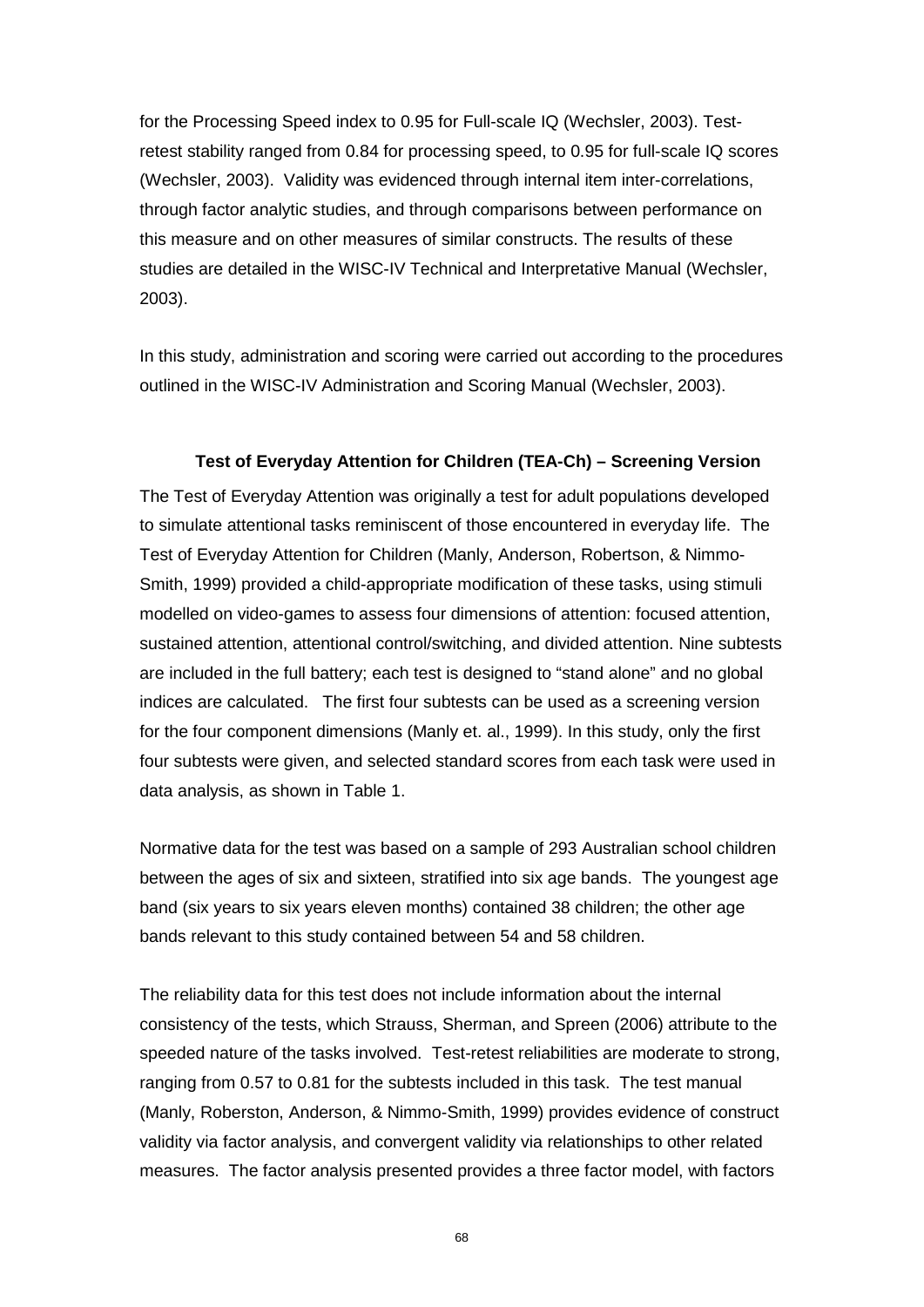for the Processing Speed index to 0.95 for Full-scale IQ (Wechsler, 2003). Test-retest stability ranged from 0.84 for processing speed, to 0.95 for full-scale IQ scores (Wechsler, 2003). Validity was evidenced through internal item inter-correlations, through factor analytic studies, and through comparisons between performance on this measure and on other measures of similar constructs. The results of these studies are detailed in the WISC-IV Technical and Interpretative Manual (Wechsler, 2003).

In this study, administration and scoring were carried out according to the procedures outlined in the WISC-IV Administration and Scoring Manual (Wechsler, 2003).

### Test of Everyday Attention for Children (TEA-Ch) – Screening Version

The Test of Everyday Attention was originally a test for adult populations developed to simulate attentional tasks reminiscent of those encountered in everyday life. The Test of Everyday Attention for Children (Manly, Anderson, Robertson, & Nimmo-Smith, 1999) provided a child-appropriate modification of these tasks, using stimuli modelled on video-games to assess four dimensions of attention: focused attention, sustained attention, attentional control/switching, and divided attention. Nine subtests are included in the full battery; each test is designed to "stand alone" and no global indices are calculated. The first four subtests can be used as a screening version for the four component dimensions (Manly et. al., 1999). In this study, only the first four subtests were given, and selected standard scores from each task were used in data analysis, as shown in Table 1.

Normative data for the test was based on a sample of 293 Australian school children between the ages of six and sixteen, stratified into six age bands. The youngest age band (six years to six years eleven months) contained 38 children; the other age bands relevant to this study contained between 54 and 58 children.

The reliability data for this test does not include information about the internal consistency of the tests, which Strauss, Sherman, and Spreen (2006) attribute to the speeded nature of the tasks involved. Test-retest reliabilities are moderate to strong, ranging from 0.57 to 0.81 for the subtests included in this task. The test manual (Manly, Roberston, Anderson, & Nimmo-Smith, 1999) provides evidence of construct validity via factor analysis, and convergent validity via relationships to other related measures. The factor analysis presented provides a three factor model, with factors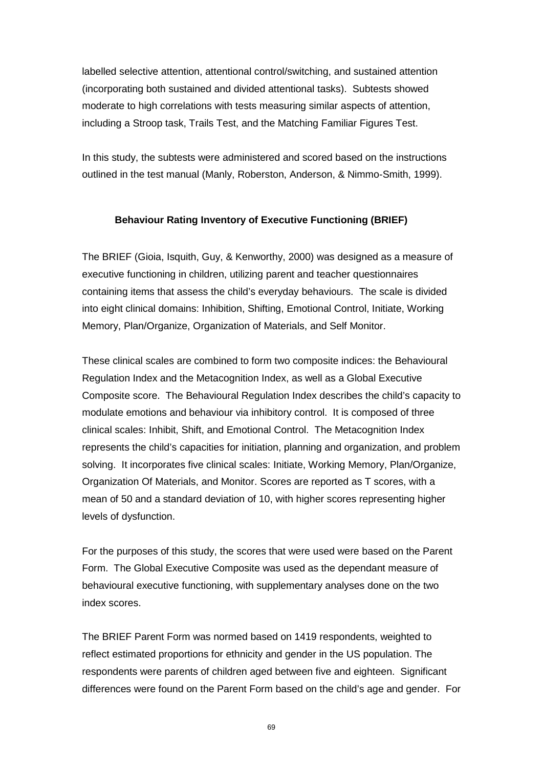labelled selective attention, attentional control/switching, and sustained attention (incorporating both sustained and divided attentional tasks). Subtests showed moderate to high correlations with tests measuring similar aspects of attention, including a Stroop task, Trails Test, and the Matching Familiar Figures Test.

In this study, the subtests were administered and scored based on the instructions outlined in the test manual (Manly, Roberston, Anderson, & Nimmo-Smith, 1999).

### Behaviour Rating Inventory of Executive Functioning (BRIEF)

The BRIEF (Gioia, Isquith, Guy, & Kenworthy, 2000) was designed as a measure of executive functioning in children, utilizing parent and teacher questionnaires containing items that assess the child's everyday behaviours. The scale is divided into eight clinical domains: Inhibition, Shifting, Emotional Control, Initiate, Working Memory, Plan/Organize, Organization of Materials, and Self Monitor.

These clinical scales are combined to form two composite indices: the Behavioural Regulation Index and the Metacognition Index, as well as a Global Executive Composite score. The Behavioural Regulation Index describes the child's capacity to modulate emotions and behaviour via inhibitory control. It is composed of three clinical scales: Inhibit, Shift, and Emotional Control. The Metacognition Index represents the child's capacities for initiation, planning and organization, and problem solving. It incorporates five clinical scales: Initiate, Working Memory, Plan/Organize, Organization Of Materials, and Monitor. Scores are reported as T scores, with a mean of 50 and a standard deviation of 10, with higher scores representing higher levels of dysfunction.

For the purposes of this study, the scores that were used were based on the Parent Form. The Global Executive Composite was used as the dependant measure of behavioural executive functioning, with supplementary analyses done on the two index scores.

The BRIEF Parent Form was normed based on 1419 respondents, weighted to reflect estimated proportions for ethnicity and gender in the US population. The respondents were parents of children aged between five and eighteen. Significant differences were found on the Parent Form based on the child's age and gender. For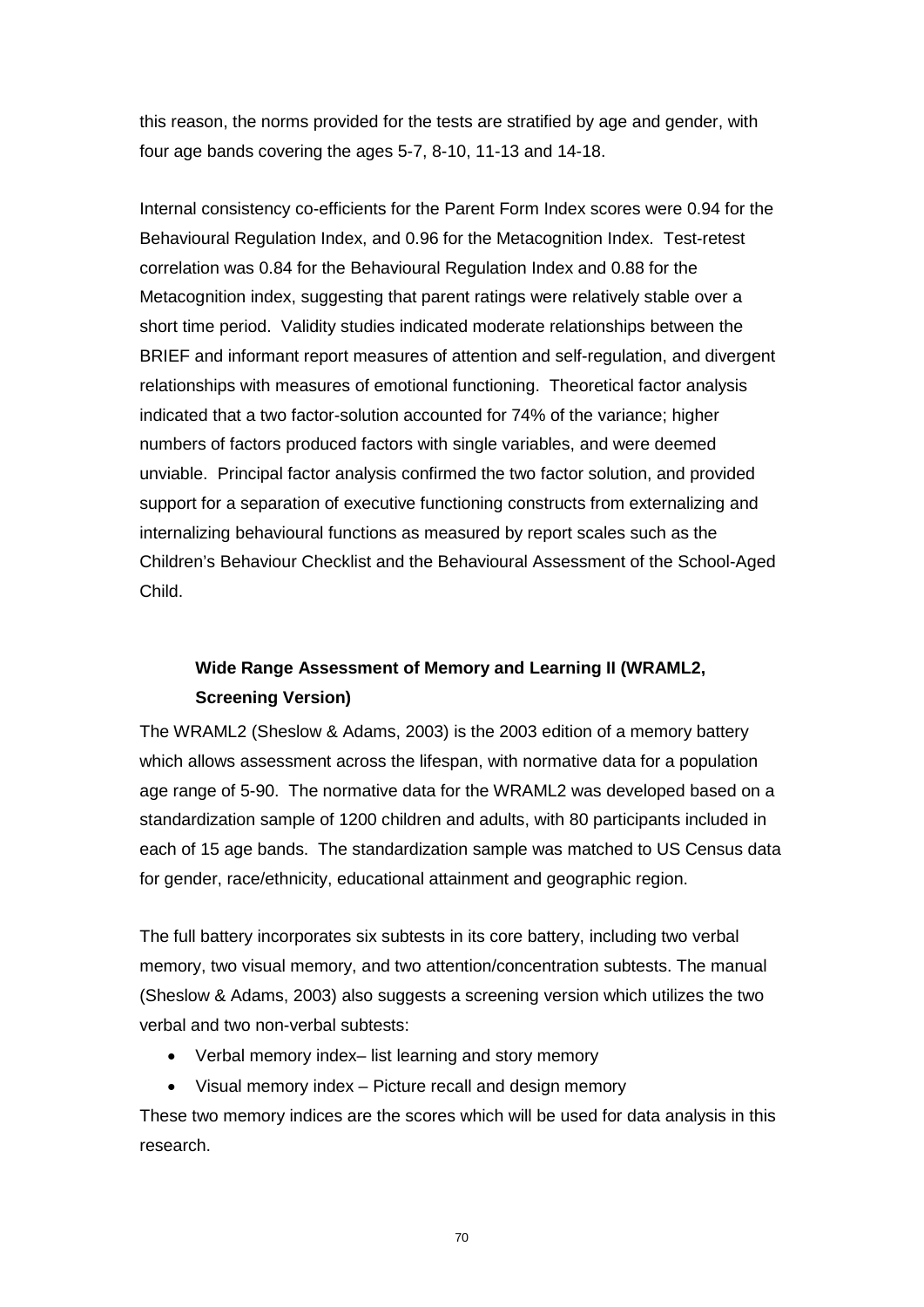this reason, the norms provided for the tests are stratified by age and gender, with four age bands covering the ages 5-7, 8-10, 11-13 and 14-18.

Internal consistency co-efficients for the Parent Form Index scores were 0.94 for the Behavioural Regulation Index, and 0.96 for the Metacognition Index. Test-retest correlation was 0.84 for the Behavioural Regulation Index and 0.88 for the Metacognition index, suggesting that parent ratings were relatively stable over a short time period. Validity studies indicated moderate relationships between the BRIEF and informant report measures of attention and self-regulation, and divergent relationships with measures of emotional functioning. Theoretical factor analysis indicated that a two factor-solution accounted for 74% of the variance; higher numbers of factors produced factors with single variables, and were deemed unviable. Principal factor analysis confirmed the two factor solution, and provided support for a separation of executive functioning constructs from externalizing and internalizing behavioural functions as measured by report scales such as the Children's Behaviour Checklist and the Behavioural Assessment of the School-Aged Child.

### Wide Range Assessment of Memory and Learning II (WRAML2, Screening Version)

The WRAML2 (Sheslow & Adams, 2003) is the 2003 edition of a memory battery which allows assessment across the lifespan, with normative data for a population age range of 5-90. The normative data for the WRAML2 was developed based on a standardization sample of 1200 children and adults, with 80 participants included in each of 15 age bands. The standardization sample was matched to US Census data for gender, race/ethnicity, educational attainment and geographic region.

The full battery incorporates six subtests in its core battery, including two verbal memory, two visual memory, and two attention/concentration subtests. The manual (Sheslow & Adams, 2003) also suggests a screening version which utilizes the two verbal and two non-verbal subtests:

- Verbal memory index– list learning and story memory
- Visual memory index – Picture recall and design memory

These two memory indices are the scores which will be used for data analysis in this research.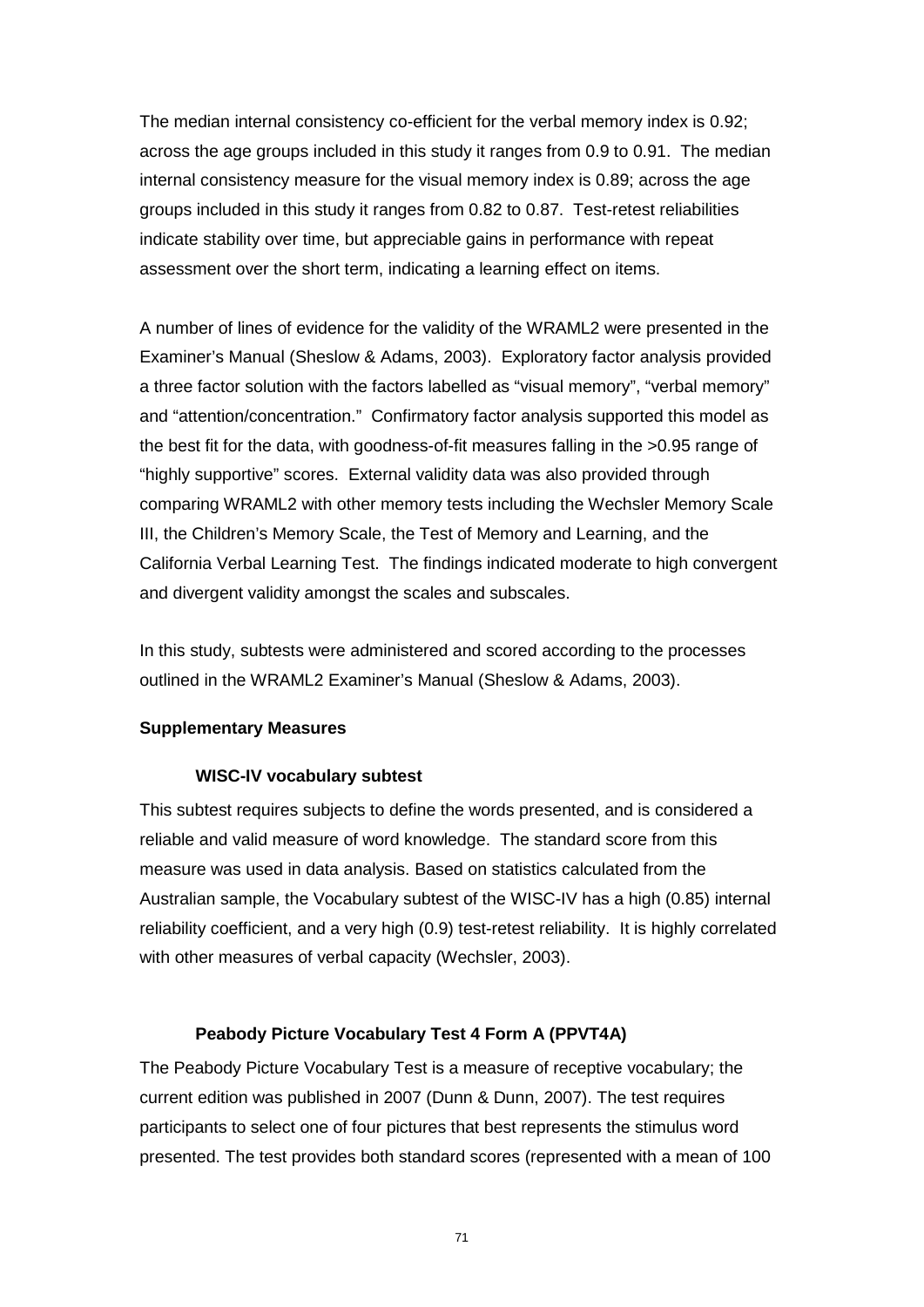The median internal consistency co-efficient for the verbal memory index is 0.92; across the age groups included in this study it ranges from 0.9 to 0.91. The median internal consistency measure for the visual memory index is 0.89; across the age groups included in this study it ranges from 0.82 to 0.87. Test-retest reliabilities indicate stability over time, but appreciable gains in performance with repeat assessment over the short term, indicating a learning effect on items.

A number of lines of evidence for the validity of the WRAML2 were presented in the Examiner's Manual (Sheslow & Adams, 2003). Exploratory factor analysis provided a three factor solution with the factors labelled as "visual memory", "verbal memory" and "attention/concentration." Confirmatory factor analysis supported this model as the best fit for the data, with goodness-of-fit measures falling in the >0.95 range of "highly supportive" scores. External validity data was also provided through comparing WRAML2 with other memory tests including the Wechsler Memory Scale III, the Children's Memory Scale, the Test of Memory and Learning, and the California Verbal Learning Test. The findings indicated moderate to high convergent and divergent validity amongst the scales and subscales.

In this study, subtests were administered and scored according to the processes outlined in the WRAML2 Examiner's Manual (Sheslow & Adams, 2003).

### Supplementary Measures

#### WISC-IV vocabulary subtest

This subtest requires subjects to define the words presented, and is considered a reliable and valid measure of word knowledge. The standard score from this measure was used in data analysis. Based on statistics calculated from the Australian sample, the Vocabulary subtest of the WISC-IV has a high (0.85) internal reliability coefficient, and a very high (0.9) test-retest reliability. It is highly correlated with other measures of verbal capacity (Wechsler, 2003).

#### Peabody Picture Vocabulary Test 4 Form A (PPVT4A)

The Peabody Picture Vocabulary Test is a measure of receptive vocabulary; the current edition was published in 2007 (Dunn & Dunn, 2007). The test requires participants to select one of four pictures that best represents the stimulus word presented. The test provides both standard scores (represented with a mean of 100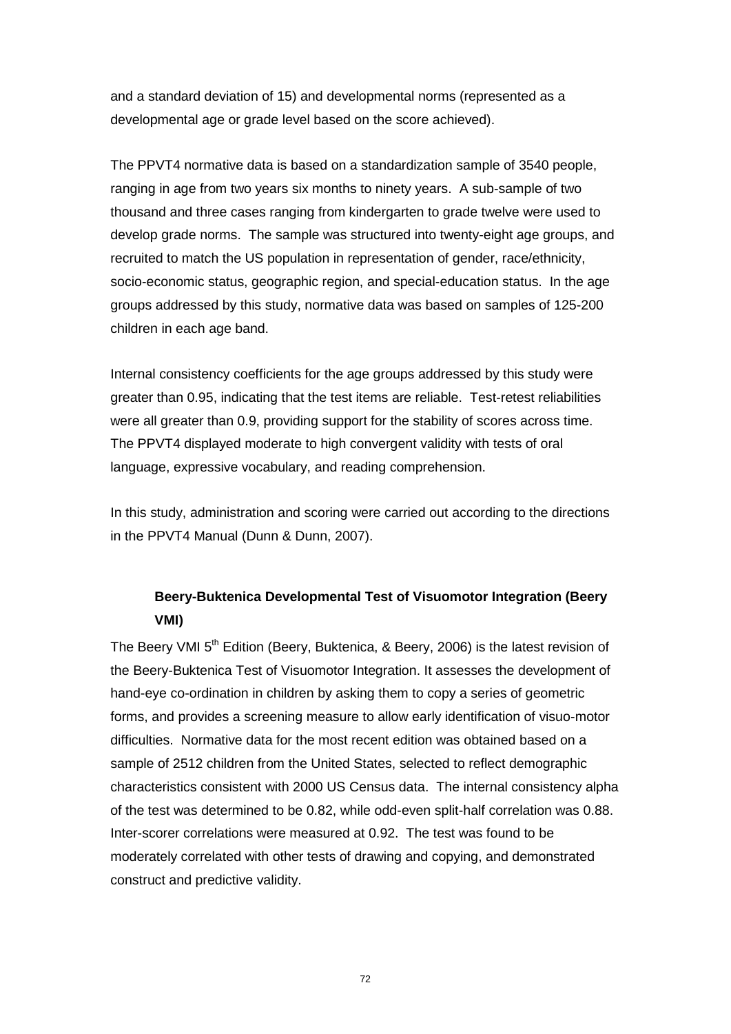and a standard deviation of 15) and developmental norms (represented as a developmental age or grade level based on the score achieved).

The PPVT4 normative data is based on a standardization sample of 3540 people, ranging in age from two years six months to ninety years. A sub-sample of two thousand and three cases ranging from kindergarten to grade twelve were used to develop grade norms. The sample was structured into twenty-eight age groups, and recruited to match the US population in representation of gender, race/ethnicity, socio-economic status, geographic region, and special-education status. In the age groups addressed by this study, normative data was based on samples of 125-200 children in each age band.

Internal consistency coefficients for the age groups addressed by this study were greater than 0.95, indicating that the test items are reliable. Test-retest reliabilities were all greater than 0.9, providing support for the stability of scores across time. The PPVT4 displayed moderate to high convergent validity with tests of oral language, expressive vocabulary, and reading comprehension.

In this study, administration and scoring were carried out according to the directions in the PPVT4 Manual (Dunn & Dunn, 2007).

### Beery-Buktenica Developmental Test of Visuomotor Integration (Beery VMI)

The Beery VMI 5th Edition (Beery, Buktenica, & Beery, 2006) is the latest revision of the Beery-Buktenica Test of Visuomotor Integration. It assesses the development of hand-eye co-ordination in children by asking them to copy a series of geometric forms, and provides a screening measure to allow early identification of visuo-motor difficulties. Normative data for the most recent edition was obtained based on a sample of 2512 children from the United States, selected to reflect demographic characteristics consistent with 2000 US Census data. The internal consistency alpha of the test was determined to be 0.82, while odd-even split-half correlation was 0.88. Inter-scorer correlations were measured at 0.92. The test was found to be moderately correlated with other tests of drawing and copying, and demonstrated construct and predictive validity.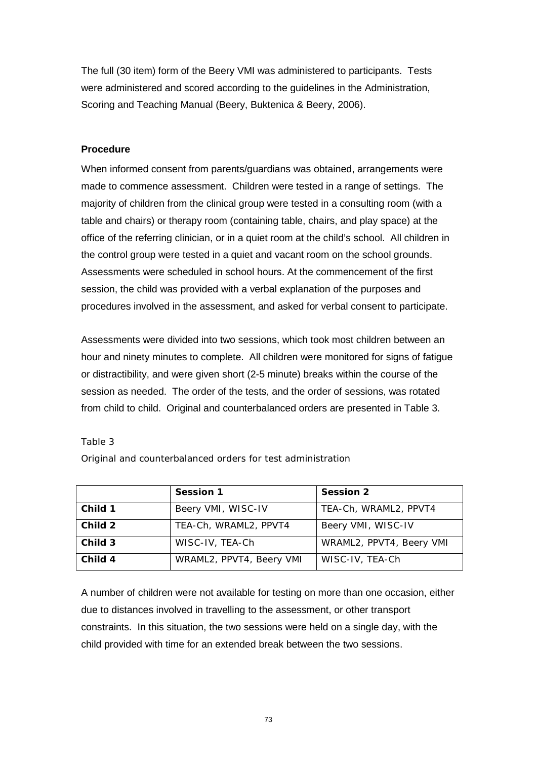The full (30 item) form of the Beery VMI was administered to participants. Tests were administered and scored according to the guidelines in the Administration, Scoring and Teaching Manual (Beery, Buktenica & Beery, 2006).

### Procedure

When informed consent from parents/guardians was obtained, arrangements were made to commence assessment. Children were tested in a range of settings. The majority of children from the clinical group were tested in a consulting room (with a table and chairs) or therapy room (containing table, chairs, and play space) at the office of the referring clinician, or in a quiet room at the child's school. All children in the control group were tested in a quiet and vacant room on the school grounds. Assessments were scheduled in school hours. At the commencement of the first session, the child was provided with a verbal explanation of the purposes and procedures involved in the assessment, and asked for verbal consent to participate.

Assessments were divided into two sessions, which took most children between an hour and ninety minutes to complete. All children were monitored for signs of fatigue or distractibility, and were given short (2-5 minute) breaks within the course of the session as needed. The order of the tests, and the order of sessions, was rotated from child to child. Original and counterbalanced orders are presented in Table 3.

Table 3

*Original and counterbalanced orders for test administration*

| | **Session 1** | **Session 2** |
|---|---|---|
| **Child 1** | Beery VMI, WISC-IV | TEA-Ch, WRAML2, PPVT4 |
| **Child 2** | TEA-Ch, WRAML2, PPVT4 | Beery VMI, WISC-IV |
| **Child 3** | WISC-IV, TEA-Ch | WRAML2, PPVT4, Beery VMI |
| **Child 4** | WRAML2, PPVT4, Beery VMI | WISC-IV, TEA-Ch |

A number of children were not available for testing on more than one occasion, either due to distances involved in travelling to the assessment, or other transport constraints. In this situation, the two sessions were held on a single day, with the child provided with time for an extended break between the two sessions.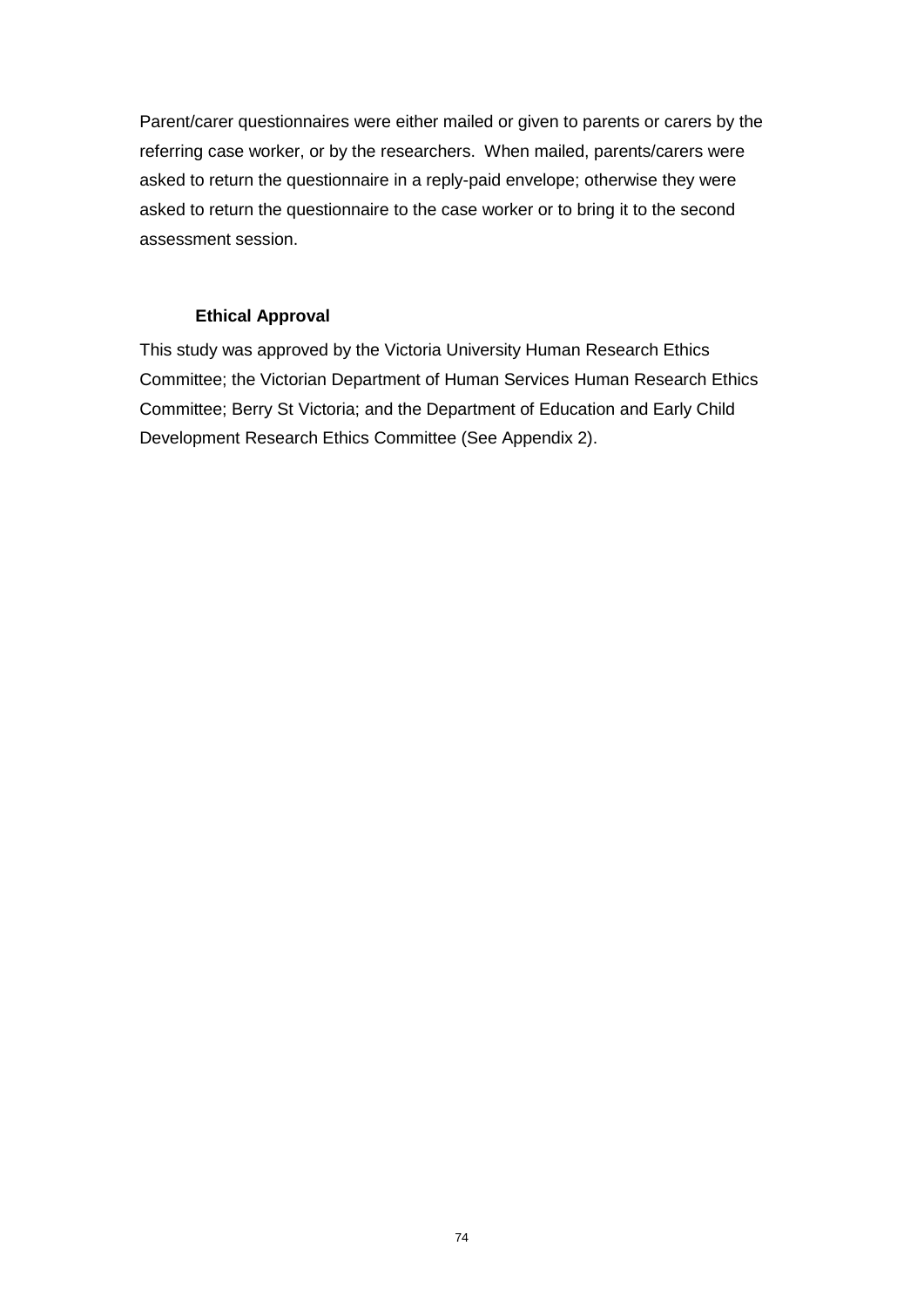Parent/carer questionnaires were either mailed or given to parents or carers by the referring case worker, or by the researchers. When mailed, parents/carers were asked to return the questionnaire in a reply-paid envelope; otherwise they were asked to return the questionnaire to the case worker or to bring it to the second assessment session.

### Ethical Approval

This study was approved by the Victoria University Human Research Ethics Committee; the Victorian Department of Human Services Human Research Ethics Committee; Berry St Victoria; and the Department of Education and Early Child Development Research Ethics Committee (See Appendix 2).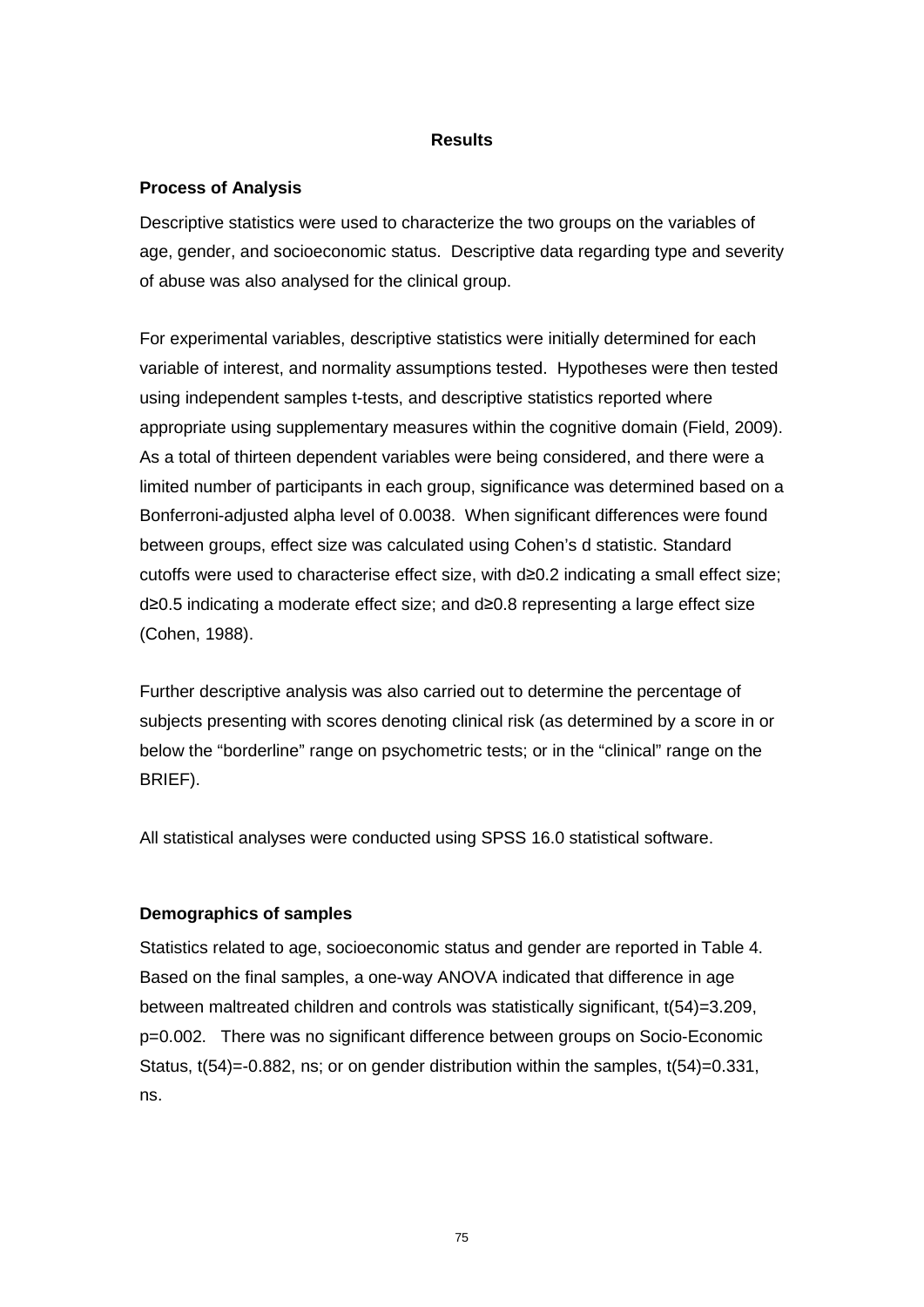## Results

### Process of Analysis

Descriptive statistics were used to characterize the two groups on the variables of age, gender, and socioeconomic status. Descriptive data regarding type and severity of abuse was also analysed for the clinical group.

For experimental variables, descriptive statistics were initially determined for each variable of interest, and normality assumptions tested. Hypotheses were then tested using independent samples t-tests, and descriptive statistics reported where appropriate using supplementary measures within the cognitive domain (Field, 2009). As a total of thirteen dependent variables were being considered, and there were a limited number of participants in each group, significance was determined based on a Bonferroni-adjusted alpha level of 0.0038. When significant differences were found between groups, effect size was calculated using Cohen's d statistic. Standard cutoffs were used to characterise effect size, with $d \geq 0.2$ indicating a small effect size; $d \geq 0.5$ indicating a moderate effect size; and $d \geq 0.8$ representing a large effect size (Cohen, 1988).

Further descriptive analysis was also carried out to determine the percentage of subjects presenting with scores denoting clinical risk (as determined by a score in or below the "borderline" range on psychometric tests; or in the "clinical" range on the BRIEF).

All statistical analyses were conducted using SPSS 16.0 statistical software.

### Demographics of samples

Statistics related to age, socioeconomic status and gender are reported in Table 4. Based on the final samples, a one-way ANOVA indicated that difference in age between maltreated children and controls was statistically significant, $t(54)=3.209$, $p=0.002$. There was no significant difference between groups on Socio-Economic Status, $t(54)=-0.882$, ns; or on gender distribution within the samples, $t(54)=0.331$, ns.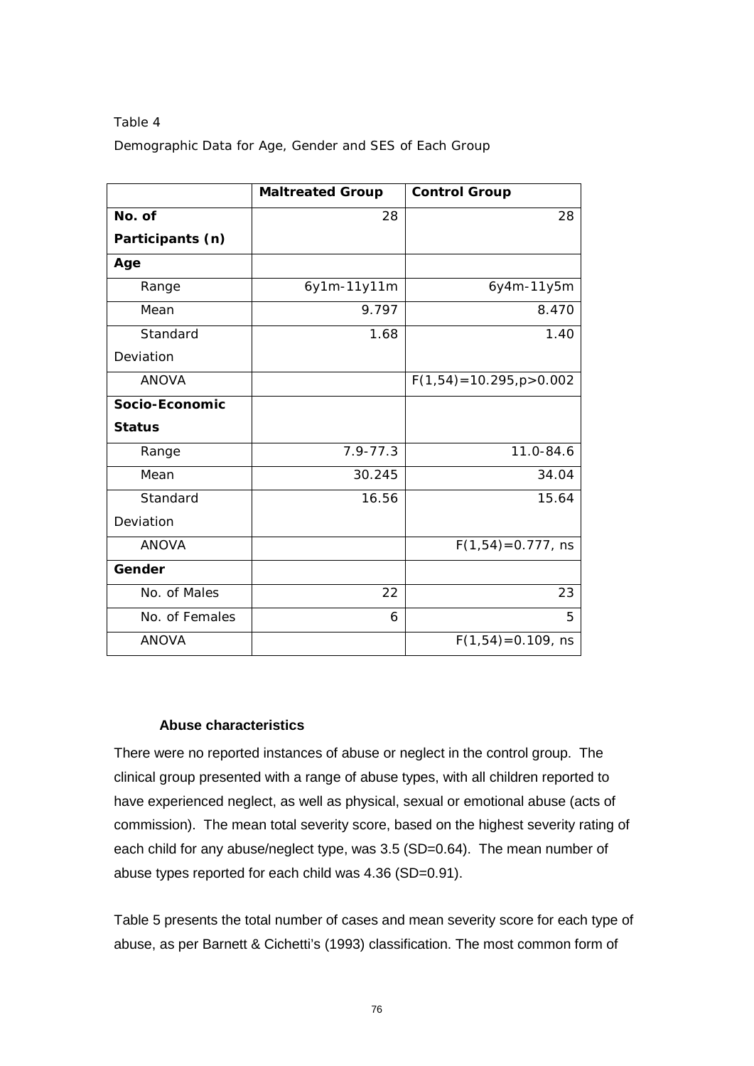Table 4

Demographic Data for Age, Gender and SES of Each Group

| | Maltreated Group | Control Group |
|---|---|---|
| **No. of Participants (n)** | 28 | 28 |
| **Age** | | |
| Range | 6y1m-11y11m | 6y4m-11y5m |
| Mean | 9.797 | 8.470 |
| Standard Deviation | 1.68 | 1.40 |
| ANOVA | | $F(1,54)=10.295, p>0.002$ |
| **Socio-Economic Status** | | |
| Range | 7.9-77.3 | 11.0-84.6 |
| Mean | 30.245 | 34.04 |
| Standard Deviation | 16.56 | 15.64 |
| ANOVA | | $F(1,54)=0.777$, ns |
| **Gender** | | |
| No. of Males | 22 | 23 |
| No. of Females | 6 | 5 |
| ANOVA | | $F(1,54)=0.109$, ns |

#### Abuse characteristics

There were no reported instances of abuse or neglect in the control group. The clinical group presented with a range of abuse types, with all children reported to have experienced neglect, as well as physical, sexual or emotional abuse (acts of commission). The mean total severity score, based on the highest severity rating of each child for any abuse/neglect type, was 3.5 (SD=0.64). The mean number of abuse types reported for each child was 4.36 (SD=0.91).

Table 5 presents the total number of cases and mean severity score for each type of abuse, as per Barnett & Cichetti's (1993) classification. The most common form of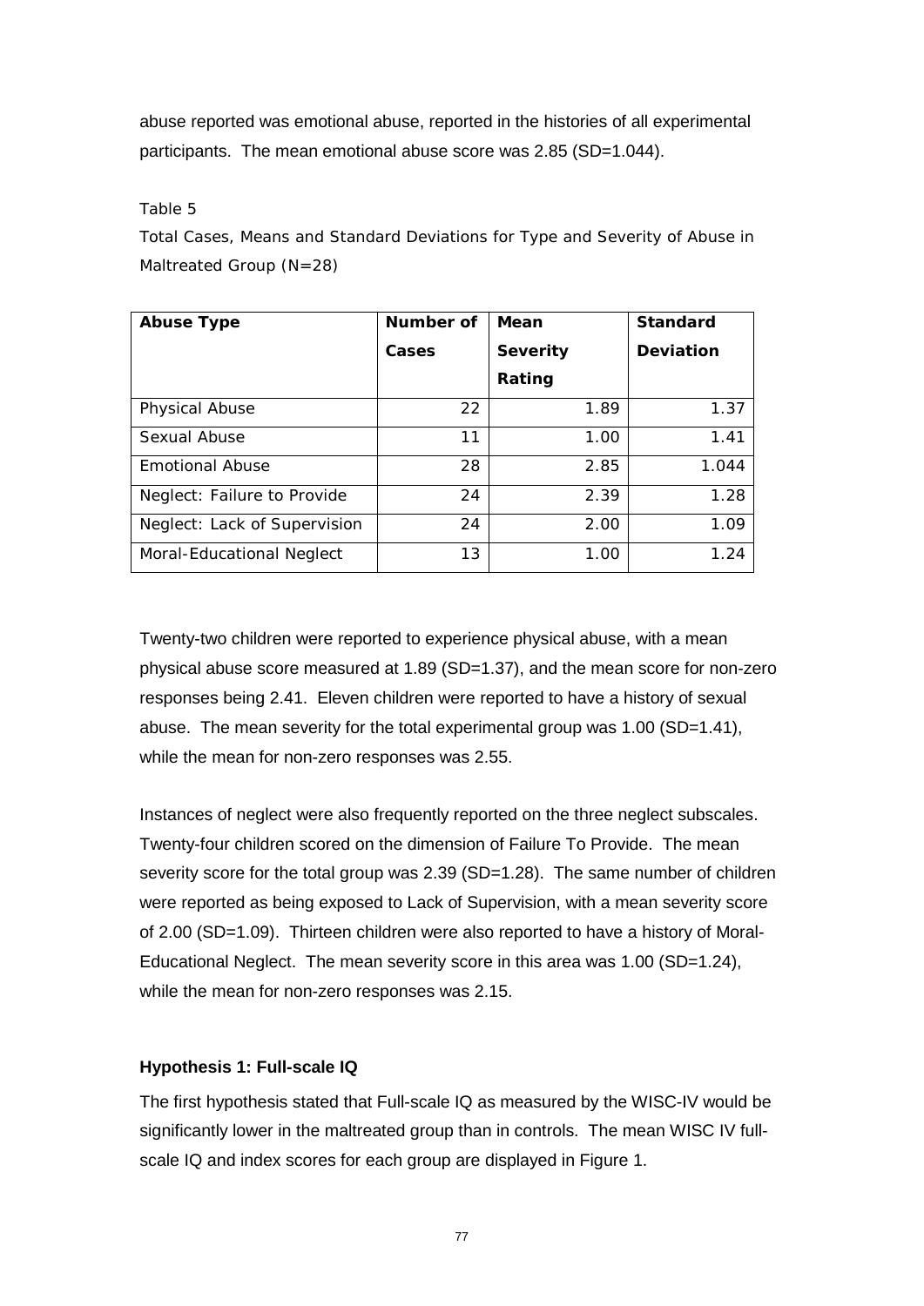abuse reported was emotional abuse, reported in the histories of all experimental participants. The mean emotional abuse score was 2.85 (SD=1.044).

Table 5

Total Cases, Means and Standard Deviations for Type and Severity of Abuse in Maltreated Group (N=28)

| Abuse Type | Number of Cases | Mean Severity Rating | Standard Deviation |
|---|---|---|---|
| Physical Abuse | 22 | 1.89 | 1.37 |
| Sexual Abuse | 11 | 1.00 | 1.41 |
| Emotional Abuse | 28 | 2.85 | 1.044 |
| Neglect: Failure to Provide | 24 | 2.39 | 1.28 |
| Neglect: Lack of Supervision | 24 | 2.00 | 1.09 |
| Moral-Educational Neglect | 13 | 1.00 | 1.24 |

Twenty-two children were reported to experience physical abuse, with a mean physical abuse score measured at 1.89 (SD=1.37), and the mean score for non-zero responses being 2.41. Eleven children were reported to have a history of sexual abuse. The mean severity for the total experimental group was 1.00 (SD=1.41), while the mean for non-zero responses was 2.55.

Instances of neglect were also frequently reported on the three neglect subscales. Twenty-four children scored on the dimension of Failure To Provide. The mean severity score for the total group was 2.39 (SD=1.28). The same number of children were reported as being exposed to Lack of Supervision, with a mean severity score of 2.00 (SD=1.09). Thirteen children were also reported to have a history of Moral-Educational Neglect. The mean severity score in this area was 1.00 (SD=1.24), while the mean for non-zero responses was 2.15.

**Hypothesis 1: Full-scale IQ**

The first hypothesis stated that Full-scale IQ as measured by the WISC-IV would be significantly lower in the maltreated group than in controls. The mean WISC IV full-scale IQ and index scores for each group are displayed in Figure 1.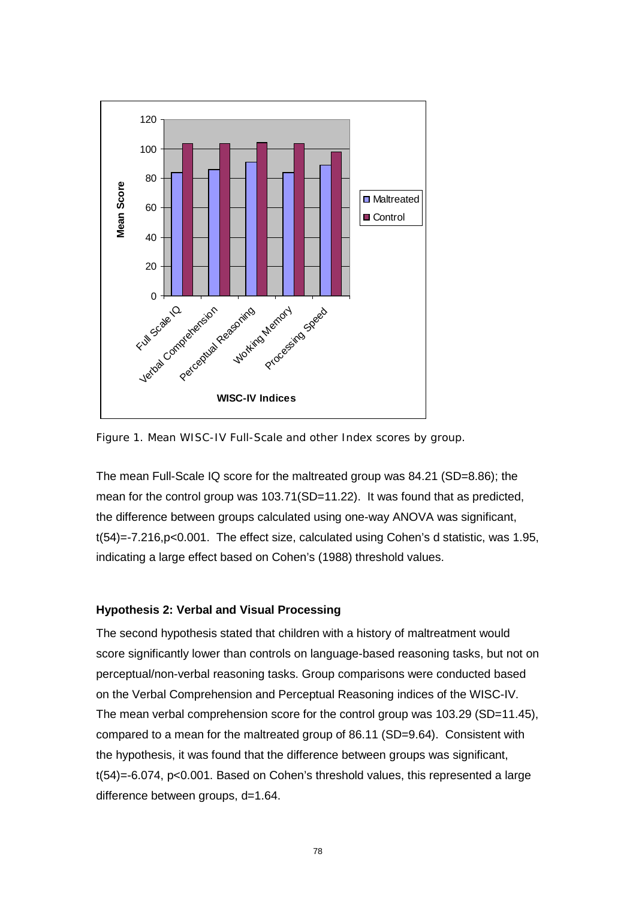120
100
80
60
40
20
0

Mean Score

Full Scale IQ
Verbal Comprehension
Perceptual Reasoning
Working Memory
Processing Speed

WISC-IV Indices

Maltreated
Control

Figure 1. Mean WISC-IV Full-Scale and other Index scores by group.

The mean Full-Scale IQ score for the maltreated group was 84.21 (SD=8.86); the mean for the control group was 103.71(SD=11.22). It was found that as predicted, the difference between groups calculated using one-way ANOVA was significant, $t(54)=-7.216, p<0.001$. The effect size, calculated using Cohen's d statistic, was 1.95, indicating a large effect based on Cohen's (1988) threshold values.

### Hypothesis 2: Verbal and Visual Processing

The second hypothesis stated that children with a history of maltreatment would score significantly lower than controls on language-based reasoning tasks, but not on perceptual/non-verbal reasoning tasks. Group comparisons were conducted based on the Verbal Comprehension and Perceptual Reasoning indices of the WISC-IV. The mean verbal comprehension score for the control group was 103.29 (SD=11.45), compared to a mean for the maltreated group of 86.11 (SD=9.64). Consistent with the hypothesis, it was found that the difference between groups was significant, $t(54)=-6.074$, $p<0.001$. Based on Cohen's threshold values, this represented a large difference between groups, $d=1.64$.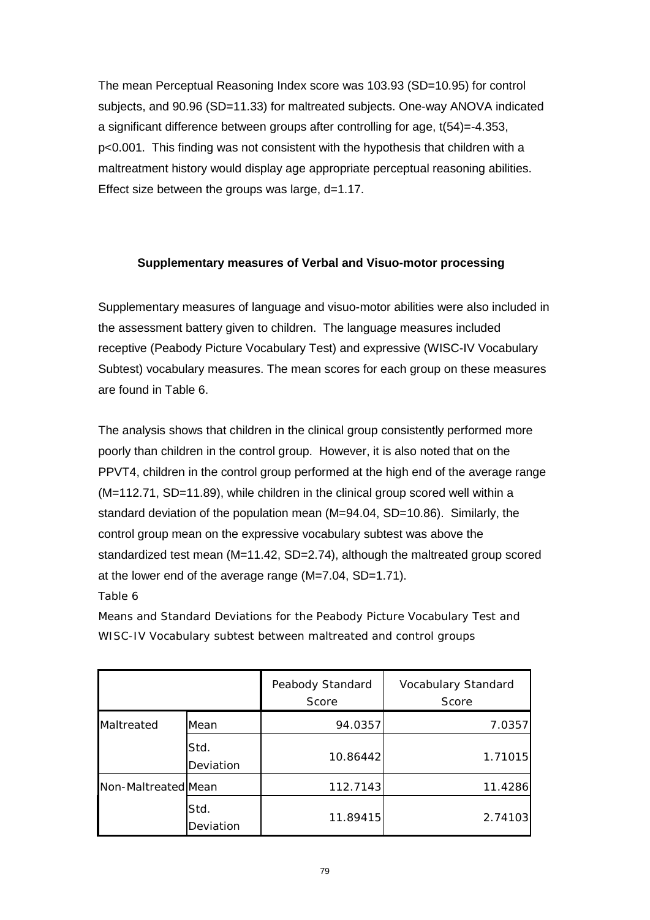The mean Perceptual Reasoning Index score was 103.93 (SD=10.95) for control subjects, and 90.96 (SD=11.33) for maltreated subjects. One-way ANOVA indicated a significant difference between groups after controlling for age, $t(54)=-4.353$, $p<0.001$. This finding was not consistent with the hypothesis that children with a maltreatment history would display age appropriate perceptual reasoning abilities. Effect size between the groups was large, $d=1.17$.

### Supplementary measures of Verbal and Visuo-motor processing

Supplementary measures of language and visuo-motor abilities were also included in the assessment battery given to children. The language measures included receptive (Peabody Picture Vocabulary Test) and expressive (WISC-IV Vocabulary Subtest) vocabulary measures. The mean scores for each group on these measures are found in Table 6.

The analysis shows that children in the clinical group consistently performed more poorly than children in the control group. However, it is also noted that on the PPVT4, children in the control group performed at the high end of the average range (M=112.71, SD=11.89), while children in the clinical group scored well within a standard deviation of the population mean (M=94.04, SD=10.86). Similarly, the control group mean on the expressive vocabulary subtest was above the standardized test mean (M=11.42, SD=2.74), although the maltreated group scored at the lower end of the average range (M=7.04, SD=1.71).

Table 6

Means and Standard Deviations for the Peabody Picture Vocabulary Test and WISC-IV Vocabulary subtest between maltreated and control groups

| | | Peabody Standard Score | Vocabulary Standard Score |
|---|---|---|---|
| Maltreated | Mean | 94.0357 | 7.0357 |
| | Std. Deviation | 10.86442 | 1.71015 |
| Non-Maltreated | Mean | 112.7143 | 11.4286 |
| | Std. Deviation | 11.89415 | 2.74103 |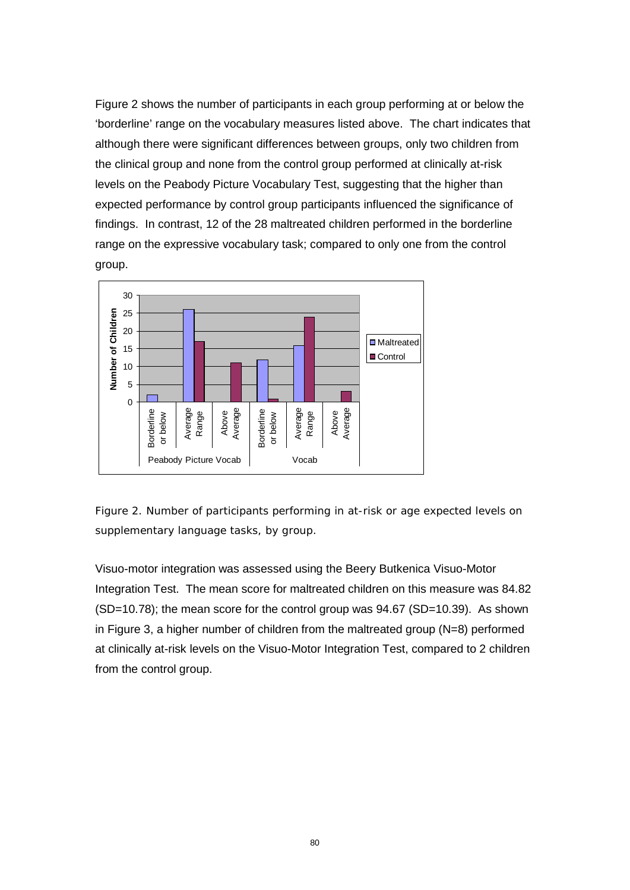Figure 2 shows the number of participants in each group performing at or below the 'borderline' range on the vocabulary measures listed above. The chart indicates that although there were significant differences between groups, only two children from the clinical group and none from the control group performed at clinically at-risk levels on the Peabody Picture Vocabulary Test, suggesting that the higher than expected performance by control group participants influenced the significance of findings. In contrast, 12 of the 28 maltreated children performed in the borderline range on the expressive vocabulary task; compared to only one from the control group.

Number of Children
30
25
20
15
10
5
0
Borderline or below
Average Range
Above Average
Borderline or below
Average Range
Above Average
Peabody Picture Vocab
Vocab
Maltreated
Control

Figure 2. Number of participants performing in at-risk or age expected levels on supplementary language tasks, by group.

Visuo-motor integration was assessed using the Beery Butkenica Visuo-Motor Integration Test. The mean score for maltreated children on this measure was 84.82 (SD=10.78); the mean score for the control group was 94.67 (SD=10.39). As shown in Figure 3, a higher number of children from the maltreated group (N=8) performed at clinically at-risk levels on the Visuo-Motor Integration Test, compared to 2 children from the control group.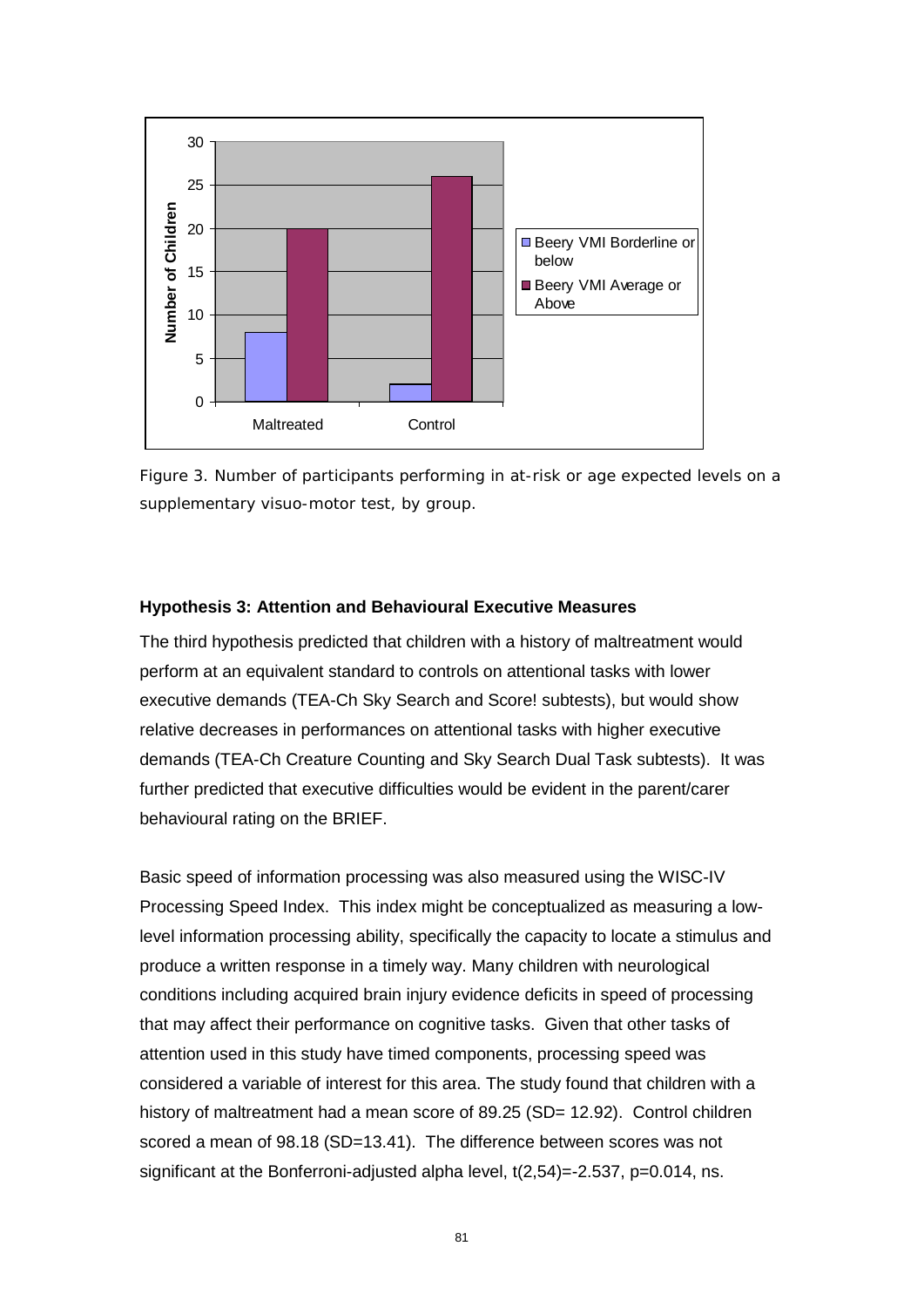Figure 3. Number of participants performing in at-risk or age expected levels on a supplementary visuo-motor test, by group.

**Hypothesis 3: Attention and Behavioural Executive Measures**

The third hypothesis predicted that children with a history of maltreatment would perform at an equivalent standard to controls on attentional tasks with lower executive demands (TEA-Ch Sky Search and Score! subtests), but would show relative decreases in performances on attentional tasks with higher executive demands (TEA-Ch Creature Counting and Sky Search Dual Task subtests). It was further predicted that executive difficulties would be evident in the parent/carer behavioural rating on the BRIEF.

Basic speed of information processing was also measured using the WISC-IV Processing Speed Index. This index might be conceptualized as measuring a low-level information processing ability, specifically the capacity to locate a stimulus and produce a written response in a timely way. Many children with neurological conditions including acquired brain injury evidence deficits in speed of processing that may affect their performance on cognitive tasks. Given that other tasks of attention used in this study have timed components, processing speed was considered a variable of interest for this area. The study found that children with a history of maltreatment had a mean score of 89.25 (SD= 12.92). Control children scored a mean of 98.18 (SD=13.41). The difference between scores was not significant at the Bonferroni-adjusted alpha level, $t(2,54)=-2.537$, $p=0.014$, ns.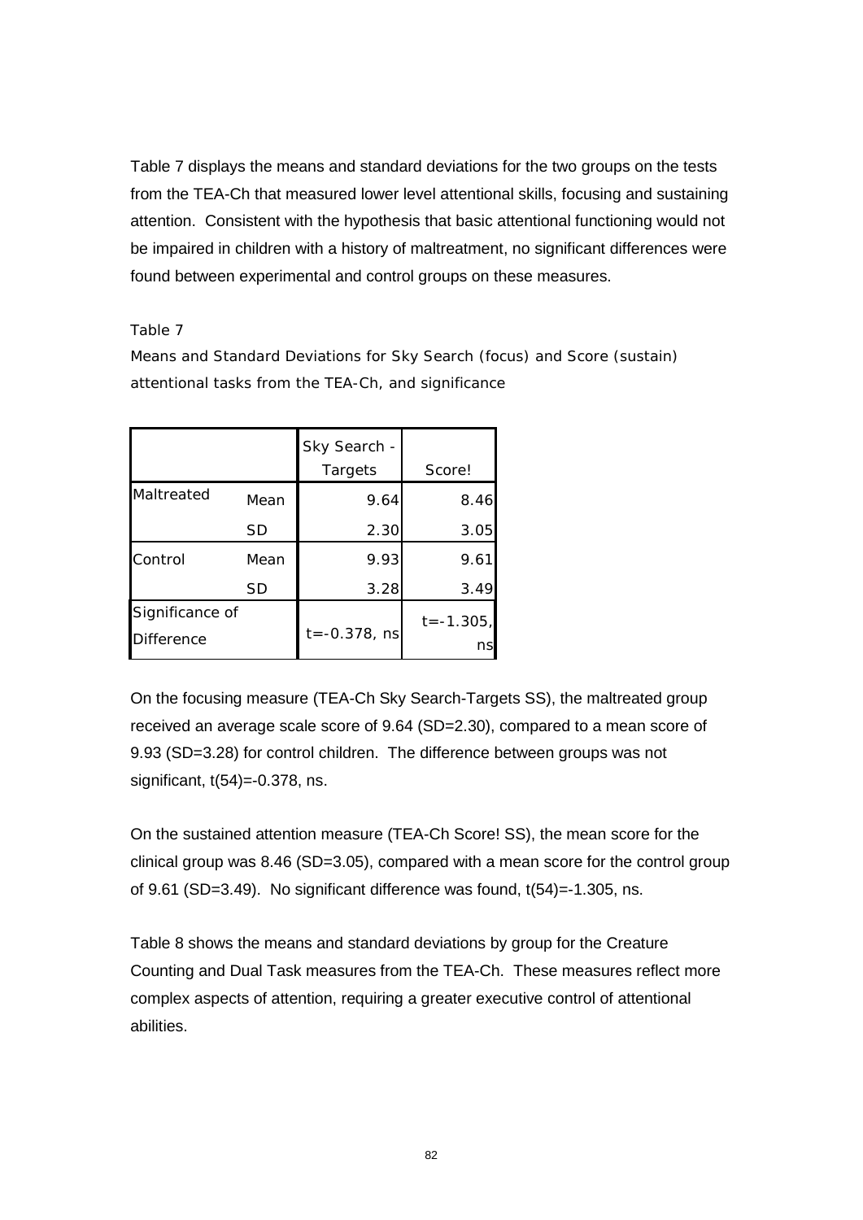Table 7 displays the means and standard deviations for the two groups on the tests from the TEA-Ch that measured lower level attentional skills, focusing and sustaining attention. Consistent with the hypothesis that basic attentional functioning would not be impaired in children with a history of maltreatment, no significant differences were found between experimental and control groups on these measures.

Table 7

Means and Standard Deviations for Sky Search (focus) and Score (sustain) attentional tasks from the TEA-Ch, and significance

| | | Sky Search - Targets | Score! |
|---|---|---|---|
| Maltreated | Mean | 9.64 | 8.46 |
| | SD | 2.30 | 3.05 |
| Control | Mean | 9.93 | 9.61 |
| | SD | 3.28 | 3.49 |
| Significance of Difference | | t=-0.378, ns | t=-1.305, ns |

On the focusing measure (TEA-Ch Sky Search-Targets SS), the maltreated group received an average scale score of 9.64 (SD=2.30), compared to a mean score of 9.93 (SD=3.28) for control children. The difference between groups was not significant, $t(54)=-0.378$, ns.

On the sustained attention measure (TEA-Ch Score! SS), the mean score for the clinical group was 8.46 (SD=3.05), compared with a mean score for the control group of 9.61 (SD=3.49). No significant difference was found, $t(54)=-1.305$, ns.

Table 8 shows the means and standard deviations by group for the Creature Counting and Dual Task measures from the TEA-Ch. These measures reflect more complex aspects of attention, requiring a greater executive control of attentional abilities.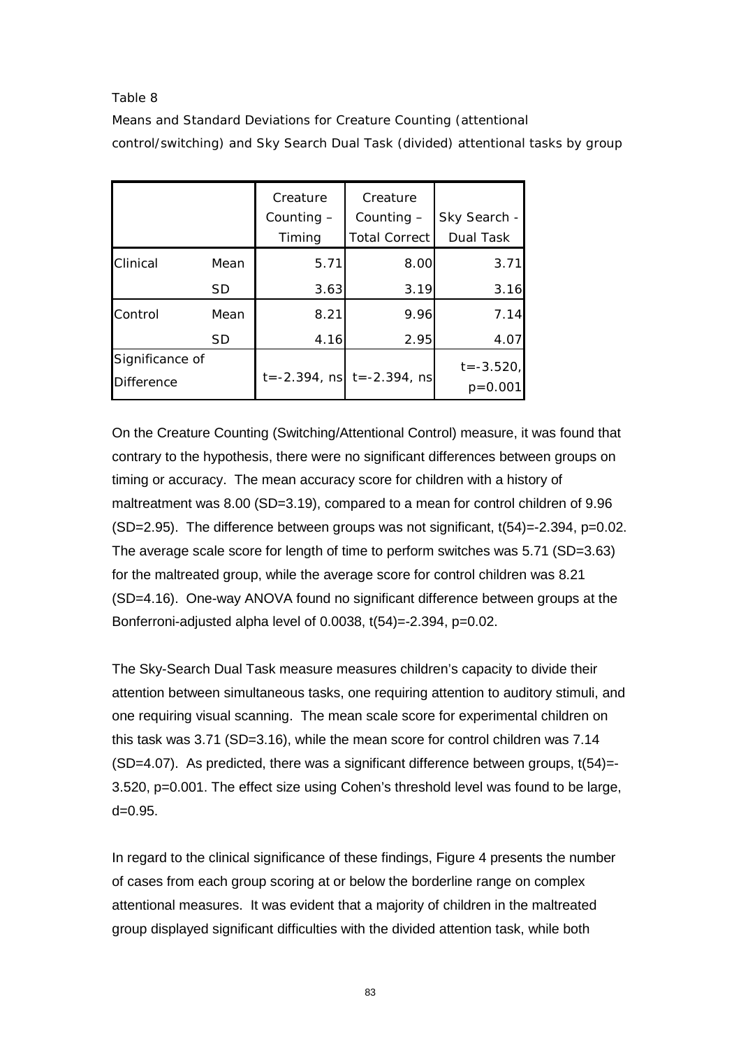Table 8

Means and Standard Deviations for Creature Counting (attentional control/switching) and Sky Search Dual Task (divided) attentional tasks by group

| | | Creature Counting – Timing | Creature Counting – Total Correct | Sky Search - Dual Task |
|---|---|---|---|---|
| Clinical | Mean | 5.71 | 8.00 | 3.71 |
| | SD | 3.63 | 3.19 | 3.16 |
| Control | Mean | 8.21 | 9.96 | 7.14 |
| | SD | 4.16 | 2.95 | 4.07 |
| Significance of Difference | | t=-2.394, ns | t=-2.394, ns | t=-3.520, p=0.001 |

On the Creature Counting (Switching/Attentional Control) measure, it was found that contrary to the hypothesis, there were no significant differences between groups on timing or accuracy. The mean accuracy score for children with a history of maltreatment was 8.00 (SD=3.19), compared to a mean for control children of 9.96 (SD=2.95). The difference between groups was not significant, $t(54)=-2.394$, $p=0.02$. The average scale score for length of time to perform switches was 5.71 (SD=3.63) for the maltreated group, while the average score for control children was 8.21 (SD=4.16). One-way ANOVA found no significant difference between groups at the Bonferroni-adjusted alpha level of 0.0038, $t(54)=-2.394$, $p=0.02$.

The Sky-Search Dual Task measure measures children's capacity to divide their attention between simultaneous tasks, one requiring attention to auditory stimuli, and one requiring visual scanning. The mean scale score for experimental children on this task was 3.71 (SD=3.16), while the mean score for control children was 7.14 (SD=4.07). As predicted, there was a significant difference between groups, $t(54)=-3.520$, $p=0.001$. The effect size using Cohen's threshold level was found to be large, $d=0.95$.

In regard to the clinical significance of these findings, Figure 4 presents the number of cases from each group scoring at or below the borderline range on complex attentional measures. It was evident that a majority of children in the maltreated group displayed significant difficulties with the divided attention task, while both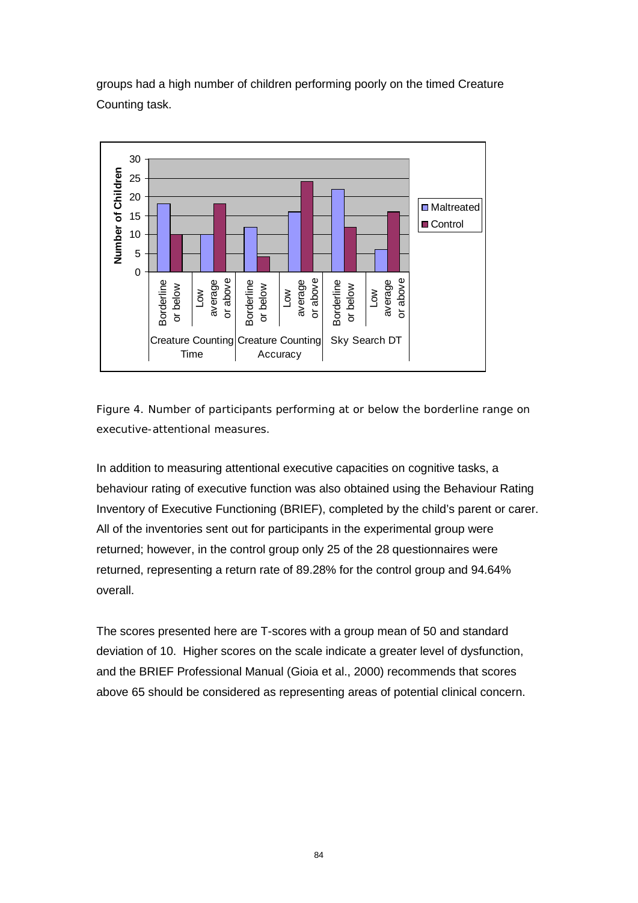groups had a high number of children performing poorly on the timed Creature Counting task.

30
25
20
15
10
5
0

Number of Children

Borderline or below
Low average or above
Borderline or below
Low average or above
Borderline or below
Low average or above

Creature Counting Time
Creature Counting Accuracy
Sky Search DT

Maltreated
Control

Figure 4. Number of participants performing at or below the borderline range on executive-attentional measures.

In addition to measuring attentional executive capacities on cognitive tasks, a behaviour rating of executive function was also obtained using the Behaviour Rating Inventory of Executive Functioning (BRIEF), completed by the child's parent or carer. All of the inventories sent out for participants in the experimental group were returned; however, in the control group only 25 of the 28 questionnaires were returned, representing a return rate of 89.28% for the control group and 94.64% overall.

The scores presented here are T-scores with a group mean of 50 and standard deviation of 10. Higher scores on the scale indicate a greater level of dysfunction, and the BRIEF Professional Manual (Gioia et al., 2000) recommends that scores above 65 should be considered as representing areas of potential clinical concern.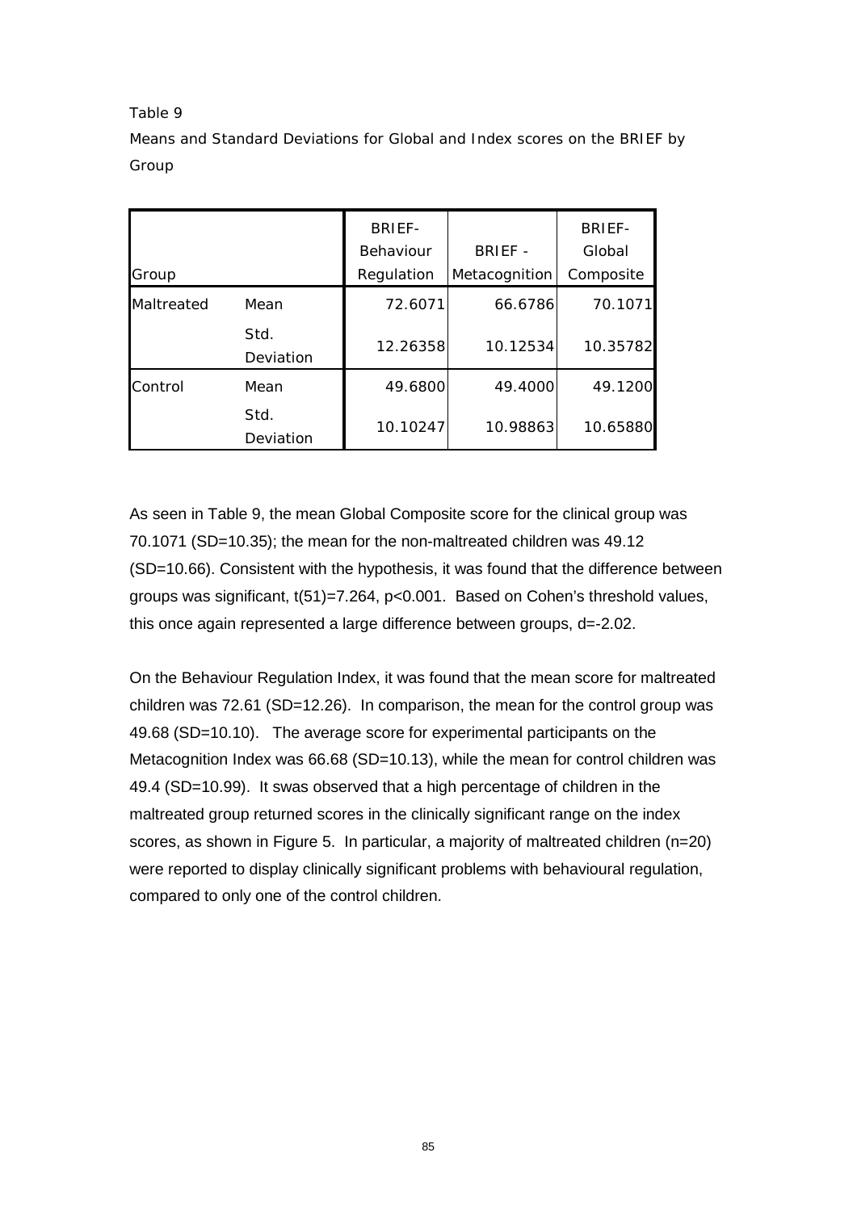Table 9

Means and Standard Deviations for Global and Index scores on the BRIEF by Group

| Group | | BRIEF-Behaviour Regulation | BRIEF - Metacognition | BRIEF-Global Composite |
|---|---|---|---|---|
| Maltreated | Mean | 72.6071 | 66.6786 | 70.1071 |
| | Std. Deviation | 12.26358 | 10.12534 | 10.35782 |
| Control | Mean | 49.6800 | 49.4000 | 49.1200 |
| | Std. Deviation | 10.10247 | 10.98863 | 10.65880 |

As seen in Table 9, the mean Global Composite score for the clinical group was 70.1071 (SD=10.35); the mean for the non-maltreated children was 49.12 (SD=10.66). Consistent with the hypothesis, it was found that the difference between groups was significant, $t(51)=7.264$, $p<0.001$. Based on Cohen's threshold values, this once again represented a large difference between groups, $d=-2.02$.

On the Behaviour Regulation Index, it was found that the mean score for maltreated children was 72.61 (SD=12.26). In comparison, the mean for the control group was 49.68 (SD=10.10). The average score for experimental participants on the Metacognition Index was 66.68 (SD=10.13), while the mean for control children was 49.4 (SD=10.99). It swas observed that a high percentage of children in the maltreated group returned scores in the clinically significant range on the index scores, as shown in Figure 5. In particular, a majority of maltreated children (n=20) were reported to display clinically significant problems with behavioural regulation, compared to only one of the control children.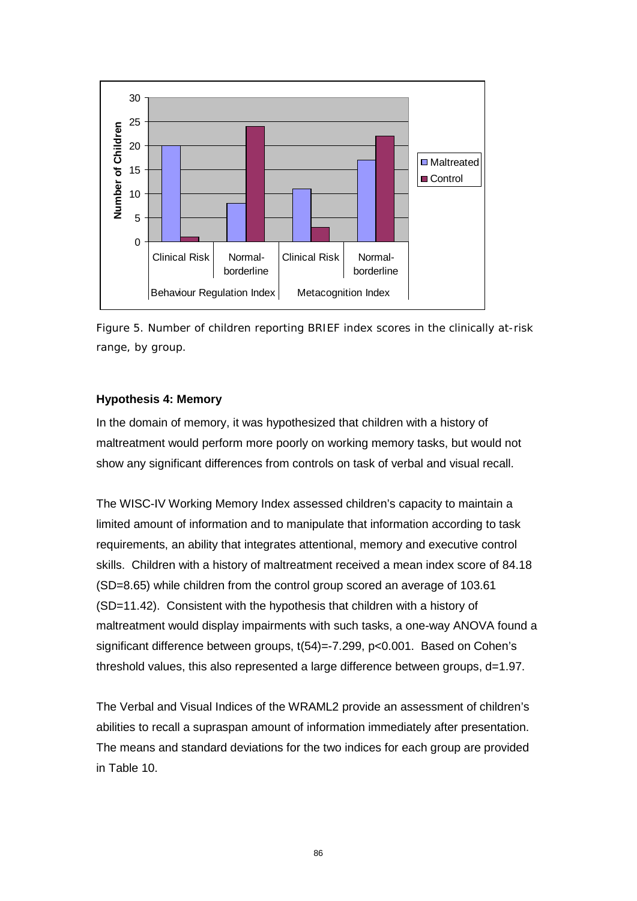30
25
20
15
10
5
0

Number of Children

Clinical Risk
Normal-borderline
Clinical Risk
Normal-borderline

Behaviour Regulation Index
Metacognition Index

Maltreated
Control

Figure 5. Number of children reporting BRIEF index scores in the clinically at-risk range, by group.

**Hypothesis 4: Memory**

In the domain of memory, it was hypothesized that children with a history of maltreatment would perform more poorly on working memory tasks, but would not show any significant differences from controls on task of verbal and visual recall.

The WISC-IV Working Memory Index assessed children's capacity to maintain a limited amount of information and to manipulate that information according to task requirements, an ability that integrates attentional, memory and executive control skills. Children with a history of maltreatment received a mean index score of 84.18 (SD=8.65) while children from the control group scored an average of 103.61 (SD=11.42). Consistent with the hypothesis that children with a history of maltreatment would display impairments with such tasks, a one-way ANOVA found a significant difference between groups, $t(54)=-7.299$, $p<0.001$. Based on Cohen's threshold values, this also represented a large difference between groups, $d=1.97$.

The Verbal and Visual Indices of the WRAML2 provide an assessment of children's abilities to recall a supraspan amount of information immediately after presentation. The means and standard deviations for the two indices for each group are provided in Table 10.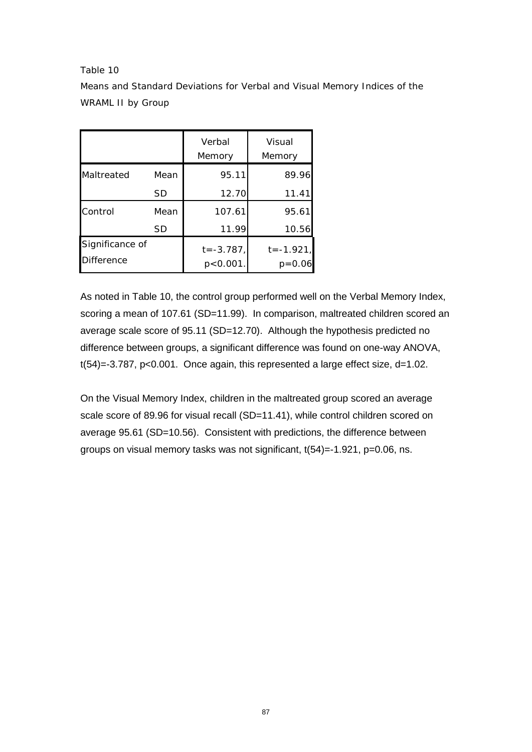Table 10

Means and Standard Deviations for Verbal and Visual Memory Indices of the WRAML II by Group

| | | Verbal Memory | Visual Memory |
|---|---|---|---|
| Maltreated | Mean | 95.11 | 89.96 |
| | SD | 12.70 | 11.41 |
| Control | Mean | 107.61 | 95.61 |
| | SD | 11.99 | 10.56 |
| Significance of Difference | | $t=-3.787$, $p<0.001$. | $t=-1.921$, $p=0.06$ |

As noted in Table 10, the control group performed well on the Verbal Memory Index, scoring a mean of 107.61 (SD=11.99). In comparison, maltreated children scored an average scale score of 95.11 (SD=12.70). Although the hypothesis predicted no difference between groups, a significant difference was found on one-way ANOVA, $t(54)=-3.787$, $p<0.001$. Once again, this represented a large effect size, $d=1.02$.

On the Visual Memory Index, children in the maltreated group scored an average scale score of 89.96 for visual recall (SD=11.41), while control children scored on average 95.61 (SD=10.56). Consistent with predictions, the difference between groups on visual memory tasks was not significant, $t(54)=-1.921$, $p=0.06$, ns.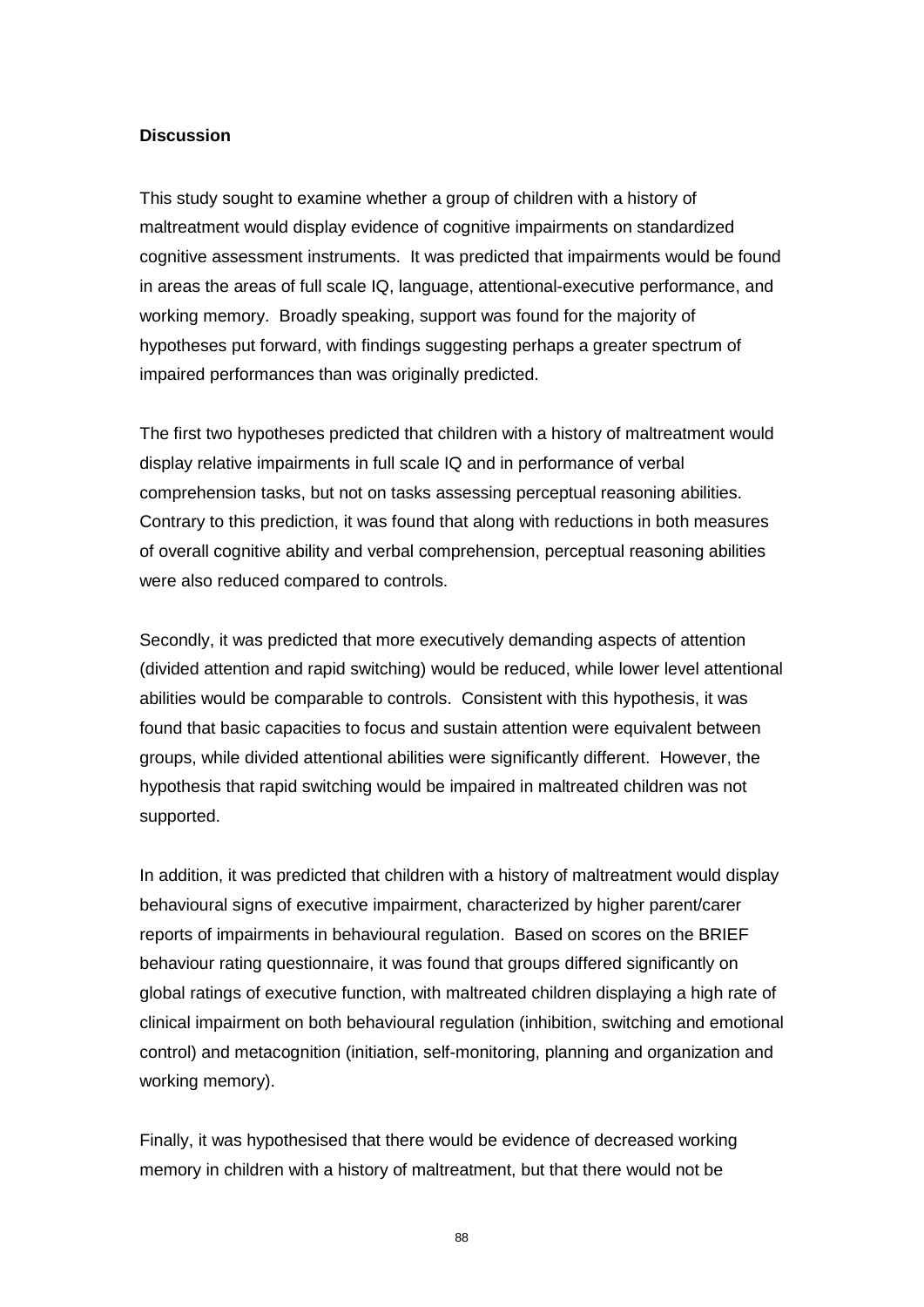**Discussion**

This study sought to examine whether a group of children with a history of maltreatment would display evidence of cognitive impairments on standardized cognitive assessment instruments. It was predicted that impairments would be found in areas the areas of full scale IQ, language, attentional-executive performance, and working memory. Broadly speaking, support was found for the majority of hypotheses put forward, with findings suggesting perhaps a greater spectrum of impaired performances than was originally predicted.

The first two hypotheses predicted that children with a history of maltreatment would display relative impairments in full scale IQ and in performance of verbal comprehension tasks, but not on tasks assessing perceptual reasoning abilities. Contrary to this prediction, it was found that along with reductions in both measures of overall cognitive ability and verbal comprehension, perceptual reasoning abilities were also reduced compared to controls.

Secondly, it was predicted that more executively demanding aspects of attention (divided attention and rapid switching) would be reduced, while lower level attentional abilities would be comparable to controls. Consistent with this hypothesis, it was found that basic capacities to focus and sustain attention were equivalent between groups, while divided attentional abilities were significantly different. However, the hypothesis that rapid switching would be impaired in maltreated children was not supported.

In addition, it was predicted that children with a history of maltreatment would display behavioural signs of executive impairment, characterized by higher parent/carer reports of impairments in behavioural regulation. Based on scores on the BRIEF behaviour rating questionnaire, it was found that groups differed significantly on global ratings of executive function, with maltreated children displaying a high rate of clinical impairment on both behavioural regulation (inhibition, switching and emotional control) and metacognition (initiation, self-monitoring, planning and organization and working memory).

Finally, it was hypothesised that there would be evidence of decreased working memory in children with a history of maltreatment, but that there would not be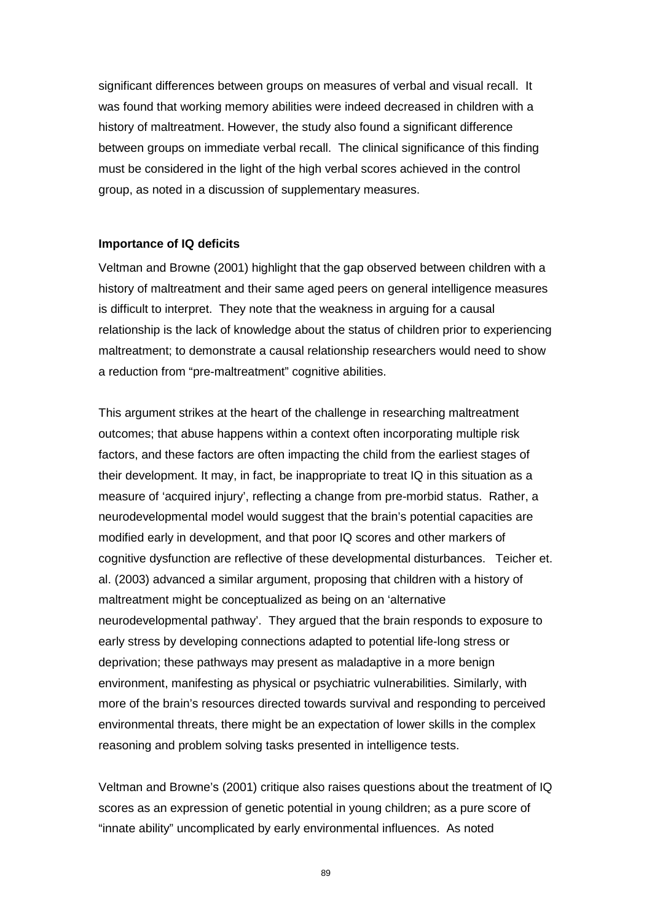significant differences between groups on measures of verbal and visual recall. It was found that working memory abilities were indeed decreased in children with a history of maltreatment. However, the study also found a significant difference between groups on immediate verbal recall. The clinical significance of this finding must be considered in the light of the high verbal scores achieved in the control group, as noted in a discussion of supplementary measures.

**Importance of IQ deficits**

Veltman and Browne (2001) highlight that the gap observed between children with a history of maltreatment and their same aged peers on general intelligence measures is difficult to interpret. They note that the weakness in arguing for a causal relationship is the lack of knowledge about the status of children prior to experiencing maltreatment; to demonstrate a causal relationship researchers would need to show a reduction from "pre-maltreatment" cognitive abilities.

This argument strikes at the heart of the challenge in researching maltreatment outcomes; that abuse happens within a context often incorporating multiple risk factors, and these factors are often impacting the child from the earliest stages of their development. It may, in fact, be inappropriate to treat IQ in this situation as a measure of 'acquired injury', reflecting a change from pre-morbid status. Rather, a neurodevelopmental model would suggest that the brain's potential capacities are modified early in development, and that poor IQ scores and other markers of cognitive dysfunction are reflective of these developmental disturbances. Teicher et. al. (2003) advanced a similar argument, proposing that children with a history of maltreatment might be conceptualized as being on an 'alternative neurodevelopmental pathway'. They argued that the brain responds to exposure to early stress by developing connections adapted to potential life-long stress or deprivation; these pathways may present as maladaptive in a more benign environment, manifesting as physical or psychiatric vulnerabilities. Similarly, with more of the brain's resources directed towards survival and responding to perceived environmental threats, there might be an expectation of lower skills in the complex reasoning and problem solving tasks presented in intelligence tests.

Veltman and Browne's (2001) critique also raises questions about the treatment of IQ scores as an expression of genetic potential in young children; as a pure score of "innate ability" uncomplicated by early environmental influences. As noted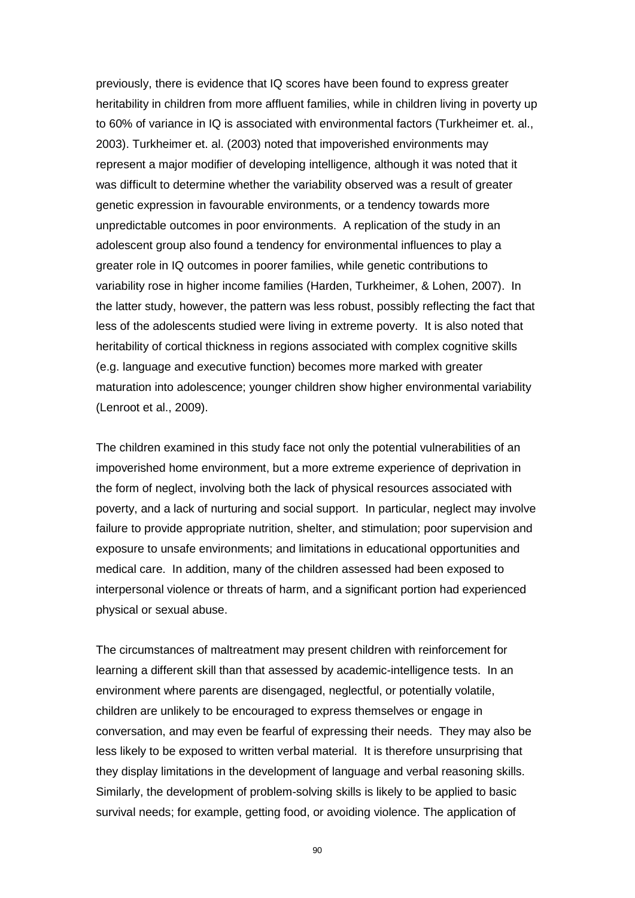previously, there is evidence that IQ scores have been found to express greater heritability in children from more affluent families, while in children living in poverty up to 60% of variance in IQ is associated with environmental factors (Turkheimer et. al., 2003). Turkheimer et. al. (2003) noted that impoverished environments may represent a major modifier of developing intelligence, although it was noted that it was difficult to determine whether the variability observed was a result of greater genetic expression in favourable environments, or a tendency towards more unpredictable outcomes in poor environments. A replication of the study in an adolescent group also found a tendency for environmental influences to play a greater role in IQ outcomes in poorer families, while genetic contributions to variability rose in higher income families (Harden, Turkheimer, & Lohen, 2007). In the latter study, however, the pattern was less robust, possibly reflecting the fact that less of the adolescents studied were living in extreme poverty. It is also noted that heritability of cortical thickness in regions associated with complex cognitive skills (e.g. language and executive function) becomes more marked with greater maturation into adolescence; younger children show higher environmental variability (Lenroot et al., 2009).

The children examined in this study face not only the potential vulnerabilities of an impoverished home environment, but a more extreme experience of deprivation in the form of neglect, involving both the lack of physical resources associated with poverty, and a lack of nurturing and social support. In particular, neglect may involve failure to provide appropriate nutrition, shelter, and stimulation; poor supervision and exposure to unsafe environments; and limitations in educational opportunities and medical care. In addition, many of the children assessed had been exposed to interpersonal violence or threats of harm, and a significant portion had experienced physical or sexual abuse.

The circumstances of maltreatment may present children with reinforcement for learning a different skill than that assessed by academic-intelligence tests. In an environment where parents are disengaged, neglectful, or potentially volatile, children are unlikely to be encouraged to express themselves or engage in conversation, and may even be fearful of expressing their needs. They may also be less likely to be exposed to written verbal material. It is therefore unsurprising that they display limitations in the development of language and verbal reasoning skills. Similarly, the development of problem-solving skills is likely to be applied to basic survival needs; for example, getting food, or avoiding violence. The application of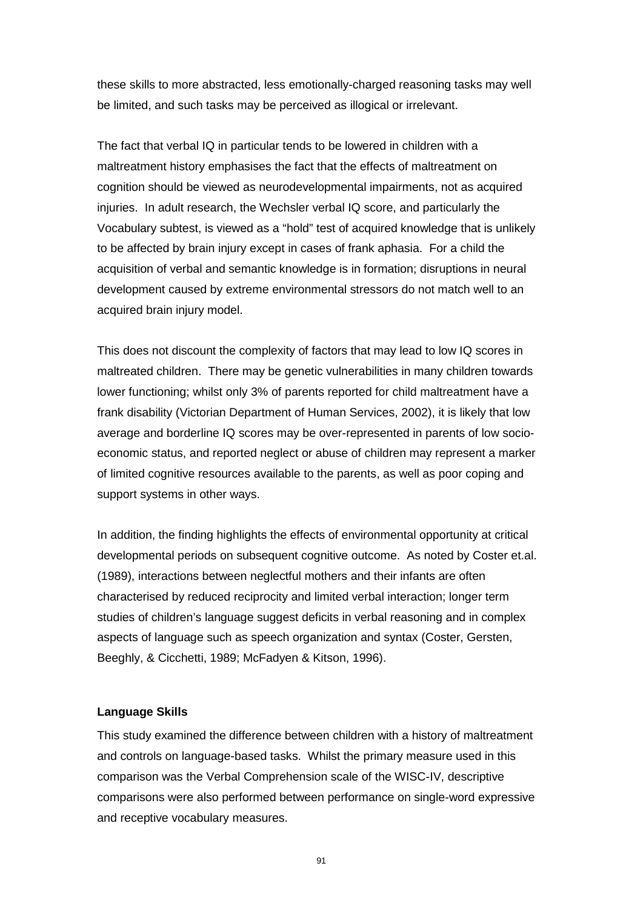these skills to more abstracted, less emotionally-charged reasoning tasks may well be limited, and such tasks may be perceived as illogical or irrelevant.

The fact that verbal IQ in particular tends to be lowered in children with a maltreatment history emphasises the fact that the effects of maltreatment on cognition should be viewed as neurodevelopmental impairments, not as acquired injuries. In adult research, the Wechsler verbal IQ score, and particularly the Vocabulary subtest, is viewed as a "hold" test of acquired knowledge that is unlikely to be affected by brain injury except in cases of frank aphasia. For a child the acquisition of verbal and semantic knowledge is in formation; disruptions in neural development caused by extreme environmental stressors do not match well to an acquired brain injury model.

This does not discount the complexity of factors that may lead to low IQ scores in maltreated children. There may be genetic vulnerabilities in many children towards lower functioning; whilst only 3% of parents reported for child maltreatment have a frank disability (Victorian Department of Human Services, 2002), it is likely that low average and borderline IQ scores may be over-represented in parents of low socio-economic status, and reported neglect or abuse of children may represent a marker of limited cognitive resources available to the parents, as well as poor coping and support systems in other ways.

In addition, the finding highlights the effects of environmental opportunity at critical developmental periods on subsequent cognitive outcome. As noted by Coster et.al. (1989), interactions between neglectful mothers and their infants are often characterised by reduced reciprocity and limited verbal interaction; longer term studies of children's language suggest deficits in verbal reasoning and in complex aspects of language such as speech organization and syntax (Coster, Gersten, Beeghly, & Cicchetti, 1989; McFadyen & Kitson, 1996).

**Language Skills**

This study examined the difference between children with a history of maltreatment and controls on language-based tasks. Whilst the primary measure used in this comparison was the Verbal Comprehension scale of the WISC-IV, descriptive comparisons were also performed between performance on single-word expressive and receptive vocabulary measures.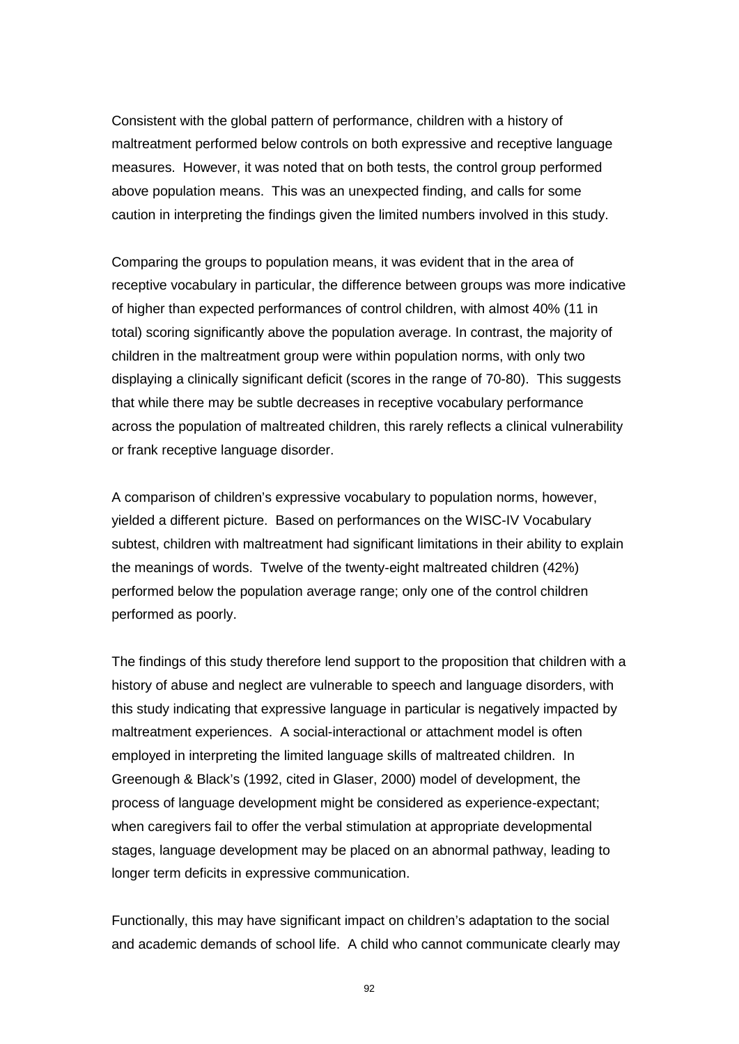Consistent with the global pattern of performance, children with a history of maltreatment performed below controls on both expressive and receptive language measures. However, it was noted that on both tests, the control group performed above population means. This was an unexpected finding, and calls for some caution in interpreting the findings given the limited numbers involved in this study.

Comparing the groups to population means, it was evident that in the area of receptive vocabulary in particular, the difference between groups was more indicative of higher than expected performances of control children, with almost 40% (11 in total) scoring significantly above the population average. In contrast, the majority of children in the maltreatment group were within population norms, with only two displaying a clinically significant deficit (scores in the range of 70-80). This suggests that while there may be subtle decreases in receptive vocabulary performance across the population of maltreated children, this rarely reflects a clinical vulnerability or frank receptive language disorder.

A comparison of children's expressive vocabulary to population norms, however, yielded a different picture. Based on performances on the WISC-IV Vocabulary subtest, children with maltreatment had significant limitations in their ability to explain the meanings of words. Twelve of the twenty-eight maltreated children (42%) performed below the population average range; only one of the control children performed as poorly.

The findings of this study therefore lend support to the proposition that children with a history of abuse and neglect are vulnerable to speech and language disorders, with this study indicating that expressive language in particular is negatively impacted by maltreatment experiences. A social-interactional or attachment model is often employed in interpreting the limited language skills of maltreated children. In Greenough & Black's (1992, cited in Glaser, 2000) model of development, the process of language development might be considered as experience-expectant; when caregivers fail to offer the verbal stimulation at appropriate developmental stages, language development may be placed on an abnormal pathway, leading to longer term deficits in expressive communication.

Functionally, this may have significant impact on children's adaptation to the social and academic demands of school life. A child who cannot communicate clearly may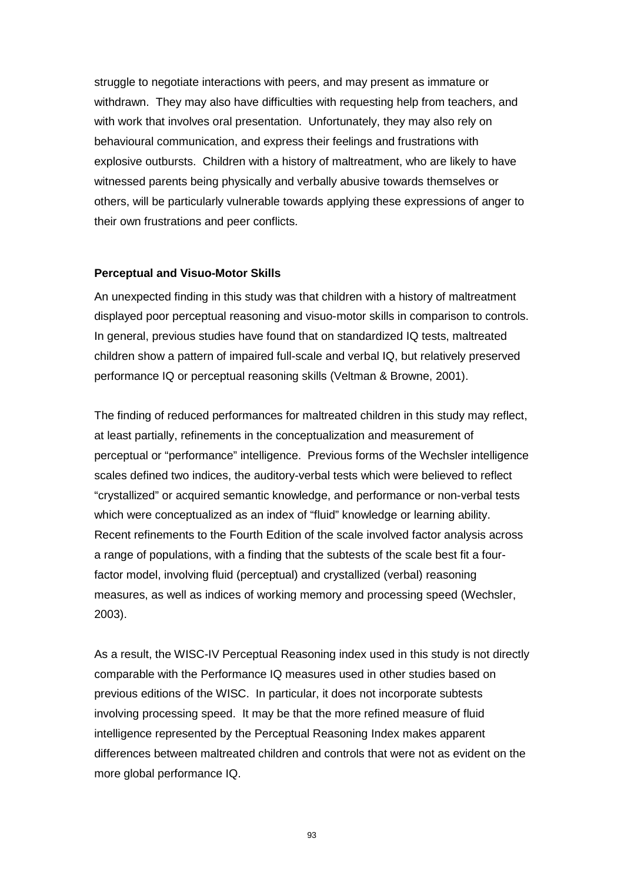struggle to negotiate interactions with peers, and may present as immature or withdrawn. They may also have difficulties with requesting help from teachers, and with work that involves oral presentation. Unfortunately, they may also rely on behavioural communication, and express their feelings and frustrations with explosive outbursts. Children with a history of maltreatment, who are likely to have witnessed parents being physically and verbally abusive towards themselves or others, will be particularly vulnerable towards applying these expressions of anger to their own frustrations and peer conflicts.

**Perceptual and Visuo-Motor Skills**

An unexpected finding in this study was that children with a history of maltreatment displayed poor perceptual reasoning and visuo-motor skills in comparison to controls. In general, previous studies have found that on standardized IQ tests, maltreated children show a pattern of impaired full-scale and verbal IQ, but relatively preserved performance IQ or perceptual reasoning skills (Veltman & Browne, 2001).

The finding of reduced performances for maltreated children in this study may reflect, at least partially, refinements in the conceptualization and measurement of perceptual or "performance" intelligence. Previous forms of the Wechsler intelligence scales defined two indices, the auditory-verbal tests which were believed to reflect "crystallized" or acquired semantic knowledge, and performance or non-verbal tests which were conceptualized as an index of "fluid" knowledge or learning ability. Recent refinements to the Fourth Edition of the scale involved factor analysis across a range of populations, with a finding that the subtests of the scale best fit a four-factor model, involving fluid (perceptual) and crystallized (verbal) reasoning measures, as well as indices of working memory and processing speed (Wechsler, 2003).

As a result, the WISC-IV Perceptual Reasoning index used in this study is not directly comparable with the Performance IQ measures used in other studies based on previous editions of the WISC. In particular, it does not incorporate subtests involving processing speed. It may be that the more refined measure of fluid intelligence represented by the Perceptual Reasoning Index makes apparent differences between maltreated children and controls that were not as evident on the more global performance IQ.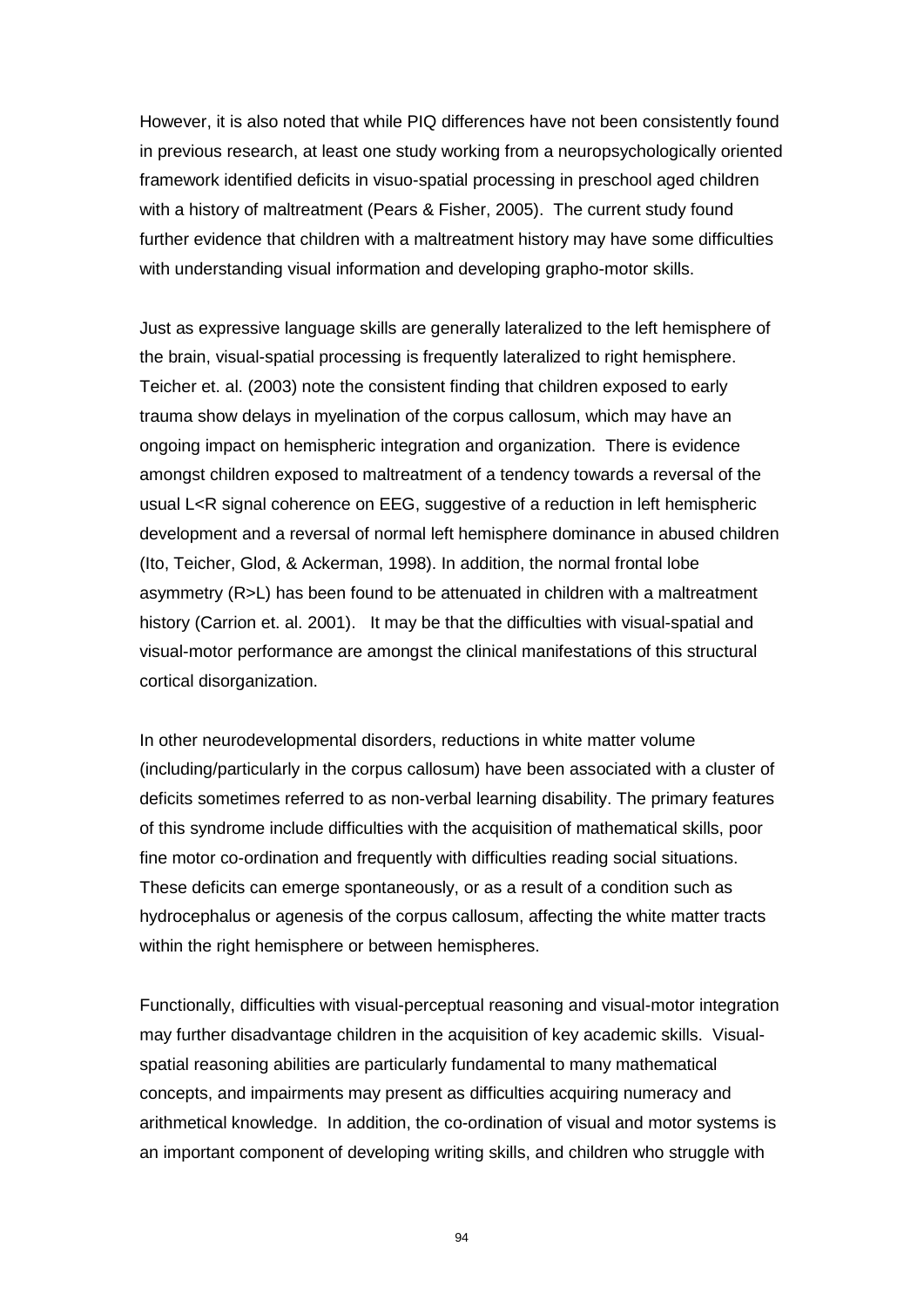However, it is also noted that while PIQ differences have not been consistently found in previous research, at least one study working from a neuropsychologically oriented framework identified deficits in visuo-spatial processing in preschool aged children with a history of maltreatment (Pears & Fisher, 2005). The current study found further evidence that children with a maltreatment history may have some difficulties with understanding visual information and developing grapho-motor skills.

Just as expressive language skills are generally lateralized to the left hemisphere of the brain, visual-spatial processing is frequently lateralized to right hemisphere. Teicher et. al. (2003) note the consistent finding that children exposed to early trauma show delays in myelination of the corpus callosum, which may have an ongoing impact on hemispheric integration and organization. There is evidence amongst children exposed to maltreatment of a tendency towards a reversal of the usual L<R signal coherence on EEG, suggestive of a reduction in left hemispheric development and a reversal of normal left hemisphere dominance in abused children (Ito, Teicher, Glod, & Ackerman, 1998). In addition, the normal frontal lobe asymmetry (R>L) has been found to be attenuated in children with a maltreatment history (Carrion et. al. 2001). It may be that the difficulties with visual-spatial and visual-motor performance are amongst the clinical manifestations of this structural cortical disorganization.

In other neurodevelopmental disorders, reductions in white matter volume (including/particularly in the corpus callosum) have been associated with a cluster of deficits sometimes referred to as non-verbal learning disability. The primary features of this syndrome include difficulties with the acquisition of mathematical skills, poor fine motor co-ordination and frequently with difficulties reading social situations. These deficits can emerge spontaneously, or as a result of a condition such as hydrocephalus or agenesis of the corpus callosum, affecting the white matter tracts within the right hemisphere or between hemispheres.

Functionally, difficulties with visual-perceptual reasoning and visual-motor integration may further disadvantage children in the acquisition of key academic skills. Visual-spatial reasoning abilities are particularly fundamental to many mathematical concepts, and impairments may present as difficulties acquiring numeracy and arithmetical knowledge. In addition, the co-ordination of visual and motor systems is an important component of developing writing skills, and children who struggle with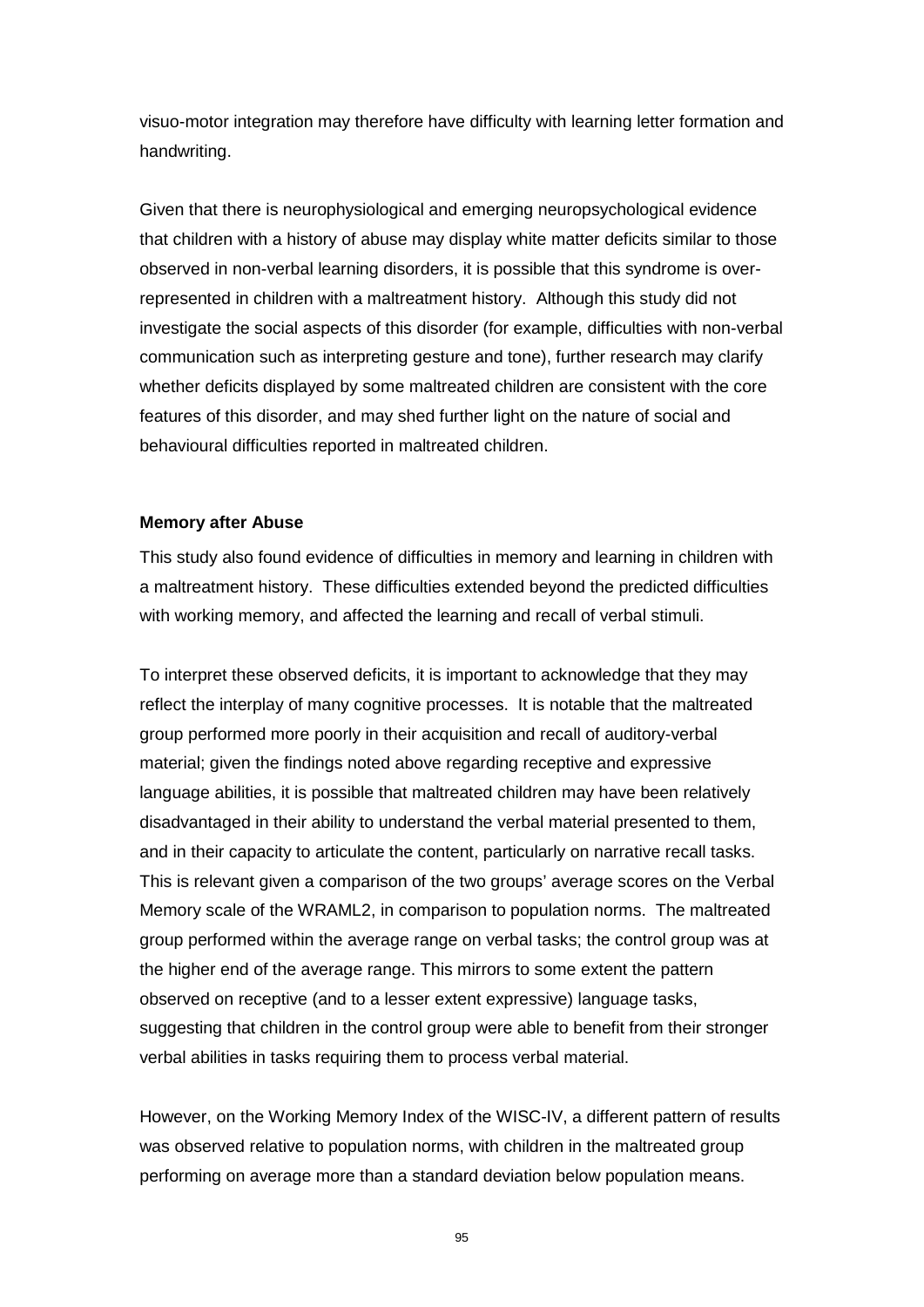visuo-motor integration may therefore have difficulty with learning letter formation and handwriting.

Given that there is neurophysiological and emerging neuropsychological evidence that children with a history of abuse may display white matter deficits similar to those observed in non-verbal learning disorders, it is possible that this syndrome is over-represented in children with a maltreatment history. Although this study did not investigate the social aspects of this disorder (for example, difficulties with non-verbal communication such as interpreting gesture and tone), further research may clarify whether deficits displayed by some maltreated children are consistent with the core features of this disorder, and may shed further light on the nature of social and behavioural difficulties reported in maltreated children.

**Memory after Abuse**

This study also found evidence of difficulties in memory and learning in children with a maltreatment history. These difficulties extended beyond the predicted difficulties with working memory, and affected the learning and recall of verbal stimuli.

To interpret these observed deficits, it is important to acknowledge that they may reflect the interplay of many cognitive processes. It is notable that the maltreated group performed more poorly in their acquisition and recall of auditory-verbal material; given the findings noted above regarding receptive and expressive language abilities, it is possible that maltreated children may have been relatively disadvantaged in their ability to understand the verbal material presented to them, and in their capacity to articulate the content, particularly on narrative recall tasks. This is relevant given a comparison of the two groups' average scores on the Verbal Memory scale of the WRAML2, in comparison to population norms. The maltreated group performed within the average range on verbal tasks; the control group was at the higher end of the average range. This mirrors to some extent the pattern observed on receptive (and to a lesser extent expressive) language tasks, suggesting that children in the control group were able to benefit from their stronger verbal abilities in tasks requiring them to process verbal material.

However, on the Working Memory Index of the WISC-IV, a different pattern of results was observed relative to population norms, with children in the maltreated group performing on average more than a standard deviation below population means.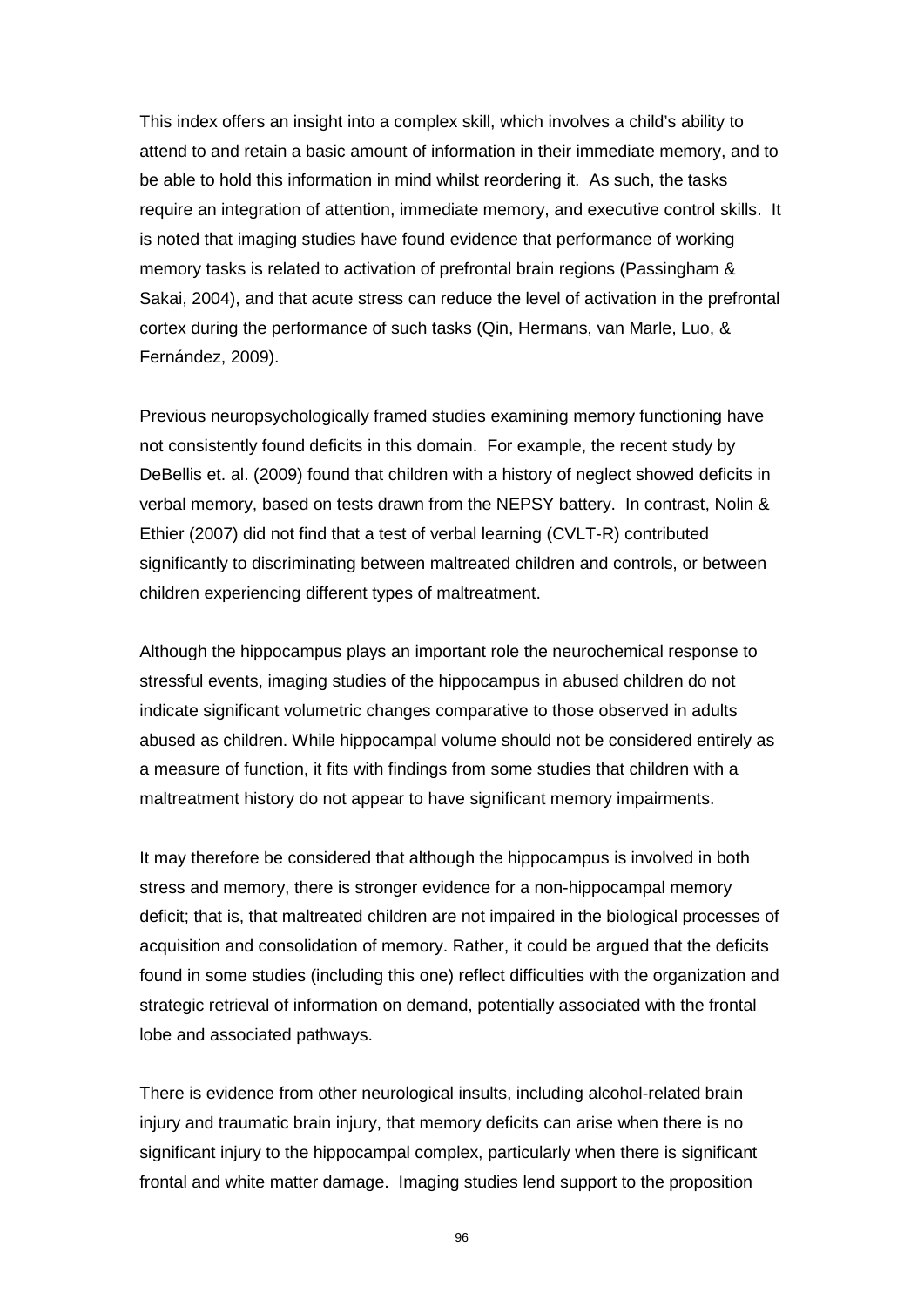This index offers an insight into a complex skill, which involves a child's ability to attend to and retain a basic amount of information in their immediate memory, and to be able to hold this information in mind whilst reordering it. As such, the tasks require an integration of attention, immediate memory, and executive control skills. It is noted that imaging studies have found evidence that performance of working memory tasks is related to activation of prefrontal brain regions (Passingham & Sakai, 2004), and that acute stress can reduce the level of activation in the prefrontal cortex during the performance of such tasks (Qin, Hermans, van Marle, Luo, & Fernández, 2009).

Previous neuropsychologically framed studies examining memory functioning have not consistently found deficits in this domain. For example, the recent study by DeBellis et. al. (2009) found that children with a history of neglect showed deficits in verbal memory, based on tests drawn from the NEPSY battery. In contrast, Nolin & Ethier (2007) did not find that a test of verbal learning (CVLT-R) contributed significantly to discriminating between maltreated children and controls, or between children experiencing different types of maltreatment.

Although the hippocampus plays an important role the neurochemical response to stressful events, imaging studies of the hippocampus in abused children do not indicate significant volumetric changes comparative to those observed in adults abused as children. While hippocampal volume should not be considered entirely as a measure of function, it fits with findings from some studies that children with a maltreatment history do not appear to have significant memory impairments.

It may therefore be considered that although the hippocampus is involved in both stress and memory, there is stronger evidence for a non-hippocampal memory deficit; that is, that maltreated children are not impaired in the biological processes of acquisition and consolidation of memory. Rather, it could be argued that the deficits found in some studies (including this one) reflect difficulties with the organization and strategic retrieval of information on demand, potentially associated with the frontal lobe and associated pathways.

There is evidence from other neurological insults, including alcohol-related brain injury and traumatic brain injury, that memory deficits can arise when there is no significant injury to the hippocampal complex, particularly when there is significant frontal and white matter damage. Imaging studies lend support to the proposition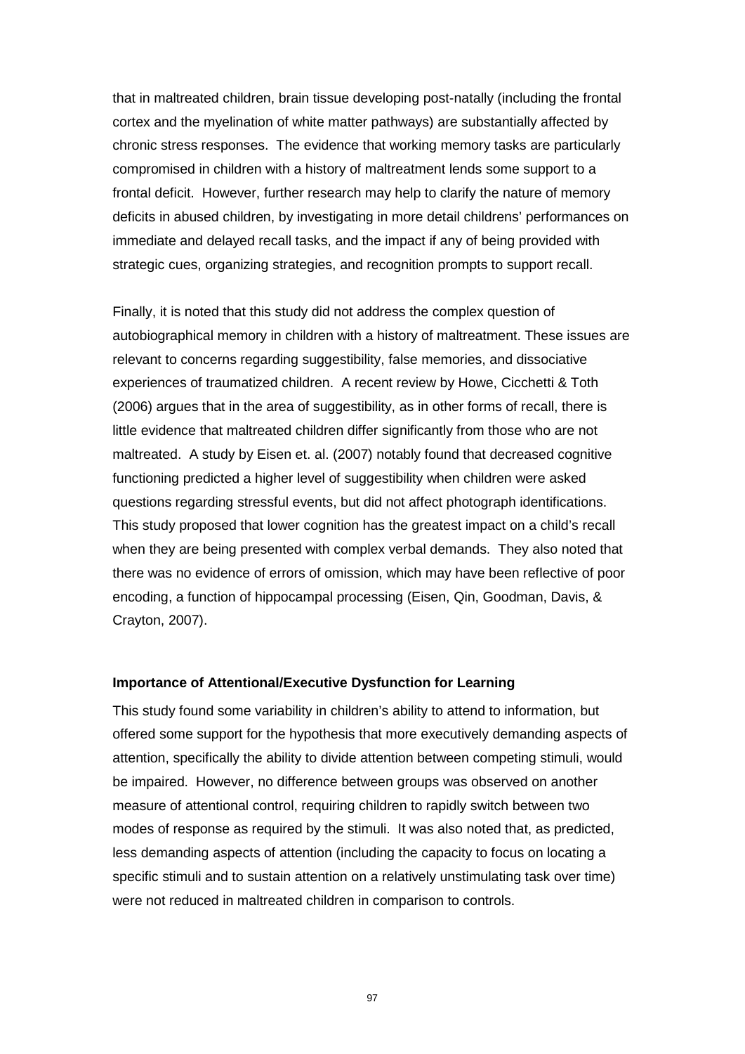that in maltreated children, brain tissue developing post-natally (including the frontal cortex and the myelination of white matter pathways) are substantially affected by chronic stress responses. The evidence that working memory tasks are particularly compromised in children with a history of maltreatment lends some support to a frontal deficit. However, further research may help to clarify the nature of memory deficits in abused children, by investigating in more detail childrens' performances on immediate and delayed recall tasks, and the impact if any of being provided with strategic cues, organizing strategies, and recognition prompts to support recall.

Finally, it is noted that this study did not address the complex question of autobiographical memory in children with a history of maltreatment. These issues are relevant to concerns regarding suggestibility, false memories, and dissociative experiences of traumatized children. A recent review by Howe, Cicchetti & Toth (2006) argues that in the area of suggestibility, as in other forms of recall, there is little evidence that maltreated children differ significantly from those who are not maltreated. A study by Eisen et. al. (2007) notably found that decreased cognitive functioning predicted a higher level of suggestibility when children were asked questions regarding stressful events, but did not affect photograph identifications. This study proposed that lower cognition has the greatest impact on a child's recall when they are being presented with complex verbal demands. They also noted that there was no evidence of errors of omission, which may have been reflective of poor encoding, a function of hippocampal processing (Eisen, Qin, Goodman, Davis, & Crayton, 2007).

**Importance of Attentional/Executive Dysfunction for Learning**

This study found some variability in children's ability to attend to information, but offered some support for the hypothesis that more executively demanding aspects of attention, specifically the ability to divide attention between competing stimuli, would be impaired. However, no difference between groups was observed on another measure of attentional control, requiring children to rapidly switch between two modes of response as required by the stimuli. It was also noted that, as predicted, less demanding aspects of attention (including the capacity to focus on locating a specific stimuli and to sustain attention on a relatively unstimulating task over time) were not reduced in maltreated children in comparison to controls.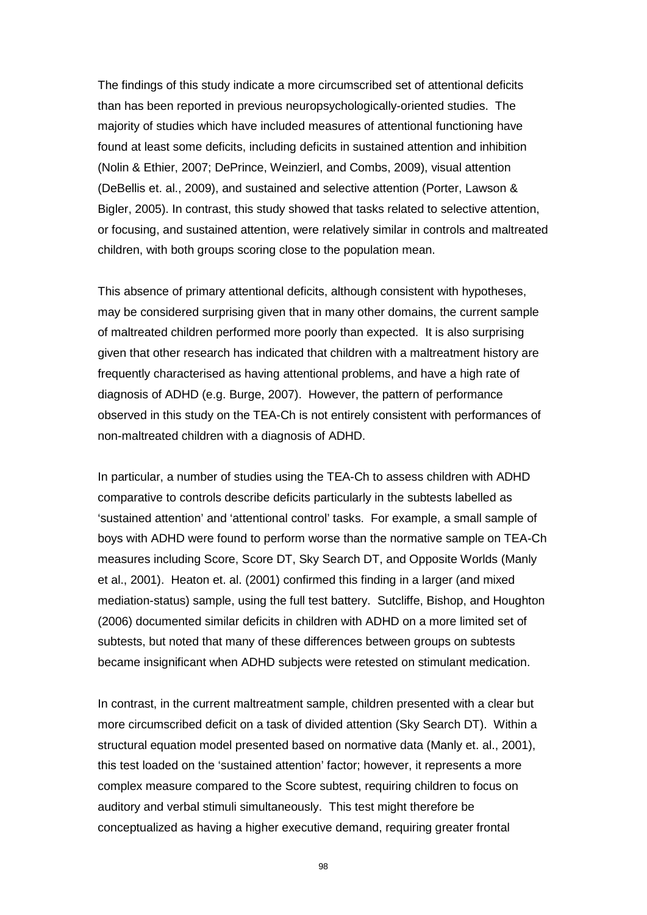The findings of this study indicate a more circumscribed set of attentional deficits than has been reported in previous neuropsychologically-oriented studies. The majority of studies which have included measures of attentional functioning have found at least some deficits, including deficits in sustained attention and inhibition (Nolin & Ethier, 2007; DePrince, Weinzierl, and Combs, 2009), visual attention (DeBellis et. al., 2009), and sustained and selective attention (Porter, Lawson & Bigler, 2005). In contrast, this study showed that tasks related to selective attention, or focusing, and sustained attention, were relatively similar in controls and maltreated children, with both groups scoring close to the population mean.

This absence of primary attentional deficits, although consistent with hypotheses, may be considered surprising given that in many other domains, the current sample of maltreated children performed more poorly than expected. It is also surprising given that other research has indicated that children with a maltreatment history are frequently characterised as having attentional problems, and have a high rate of diagnosis of ADHD (e.g. Burge, 2007). However, the pattern of performance observed in this study on the TEA-Ch is not entirely consistent with performances of non-maltreated children with a diagnosis of ADHD.

In particular, a number of studies using the TEA-Ch to assess children with ADHD comparative to controls describe deficits particularly in the subtests labelled as 'sustained attention' and 'attentional control' tasks. For example, a small sample of boys with ADHD were found to perform worse than the normative sample on TEA-Ch measures including Score, Score DT, Sky Search DT, and Opposite Worlds (Manly et al., 2001). Heaton et. al. (2001) confirmed this finding in a larger (and mixed mediation-status) sample, using the full test battery. Sutcliffe, Bishop, and Houghton (2006) documented similar deficits in children with ADHD on a more limited set of subtests, but noted that many of these differences between groups on subtests became insignificant when ADHD subjects were retested on stimulant medication.

In contrast, in the current maltreatment sample, children presented with a clear but more circumscribed deficit on a task of divided attention (Sky Search DT). Within a structural equation model presented based on normative data (Manly et. al., 2001), this test loaded on the 'sustained attention' factor; however, it represents a more complex measure compared to the Score subtest, requiring children to focus on auditory and verbal stimuli simultaneously. This test might therefore be conceptualized as having a higher executive demand, requiring greater frontal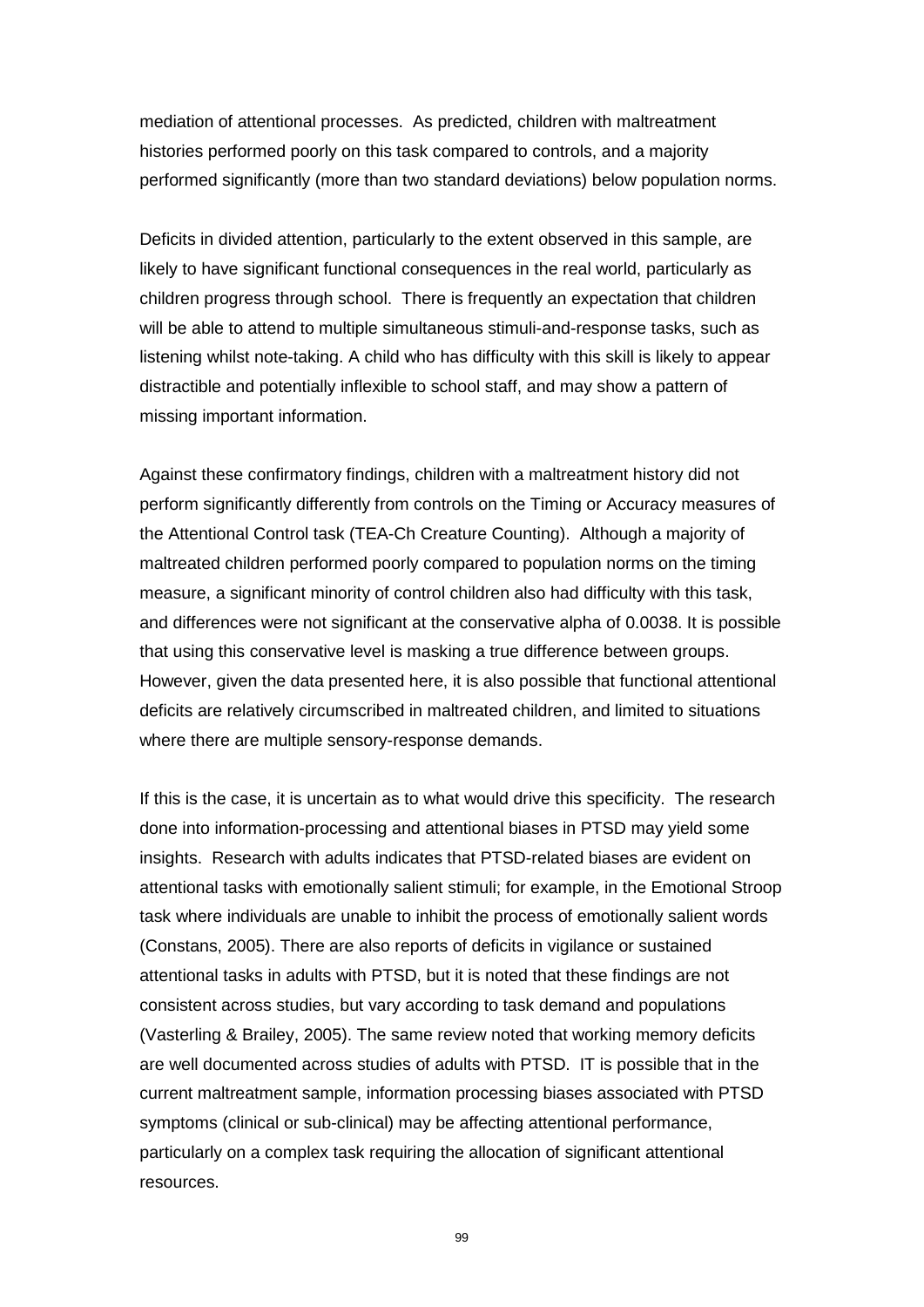mediation of attentional processes. As predicted, children with maltreatment histories performed poorly on this task compared to controls, and a majority performed significantly (more than two standard deviations) below population norms.

Deficits in divided attention, particularly to the extent observed in this sample, are likely to have significant functional consequences in the real world, particularly as children progress through school. There is frequently an expectation that children will be able to attend to multiple simultaneous stimuli-and-response tasks, such as listening whilst note-taking. A child who has difficulty with this skill is likely to appear distractible and potentially inflexible to school staff, and may show a pattern of missing important information.

Against these confirmatory findings, children with a maltreatment history did not perform significantly differently from controls on the Timing or Accuracy measures of the Attentional Control task (TEA-Ch Creature Counting). Although a majority of maltreated children performed poorly compared to population norms on the timing measure, a significant minority of control children also had difficulty with this task, and differences were not significant at the conservative alpha of 0.0038. It is possible that using this conservative level is masking a true difference between groups. However, given the data presented here, it is also possible that functional attentional deficits are relatively circumscribed in maltreated children, and limited to situations where there are multiple sensory-response demands.

If this is the case, it is uncertain as to what would drive this specificity. The research done into information-processing and attentional biases in PTSD may yield some insights. Research with adults indicates that PTSD-related biases are evident on attentional tasks with emotionally salient stimuli; for example, in the Emotional Stroop task where individuals are unable to inhibit the process of emotionally salient words (Constans, 2005). There are also reports of deficits in vigilance or sustained attentional tasks in adults with PTSD, but it is noted that these findings are not consistent across studies, but vary according to task demand and populations (Vasterling & Brailey, 2005). The same review noted that working memory deficits are well documented across studies of adults with PTSD. IT is possible that in the current maltreatment sample, information processing biases associated with PTSD symptoms (clinical or sub-clinical) may be affecting attentional performance, particularly on a complex task requiring the allocation of significant attentional resources.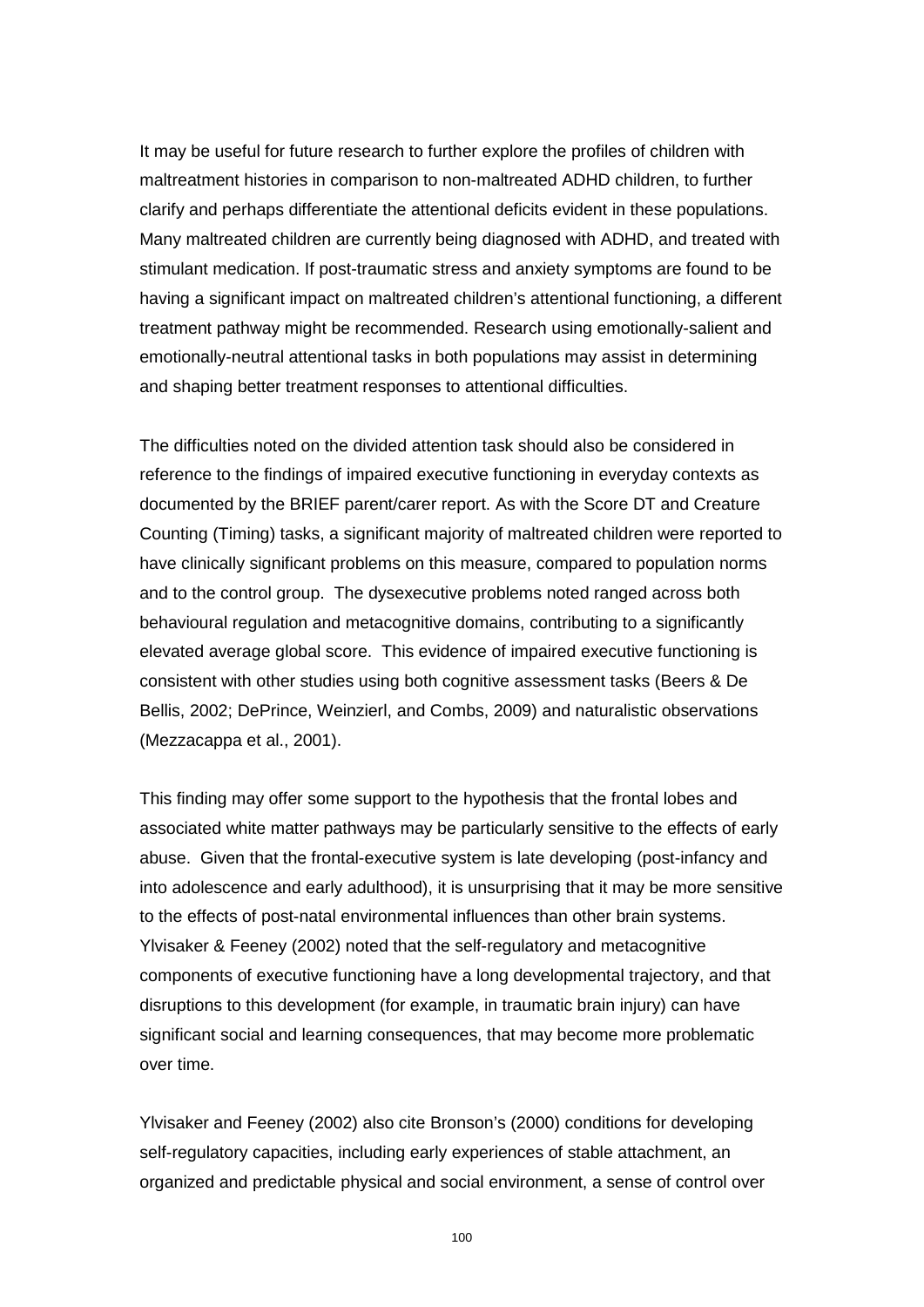It may be useful for future research to further explore the profiles of children with maltreatment histories in comparison to non-maltreated ADHD children, to further clarify and perhaps differentiate the attentional deficits evident in these populations. Many maltreated children are currently being diagnosed with ADHD, and treated with stimulant medication. If post-traumatic stress and anxiety symptoms are found to be having a significant impact on maltreated children's attentional functioning, a different treatment pathway might be recommended. Research using emotionally-salient and emotionally-neutral attentional tasks in both populations may assist in determining and shaping better treatment responses to attentional difficulties.

The difficulties noted on the divided attention task should also be considered in reference to the findings of impaired executive functioning in everyday contexts as documented by the BRIEF parent/carer report. As with the Score DT and Creature Counting (Timing) tasks, a significant majority of maltreated children were reported to have clinically significant problems on this measure, compared to population norms and to the control group. The dysexecutive problems noted ranged across both behavioural regulation and metacognitive domains, contributing to a significantly elevated average global score. This evidence of impaired executive functioning is consistent with other studies using both cognitive assessment tasks (Beers & De Bellis, 2002; DePrince, Weinzierl, and Combs, 2009) and naturalistic observations (Mezzacappa et al., 2001).

This finding may offer some support to the hypothesis that the frontal lobes and associated white matter pathways may be particularly sensitive to the effects of early abuse. Given that the frontal-executive system is late developing (post-infancy and into adolescence and early adulthood), it is unsurprising that it may be more sensitive to the effects of post-natal environmental influences than other brain systems. Ylvisaker & Feeney (2002) noted that the self-regulatory and metacognitive components of executive functioning have a long developmental trajectory, and that disruptions to this development (for example, in traumatic brain injury) can have significant social and learning consequences, that may become more problematic over time.

Ylvisaker and Feeney (2002) also cite Bronson's (2000) conditions for developing self-regulatory capacities, including early experiences of stable attachment, an organized and predictable physical and social environment, a sense of control over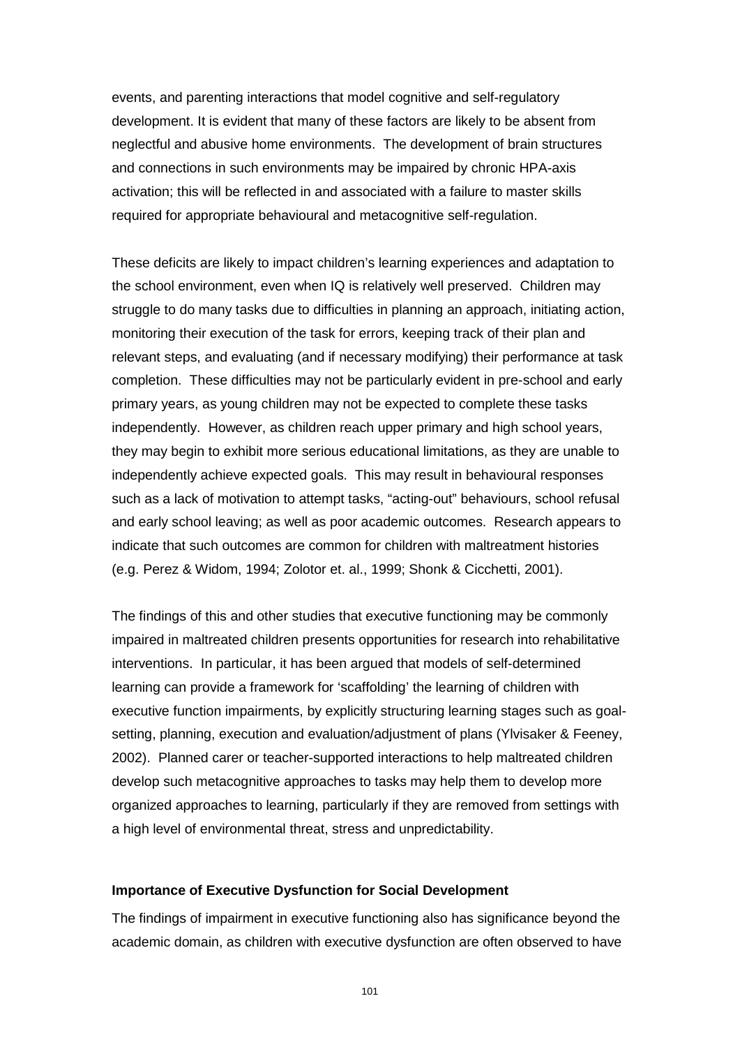events, and parenting interactions that model cognitive and self-regulatory development. It is evident that many of these factors are likely to be absent from neglectful and abusive home environments. The development of brain structures and connections in such environments may be impaired by chronic HPA-axis activation; this will be reflected in and associated with a failure to master skills required for appropriate behavioural and metacognitive self-regulation.

These deficits are likely to impact children's learning experiences and adaptation to the school environment, even when IQ is relatively well preserved. Children may struggle to do many tasks due to difficulties in planning an approach, initiating action, monitoring their execution of the task for errors, keeping track of their plan and relevant steps, and evaluating (and if necessary modifying) their performance at task completion. These difficulties may not be particularly evident in pre-school and early primary years, as young children may not be expected to complete these tasks independently. However, as children reach upper primary and high school years, they may begin to exhibit more serious educational limitations, as they are unable to independently achieve expected goals. This may result in behavioural responses such as a lack of motivation to attempt tasks, "acting-out" behaviours, school refusal and early school leaving; as well as poor academic outcomes. Research appears to indicate that such outcomes are common for children with maltreatment histories (e.g. Perez & Widom, 1994; Zolotor et. al., 1999; Shonk & Cicchetti, 2001).

The findings of this and other studies that executive functioning may be commonly impaired in maltreated children presents opportunities for research into rehabilitative interventions. In particular, it has been argued that models of self-determined learning can provide a framework for 'scaffolding' the learning of children with executive function impairments, by explicitly structuring learning stages such as goal-setting, planning, execution and evaluation/adjustment of plans (Ylvisaker & Feeney, 2002). Planned carer or teacher-supported interactions to help maltreated children develop such metacognitive approaches to tasks may help them to develop more organized approaches to learning, particularly if they are removed from settings with a high level of environmental threat, stress and unpredictability.

**Importance of Executive Dysfunction for Social Development**

The findings of impairment in executive functioning also has significance beyond the academic domain, as children with executive dysfunction are often observed to have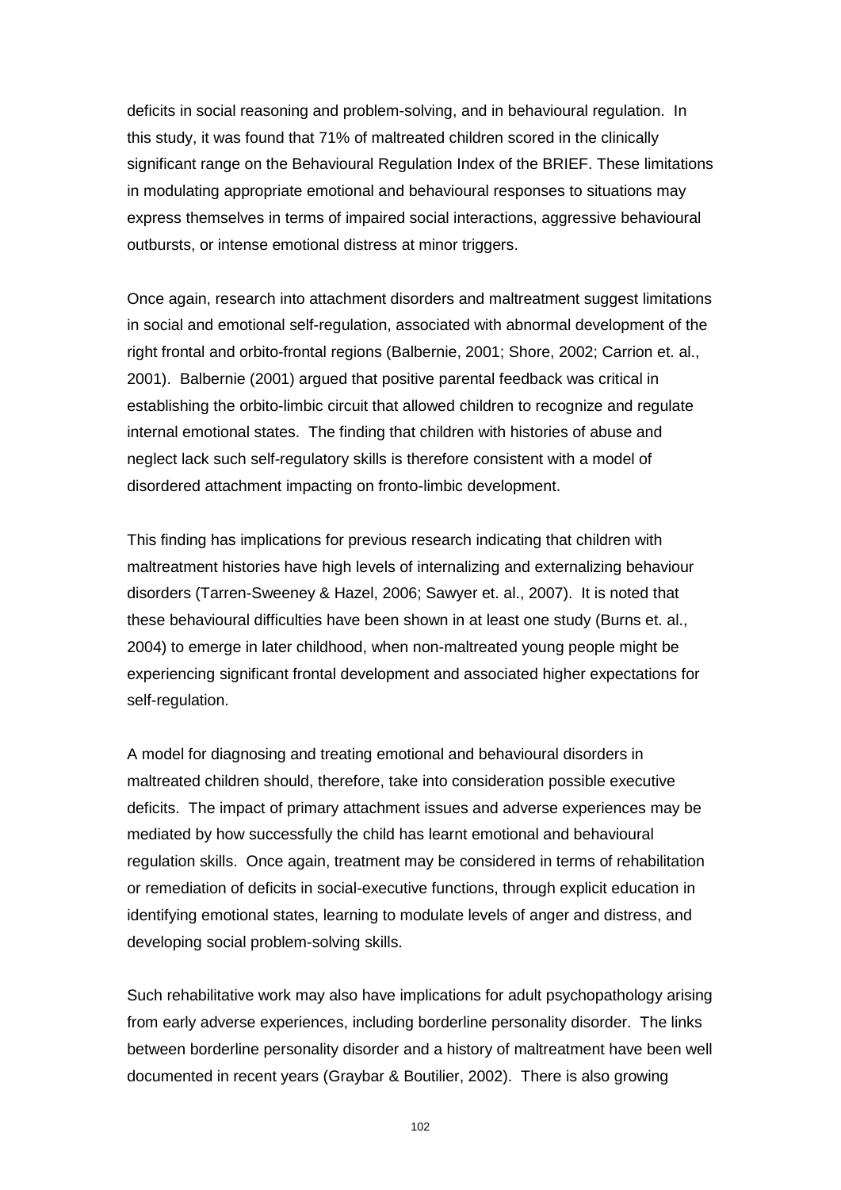deficits in social reasoning and problem-solving, and in behavioural regulation. In this study, it was found that 71% of maltreated children scored in the clinically significant range on the Behavioural Regulation Index of the BRIEF. These limitations in modulating appropriate emotional and behavioural responses to situations may express themselves in terms of impaired social interactions, aggressive behavioural outbursts, or intense emotional distress at minor triggers.

Once again, research into attachment disorders and maltreatment suggest limitations in social and emotional self-regulation, associated with abnormal development of the right frontal and orbito-frontal regions (Balbernie, 2001; Shore, 2002; Carrion et. al., 2001). Balbernie (2001) argued that positive parental feedback was critical in establishing the orbito-limbic circuit that allowed children to recognize and regulate internal emotional states. The finding that children with histories of abuse and neglect lack such self-regulatory skills is therefore consistent with a model of disordered attachment impacting on fronto-limbic development.

This finding has implications for previous research indicating that children with maltreatment histories have high levels of internalizing and externalizing behaviour disorders (Tarren-Sweeney & Hazel, 2006; Sawyer et. al., 2007). It is noted that these behavioural difficulties have been shown in at least one study (Burns et. al., 2004) to emerge in later childhood, when non-maltreated young people might be experiencing significant frontal development and associated higher expectations for self-regulation.

A model for diagnosing and treating emotional and behavioural disorders in maltreated children should, therefore, take into consideration possible executive deficits. The impact of primary attachment issues and adverse experiences may be mediated by how successfully the child has learnt emotional and behavioural regulation skills. Once again, treatment may be considered in terms of rehabilitation or remediation of deficits in social-executive functions, through explicit education in identifying emotional states, learning to modulate levels of anger and distress, and developing social problem-solving skills.

Such rehabilitative work may also have implications for adult psychopathology arising from early adverse experiences, including borderline personality disorder. The links between borderline personality disorder and a history of maltreatment have been well documented in recent years (Graybar & Boutilier, 2002). There is also growing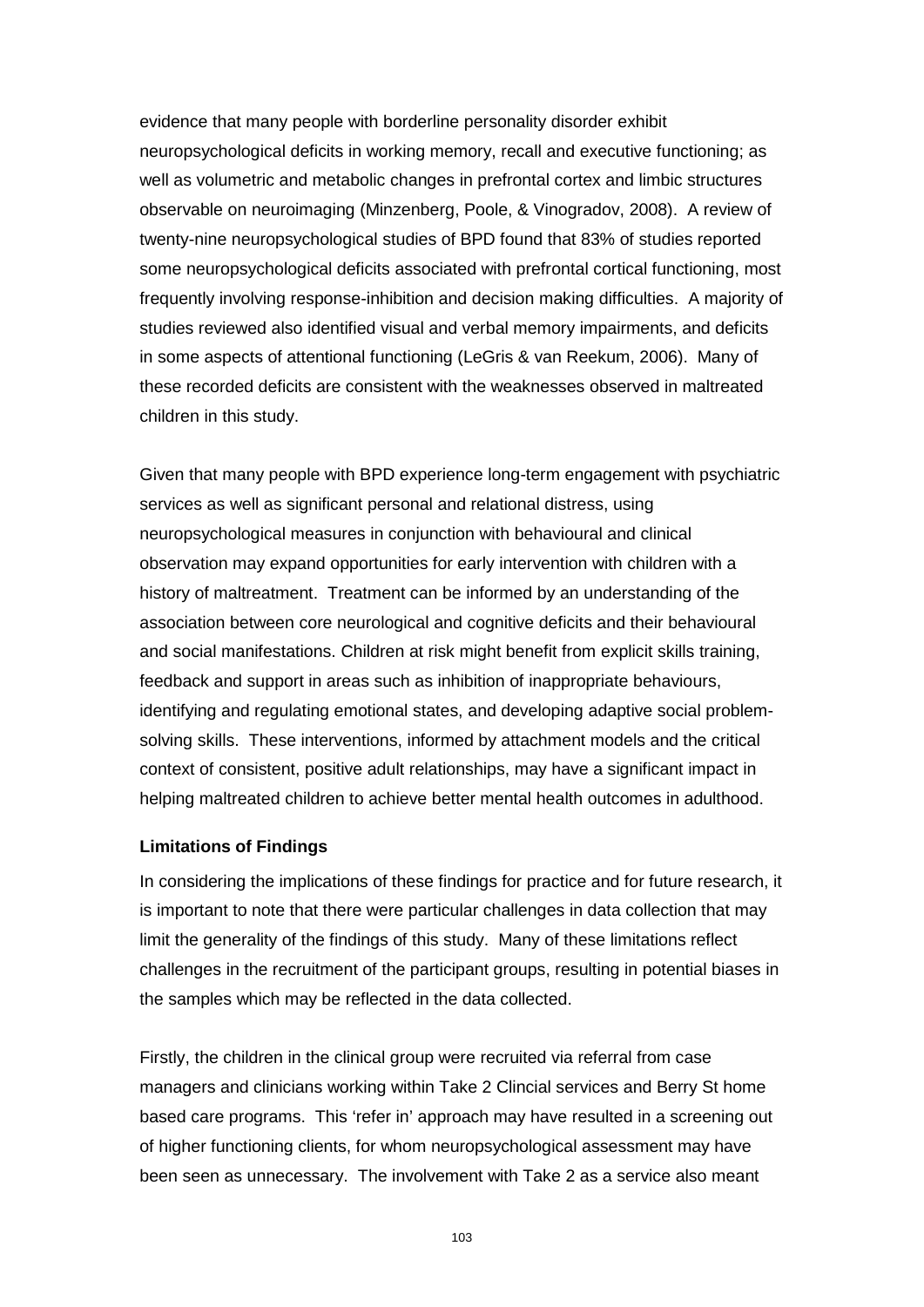evidence that many people with borderline personality disorder exhibit neuropsychological deficits in working memory, recall and executive functioning; as well as volumetric and metabolic changes in prefrontal cortex and limbic structures observable on neuroimaging (Minzenberg, Poole, & Vinogradov, 2008). A review of twenty-nine neuropsychological studies of BPD found that 83% of studies reported some neuropsychological deficits associated with prefrontal cortical functioning, most frequently involving response-inhibition and decision making difficulties. A majority of studies reviewed also identified visual and verbal memory impairments, and deficits in some aspects of attentional functioning (LeGris & van Reekum, 2006). Many of these recorded deficits are consistent with the weaknesses observed in maltreated children in this study.

Given that many people with BPD experience long-term engagement with psychiatric services as well as significant personal and relational distress, using neuropsychological measures in conjunction with behavioural and clinical observation may expand opportunities for early intervention with children with a history of maltreatment. Treatment can be informed by an understanding of the association between core neurological and cognitive deficits and their behavioural and social manifestations. Children at risk might benefit from explicit skills training, feedback and support in areas such as inhibition of inappropriate behaviours, identifying and regulating emotional states, and developing adaptive social problem-solving skills. These interventions, informed by attachment models and the critical context of consistent, positive adult relationships, may have a significant impact in helping maltreated children to achieve better mental health outcomes in adulthood.

**Limitations of Findings**

In considering the implications of these findings for practice and for future research, it is important to note that there were particular challenges in data collection that may limit the generality of the findings of this study. Many of these limitations reflect challenges in the recruitment of the participant groups, resulting in potential biases in the samples which may be reflected in the data collected.

Firstly, the children in the clinical group were recruited via referral from case managers and clinicians working within Take 2 Clincial services and Berry St home based care programs. This 'refer in' approach may have resulted in a screening out of higher functioning clients, for whom neuropsychological assessment may have been seen as unnecessary. The involvement with Take 2 as a service also meant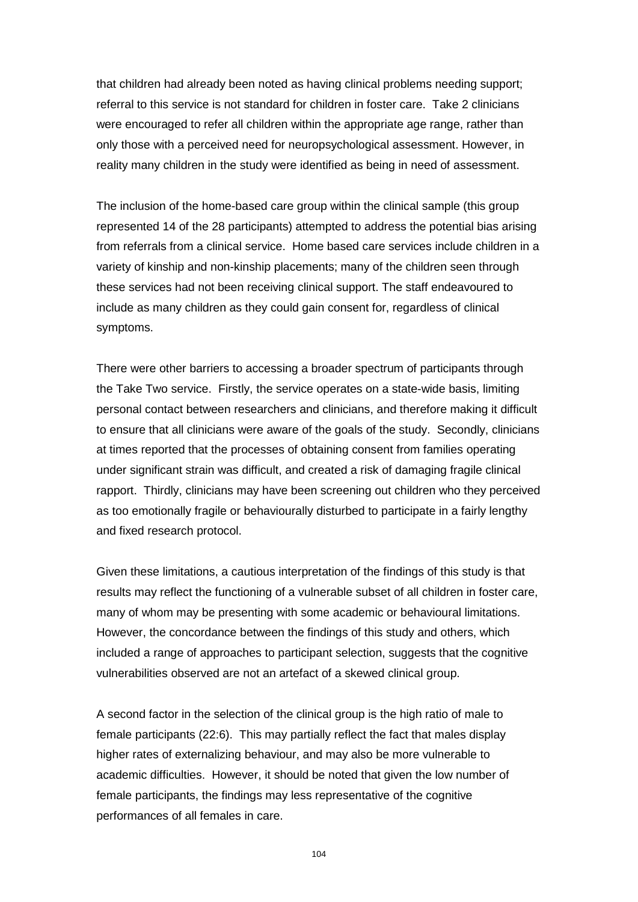that children had already been noted as having clinical problems needing support; referral to this service is not standard for children in foster care. Take 2 clinicians were encouraged to refer all children within the appropriate age range, rather than only those with a perceived need for neuropsychological assessment. However, in reality many children in the study were identified as being in need of assessment.

The inclusion of the home-based care group within the clinical sample (this group represented 14 of the 28 participants) attempted to address the potential bias arising from referrals from a clinical service. Home based care services include children in a variety of kinship and non-kinship placements; many of the children seen through these services had not been receiving clinical support. The staff endeavoured to include as many children as they could gain consent for, regardless of clinical symptoms.

There were other barriers to accessing a broader spectrum of participants through the Take Two service. Firstly, the service operates on a state-wide basis, limiting personal contact between researchers and clinicians, and therefore making it difficult to ensure that all clinicians were aware of the goals of the study. Secondly, clinicians at times reported that the processes of obtaining consent from families operating under significant strain was difficult, and created a risk of damaging fragile clinical rapport. Thirdly, clinicians may have been screening out children who they perceived as too emotionally fragile or behaviourally disturbed to participate in a fairly lengthy and fixed research protocol.

Given these limitations, a cautious interpretation of the findings of this study is that results may reflect the functioning of a vulnerable subset of all children in foster care, many of whom may be presenting with some academic or behavioural limitations. However, the concordance between the findings of this study and others, which included a range of approaches to participant selection, suggests that the cognitive vulnerabilities observed are not an artefact of a skewed clinical group.

A second factor in the selection of the clinical group is the high ratio of male to female participants (22:6). This may partially reflect the fact that males display higher rates of externalizing behaviour, and may also be more vulnerable to academic difficulties. However, it should be noted that given the low number of female participants, the findings may less representative of the cognitive performances of all females in care.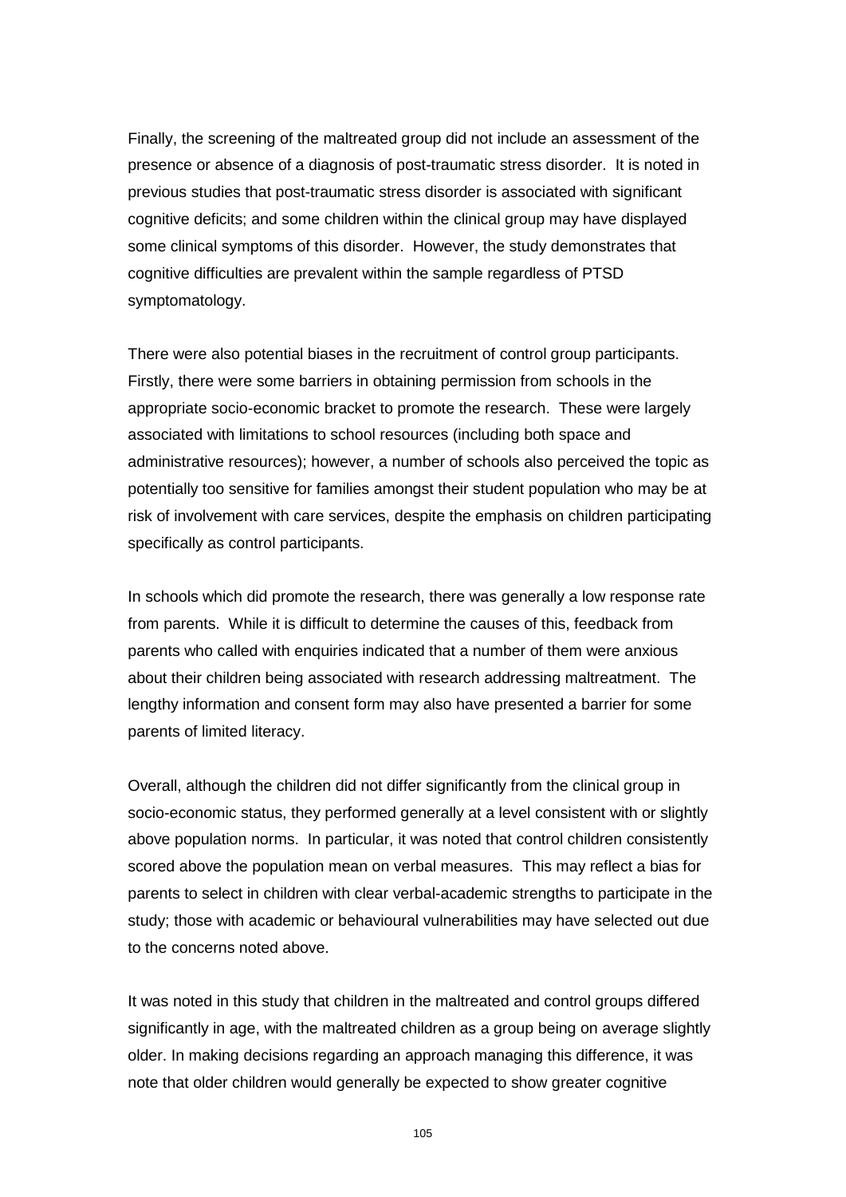Finally, the screening of the maltreated group did not include an assessment of the presence or absence of a diagnosis of post-traumatic stress disorder. It is noted in previous studies that post-traumatic stress disorder is associated with significant cognitive deficits; and some children within the clinical group may have displayed some clinical symptoms of this disorder. However, the study demonstrates that cognitive difficulties are prevalent within the sample regardless of PTSD symptomatology.

There were also potential biases in the recruitment of control group participants. Firstly, there were some barriers in obtaining permission from schools in the appropriate socio-economic bracket to promote the research. These were largely associated with limitations to school resources (including both space and administrative resources); however, a number of schools also perceived the topic as potentially too sensitive for families amongst their student population who may be at risk of involvement with care services, despite the emphasis on children participating specifically as control participants.

In schools which did promote the research, there was generally a low response rate from parents. While it is difficult to determine the causes of this, feedback from parents who called with enquiries indicated that a number of them were anxious about their children being associated with research addressing maltreatment. The lengthy information and consent form may also have presented a barrier for some parents of limited literacy.

Overall, although the children did not differ significantly from the clinical group in socio-economic status, they performed generally at a level consistent with or slightly above population norms. In particular, it was noted that control children consistently scored above the population mean on verbal measures. This may reflect a bias for parents to select in children with clear verbal-academic strengths to participate in the study; those with academic or behavioural vulnerabilities may have selected out due to the concerns noted above.

It was noted in this study that children in the maltreated and control groups differed significantly in age, with the maltreated children as a group being on average slightly older. In making decisions regarding an approach managing this difference, it was note that older children would generally be expected to show greater cognitive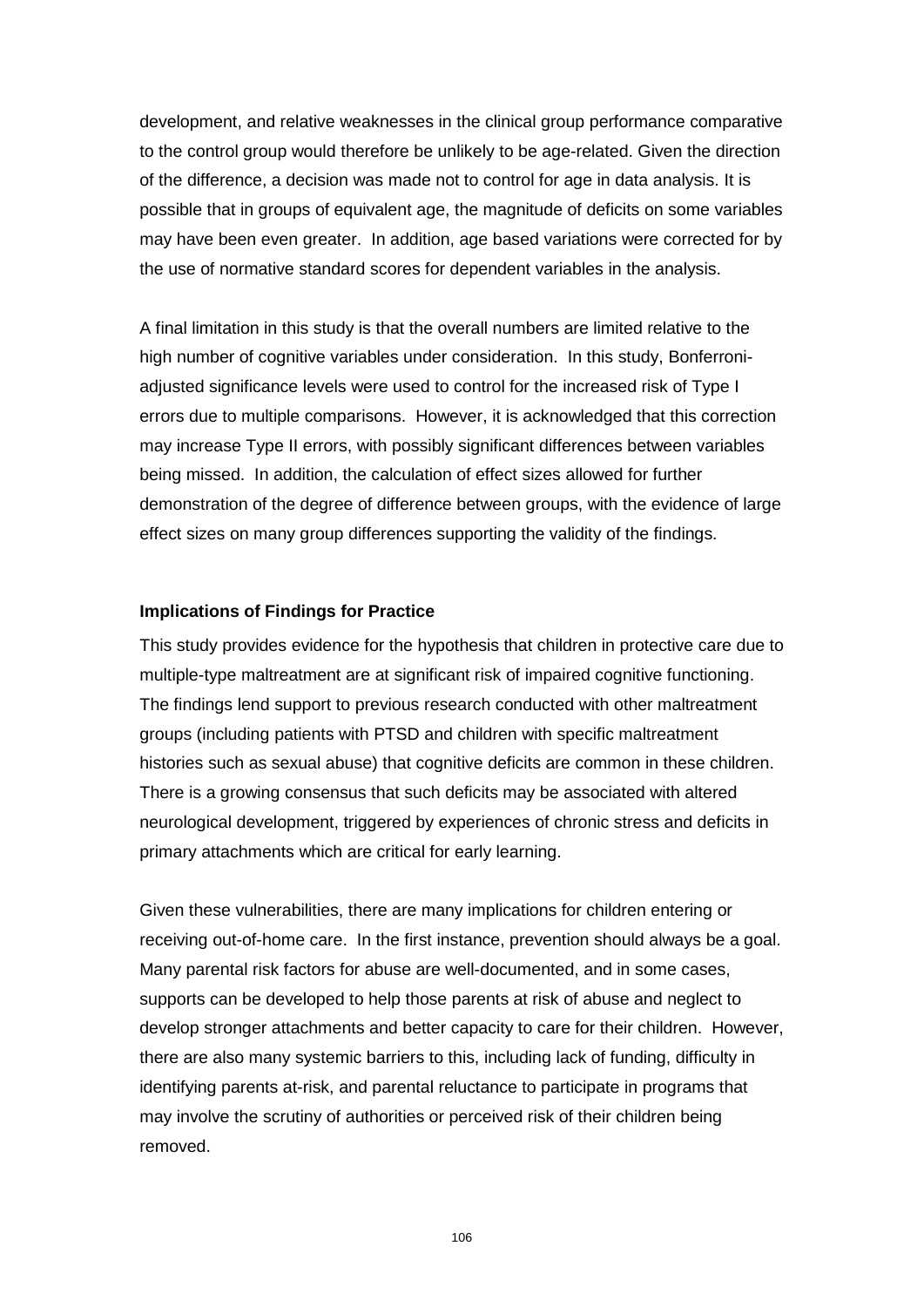development, and relative weaknesses in the clinical group performance comparative to the control group would therefore be unlikely to be age-related. Given the direction of the difference, a decision was made not to control for age in data analysis. It is possible that in groups of equivalent age, the magnitude of deficits on some variables may have been even greater. In addition, age based variations were corrected for by the use of normative standard scores for dependent variables in the analysis.

A final limitation in this study is that the overall numbers are limited relative to the high number of cognitive variables under consideration. In this study, Bonferroni-adjusted significance levels were used to control for the increased risk of Type I errors due to multiple comparisons. However, it is acknowledged that this correction may increase Type II errors, with possibly significant differences between variables being missed. In addition, the calculation of effect sizes allowed for further demonstration of the degree of difference between groups, with the evidence of large effect sizes on many group differences supporting the validity of the findings.

**Implications of Findings for Practice**

This study provides evidence for the hypothesis that children in protective care due to multiple-type maltreatment are at significant risk of impaired cognitive functioning. The findings lend support to previous research conducted with other maltreatment groups (including patients with PTSD and children with specific maltreatment histories such as sexual abuse) that cognitive deficits are common in these children. There is a growing consensus that such deficits may be associated with altered neurological development, triggered by experiences of chronic stress and deficits in primary attachments which are critical for early learning.

Given these vulnerabilities, there are many implications for children entering or receiving out-of-home care. In the first instance, prevention should always be a goal. Many parental risk factors for abuse are well-documented, and in some cases, supports can be developed to help those parents at risk of abuse and neglect to develop stronger attachments and better capacity to care for their children. However, there are also many systemic barriers to this, including lack of funding, difficulty in identifying parents at-risk, and parental reluctance to participate in programs that may involve the scrutiny of authorities or perceived risk of their children being removed.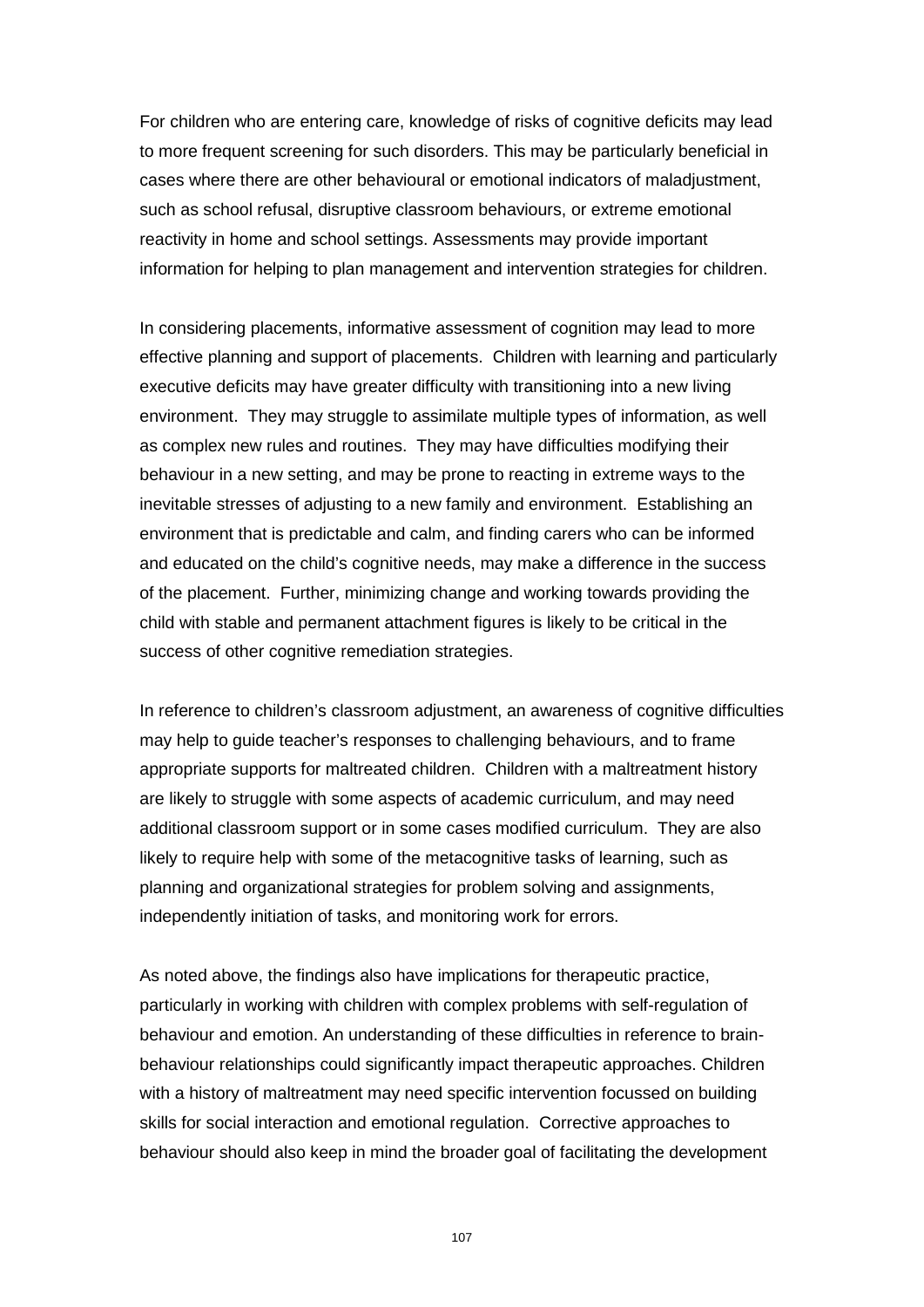For children who are entering care, knowledge of risks of cognitive deficits may lead to more frequent screening for such disorders. This may be particularly beneficial in cases where there are other behavioural or emotional indicators of maladjustment, such as school refusal, disruptive classroom behaviours, or extreme emotional reactivity in home and school settings. Assessments may provide important information for helping to plan management and intervention strategies for children.

In considering placements, informative assessment of cognition may lead to more effective planning and support of placements. Children with learning and particularly executive deficits may have greater difficulty with transitioning into a new living environment. They may struggle to assimilate multiple types of information, as well as complex new rules and routines. They may have difficulties modifying their behaviour in a new setting, and may be prone to reacting in extreme ways to the inevitable stresses of adjusting to a new family and environment. Establishing an environment that is predictable and calm, and finding carers who can be informed and educated on the child's cognitive needs, may make a difference in the success of the placement. Further, minimizing change and working towards providing the child with stable and permanent attachment figures is likely to be critical in the success of other cognitive remediation strategies.

In reference to children's classroom adjustment, an awareness of cognitive difficulties may help to guide teacher's responses to challenging behaviours, and to frame appropriate supports for maltreated children. Children with a maltreatment history are likely to struggle with some aspects of academic curriculum, and may need additional classroom support or in some cases modified curriculum. They are also likely to require help with some of the metacognitive tasks of learning, such as planning and organizational strategies for problem solving and assignments, independently initiation of tasks, and monitoring work for errors.

As noted above, the findings also have implications for therapeutic practice, particularly in working with children with complex problems with self-regulation of behaviour and emotion. An understanding of these difficulties in reference to brain-behaviour relationships could significantly impact therapeutic approaches. Children with a history of maltreatment may need specific intervention focussed on building skills for social interaction and emotional regulation. Corrective approaches to behaviour should also keep in mind the broader goal of facilitating the development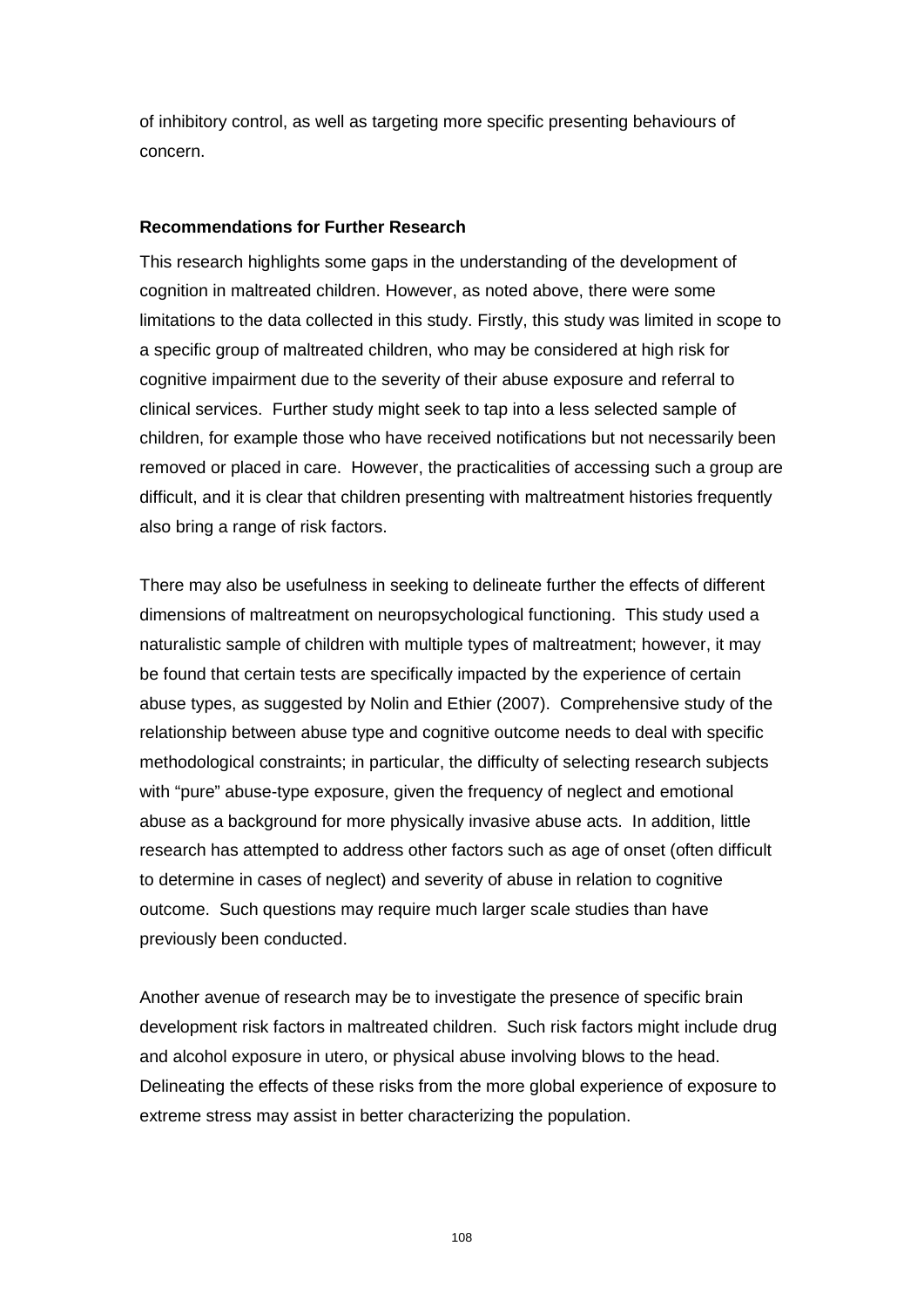of inhibitory control, as well as targeting more specific presenting behaviours of concern.

**Recommendations for Further Research**

This research highlights some gaps in the understanding of the development of cognition in maltreated children. However, as noted above, there were some limitations to the data collected in this study. Firstly, this study was limited in scope to a specific group of maltreated children, who may be considered at high risk for cognitive impairment due to the severity of their abuse exposure and referral to clinical services. Further study might seek to tap into a less selected sample of children, for example those who have received notifications but not necessarily been removed or placed in care. However, the practicalities of accessing such a group are difficult, and it is clear that children presenting with maltreatment histories frequently also bring a range of risk factors.

There may also be usefulness in seeking to delineate further the effects of different dimensions of maltreatment on neuropsychological functioning. This study used a naturalistic sample of children with multiple types of maltreatment; however, it may be found that certain tests are specifically impacted by the experience of certain abuse types, as suggested by Nolin and Ethier (2007). Comprehensive study of the relationship between abuse type and cognitive outcome needs to deal with specific methodological constraints; in particular, the difficulty of selecting research subjects with "pure" abuse-type exposure, given the frequency of neglect and emotional abuse as a background for more physically invasive abuse acts. In addition, little research has attempted to address other factors such as age of onset (often difficult to determine in cases of neglect) and severity of abuse in relation to cognitive outcome. Such questions may require much larger scale studies than have previously been conducted.

Another avenue of research may be to investigate the presence of specific brain development risk factors in maltreated children. Such risk factors might include drug and alcohol exposure in utero, or physical abuse involving blows to the head. Delineating the effects of these risks from the more global experience of exposure to extreme stress may assist in better characterizing the population.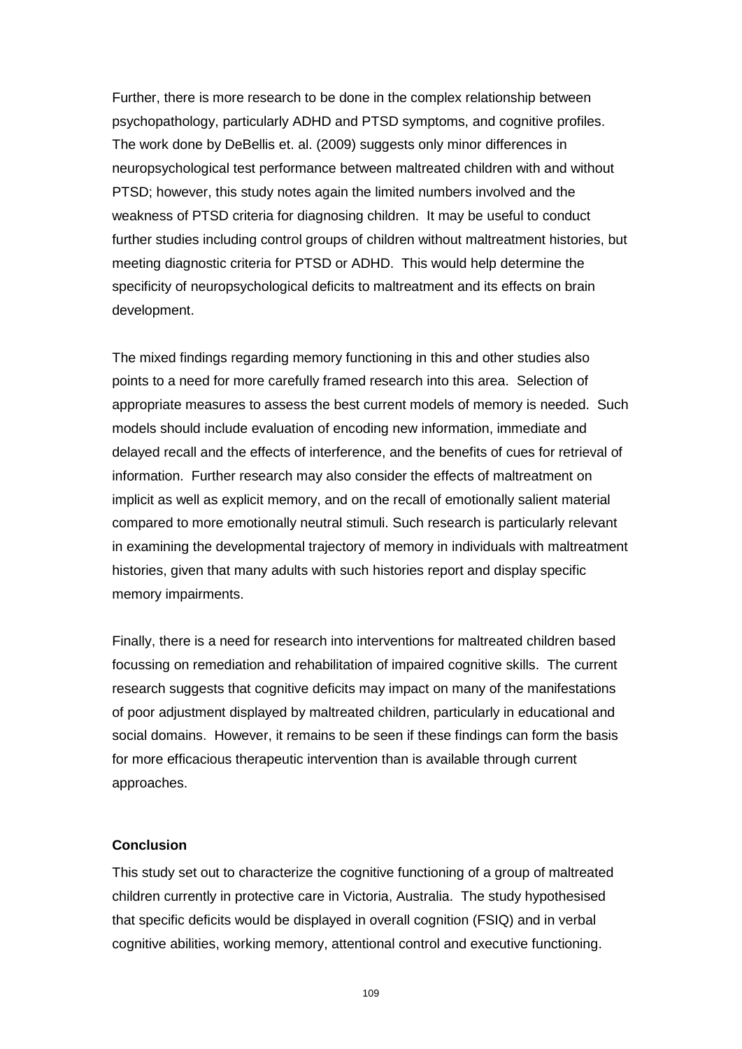Further, there is more research to be done in the complex relationship between psychopathology, particularly ADHD and PTSD symptoms, and cognitive profiles. The work done by DeBellis et. al. (2009) suggests only minor differences in neuropsychological test performance between maltreated children with and without PTSD; however, this study notes again the limited numbers involved and the weakness of PTSD criteria for diagnosing children. It may be useful to conduct further studies including control groups of children without maltreatment histories, but meeting diagnostic criteria for PTSD or ADHD. This would help determine the specificity of neuropsychological deficits to maltreatment and its effects on brain development.

The mixed findings regarding memory functioning in this and other studies also points to a need for more carefully framed research into this area. Selection of appropriate measures to assess the best current models of memory is needed. Such models should include evaluation of encoding new information, immediate and delayed recall and the effects of interference, and the benefits of cues for retrieval of information. Further research may also consider the effects of maltreatment on implicit as well as explicit memory, and on the recall of emotionally salient material compared to more emotionally neutral stimuli. Such research is particularly relevant in examining the developmental trajectory of memory in individuals with maltreatment histories, given that many adults with such histories report and display specific memory impairments.

Finally, there is a need for research into interventions for maltreated children based focussing on remediation and rehabilitation of impaired cognitive skills. The current research suggests that cognitive deficits may impact on many of the manifestations of poor adjustment displayed by maltreated children, particularly in educational and social domains. However, it remains to be seen if these findings can form the basis for more efficacious therapeutic intervention than is available through current approaches.

**Conclusion**

This study set out to characterize the cognitive functioning of a group of maltreated children currently in protective care in Victoria, Australia. The study hypothesised that specific deficits would be displayed in overall cognition (FSIQ) and in verbal cognitive abilities, working memory, attentional control and executive functioning.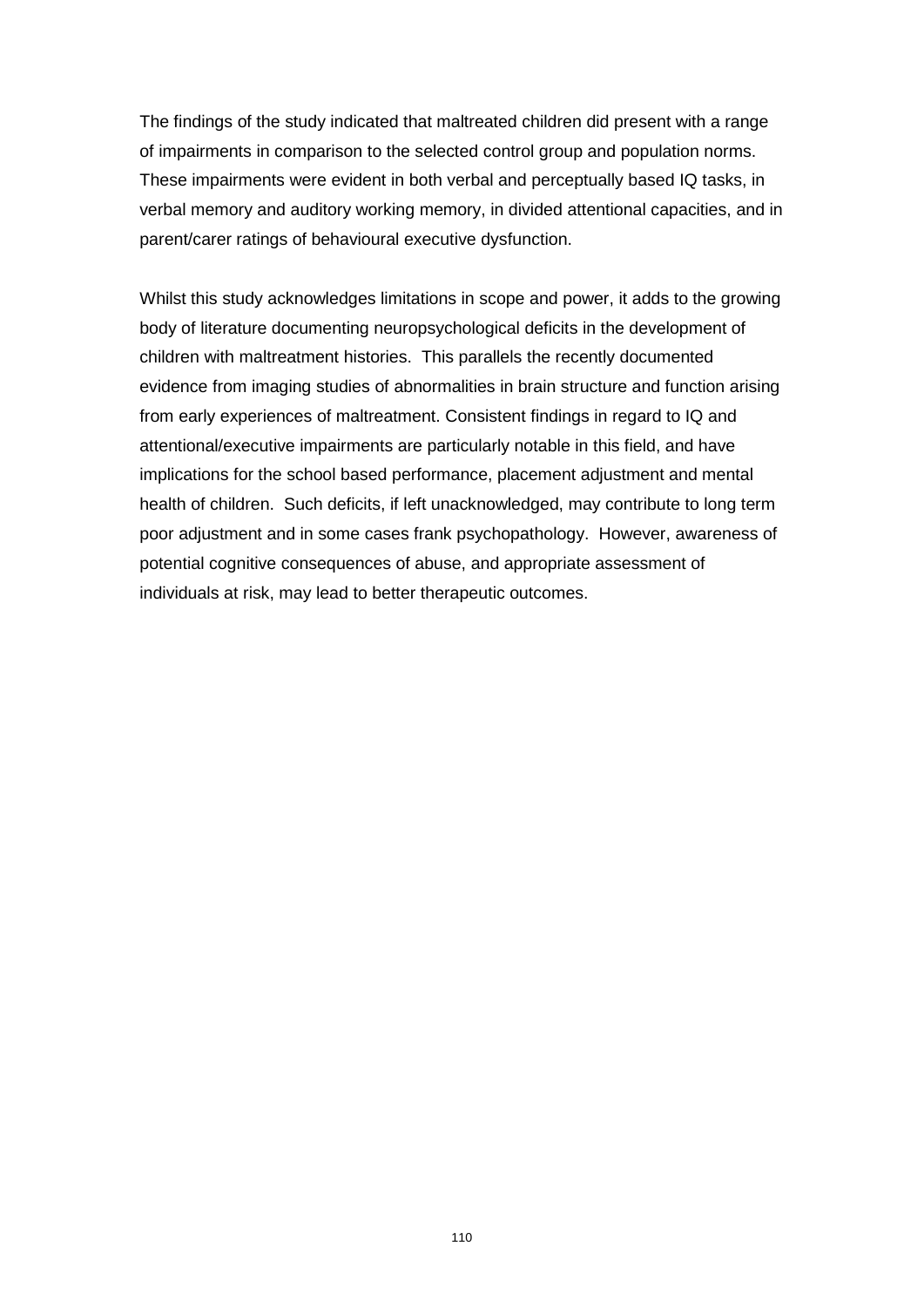The findings of the study indicated that maltreated children did present with a range of impairments in comparison to the selected control group and population norms. These impairments were evident in both verbal and perceptually based IQ tasks, in verbal memory and auditory working memory, in divided attentional capacities, and in parent/carer ratings of behavioural executive dysfunction.

Whilst this study acknowledges limitations in scope and power, it adds to the growing body of literature documenting neuropsychological deficits in the development of children with maltreatment histories. This parallels the recently documented evidence from imaging studies of abnormalities in brain structure and function arising from early experiences of maltreatment. Consistent findings in regard to IQ and attentional/executive impairments are particularly notable in this field, and have implications for the school based performance, placement adjustment and mental health of children. Such deficits, if left unacknowledged, may contribute to long term poor adjustment and in some cases frank psychopathology. However, awareness of potential cognitive consequences of abuse, and appropriate assessment of individuals at risk, may lead to better therapeutic outcomes.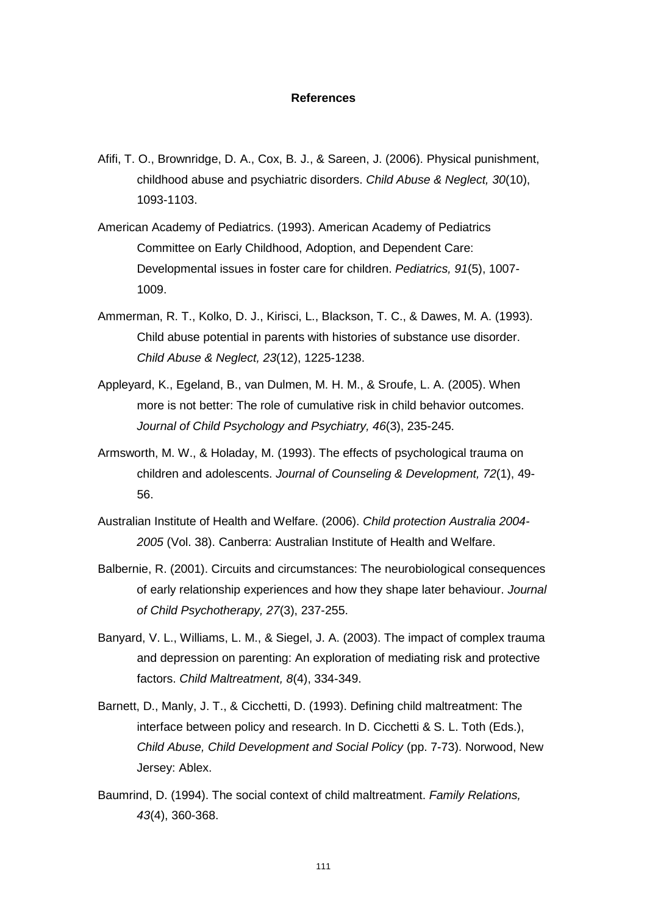**References**

Afifi, T. O., Brownridge, D. A., Cox, B. J., & Sareen, J. (2006). Physical punishment, childhood abuse and psychiatric disorders. *Child Abuse & Neglect, 30*(10), 1093-1103.

American Academy of Pediatrics. (1993). American Academy of Pediatrics Committee on Early Childhood, Adoption, and Dependent Care: Developmental issues in foster care for children. *Pediatrics, 91*(5), 1007-1009.

Ammerman, R. T., Kolko, D. J., Kirisci, L., Blackson, T. C., & Dawes, M. A. (1993). Child abuse potential in parents with histories of substance use disorder. *Child Abuse & Neglect, 23*(12), 1225-1238.

Appleyard, K., Egeland, B., van Dulmen, M. H. M., & Sroufe, L. A. (2005). When more is not better: The role of cumulative risk in child behavior outcomes. *Journal of Child Psychology and Psychiatry, 46*(3), 235-245.

Armsworth, M. W., & Holaday, M. (1993). The effects of psychological trauma on children and adolescents. *Journal of Counseling & Development, 72*(1), 49-56.

Australian Institute of Health and Welfare. (2006). *Child protection Australia 2004-2005* (Vol. 38). Canberra: Australian Institute of Health and Welfare.

Balbernie, R. (2001). Circuits and circumstances: The neurobiological consequences of early relationship experiences and how they shape later behaviour. *Journal of Child Psychotherapy, 27*(3), 237-255.

Banyard, V. L., Williams, L. M., & Siegel, J. A. (2003). The impact of complex trauma and depression on parenting: An exploration of mediating risk and protective factors. *Child Maltreatment, 8*(4), 334-349.

Barnett, D., Manly, J. T., & Cicchetti, D. (1993). Defining child maltreatment: The interface between policy and research. In D. Cicchetti & S. L. Toth (Eds.), *Child Abuse, Child Development and Social Policy* (pp. 7-73). Norwood, New Jersey: Ablex.

Baumrind, D. (1994). The social context of child maltreatment. *Family Relations, 43*(4), 360-368.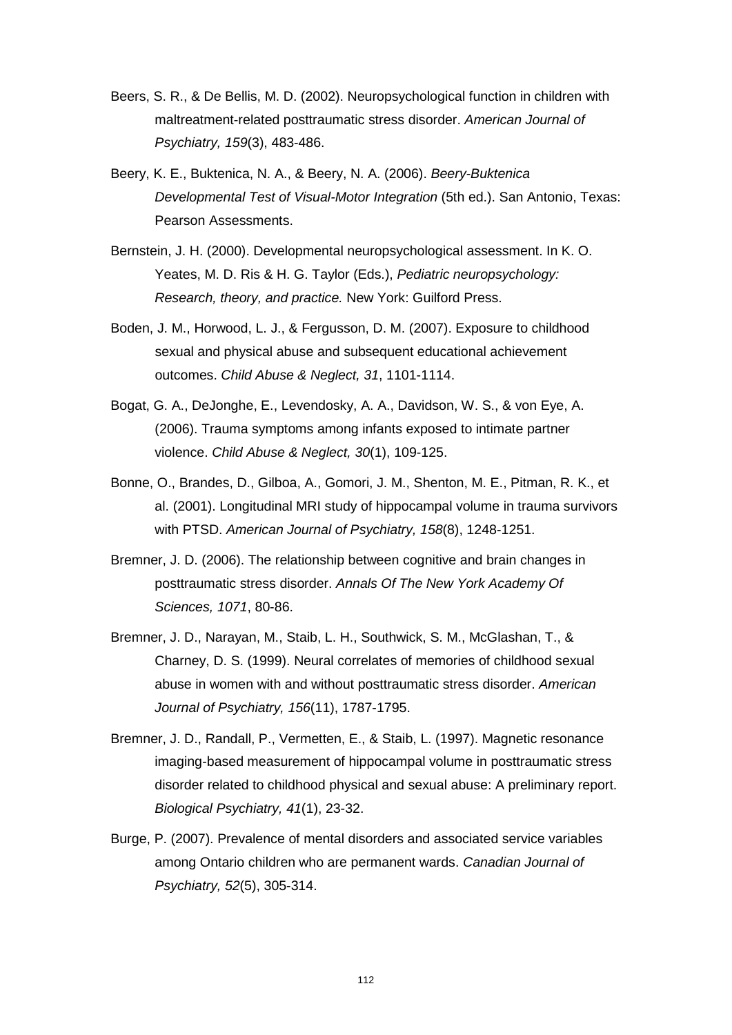Beers, S. R., & De Bellis, M. D. (2002). Neuropsychological function in children with maltreatment-related posttraumatic stress disorder. *American Journal of Psychiatry, 159*(3), 483-486.

Beery, K. E., Buktenica, N. A., & Beery, N. A. (2006). *Beery-Buktenica Developmental Test of Visual-Motor Integration* (5th ed.). San Antonio, Texas: Pearson Assessments.

Bernstein, J. H. (2000). Developmental neuropsychological assessment. In K. O. Yeates, M. D. Ris & H. G. Taylor (Eds.), *Pediatric neuropsychology: Research, theory, and practice.* New York: Guilford Press.

Boden, J. M., Horwood, L. J., & Fergusson, D. M. (2007). Exposure to childhood sexual and physical abuse and subsequent educational achievement outcomes. *Child Abuse & Neglect, 31*, 1101-1114.

Bogat, G. A., DeJonghe, E., Levendosky, A. A., Davidson, W. S., & von Eye, A. (2006). Trauma symptoms among infants exposed to intimate partner violence. *Child Abuse & Neglect, 30*(1), 109-125.

Bonne, O., Brandes, D., Gilboa, A., Gomori, J. M., Shenton, M. E., Pitman, R. K., et al. (2001). Longitudinal MRI study of hippocampal volume in trauma survivors with PTSD. *American Journal of Psychiatry, 158*(8), 1248-1251.

Bremner, J. D. (2006). The relationship between cognitive and brain changes in posttraumatic stress disorder. *Annals Of The New York Academy Of Sciences, 1071*, 80-86.

Bremner, J. D., Narayan, M., Staib, L. H., Southwick, S. M., McGlashan, T., & Charney, D. S. (1999). Neural correlates of memories of childhood sexual abuse in women with and without posttraumatic stress disorder. *American Journal of Psychiatry, 156*(11), 1787-1795.

Bremner, J. D., Randall, P., Vermetten, E., & Staib, L. (1997). Magnetic resonance imaging-based measurement of hippocampal volume in posttraumatic stress disorder related to childhood physical and sexual abuse: A preliminary report. *Biological Psychiatry, 41*(1), 23-32.

Burge, P. (2007). Prevalence of mental disorders and associated service variables among Ontario children who are permanent wards. *Canadian Journal of Psychiatry, 52*(5), 305-314.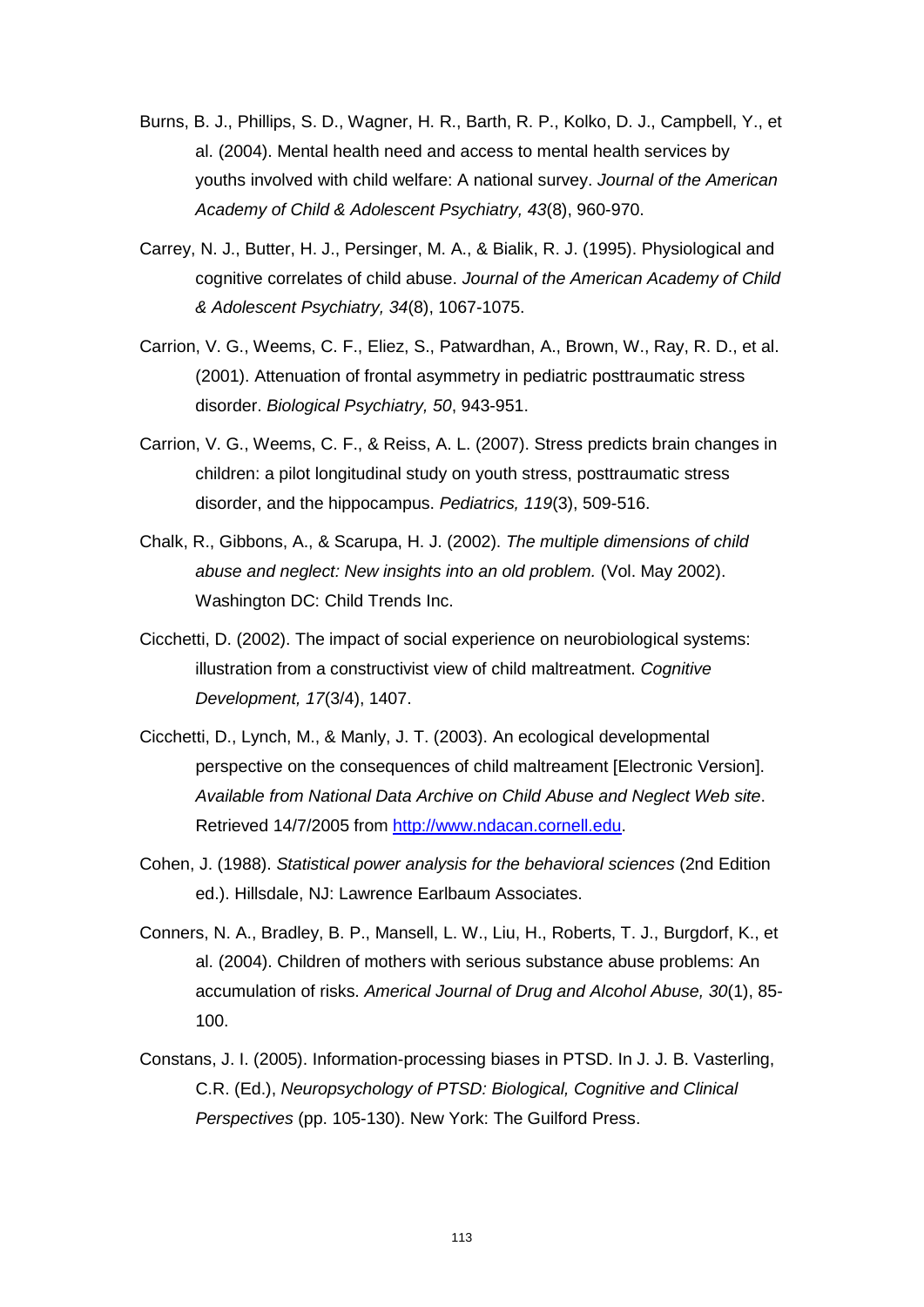Burns, B. J., Phillips, S. D., Wagner, H. R., Barth, R. P., Kolko, D. J., Campbell, Y., et al. (2004). Mental health need and access to mental health services by youths involved with child welfare: A national survey. *Journal of the American Academy of Child & Adolescent Psychiatry, 43*(8), 960-970.

Carrey, N. J., Butter, H. J., Persinger, M. A., & Bialik, R. J. (1995). Physiological and cognitive correlates of child abuse. *Journal of the American Academy of Child & Adolescent Psychiatry, 34*(8), 1067-1075.

Carrion, V. G., Weems, C. F., Eliez, S., Patwardhan, A., Brown, W., Ray, R. D., et al. (2001). Attenuation of frontal asymmetry in pediatric posttraumatic stress disorder. *Biological Psychiatry, 50*, 943-951.

Carrion, V. G., Weems, C. F., & Reiss, A. L. (2007). Stress predicts brain changes in children: a pilot longitudinal study on youth stress, posttraumatic stress disorder, and the hippocampus. *Pediatrics, 119*(3), 509-516.

Chalk, R., Gibbons, A., & Scarupa, H. J. (2002). *The multiple dimensions of child abuse and neglect: New insights into an old problem.* (Vol. May 2002). Washington DC: Child Trends Inc.

Cicchetti, D. (2002). The impact of social experience on neurobiological systems: illustration from a constructivist view of child maltreatment. *Cognitive Development, 17*(3/4), 1407.

Cicchetti, D., Lynch, M., & Manly, J. T. (2003). An ecological developmental perspective on the consequences of child maltreament [Electronic Version]. *Available from National Data Archive on Child Abuse and Neglect Web site*. Retrieved 14/7/2005 from http://www.ndacan.cornell.edu.

Cohen, J. (1988). *Statistical power analysis for the behavioral sciences* (2nd Edition ed.). Hillsdale, NJ: Lawrence Earlbaum Associates.

Conners, N. A., Bradley, B. P., Mansell, L. W., Liu, H., Roberts, T. J., Burgdorf, K., et al. (2004). Children of mothers with serious substance abuse problems: An accumulation of risks. *Americal Journal of Drug and Alcohol Abuse, 30*(1), 85-100.

Constans, J. I. (2005). Information-processing biases in PTSD. In J. J. B. Vasterling, C.R. (Ed.), *Neuropsychology of PTSD: Biological, Cognitive and Clinical Perspectives* (pp. 105-130). New York: The Guilford Press.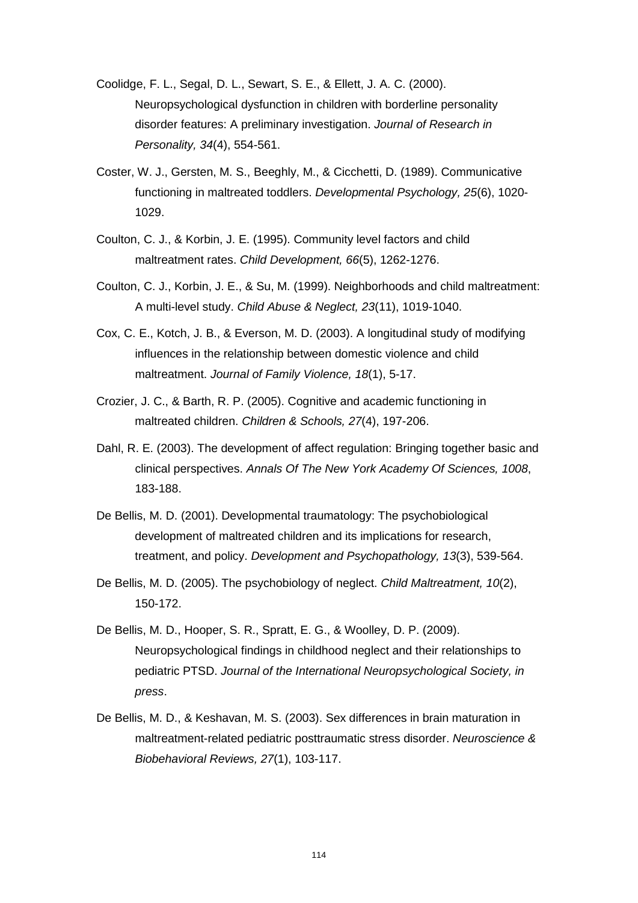Coolidge, F. L., Segal, D. L., Sewart, S. E., & Ellett, J. A. C. (2000). Neuropsychological dysfunction in children with borderline personality disorder features: A preliminary investigation. *Journal of Research in Personality, 34*(4), 554-561.

Coster, W. J., Gersten, M. S., Beeghly, M., & Cicchetti, D. (1989). Communicative functioning in maltreated toddlers. *Developmental Psychology, 25*(6), 1020-1029.

Coulton, C. J., & Korbin, J. E. (1995). Community level factors and child maltreatment rates. *Child Development, 66*(5), 1262-1276.

Coulton, C. J., Korbin, J. E., & Su, M. (1999). Neighborhoods and child maltreatment: A multi-level study. *Child Abuse & Neglect, 23*(11), 1019-1040.

Cox, C. E., Kotch, J. B., & Everson, M. D. (2003). A longitudinal study of modifying influences in the relationship between domestic violence and child maltreatment. *Journal of Family Violence, 18*(1), 5-17.

Crozier, J. C., & Barth, R. P. (2005). Cognitive and academic functioning in maltreated children. *Children & Schools, 27*(4), 197-206.

Dahl, R. E. (2003). The development of affect regulation: Bringing together basic and clinical perspectives. *Annals Of The New York Academy Of Sciences, 1008*, 183-188.

De Bellis, M. D. (2001). Developmental traumatology: The psychobiological development of maltreated children and its implications for research, treatment, and policy. *Development and Psychopathology, 13*(3), 539-564.

De Bellis, M. D. (2005). The psychobiology of neglect. *Child Maltreatment, 10*(2), 150-172.

De Bellis, M. D., Hooper, S. R., Spratt, E. G., & Woolley, D. P. (2009). Neuropsychological findings in childhood neglect and their relationships to pediatric PTSD. *Journal of the International Neuropsychological Society, in press*.

De Bellis, M. D., & Keshavan, M. S. (2003). Sex differences in brain maturation in maltreatment-related pediatric posttraumatic stress disorder. *Neuroscience & Biobehavioral Reviews, 27*(1), 103-117.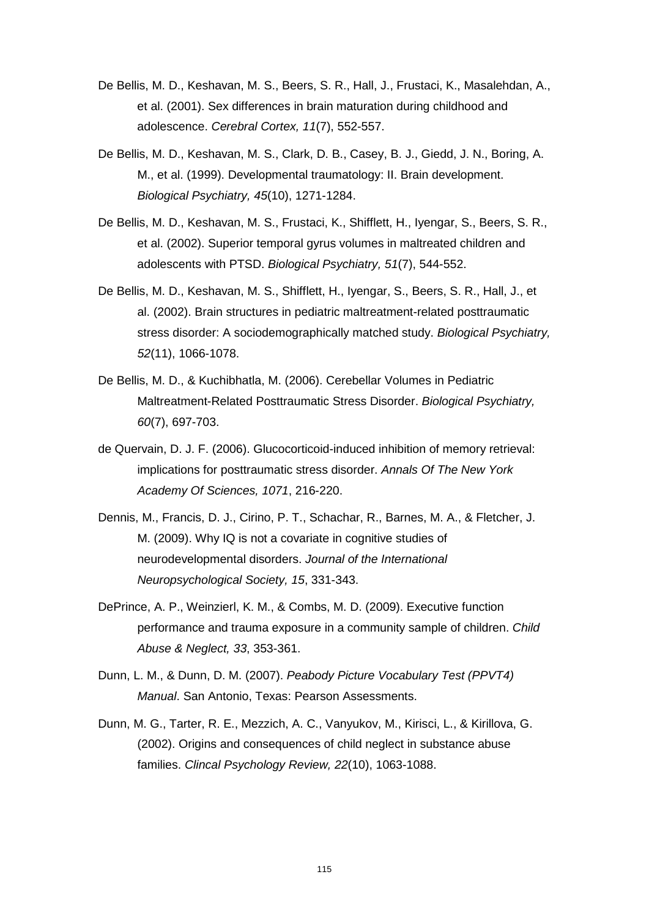De Bellis, M. D., Keshavan, M. S., Beers, S. R., Hall, J., Frustaci, K., Masalehdan, A., et al. (2001). Sex differences in brain maturation during childhood and adolescence. *Cerebral Cortex, 11*(7), 552-557.

De Bellis, M. D., Keshavan, M. S., Clark, D. B., Casey, B. J., Giedd, J. N., Boring, A. M., et al. (1999). Developmental traumatology: II. Brain development. *Biological Psychiatry, 45*(10), 1271-1284.

De Bellis, M. D., Keshavan, M. S., Frustaci, K., Shifflett, H., Iyengar, S., Beers, S. R., et al. (2002). Superior temporal gyrus volumes in maltreated children and adolescents with PTSD. *Biological Psychiatry, 51*(7), 544-552.

De Bellis, M. D., Keshavan, M. S., Shifflett, H., Iyengar, S., Beers, S. R., Hall, J., et al. (2002). Brain structures in pediatric maltreatment-related posttraumatic stress disorder: A sociodemographically matched study. *Biological Psychiatry, 52*(11), 1066-1078.

De Bellis, M. D., & Kuchibhatla, M. (2006). Cerebellar Volumes in Pediatric Maltreatment-Related Posttraumatic Stress Disorder. *Biological Psychiatry, 60*(7), 697-703.

de Quervain, D. J. F. (2006). Glucocorticoid-induced inhibition of memory retrieval: implications for posttraumatic stress disorder. *Annals Of The New York Academy Of Sciences, 1071*, 216-220.

Dennis, M., Francis, D. J., Cirino, P. T., Schachar, R., Barnes, M. A., & Fletcher, J. M. (2009). Why IQ is not a covariate in cognitive studies of neurodevelopmental disorders. *Journal of the International Neuropsychological Society, 15*, 331-343.

DePrince, A. P., Weinzierl, K. M., & Combs, M. D. (2009). Executive function performance and trauma exposure in a community sample of children. *Child Abuse & Neglect, 33*, 353-361.

Dunn, L. M., & Dunn, D. M. (2007). *Peabody Picture Vocabulary Test (PPVT4) Manual*. San Antonio, Texas: Pearson Assessments.

Dunn, M. G., Tarter, R. E., Mezzich, A. C., Vanyukov, M., Kirisci, L., & Kirillova, G. (2002). Origins and consequences of child neglect in substance abuse families. *Clincal Psychology Review, 22*(10), 1063-1088.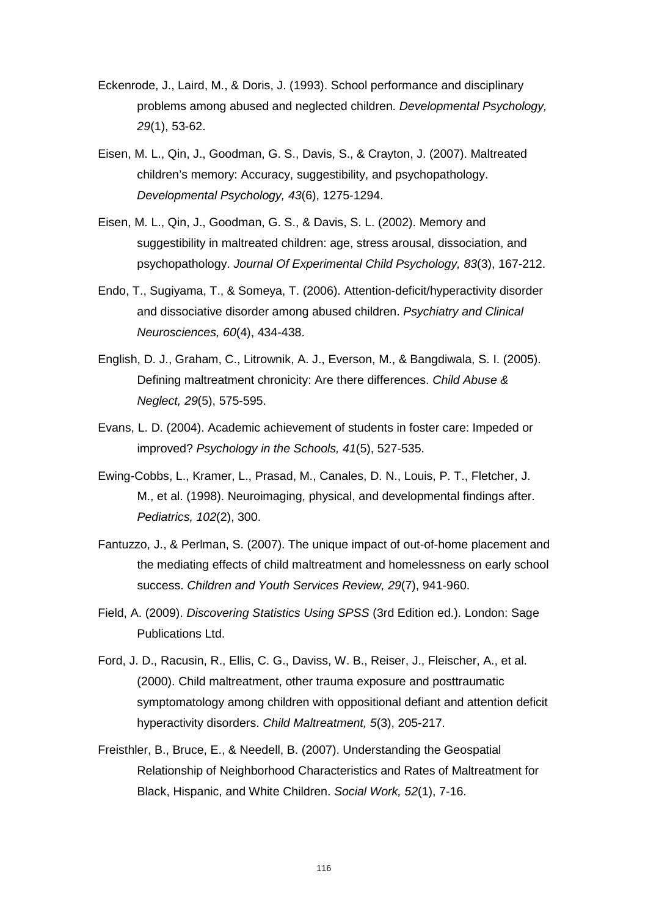Eckenrode, J., Laird, M., & Doris, J. (1993). School performance and disciplinary problems among abused and neglected children. *Developmental Psychology, 29*(1), 53-62.

Eisen, M. L., Qin, J., Goodman, G. S., Davis, S., & Crayton, J. (2007). Maltreated children's memory: Accuracy, suggestibility, and psychopathology. *Developmental Psychology, 43*(6), 1275-1294.

Eisen, M. L., Qin, J., Goodman, G. S., & Davis, S. L. (2002). Memory and suggestibility in maltreated children: age, stress arousal, dissociation, and psychopathology. *Journal Of Experimental Child Psychology, 83*(3), 167-212.

Endo, T., Sugiyama, T., & Someya, T. (2006). Attention-deficit/hyperactivity disorder and dissociative disorder among abused children. *Psychiatry and Clinical Neurosciences, 60*(4), 434-438.

English, D. J., Graham, C., Litrownik, A. J., Everson, M., & Bangdiwala, S. I. (2005). Defining maltreatment chronicity: Are there differences. *Child Abuse & Neglect, 29*(5), 575-595.

Evans, L. D. (2004). Academic achievement of students in foster care: Impeded or improved? *Psychology in the Schools, 41*(5), 527-535.

Ewing-Cobbs, L., Kramer, L., Prasad, M., Canales, D. N., Louis, P. T., Fletcher, J. M., et al. (1998). Neuroimaging, physical, and developmental findings after. *Pediatrics, 102*(2), 300.

Fantuzzo, J., & Perlman, S. (2007). The unique impact of out-of-home placement and the mediating effects of child maltreatment and homelessness on early school success. *Children and Youth Services Review, 29*(7), 941-960.

Field, A. (2009). *Discovering Statistics Using SPSS* (3rd Edition ed.). London: Sage Publications Ltd.

Ford, J. D., Racusin, R., Ellis, C. G., Daviss, W. B., Reiser, J., Fleischer, A., et al. (2000). Child maltreatment, other trauma exposure and posttraumatic symptomatology among children with oppositional defiant and attention deficit hyperactivity disorders. *Child Maltreatment, 5*(3), 205-217.

Freisthler, B., Bruce, E., & Needell, B. (2007). Understanding the Geospatial Relationship of Neighborhood Characteristics and Rates of Maltreatment for Black, Hispanic, and White Children. *Social Work, 52*(1), 7-16.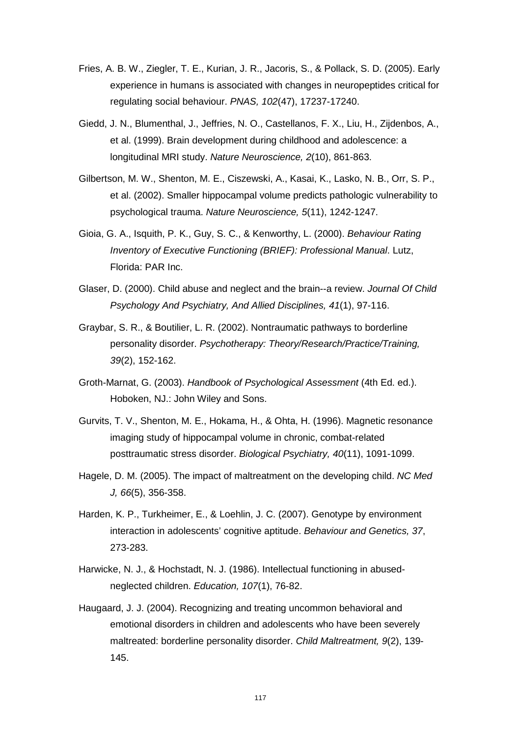Fries, A. B. W., Ziegler, T. E., Kurian, J. R., Jacoris, S., & Pollack, S. D. (2005). Early experience in humans is associated with changes in neuropeptides critical for regulating social behaviour. *PNAS, 102*(47), 17237-17240.

Giedd, J. N., Blumenthal, J., Jeffries, N. O., Castellanos, F. X., Liu, H., Zijdenbos, A., et al. (1999). Brain development during childhood and adolescence: a longitudinal MRI study. *Nature Neuroscience, 2*(10), 861-863.

Gilbertson, M. W., Shenton, M. E., Ciszewski, A., Kasai, K., Lasko, N. B., Orr, S. P., et al. (2002). Smaller hippocampal volume predicts pathologic vulnerability to psychological trauma. *Nature Neuroscience, 5*(11), 1242-1247.

Gioia, G. A., Isquith, P. K., Guy, S. C., & Kenworthy, L. (2000). *Behaviour Rating Inventory of Executive Functioning (BRIEF): Professional Manual*. Lutz, Florida: PAR Inc.

Glaser, D. (2000). Child abuse and neglect and the brain--a review. *Journal Of Child Psychology And Psychiatry, And Allied Disciplines, 41*(1), 97-116.

Graybar, S. R., & Boutilier, L. R. (2002). Nontraumatic pathways to borderline personality disorder. *Psychotherapy: Theory/Research/Practice/Training, 39*(2), 152-162.

Groth-Marnat, G. (2003). *Handbook of Psychological Assessment* (4th Ed. ed.). Hoboken, NJ.: John Wiley and Sons.

Gurvits, T. V., Shenton, M. E., Hokama, H., & Ohta, H. (1996). Magnetic resonance imaging study of hippocampal volume in chronic, combat-related posttraumatic stress disorder. *Biological Psychiatry, 40*(11), 1091-1099.

Hagele, D. M. (2005). The impact of maltreatment on the developing child. *NC Med J, 66*(5), 356-358.

Harden, K. P., Turkheimer, E., & Loehlin, J. C. (2007). Genotype by environment interaction in adolescents' cognitive aptitude. *Behaviour and Genetics, 37*, 273-283.

Harwicke, N. J., & Hochstadt, N. J. (1986). Intellectual functioning in abused-neglected children. *Education, 107*(1), 76-82.

Haugaard, J. J. (2004). Recognizing and treating uncommon behavioral and emotional disorders in children and adolescents who have been severely maltreated: borderline personality disorder. *Child Maltreatment, 9*(2), 139-145.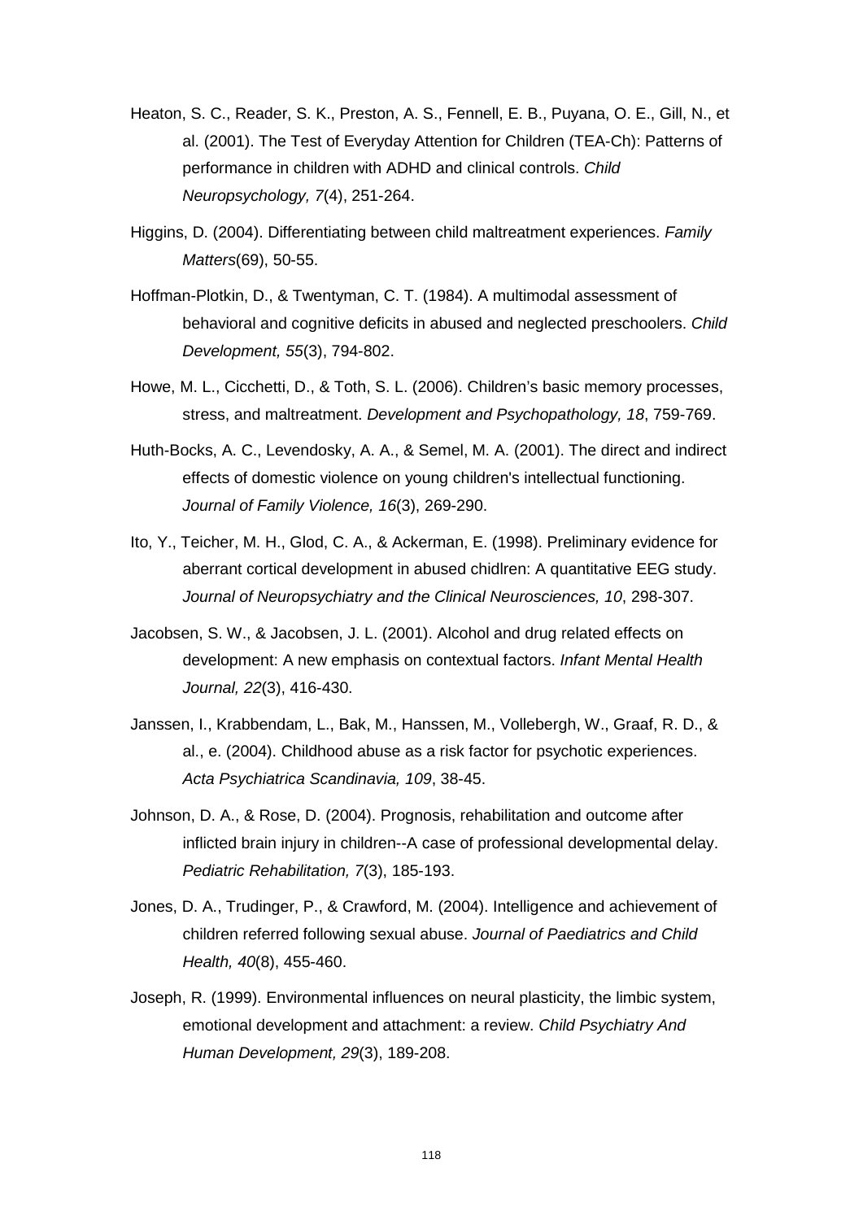Heaton, S. C., Reader, S. K., Preston, A. S., Fennell, E. B., Puyana, O. E., Gill, N., et al. (2001). The Test of Everyday Attention for Children (TEA-Ch): Patterns of performance in children with ADHD and clinical controls. *Child Neuropsychology, 7*(4), 251-264.

Higgins, D. (2004). Differentiating between child maltreatment experiences. *Family Matters*(69), 50-55.

Hoffman-Plotkin, D., & Twentyman, C. T. (1984). A multimodal assessment of behavioral and cognitive deficits in abused and neglected preschoolers. *Child Development, 55*(3), 794-802.

Howe, M. L., Cicchetti, D., & Toth, S. L. (2006). Children's basic memory processes, stress, and maltreatment. *Development and Psychopathology, 18*, 759-769.

Huth-Bocks, A. C., Levendosky, A. A., & Semel, M. A. (2001). The direct and indirect effects of domestic violence on young children's intellectual functioning. *Journal of Family Violence, 16*(3), 269-290.

Ito, Y., Teicher, M. H., Glod, C. A., & Ackerman, E. (1998). Preliminary evidence for aberrant cortical development in abused chidlren: A quantitative EEG study. *Journal of Neuropsychiatry and the Clinical Neurosciences, 10*, 298-307.

Jacobsen, S. W., & Jacobsen, J. L. (2001). Alcohol and drug related effects on development: A new emphasis on contextual factors. *Infant Mental Health Journal, 22*(3), 416-430.

Janssen, I., Krabbendam, L., Bak, M., Hanssen, M., Vollebergh, W., Graaf, R. D., & al., e. (2004). Childhood abuse as a risk factor for psychotic experiences. *Acta Psychiatrica Scandinavia, 109*, 38-45.

Johnson, D. A., & Rose, D. (2004). Prognosis, rehabilitation and outcome after inflicted brain injury in children--A case of professional developmental delay. *Pediatric Rehabilitation, 7*(3), 185-193.

Jones, D. A., Trudinger, P., & Crawford, M. (2004). Intelligence and achievement of children referred following sexual abuse. *Journal of Paediatrics and Child Health, 40*(8), 455-460.

Joseph, R. (1999). Environmental influences on neural plasticity, the limbic system, emotional development and attachment: a review. *Child Psychiatry And Human Development, 29*(3), 189-208.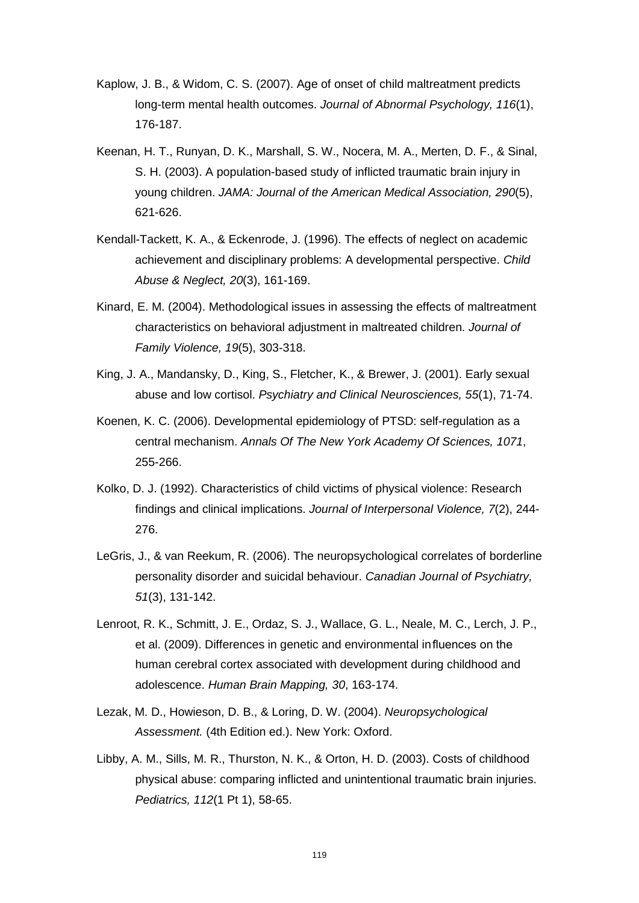Kaplow, J. B., & Widom, C. S. (2007). Age of onset of child maltreatment predicts long-term mental health outcomes. *Journal of Abnormal Psychology, 116*(1), 176-187.

Keenan, H. T., Runyan, D. K., Marshall, S. W., Nocera, M. A., Merten, D. F., & Sinal, S. H. (2003). A population-based study of inflicted traumatic brain injury in young children. *JAMA: Journal of the American Medical Association, 290*(5), 621-626.

Kendall-Tackett, K. A., & Eckenrode, J. (1996). The effects of neglect on academic achievement and disciplinary problems: A developmental perspective. *Child Abuse & Neglect, 20*(3), 161-169.

Kinard, E. M. (2004). Methodological issues in assessing the effects of maltreatment characteristics on behavioral adjustment in maltreated children. *Journal of Family Violence, 19*(5), 303-318.

King, J. A., Mandansky, D., King, S., Fletcher, K., & Brewer, J. (2001). Early sexual abuse and low cortisol. *Psychiatry and Clinical Neurosciences, 55*(1), 71-74.

Koenen, K. C. (2006). Developmental epidemiology of PTSD: self-regulation as a central mechanism. *Annals Of The New York Academy Of Sciences, 1071*, 255-266.

Kolko, D. J. (1992). Characteristics of child victims of physical violence: Research findings and clinical implications. *Journal of Interpersonal Violence, 7*(2), 244-276.

LeGris, J., & van Reekum, R. (2006). The neuropsychological correlates of borderline personality disorder and suicidal behaviour. *Canadian Journal of Psychiatry, 51*(3), 131-142.

Lenroot, R. K., Schmitt, J. E., Ordaz, S. J., Wallace, G. L., Neale, M. C., Lerch, J. P., et al. (2009). Differences in genetic and environmental influences on the human cerebral cortex associated with development during childhood and adolescence. *Human Brain Mapping, 30*, 163-174.

Lezak, M. D., Howieson, D. B., & Loring, D. W. (2004). *Neuropsychological Assessment.* (4th Edition ed.). New York: Oxford.

Libby, A. M., Sills, M. R., Thurston, N. K., & Orton, H. D. (2003). Costs of childhood physical abuse: comparing inflicted and unintentional traumatic brain injuries. *Pediatrics, 112*(1 Pt 1), 58-65.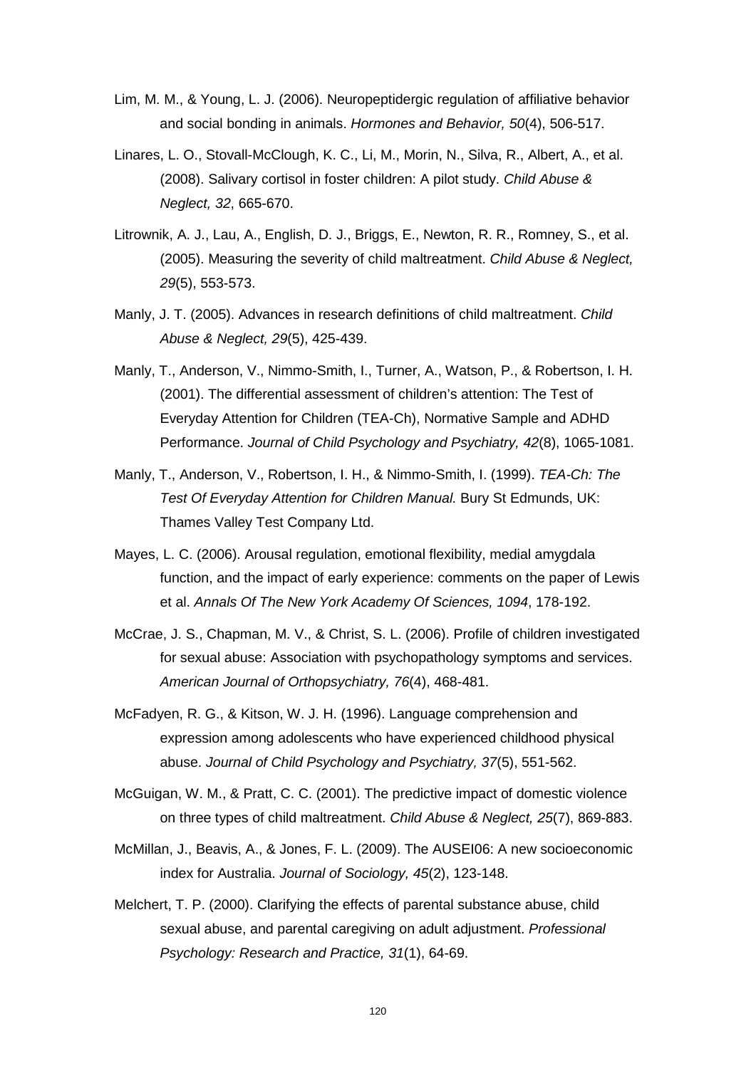Lim, M. M., & Young, L. J. (2006). Neuropeptidergic regulation of affiliative behavior and social bonding in animals. *Hormones and Behavior, 50*(4), 506-517.

Linares, L. O., Stovall-McClough, K. C., Li, M., Morin, N., Silva, R., Albert, A., et al. (2008). Salivary cortisol in foster children: A pilot study. *Child Abuse & Neglect, 32*, 665-670.

Litrownik, A. J., Lau, A., English, D. J., Briggs, E., Newton, R. R., Romney, S., et al. (2005). Measuring the severity of child maltreatment. *Child Abuse & Neglect, 29*(5), 553-573.

Manly, J. T. (2005). Advances in research definitions of child maltreatment. *Child Abuse & Neglect, 29*(5), 425-439.

Manly, T., Anderson, V., Nimmo-Smith, I., Turner, A., Watson, P., & Robertson, I. H. (2001). The differential assessment of children's attention: The Test of Everyday Attention for Children (TEA-Ch), Normative Sample and ADHD Performance. *Journal of Child Psychology and Psychiatry, 42*(8), 1065-1081.

Manly, T., Anderson, V., Robertson, I. H., & Nimmo-Smith, I. (1999). *TEA-Ch: The Test Of Everyday Attention for Children Manual.* Bury St Edmunds, UK: Thames Valley Test Company Ltd.

Mayes, L. C. (2006). Arousal regulation, emotional flexibility, medial amygdala function, and the impact of early experience: comments on the paper of Lewis et al. *Annals Of The New York Academy Of Sciences, 1094*, 178-192.

McCrae, J. S., Chapman, M. V., & Christ, S. L. (2006). Profile of children investigated for sexual abuse: Association with psychopathology symptoms and services. *American Journal of Orthopsychiatry, 76*(4), 468-481.

McFadyen, R. G., & Kitson, W. J. H. (1996). Language comprehension and expression among adolescents who have experienced childhood physical abuse. *Journal of Child Psychology and Psychiatry, 37*(5), 551-562.

McGuigan, W. M., & Pratt, C. C. (2001). The predictive impact of domestic violence on three types of child maltreatment. *Child Abuse & Neglect, 25*(7), 869-883.

McMillan, J., Beavis, A., & Jones, F. L. (2009). The AUSEI06: A new socioeconomic index for Australia. *Journal of Sociology, 45*(2), 123-148.

Melchert, T. P. (2000). Clarifying the effects of parental substance abuse, child sexual abuse, and parental caregiving on adult adjustment. *Professional Psychology: Research and Practice, 31*(1), 64-69.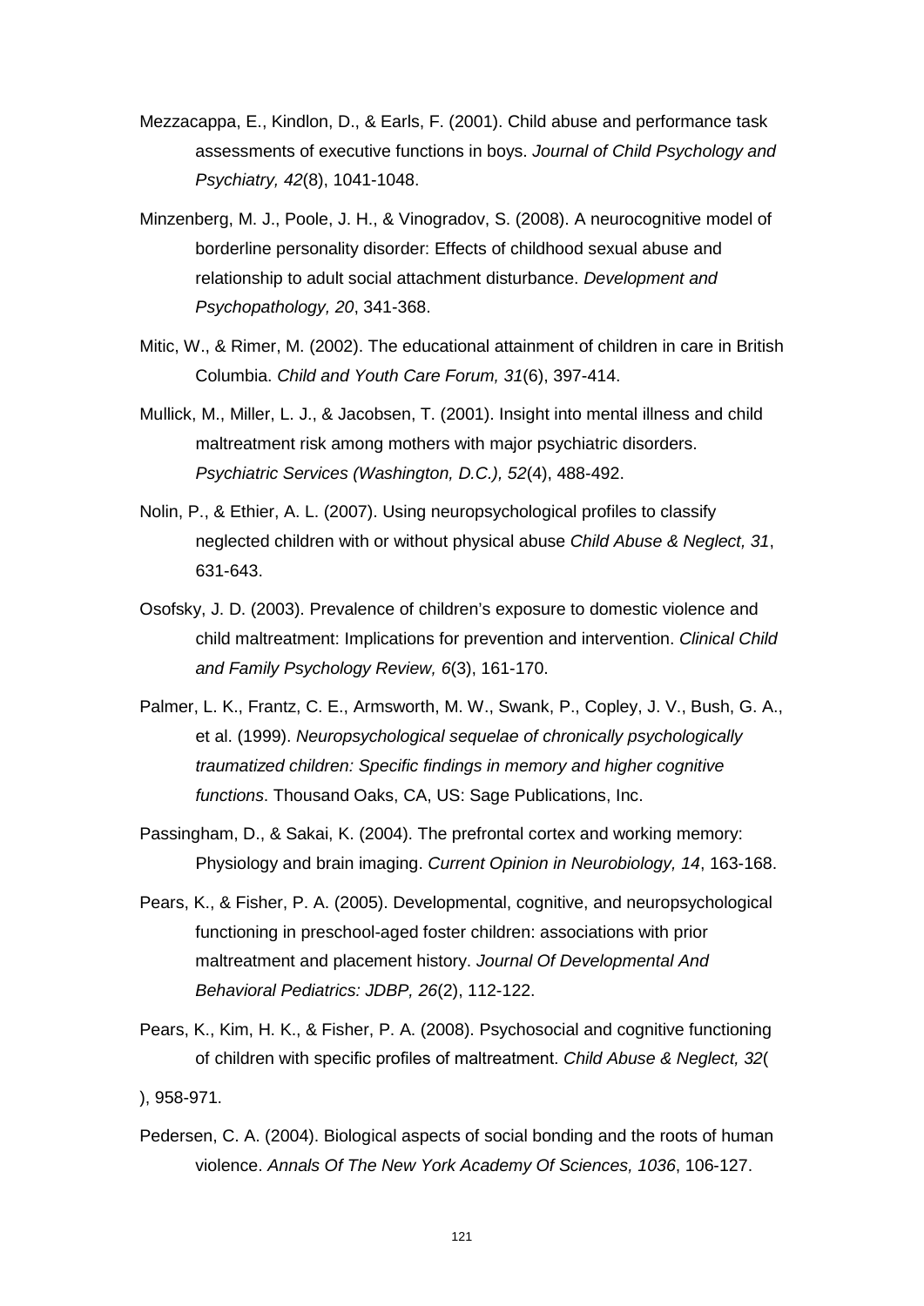Mezzacappa, E., Kindlon, D., & Earls, F. (2001). Child abuse and performance task assessments of executive functions in boys. *Journal of Child Psychology and Psychiatry, 42*(8), 1041-1048.

Minzenberg, M. J., Poole, J. H., & Vinogradov, S. (2008). A neurocognitive model of borderline personality disorder: Effects of childhood sexual abuse and relationship to adult social attachment disturbance. *Development and Psychopathology, 20*, 341-368.

Mitic, W., & Rimer, M. (2002). The educational attainment of children in care in British Columbia. *Child and Youth Care Forum, 31*(6), 397-414.

Mullick, M., Miller, L. J., & Jacobsen, T. (2001). Insight into mental illness and child maltreatment risk among mothers with major psychiatric disorders. *Psychiatric Services (Washington, D.C.), 52*(4), 488-492.

Nolin, P., & Ethier, A. L. (2007). Using neuropsychological profiles to classify neglected children with or without physical abuse *Child Abuse & Neglect, 31*, 631-643.

Osofsky, J. D. (2003). Prevalence of children's exposure to domestic violence and child maltreatment: Implications for prevention and intervention. *Clinical Child and Family Psychology Review, 6*(3), 161-170.

Palmer, L. K., Frantz, C. E., Armsworth, M. W., Swank, P., Copley, J. V., Bush, G. A., et al. (1999). *Neuropsychological sequelae of chronically psychologically traumatized children: Specific findings in memory and higher cognitive functions*. Thousand Oaks, CA, US: Sage Publications, Inc.

Passingham, D., & Sakai, K. (2004). The prefrontal cortex and working memory: Physiology and brain imaging. *Current Opinion in Neurobiology, 14*, 163-168.

Pears, K., & Fisher, P. A. (2005). Developmental, cognitive, and neuropsychological functioning in preschool-aged foster children: associations with prior maltreatment and placement history. *Journal Of Developmental And Behavioral Pediatrics: JDBP, 26*(2), 112-122.

Pears, K., Kim, H. K., & Fisher, P. A. (2008). Psychosocial and cognitive functioning of children with specific profiles of maltreatment. *Child Abuse & Neglect, 32*(

), 958-971.

Pedersen, C. A. (2004). Biological aspects of social bonding and the roots of human violence. *Annals Of The New York Academy Of Sciences, 1036*, 106-127.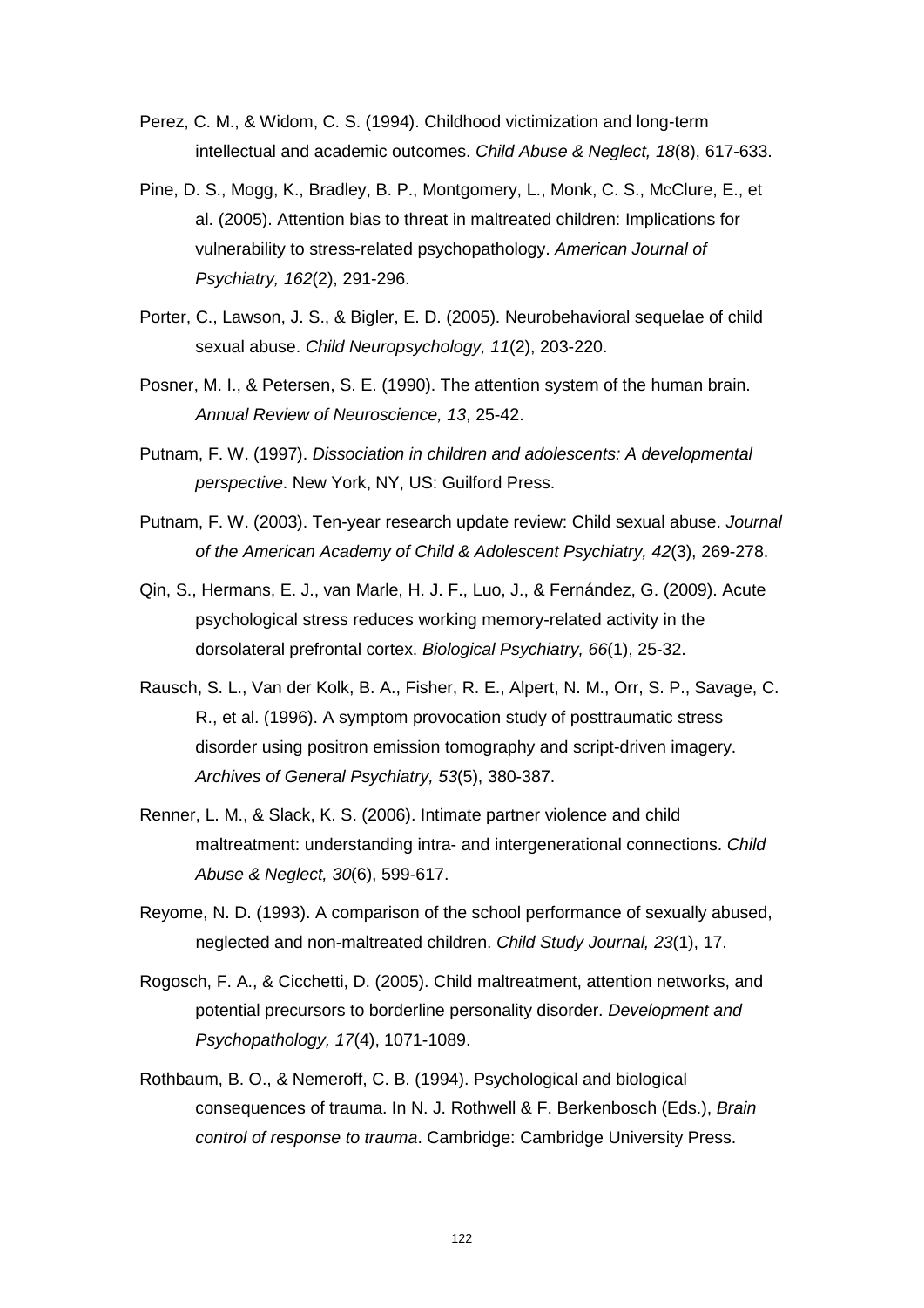Perez, C. M., & Widom, C. S. (1994). Childhood victimization and long-term intellectual and academic outcomes. *Child Abuse & Neglect, 18*(8), 617-633.

Pine, D. S., Mogg, K., Bradley, B. P., Montgomery, L., Monk, C. S., McClure, E., et al. (2005). Attention bias to threat in maltreated children: Implications for vulnerability to stress-related psychopathology. *American Journal of Psychiatry, 162*(2), 291-296.

Porter, C., Lawson, J. S., & Bigler, E. D. (2005). Neurobehavioral sequelae of child sexual abuse. *Child Neuropsychology, 11*(2), 203-220.

Posner, M. I., & Petersen, S. E. (1990). The attention system of the human brain. *Annual Review of Neuroscience, 13*, 25-42.

Putnam, F. W. (1997). *Dissociation in children and adolescents: A developmental perspective*. New York, NY, US: Guilford Press.

Putnam, F. W. (2003). Ten-year research update review: Child sexual abuse. *Journal of the American Academy of Child & Adolescent Psychiatry, 42*(3), 269-278.

Qin, S., Hermans, E. J., van Marle, H. J. F., Luo, J., & Fernández, G. (2009). Acute psychological stress reduces working memory-related activity in the dorsolateral prefrontal cortex. *Biological Psychiatry, 66*(1), 25-32.

Rausch, S. L., Van der Kolk, B. A., Fisher, R. E., Alpert, N. M., Orr, S. P., Savage, C. R., et al. (1996). A symptom provocation study of posttraumatic stress disorder using positron emission tomography and script-driven imagery. *Archives of General Psychiatry, 53*(5), 380-387.

Renner, L. M., & Slack, K. S. (2006). Intimate partner violence and child maltreatment: understanding intra- and intergenerational connections. *Child Abuse & Neglect, 30*(6), 599-617.

Reyome, N. D. (1993). A comparison of the school performance of sexually abused, neglected and non-maltreated children. *Child Study Journal, 23*(1), 17.

Rogosch, F. A., & Cicchetti, D. (2005). Child maltreatment, attention networks, and potential precursors to borderline personality disorder. *Development and Psychopathology, 17*(4), 1071-1089.

Rothbaum, B. O., & Nemeroff, C. B. (1994). Psychological and biological consequences of trauma. In N. J. Rothwell & F. Berkenbosch (Eds.), *Brain control of response to trauma*. Cambridge: Cambridge University Press.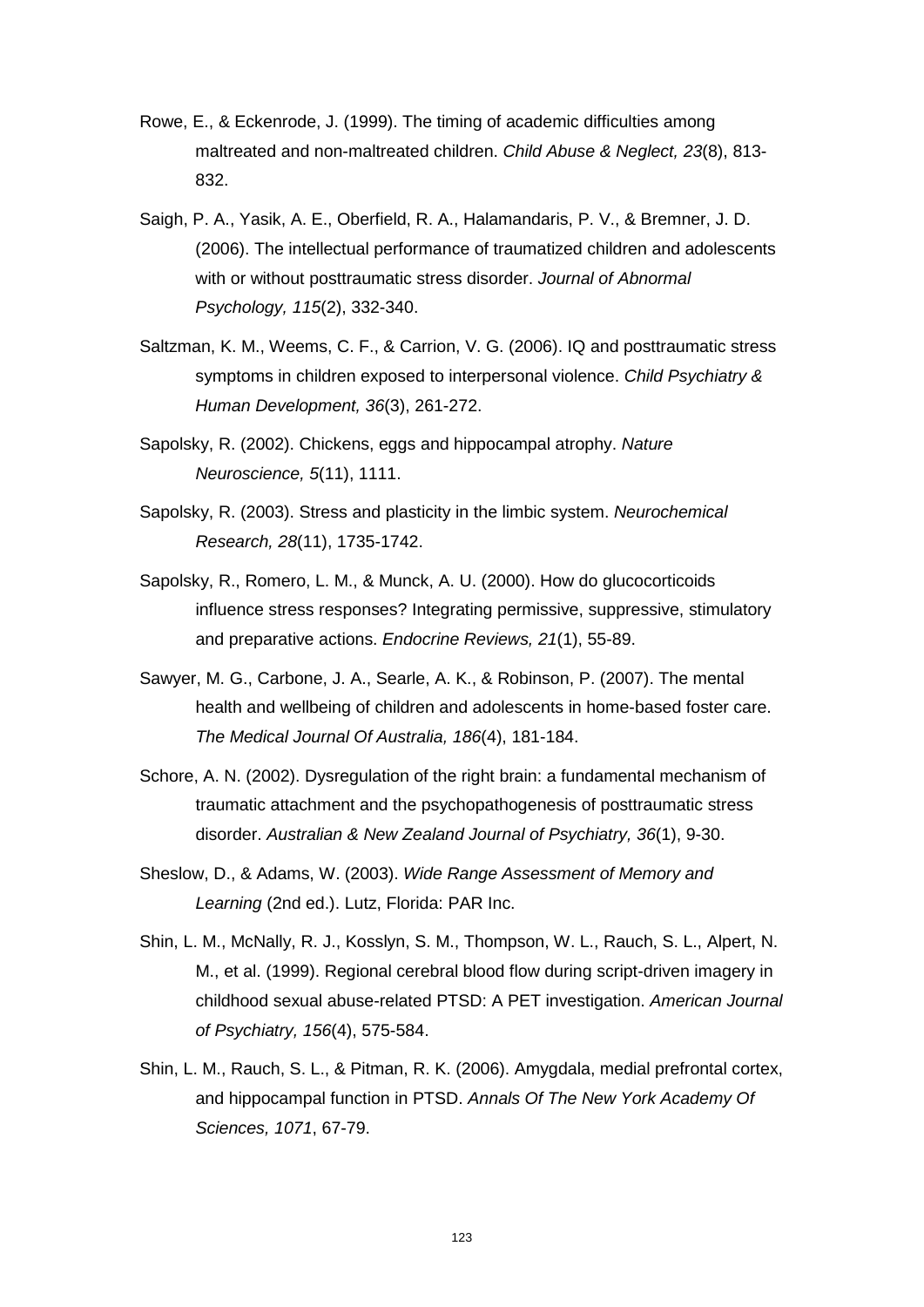Rowe, E., & Eckenrode, J. (1999). The timing of academic difficulties among maltreated and non-maltreated children. *Child Abuse & Neglect, 23*(8), 813-832.

Saigh, P. A., Yasik, A. E., Oberfield, R. A., Halamandaris, P. V., & Bremner, J. D. (2006). The intellectual performance of traumatized children and adolescents with or without posttraumatic stress disorder. *Journal of Abnormal Psychology, 115*(2), 332-340.

Saltzman, K. M., Weems, C. F., & Carrion, V. G. (2006). IQ and posttraumatic stress symptoms in children exposed to interpersonal violence. *Child Psychiatry & Human Development, 36*(3), 261-272.

Sapolsky, R. (2002). Chickens, eggs and hippocampal atrophy. *Nature Neuroscience, 5*(11), 1111.

Sapolsky, R. (2003). Stress and plasticity in the limbic system. *Neurochemical Research, 28*(11), 1735-1742.

Sapolsky, R., Romero, L. M., & Munck, A. U. (2000). How do glucocorticoids influence stress responses? Integrating permissive, suppressive, stimulatory and preparative actions. *Endocrine Reviews, 21*(1), 55-89.

Sawyer, M. G., Carbone, J. A., Searle, A. K., & Robinson, P. (2007). The mental health and wellbeing of children and adolescents in home-based foster care. *The Medical Journal Of Australia, 186*(4), 181-184.

Schore, A. N. (2002). Dysregulation of the right brain: a fundamental mechanism of traumatic attachment and the psychopathogenesis of posttraumatic stress disorder. *Australian & New Zealand Journal of Psychiatry, 36*(1), 9-30.

Sheslow, D., & Adams, W. (2003). *Wide Range Assessment of Memory and Learning* (2nd ed.). Lutz, Florida: PAR Inc.

Shin, L. M., McNally, R. J., Kosslyn, S. M., Thompson, W. L., Rauch, S. L., Alpert, N. M., et al. (1999). Regional cerebral blood flow during script-driven imagery in childhood sexual abuse-related PTSD: A PET investigation. *American Journal of Psychiatry, 156*(4), 575-584.

Shin, L. M., Rauch, S. L., & Pitman, R. K. (2006). Amygdala, medial prefrontal cortex, and hippocampal function in PTSD. *Annals Of The New York Academy Of Sciences, 1071*, 67-79.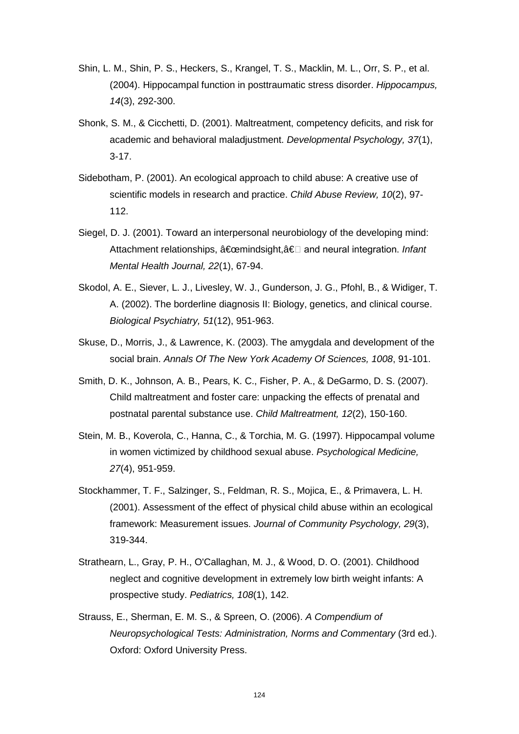Shin, L. M., Shin, P. S., Heckers, S., Krangel, T. S., Macklin, M. L., Orr, S. P., et al. (2004). Hippocampal function in posttraumatic stress disorder. *Hippocampus, 14*(3), 292-300.

Shonk, S. M., & Cicchetti, D. (2001). Maltreatment, competency deficits, and risk for academic and behavioral maladjustment. *Developmental Psychology, 37*(1), 3-17.

Sidebotham, P. (2001). An ecological approach to child abuse: A creative use of scientific models in research and practice. *Child Abuse Review, 10*(2), 97-112.

Siegel, D. J. (2001). Toward an interpersonal neurobiology of the developing mind: Attachment relationships, â€œmindsight,â€ and neural integration. *Infant Mental Health Journal, 22*(1), 67-94.

Skodol, A. E., Siever, L. J., Livesley, W. J., Gunderson, J. G., Pfohl, B., & Widiger, T. A. (2002). The borderline diagnosis II: Biology, genetics, and clinical course. *Biological Psychiatry, 51*(12), 951-963.

Skuse, D., Morris, J., & Lawrence, K. (2003). The amygdala and development of the social brain. *Annals Of The New York Academy Of Sciences, 1008*, 91-101.

Smith, D. K., Johnson, A. B., Pears, K. C., Fisher, P. A., & DeGarmo, D. S. (2007). Child maltreatment and foster care: unpacking the effects of prenatal and postnatal parental substance use. *Child Maltreatment, 12*(2), 150-160.

Stein, M. B., Koverola, C., Hanna, C., & Torchia, M. G. (1997). Hippocampal volume in women victimized by childhood sexual abuse. *Psychological Medicine, 27*(4), 951-959.

Stockhammer, T. F., Salzinger, S., Feldman, R. S., Mojica, E., & Primavera, L. H. (2001). Assessment of the effect of physical child abuse within an ecological framework: Measurement issues. *Journal of Community Psychology, 29*(3), 319-344.

Strathearn, L., Gray, P. H., O'Callaghan, M. J., & Wood, D. O. (2001). Childhood neglect and cognitive development in extremely low birth weight infants: A prospective study. *Pediatrics, 108*(1), 142.

Strauss, E., Sherman, E. M. S., & Spreen, O. (2006). *A Compendium of Neuropsychological Tests: Administration, Norms and Commentary* (3rd ed.). Oxford: Oxford University Press.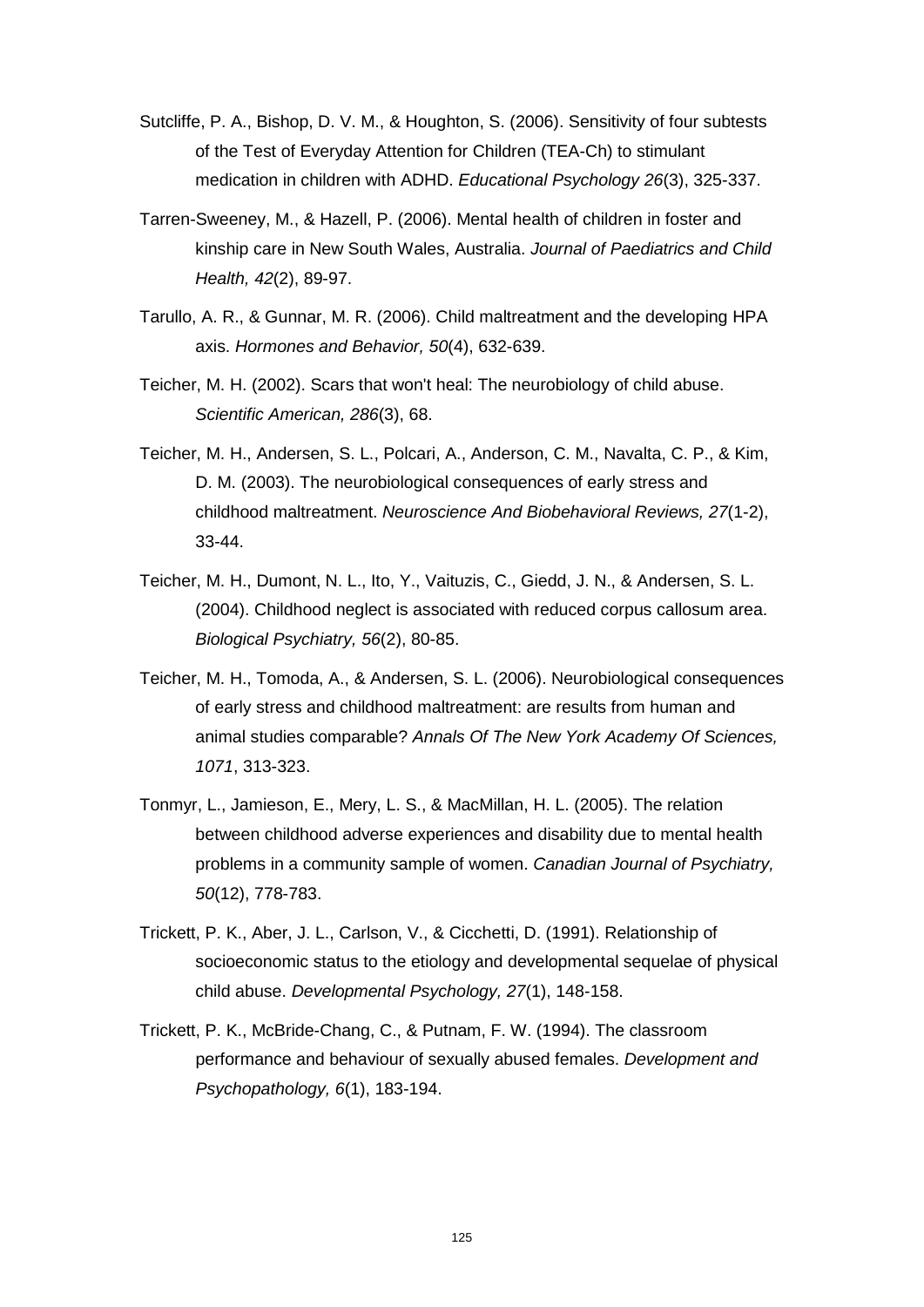Sutcliffe, P. A., Bishop, D. V. M., & Houghton, S. (2006). Sensitivity of four subtests of the Test of Everyday Attention for Children (TEA-Ch) to stimulant medication in children with ADHD. *Educational Psychology 26*(3), 325-337.

Tarren-Sweeney, M., & Hazell, P. (2006). Mental health of children in foster and kinship care in New South Wales, Australia. *Journal of Paediatrics and Child Health, 42*(2), 89-97.

Tarullo, A. R., & Gunnar, M. R. (2006). Child maltreatment and the developing HPA axis. *Hormones and Behavior, 50*(4), 632-639.

Teicher, M. H. (2002). Scars that won't heal: The neurobiology of child abuse. *Scientific American, 286*(3), 68.

Teicher, M. H., Andersen, S. L., Polcari, A., Anderson, C. M., Navalta, C. P., & Kim, D. M. (2003). The neurobiological consequences of early stress and childhood maltreatment. *Neuroscience And Biobehavioral Reviews, 27*(1-2), 33-44.

Teicher, M. H., Dumont, N. L., Ito, Y., Vaituzis, C., Giedd, J. N., & Andersen, S. L. (2004). Childhood neglect is associated with reduced corpus callosum area. *Biological Psychiatry, 56*(2), 80-85.

Teicher, M. H., Tomoda, A., & Andersen, S. L. (2006). Neurobiological consequences of early stress and childhood maltreatment: are results from human and animal studies comparable? *Annals Of The New York Academy Of Sciences, 1071*, 313-323.

Tonmyr, L., Jamieson, E., Mery, L. S., & MacMillan, H. L. (2005). The relation between childhood adverse experiences and disability due to mental health problems in a community sample of women. *Canadian Journal of Psychiatry, 50*(12), 778-783.

Trickett, P. K., Aber, J. L., Carlson, V., & Cicchetti, D. (1991). Relationship of socioeconomic status to the etiology and developmental sequelae of physical child abuse. *Developmental Psychology, 27*(1), 148-158.

Trickett, P. K., McBride-Chang, C., & Putnam, F. W. (1994). The classroom performance and behaviour of sexually abused females. *Development and Psychopathology, 6*(1), 183-194.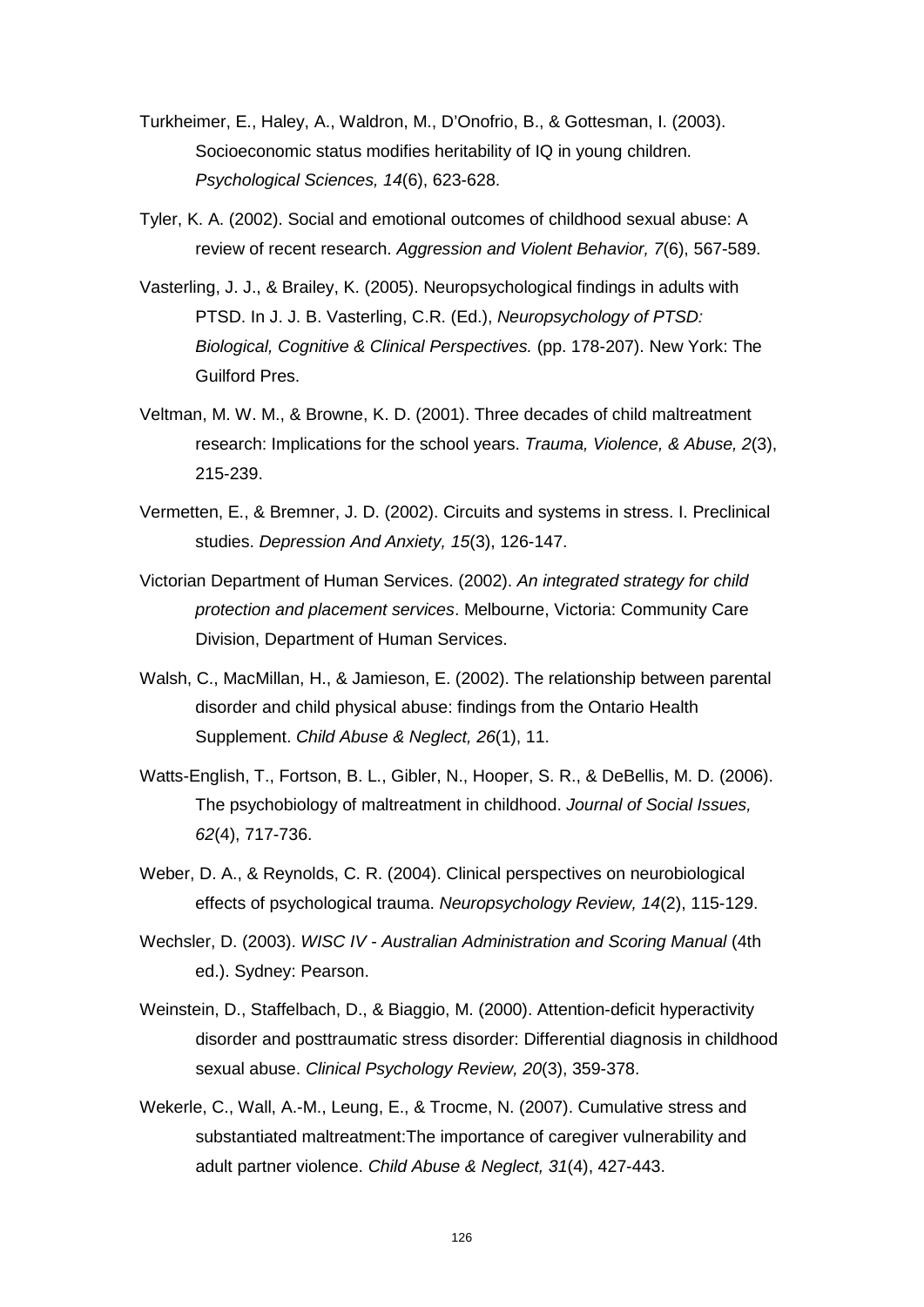Turkheimer, E., Haley, A., Waldron, M., D'Onofrio, B., & Gottesman, I. (2003). Socioeconomic status modifies heritability of IQ in young children. *Psychological Sciences, 14*(6), 623-628.

Tyler, K. A. (2002). Social and emotional outcomes of childhood sexual abuse: A review of recent research. *Aggression and Violent Behavior, 7*(6), 567-589.

Vasterling, J. J., & Brailey, K. (2005). Neuropsychological findings in adults with PTSD. In J. J. B. Vasterling, C.R. (Ed.), *Neuropsychology of PTSD: Biological, Cognitive & Clinical Perspectives.* (pp. 178-207). New York: The Guilford Pres.

Veltman, M. W. M., & Browne, K. D. (2001). Three decades of child maltreatment research: Implications for the school years. *Trauma, Violence, & Abuse, 2*(3), 215-239.

Vermetten, E., & Bremner, J. D. (2002). Circuits and systems in stress. I. Preclinical studies. *Depression And Anxiety, 15*(3), 126-147.

Victorian Department of Human Services. (2002). *An integrated strategy for child protection and placement services*. Melbourne, Victoria: Community Care Division, Department of Human Services.

Walsh, C., MacMillan, H., & Jamieson, E. (2002). The relationship between parental disorder and child physical abuse: findings from the Ontario Health Supplement. *Child Abuse & Neglect, 26*(1), 11.

Watts-English, T., Fortson, B. L., Gibler, N., Hooper, S. R., & DeBellis, M. D. (2006). The psychobiology of maltreatment in childhood. *Journal of Social Issues, 62*(4), 717-736.

Weber, D. A., & Reynolds, C. R. (2004). Clinical perspectives on neurobiological effects of psychological trauma. *Neuropsychology Review, 14*(2), 115-129.

Wechsler, D. (2003). *WISC IV - Australian Administration and Scoring Manual* (4th ed.). Sydney: Pearson.

Weinstein, D., Staffelbach, D., & Biaggio, M. (2000). Attention-deficit hyperactivity disorder and posttraumatic stress disorder: Differential diagnosis in childhood sexual abuse. *Clinical Psychology Review, 20*(3), 359-378.

Wekerle, C., Wall, A.-M., Leung, E., & Trocme, N. (2007). Cumulative stress and substantiated maltreatment:The importance of caregiver vulnerability and adult partner violence. *Child Abuse & Neglect, 31*(4), 427-443.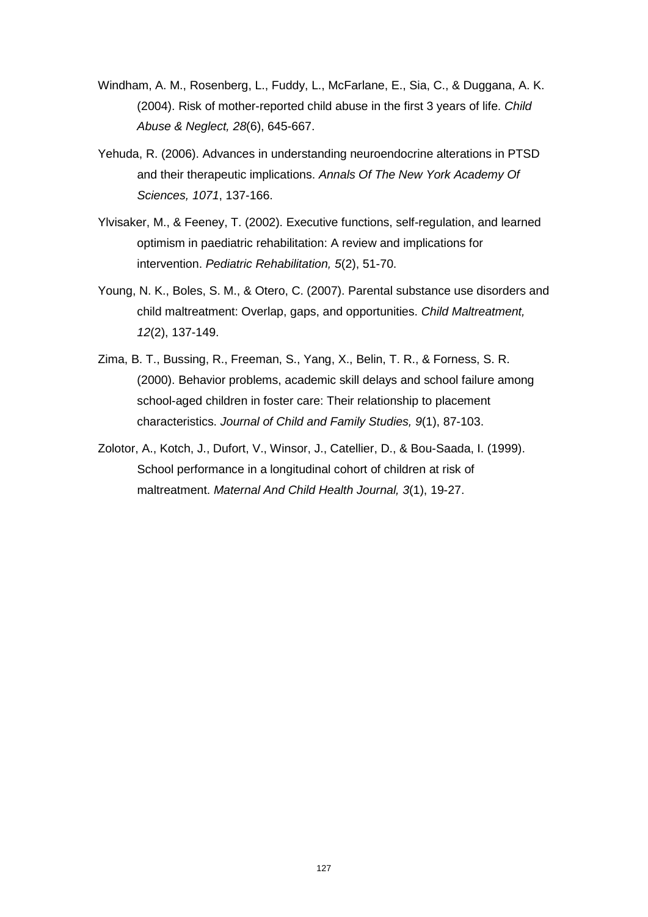Windham, A. M., Rosenberg, L., Fuddy, L., McFarlane, E., Sia, C., & Duggana, A. K. (2004). Risk of mother-reported child abuse in the first 3 years of life. *Child Abuse & Neglect, 28*(6), 645-667.

Yehuda, R. (2006). Advances in understanding neuroendocrine alterations in PTSD and their therapeutic implications. *Annals Of The New York Academy Of Sciences, 1071*, 137-166.

Ylvisaker, M., & Feeney, T. (2002). Executive functions, self-regulation, and learned optimism in paediatric rehabilitation: A review and implications for intervention. *Pediatric Rehabilitation, 5*(2), 51-70.

Young, N. K., Boles, S. M., & Otero, C. (2007). Parental substance use disorders and child maltreatment: Overlap, gaps, and opportunities. *Child Maltreatment, 12*(2), 137-149.

Zima, B. T., Bussing, R., Freeman, S., Yang, X., Belin, T. R., & Forness, S. R. (2000). Behavior problems, academic skill delays and school failure among school-aged children in foster care: Their relationship to placement characteristics. *Journal of Child and Family Studies, 9*(1), 87-103.

Zolotor, A., Kotch, J., Dufort, V., Winsor, J., Catellier, D., & Bou-Saada, I. (1999). School performance in a longitudinal cohort of children at risk of maltreatment. *Maternal And Child Health Journal, 3*(1), 19-27.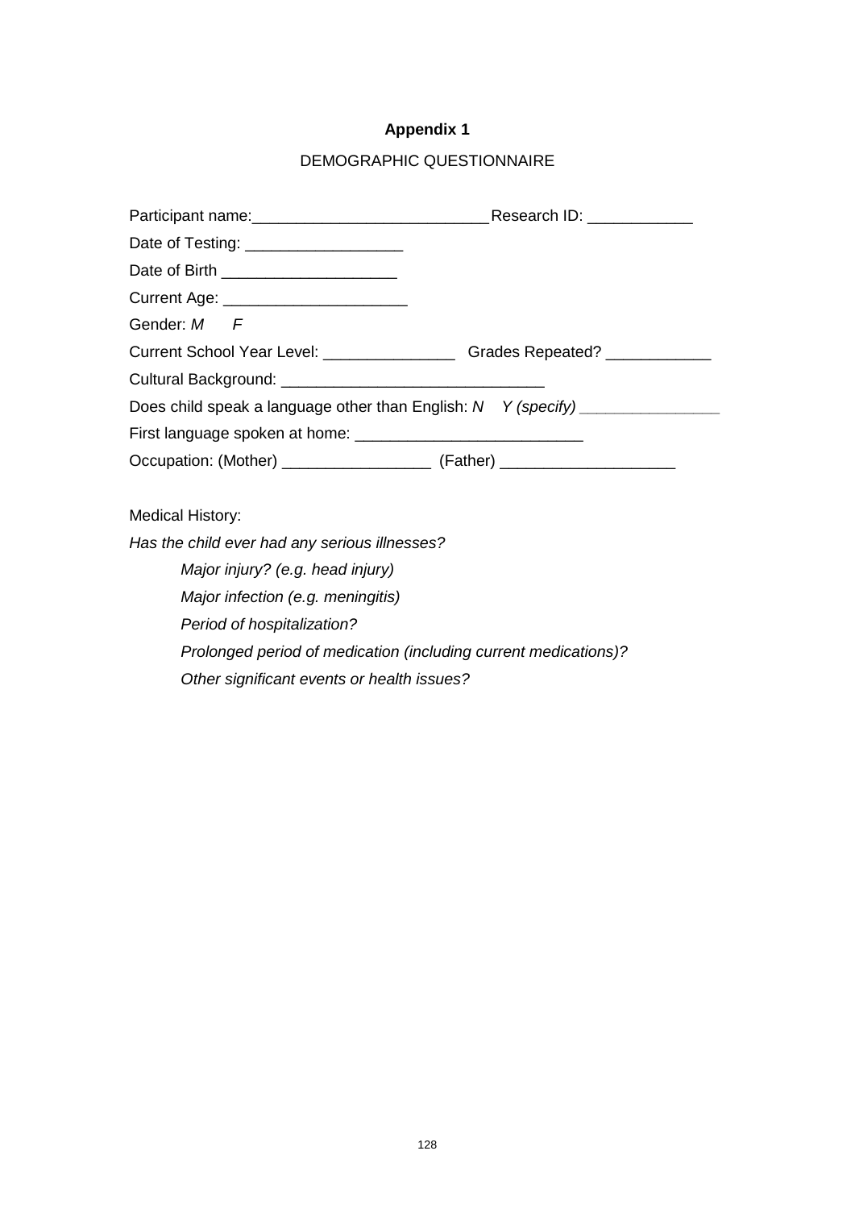**Appendix 1**

DEMOGRAPHIC QUESTIONNAIRE

Participant name:___________________________Research ID: ____________

Date of Testing: __________________

Date of Birth ____________________

Current Age: _____________________

Gender: *M* *F*

Current School Year Level: _______________ Grades Repeated? ____________

Cultural Background: ______________________________

Does child speak a language other than English: *N* *Y (specify)* ________________

First language spoken at home: __________________________

Occupation: (Mother) _________________ (Father) ____________________

Medical History:

*Has the child ever had any serious illnesses?*

*Major injury? (e.g. head injury)*

*Major infection (e.g. meningitis)*

*Period of hospitalization?*

*Prolonged period of medication (including current medications)?*

*Other significant events or health issues?*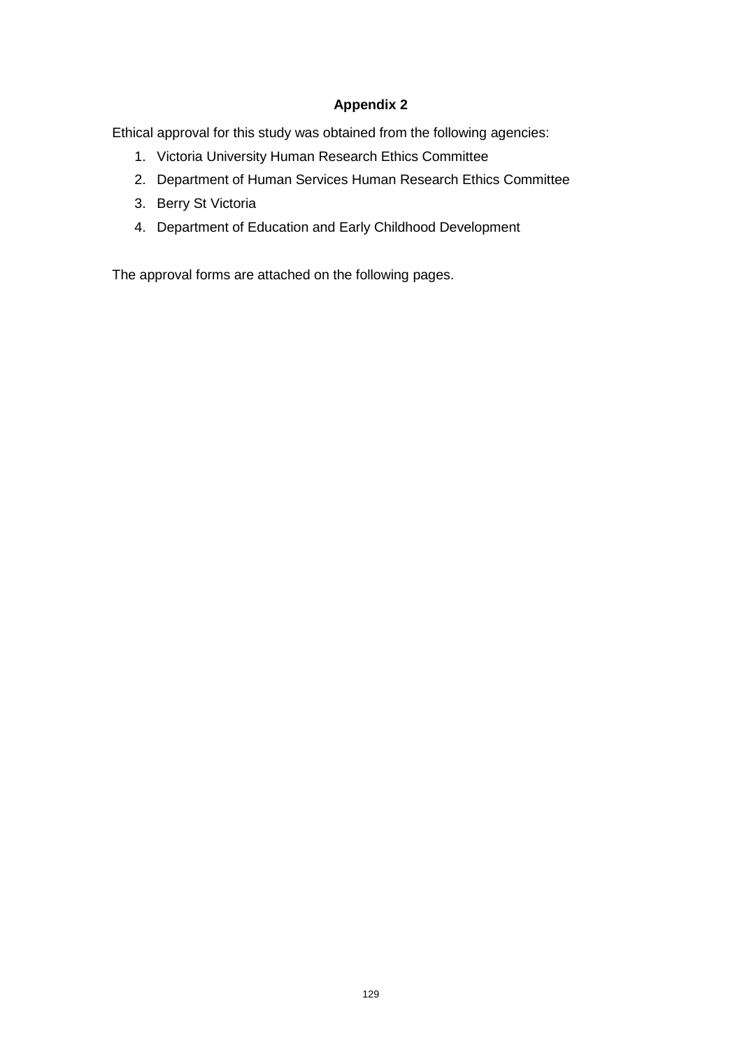**Appendix 2**

Ethical approval for this study was obtained from the following agencies:

1. Victoria University Human Research Ethics Committee
2. Department of Human Services Human Research Ethics Committee
3. Berry St Victoria
4. Department of Education and Early Childhood Development

The approval forms are attached on the following pages.